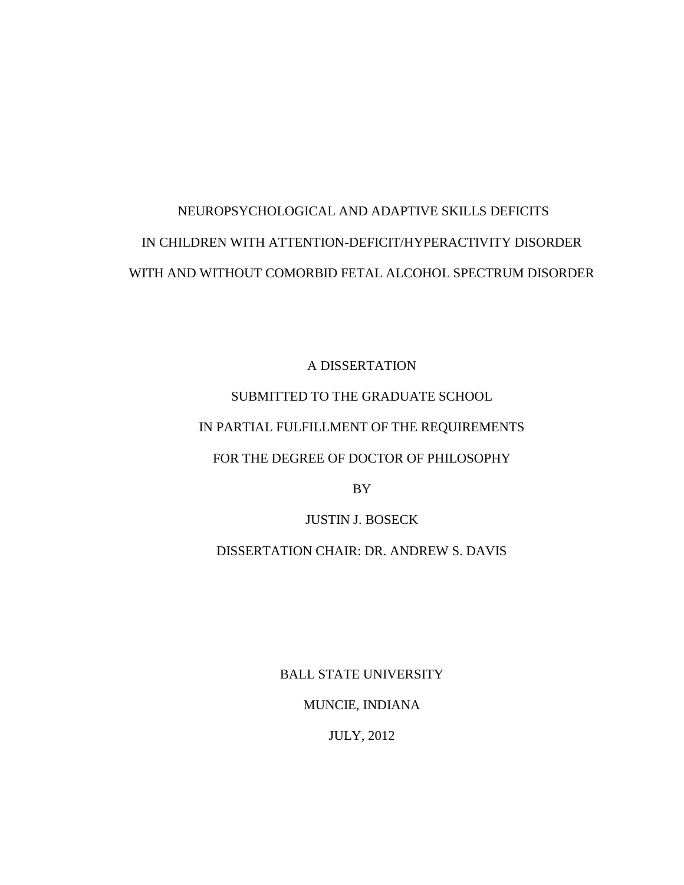# NEUROPSYCHOLOGICAL AND ADAPTIVE SKILLS DEFICITS IN CHILDREN WITH ATTENTION-DEFICIT/HYPERACTIVITY DISORDER WITH AND WITHOUT COMORBID FETAL ALCOHOL SPECTRUM DISORDER

A DISSERTATION

SUBMITTED TO THE GRADUATE SCHOOL

IN PARTIAL FULFILLMENT OF THE REQUIREMENTS

FOR THE DEGREE OF DOCTOR OF PHILOSOPHY

BY

JUSTIN J. BOSECK

DISSERTATION CHAIR: DR. ANDREW S. DAVIS

BALL STATE UNIVERSITY

MUNCIE, INDIANA

JULY, 2012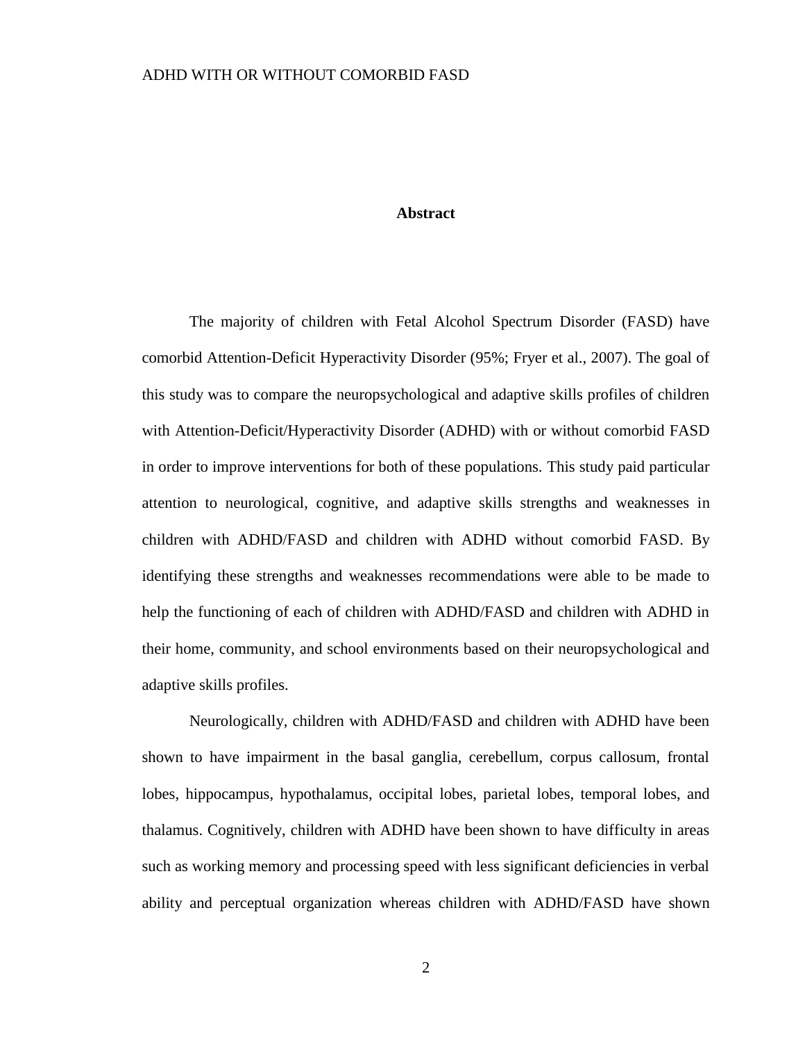## Abstract

The majority of children with Fetal Alcohol Spectrum Disorder (FASD) have comorbid Attention-Deficit Hyperactivity Disorder (95%; Fryer et al., 2007). The goal of this study was to compare the neuropsychological and adaptive skills profiles of children with Attention-Deficit/Hyperactivity Disorder (ADHD) with or without comorbid FASD in order to improve interventions for both of these populations. This study paid particular attention to neurological, cognitive, and adaptive skills strengths and weaknesses in children with ADHD/FASD and children with ADHD without comorbid FASD. By identifying these strengths and weaknesses recommendations were able to be made to help the functioning of each of children with ADHD/FASD and children with ADHD in their home, community, and school environments based on their neuropsychological and adaptive skills profiles.

Neurologically, children with ADHD/FASD and children with ADHD have been shown to have impairment in the basal ganglia, cerebellum, corpus callosum, frontal lobes, hippocampus, hypothalamus, occipital lobes, parietal lobes, temporal lobes, and thalamus. Cognitively, children with ADHD have been shown to have difficulty in areas such as working memory and processing speed with less significant deficiencies in verbal ability and perceptual organization whereas children with ADHD/FASD have shown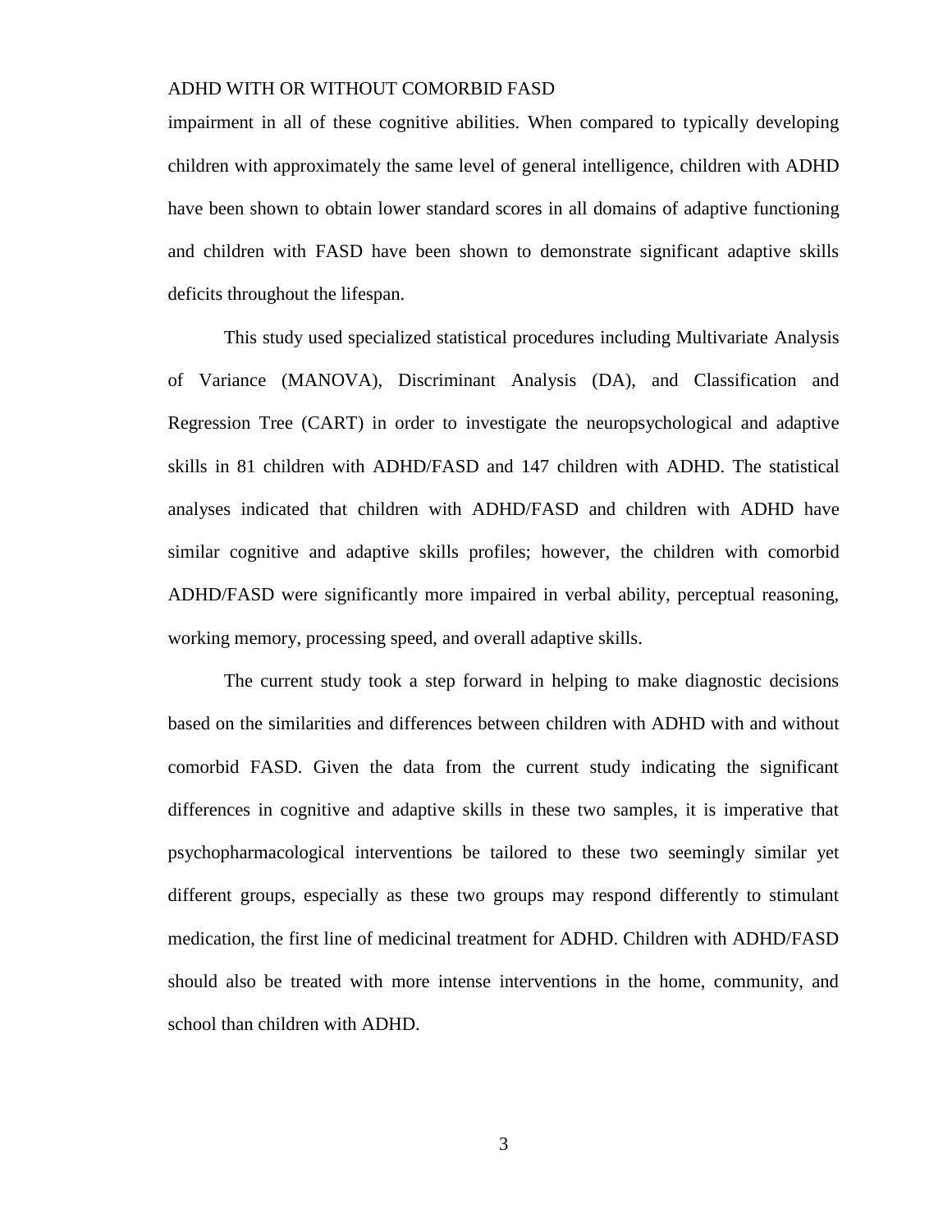impairment in all of these cognitive abilities. When compared to typically developing children with approximately the same level of general intelligence, children with ADHD have been shown to obtain lower standard scores in all domains of adaptive functioning and children with FASD have been shown to demonstrate significant adaptive skills deficits throughout the lifespan.

This study used specialized statistical procedures including Multivariate Analysis of Variance (MANOVA), Discriminant Analysis (DA), and Classification and Regression Tree (CART) in order to investigate the neuropsychological and adaptive skills in 81 children with ADHD/FASD and 147 children with ADHD. The statistical analyses indicated that children with ADHD/FASD and children with ADHD have similar cognitive and adaptive skills profiles; however, the children with comorbid ADHD/FASD were significantly more impaired in verbal ability, perceptual reasoning, working memory, processing speed, and overall adaptive skills.

The current study took a step forward in helping to make diagnostic decisions based on the similarities and differences between children with ADHD with and without comorbid FASD. Given the data from the current study indicating the significant differences in cognitive and adaptive skills in these two samples, it is imperative that psychopharmacological interventions be tailored to these two seemingly similar yet different groups, especially as these two groups may respond differently to stimulant medication, the first line of medicinal treatment for ADHD. Children with ADHD/FASD should also be treated with more intense interventions in the home, community, and school than children with ADHD.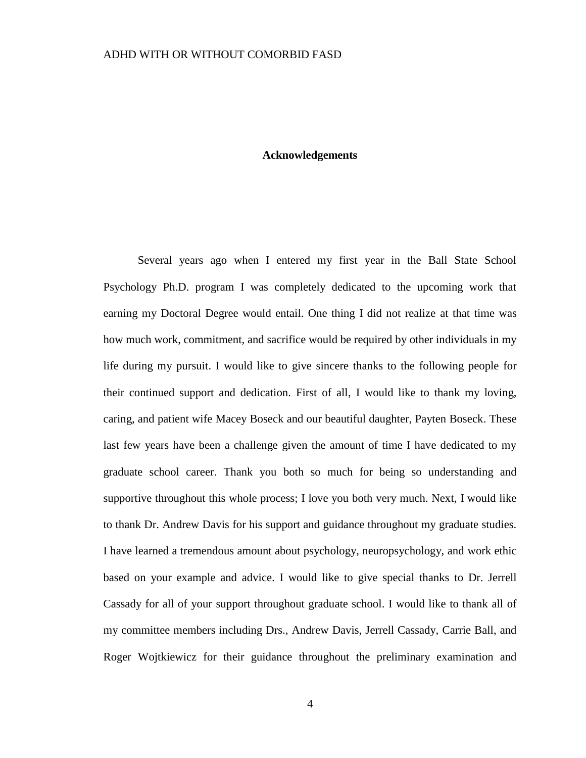## Acknowledgements

Several years ago when I entered my first year in the Ball State School Psychology Ph.D. program I was completely dedicated to the upcoming work that earning my Doctoral Degree would entail. One thing I did not realize at that time was how much work, commitment, and sacrifice would be required by other individuals in my life during my pursuit. I would like to give sincere thanks to the following people for their continued support and dedication. First of all, I would like to thank my loving, caring, and patient wife Macey Boseck and our beautiful daughter, Payten Boseck. These last few years have been a challenge given the amount of time I have dedicated to my graduate school career. Thank you both so much for being so understanding and supportive throughout this whole process; I love you both very much. Next, I would like to thank Dr. Andrew Davis for his support and guidance throughout my graduate studies. I have learned a tremendous amount about psychology, neuropsychology, and work ethic based on your example and advice. I would like to give special thanks to Dr. Jerrell Cassady for all of your support throughout graduate school. I would like to thank all of my committee members including Drs., Andrew Davis, Jerrell Cassady, Carrie Ball, and Roger Wojtkiewicz for their guidance throughout the preliminary examination and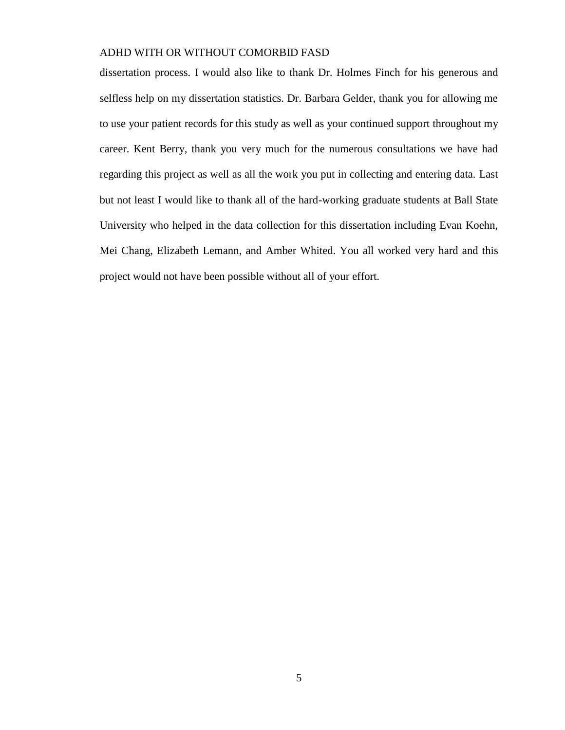dissertation process. I would also like to thank Dr. Holmes Finch for his generous and selfless help on my dissertation statistics. Dr. Barbara Gelder, thank you for allowing me to use your patient records for this study as well as your continued support throughout my career. Kent Berry, thank you very much for the numerous consultations we have had regarding this project as well as all the work you put in collecting and entering data. Last but not least I would like to thank all of the hard-working graduate students at Ball State University who helped in the data collection for this dissertation including Evan Koehn, Mei Chang, Elizabeth Lemann, and Amber Whited. You all worked very hard and this project would not have been possible without all of your effort.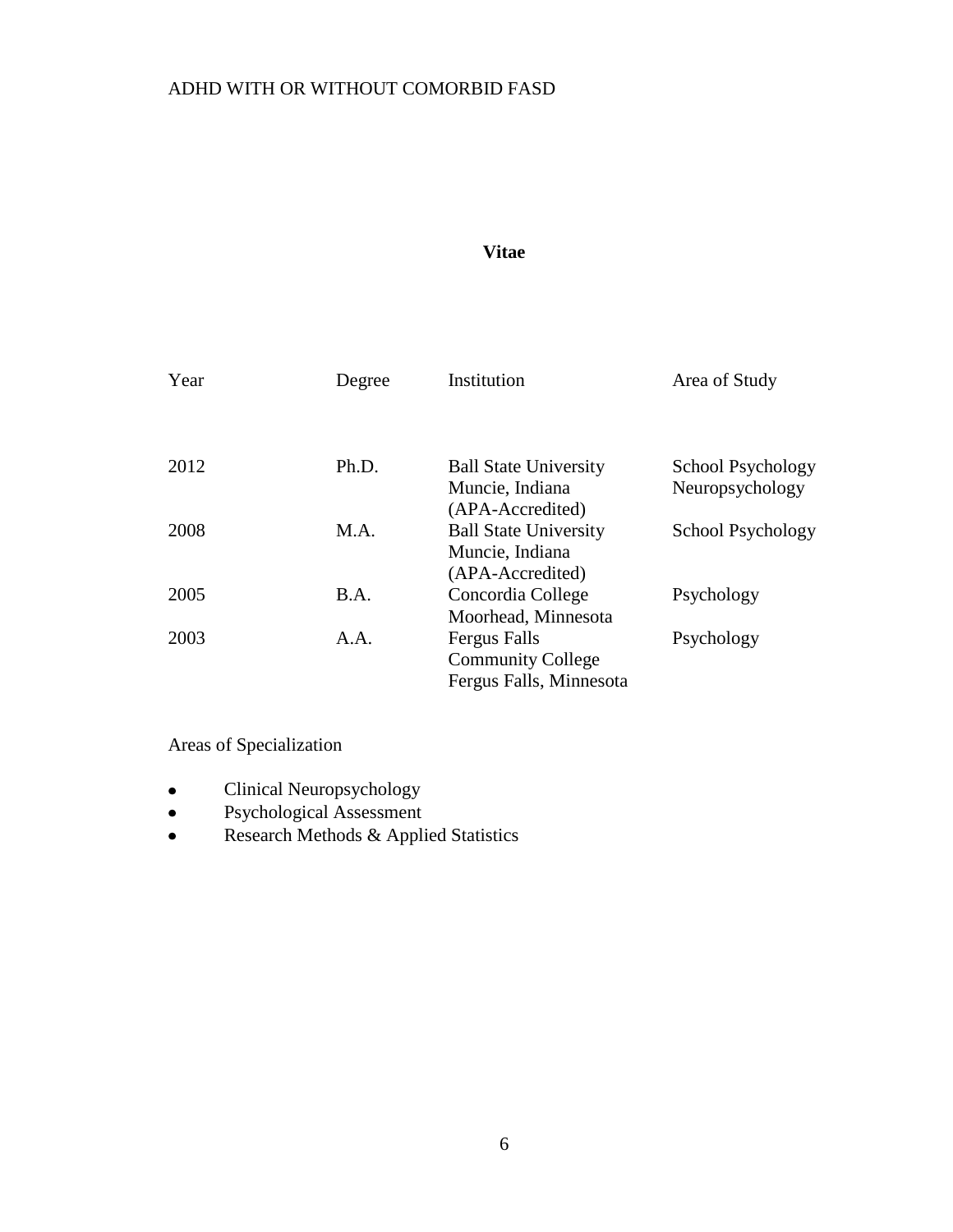## Vitae

| Year | Degree | Institution | Area of Study |
|---|---|---|---|
| 2012 | Ph.D. | Ball State University<br>Muncie, Indiana<br>(APA-Accredited) | School Psychology<br>Neuropsychology |
| 2008 | M.A. | Ball State University<br>Muncie, Indiana<br>(APA-Accredited) | School Psychology |
| 2005 | B.A. | Concordia College<br>Moorhead, Minnesota | Psychology |
| 2003 | A.A. | Fergus Falls<br>Community College<br>Fergus Falls, Minnesota | Psychology |

Areas of Specialization

- Clinical Neuropsychology
- Psychological Assessment
- Research Methods & Applied Statistics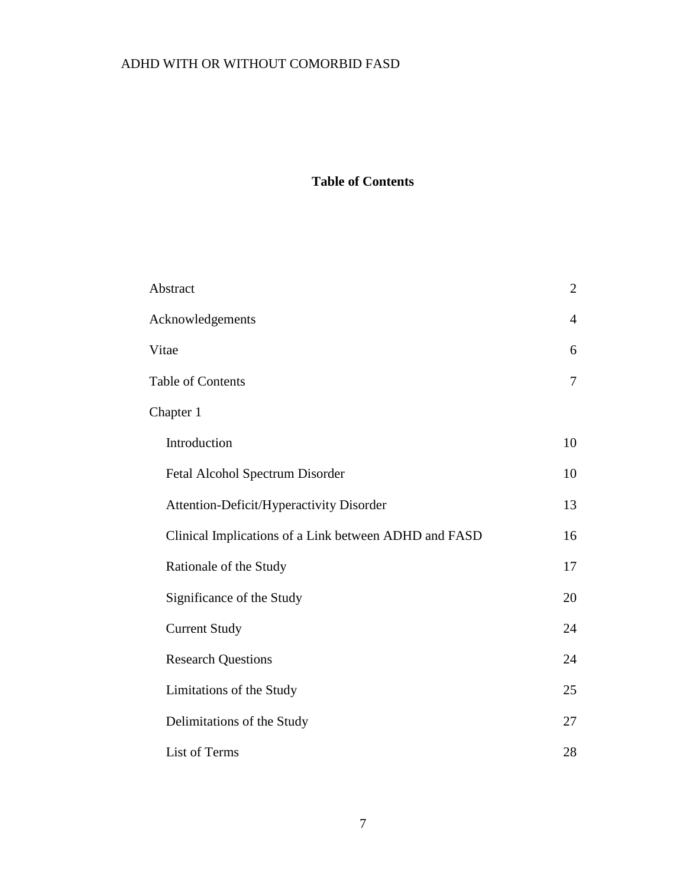## Table of Contents

| | |
|---|---|
| Abstract | 2 |
| Acknowledgements | 4 |
| Vitae | 6 |
| Table of Contents | 7 |
| Chapter 1 | |
| Introduction | 10 |
| Fetal Alcohol Spectrum Disorder | 10 |
| Attention-Deficit/Hyperactivity Disorder | 13 |
| Clinical Implications of a Link between ADHD and FASD | 16 |
| Rationale of the Study | 17 |
| Significance of the Study | 20 |
| Current Study | 24 |
| Research Questions | 24 |
| Limitations of the Study | 25 |
| Delimitations of the Study | 27 |
| List of Terms | 28 |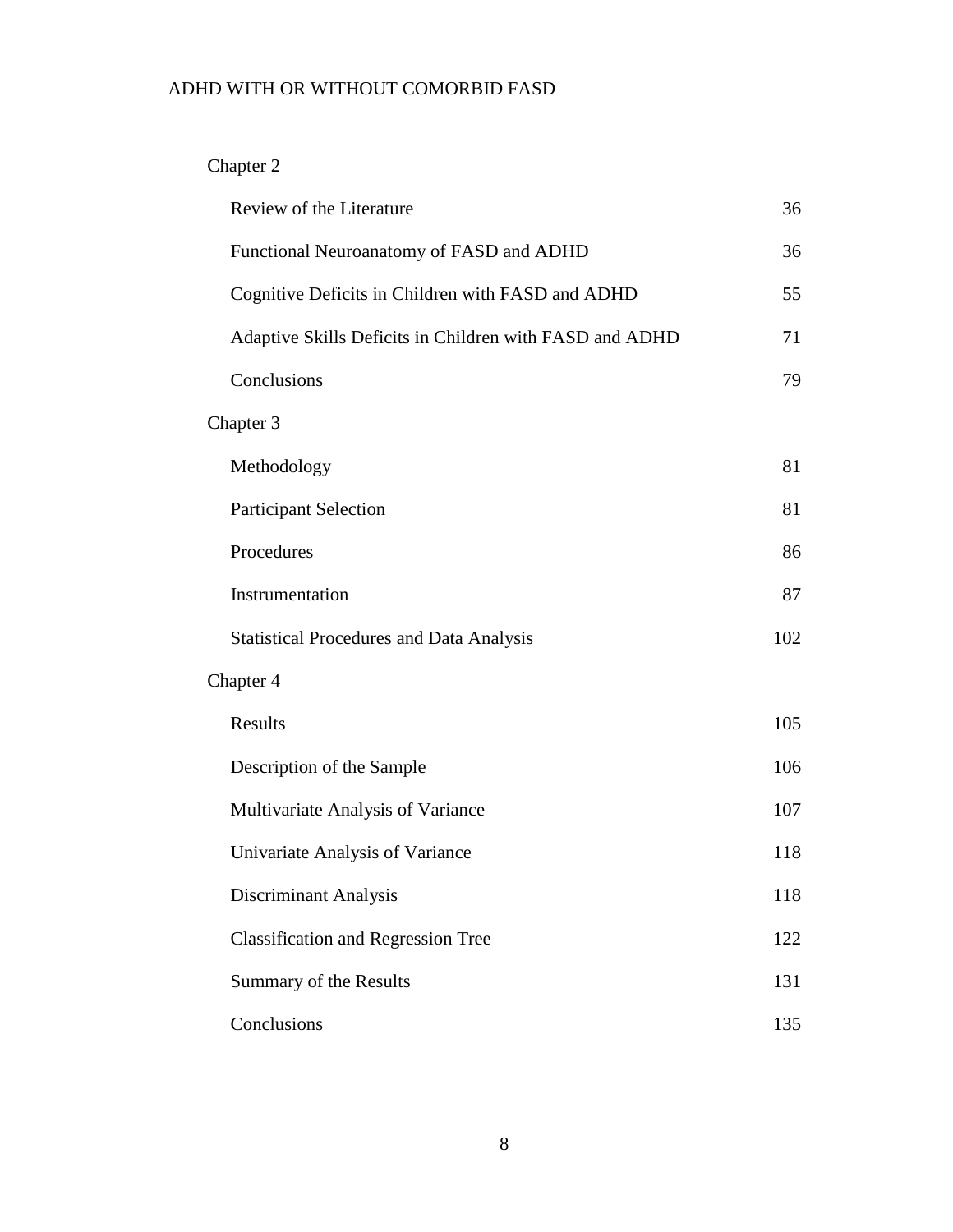Chapter 2

| | |
|---|---|
| Review of the Literature | 36 |
| Functional Neuroanatomy of FASD and ADHD | 36 |
| Cognitive Deficits in Children with FASD and ADHD | 55 |
| Adaptive Skills Deficits in Children with FASD and ADHD | 71 |
| Conclusions | 79 |

Chapter 3

| | |
|---|---|
| Methodology | 81 |
| Participant Selection | 81 |
| Procedures | 86 |
| Instrumentation | 87 |
| Statistical Procedures and Data Analysis | 102 |

Chapter 4

| | |
|---|---|
| Results | 105 |
| Description of the Sample | 106 |
| Multivariate Analysis of Variance | 107 |
| Univariate Analysis of Variance | 118 |
| Discriminant Analysis | 118 |
| Classification and Regression Tree | 122 |
| Summary of the Results | 131 |
| Conclusions | 135 |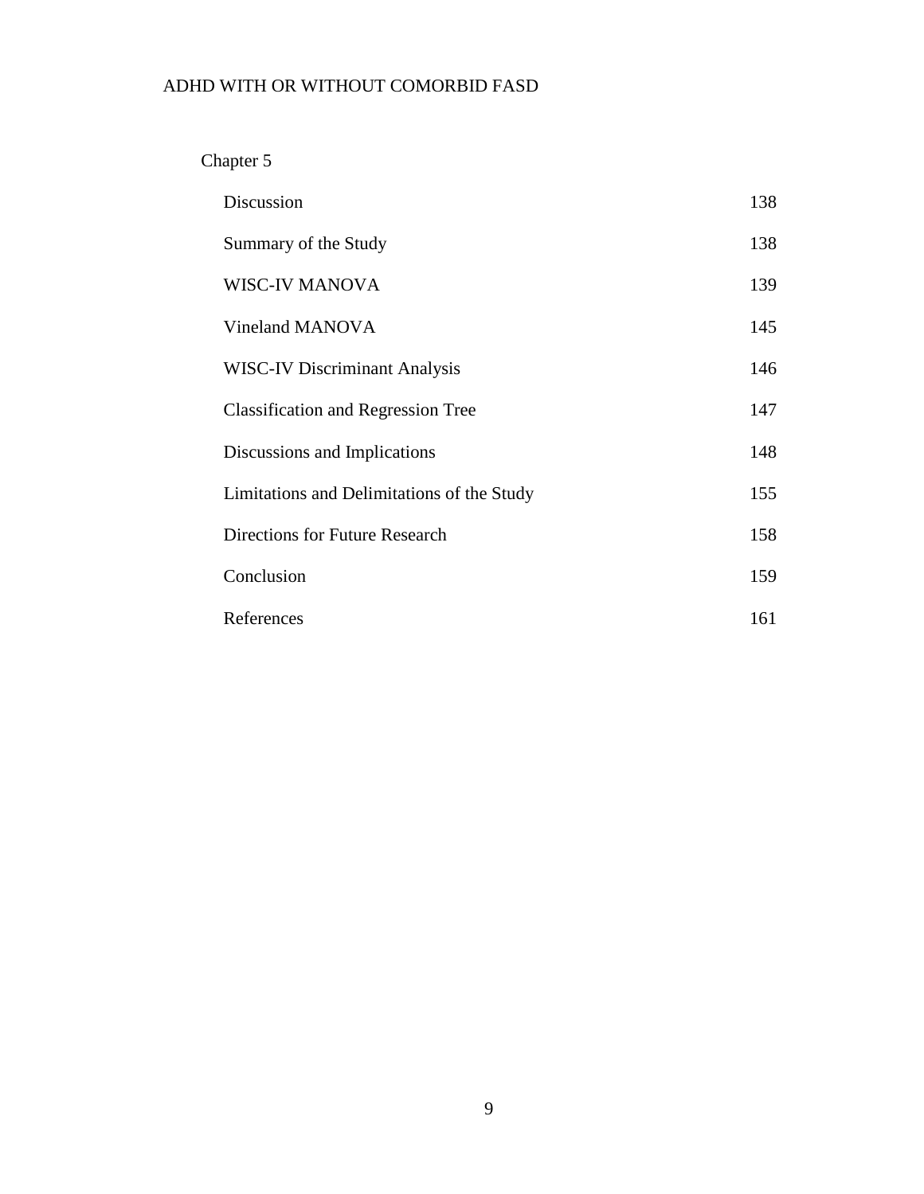Chapter 5

| | |
|---|---|
| Discussion | 138 |
| Summary of the Study | 138 |
| WISC-IV MANOVA | 139 |
| Vineland MANOVA | 145 |
| WISC-IV Discriminant Analysis | 146 |
| Classification and Regression Tree | 147 |
| Discussions and Implications | 148 |
| Limitations and Delimitations of the Study | 155 |
| Directions for Future Research | 158 |
| Conclusion | 159 |
| References | 161 |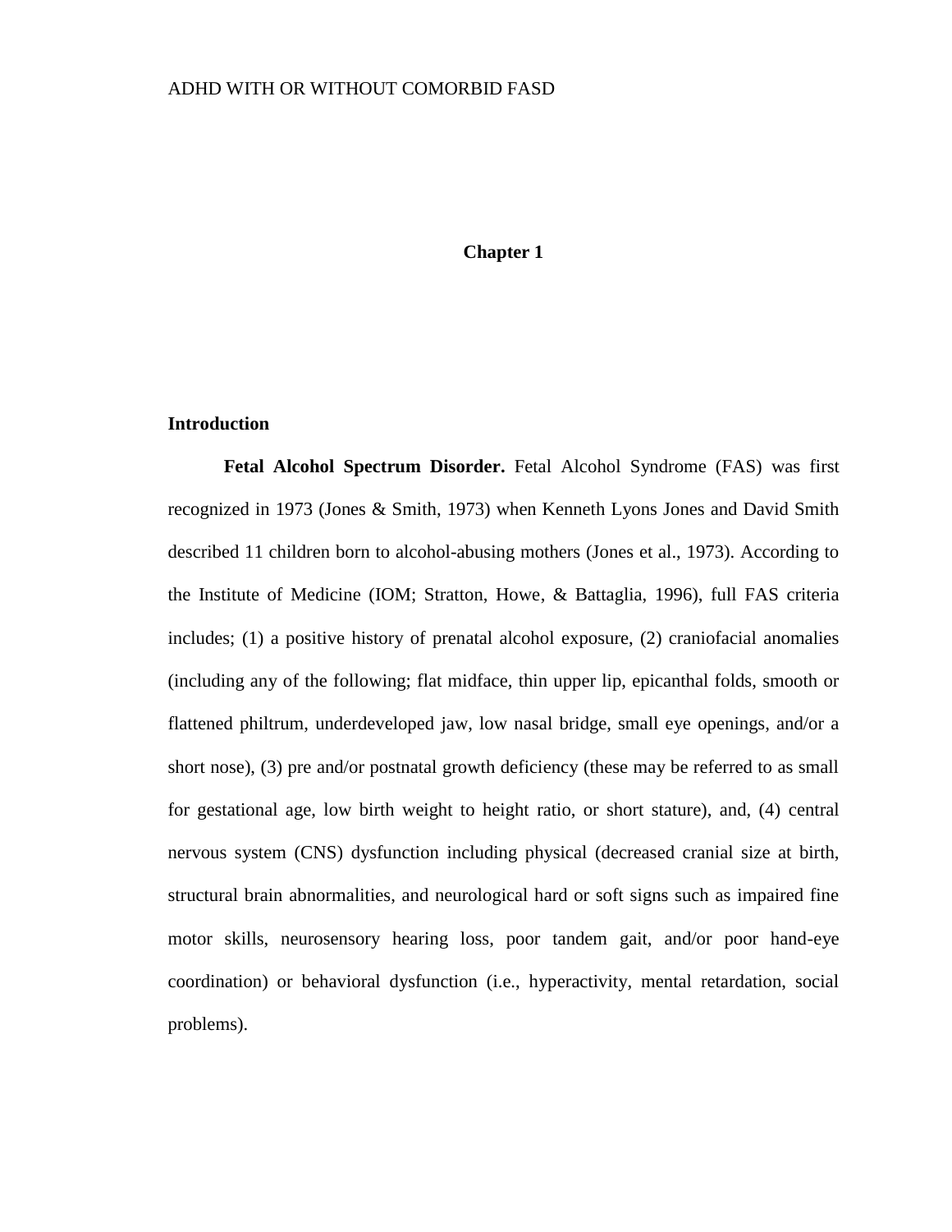# Chapter 1

## Introduction

**Fetal Alcohol Spectrum Disorder.** Fetal Alcohol Syndrome (FAS) was first recognized in 1973 (Jones & Smith, 1973) when Kenneth Lyons Jones and David Smith described 11 children born to alcohol-abusing mothers (Jones et al., 1973). According to the Institute of Medicine (IOM; Stratton, Howe, & Battaglia, 1996), full FAS criteria includes; (1) a positive history of prenatal alcohol exposure, (2) craniofacial anomalies (including any of the following; flat midface, thin upper lip, epicanthal folds, smooth or flattened philtrum, underdeveloped jaw, low nasal bridge, small eye openings, and/or a short nose), (3) pre and/or postnatal growth deficiency (these may be referred to as small for gestational age, low birth weight to height ratio, or short stature), and, (4) central nervous system (CNS) dysfunction including physical (decreased cranial size at birth, structural brain abnormalities, and neurological hard or soft signs such as impaired fine motor skills, neurosensory hearing loss, poor tandem gait, and/or poor hand-eye coordination) or behavioral dysfunction (i.e., hyperactivity, mental retardation, social problems).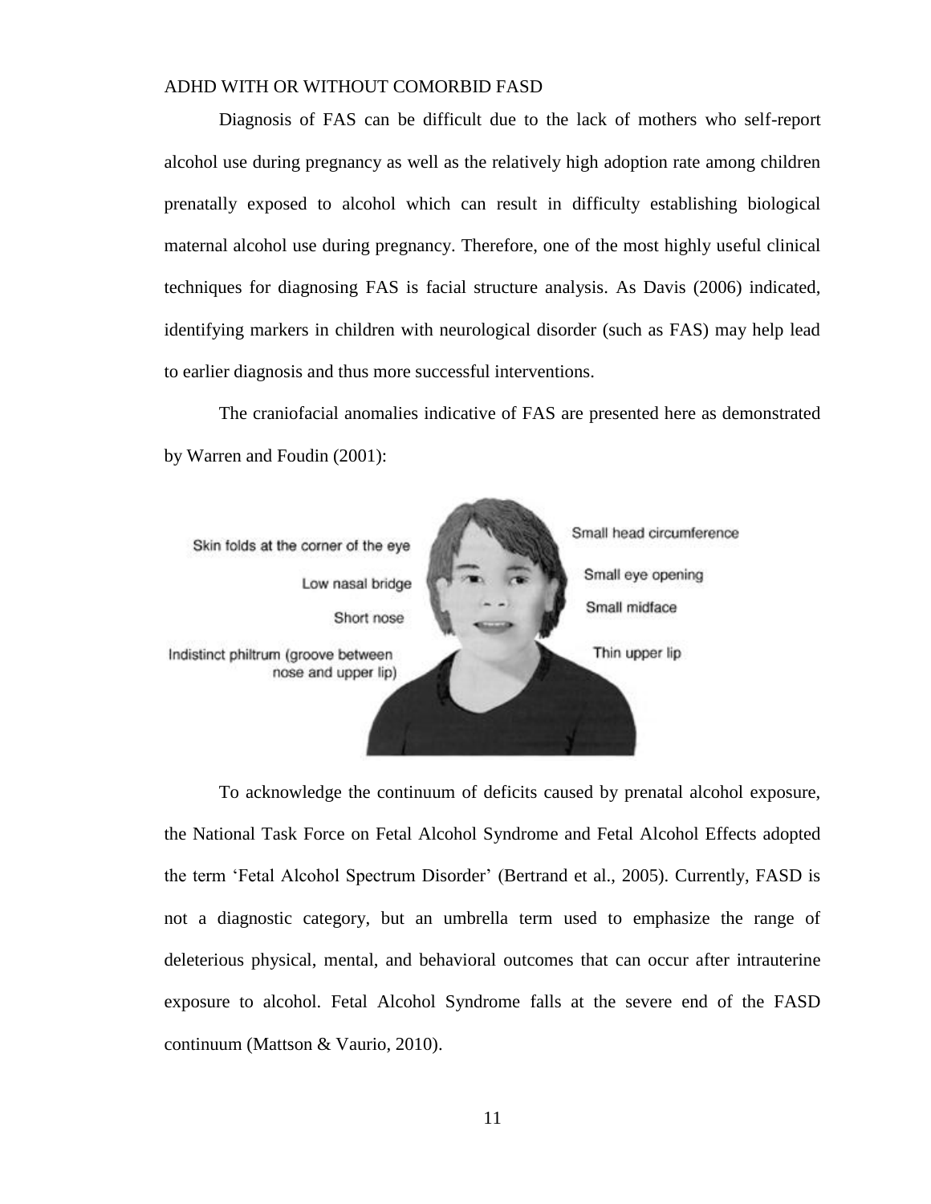Diagnosis of FAS can be difficult due to the lack of mothers who self-report alcohol use during pregnancy as well as the relatively high adoption rate among children prenatally exposed to alcohol which can result in difficulty establishing biological maternal alcohol use during pregnancy. Therefore, one of the most highly useful clinical techniques for diagnosing FAS is facial structure analysis. As Davis (2006) indicated, identifying markers in children with neurological disorder (such as FAS) may help lead to earlier diagnosis and thus more successful interventions.

The craniofacial anomalies indicative of FAS are presented here as demonstrated by Warren and Foudin (2001):

To acknowledge the continuum of deficits caused by prenatal alcohol exposure, the National Task Force on Fetal Alcohol Syndrome and Fetal Alcohol Effects adopted the term 'Fetal Alcohol Spectrum Disorder' (Bertrand et al., 2005). Currently, FASD is not a diagnostic category, but an umbrella term used to emphasize the range of deleterious physical, mental, and behavioral outcomes that can occur after intrauterine exposure to alcohol. Fetal Alcohol Syndrome falls at the severe end of the FASD continuum (Mattson & Vaurio, 2010).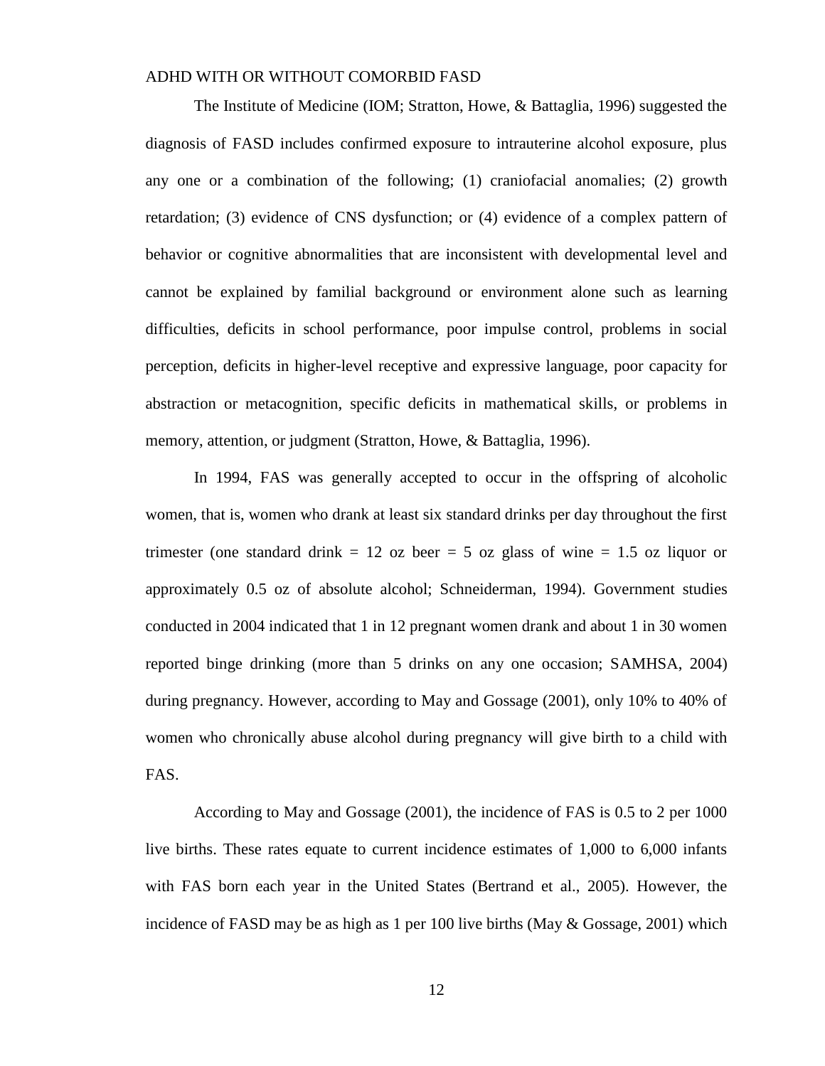The Institute of Medicine (IOM; Stratton, Howe, & Battaglia, 1996) suggested the diagnosis of FASD includes confirmed exposure to intrauterine alcohol exposure, plus any one or a combination of the following; (1) craniofacial anomalies; (2) growth retardation; (3) evidence of CNS dysfunction; or (4) evidence of a complex pattern of behavior or cognitive abnormalities that are inconsistent with developmental level and cannot be explained by familial background or environment alone such as learning difficulties, deficits in school performance, poor impulse control, problems in social perception, deficits in higher-level receptive and expressive language, poor capacity for abstraction or metacognition, specific deficits in mathematical skills, or problems in memory, attention, or judgment (Stratton, Howe, & Battaglia, 1996).

In 1994, FAS was generally accepted to occur in the offspring of alcoholic women, that is, women who drank at least six standard drinks per day throughout the first trimester (one standard drink = 12 oz beer = 5 oz glass of wine = 1.5 oz liquor or approximately 0.5 oz of absolute alcohol; Schneiderman, 1994). Government studies conducted in 2004 indicated that 1 in 12 pregnant women drank and about 1 in 30 women reported binge drinking (more than 5 drinks on any one occasion; SAMHSA, 2004) during pregnancy. However, according to May and Gossage (2001), only 10% to 40% of women who chronically abuse alcohol during pregnancy will give birth to a child with FAS.

According to May and Gossage (2001), the incidence of FAS is 0.5 to 2 per 1000 live births. These rates equate to current incidence estimates of 1,000 to 6,000 infants with FAS born each year in the United States (Bertrand et al., 2005). However, the incidence of FASD may be as high as 1 per 100 live births (May & Gossage, 2001) which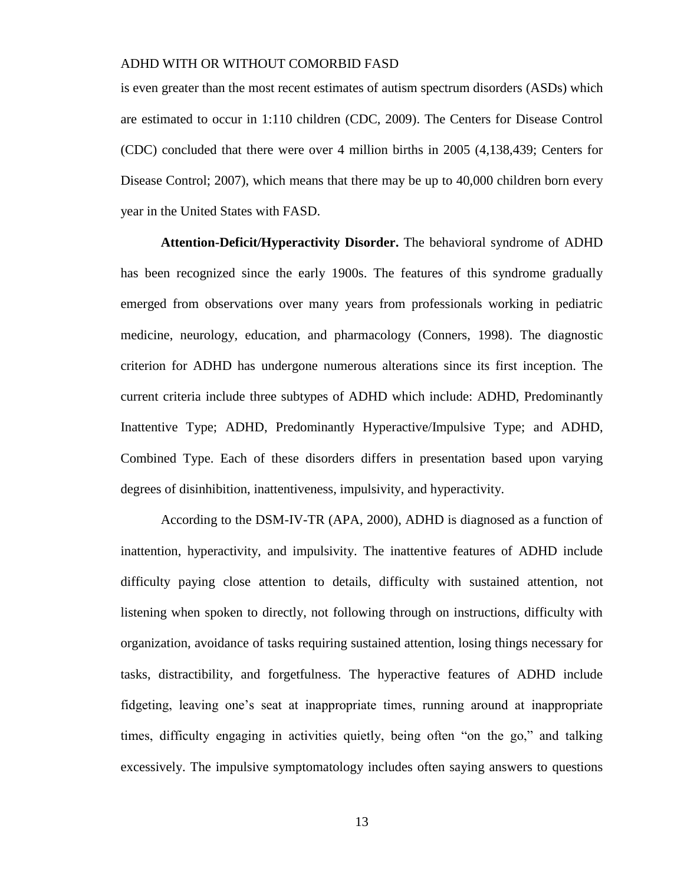is even greater than the most recent estimates of autism spectrum disorders (ASDs) which are estimated to occur in 1:110 children (CDC, 2009). The Centers for Disease Control (CDC) concluded that there were over 4 million births in 2005 (4,138,439; Centers for Disease Control; 2007), which means that there may be up to 40,000 children born every year in the United States with FASD.

**Attention-Deficit/Hyperactivity Disorder.** The behavioral syndrome of ADHD has been recognized since the early 1900s. The features of this syndrome gradually emerged from observations over many years from professionals working in pediatric medicine, neurology, education, and pharmacology (Conners, 1998). The diagnostic criterion for ADHD has undergone numerous alterations since its first inception. The current criteria include three subtypes of ADHD which include: ADHD, Predominantly Inattentive Type; ADHD, Predominantly Hyperactive/Impulsive Type; and ADHD, Combined Type. Each of these disorders differs in presentation based upon varying degrees of disinhibition, inattentiveness, impulsivity, and hyperactivity.

According to the DSM-IV-TR (APA, 2000), ADHD is diagnosed as a function of inattention, hyperactivity, and impulsivity. The inattentive features of ADHD include difficulty paying close attention to details, difficulty with sustained attention, not listening when spoken to directly, not following through on instructions, difficulty with organization, avoidance of tasks requiring sustained attention, losing things necessary for tasks, distractibility, and forgetfulness. The hyperactive features of ADHD include fidgeting, leaving one's seat at inappropriate times, running around at inappropriate times, difficulty engaging in activities quietly, being often "on the go," and talking excessively. The impulsive symptomatology includes often saying answers to questions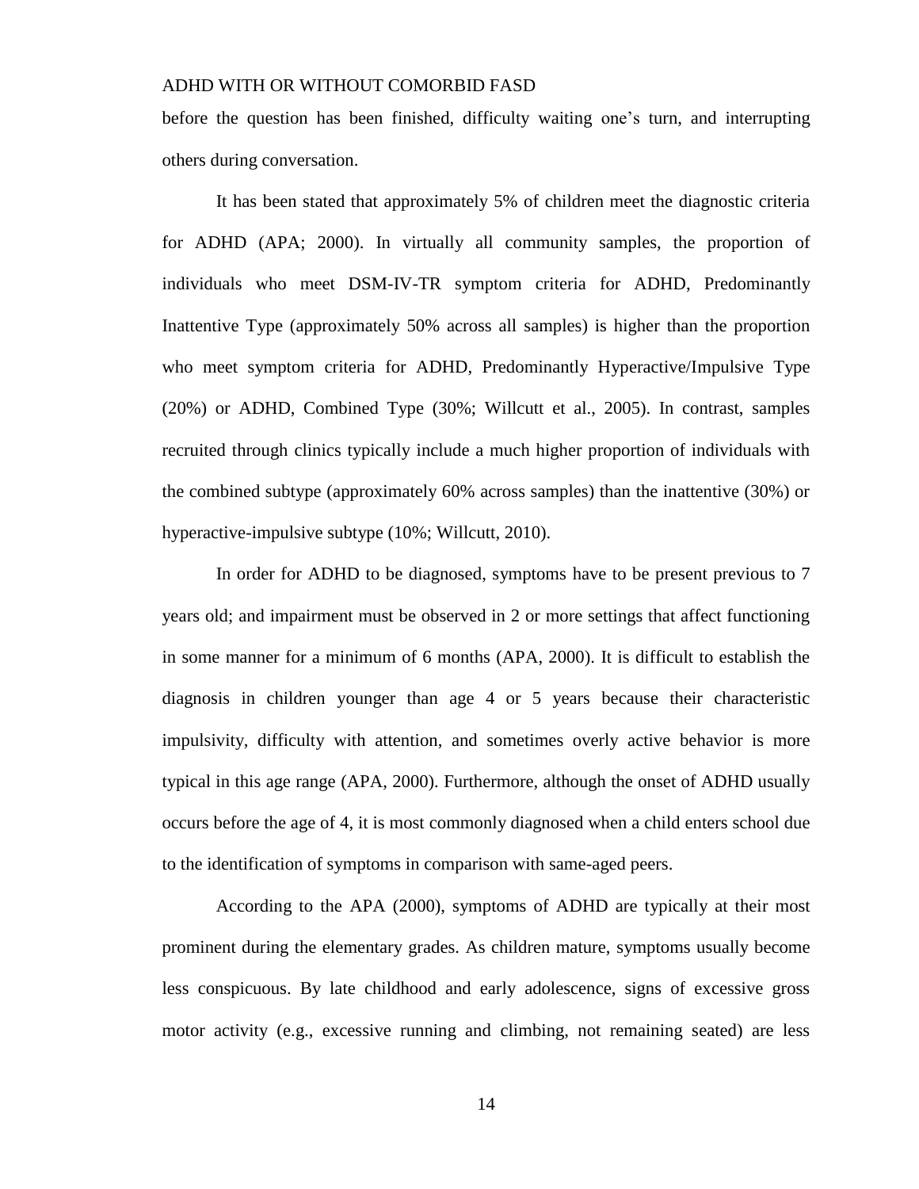before the question has been finished, difficulty waiting one's turn, and interrupting others during conversation.

It has been stated that approximately 5% of children meet the diagnostic criteria for ADHD (APA; 2000). In virtually all community samples, the proportion of individuals who meet DSM-IV-TR symptom criteria for ADHD, Predominantly Inattentive Type (approximately 50% across all samples) is higher than the proportion who meet symptom criteria for ADHD, Predominantly Hyperactive/Impulsive Type (20%) or ADHD, Combined Type (30%; Willcutt et al., 2005). In contrast, samples recruited through clinics typically include a much higher proportion of individuals with the combined subtype (approximately 60% across samples) than the inattentive (30%) or hyperactive-impulsive subtype (10%; Willcutt, 2010).

In order for ADHD to be diagnosed, symptoms have to be present previous to 7 years old; and impairment must be observed in 2 or more settings that affect functioning in some manner for a minimum of 6 months (APA, 2000). It is difficult to establish the diagnosis in children younger than age 4 or 5 years because their characteristic impulsivity, difficulty with attention, and sometimes overly active behavior is more typical in this age range (APA, 2000). Furthermore, although the onset of ADHD usually occurs before the age of 4, it is most commonly diagnosed when a child enters school due to the identification of symptoms in comparison with same-aged peers.

According to the APA (2000), symptoms of ADHD are typically at their most prominent during the elementary grades. As children mature, symptoms usually become less conspicuous. By late childhood and early adolescence, signs of excessive gross motor activity (e.g., excessive running and climbing, not remaining seated) are less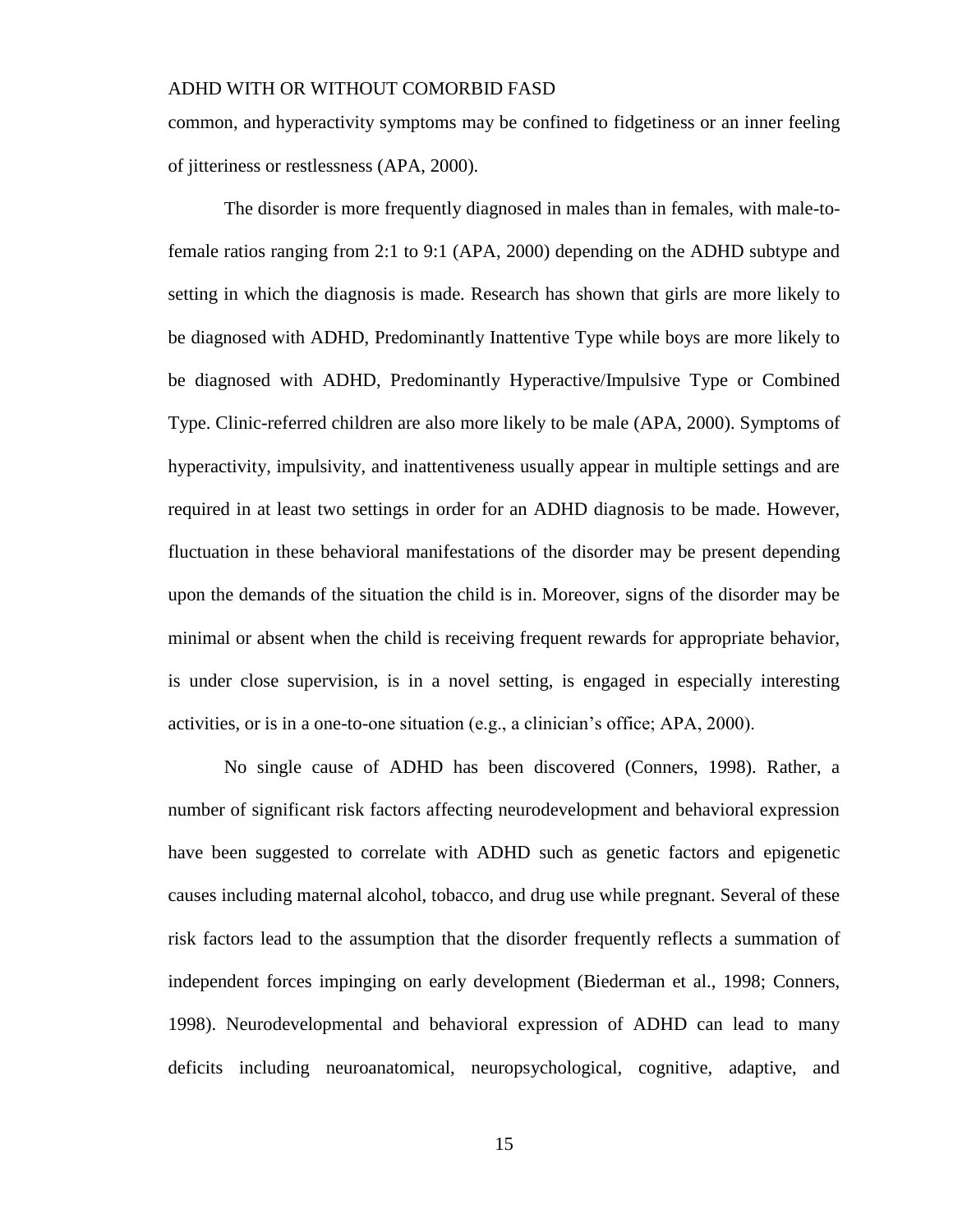common, and hyperactivity symptoms may be confined to fidgetiness or an inner feeling of jitteriness or restlessness (APA, 2000).

The disorder is more frequently diagnosed in males than in females, with male-to-female ratios ranging from 2:1 to 9:1 (APA, 2000) depending on the ADHD subtype and setting in which the diagnosis is made. Research has shown that girls are more likely to be diagnosed with ADHD, Predominantly Inattentive Type while boys are more likely to be diagnosed with ADHD, Predominantly Hyperactive/Impulsive Type or Combined Type. Clinic-referred children are also more likely to be male (APA, 2000). Symptoms of hyperactivity, impulsivity, and inattentiveness usually appear in multiple settings and are required in at least two settings in order for an ADHD diagnosis to be made. However, fluctuation in these behavioral manifestations of the disorder may be present depending upon the demands of the situation the child is in. Moreover, signs of the disorder may be minimal or absent when the child is receiving frequent rewards for appropriate behavior, is under close supervision, is in a novel setting, is engaged in especially interesting activities, or is in a one-to-one situation (e.g., a clinician's office; APA, 2000).

No single cause of ADHD has been discovered (Conners, 1998). Rather, a number of significant risk factors affecting neurodevelopment and behavioral expression have been suggested to correlate with ADHD such as genetic factors and epigenetic causes including maternal alcohol, tobacco, and drug use while pregnant. Several of these risk factors lead to the assumption that the disorder frequently reflects a summation of independent forces impinging on early development (Biederman et al., 1998; Conners, 1998). Neurodevelopmental and behavioral expression of ADHD can lead to many deficits including neuroanatomical, neuropsychological, cognitive, adaptive, and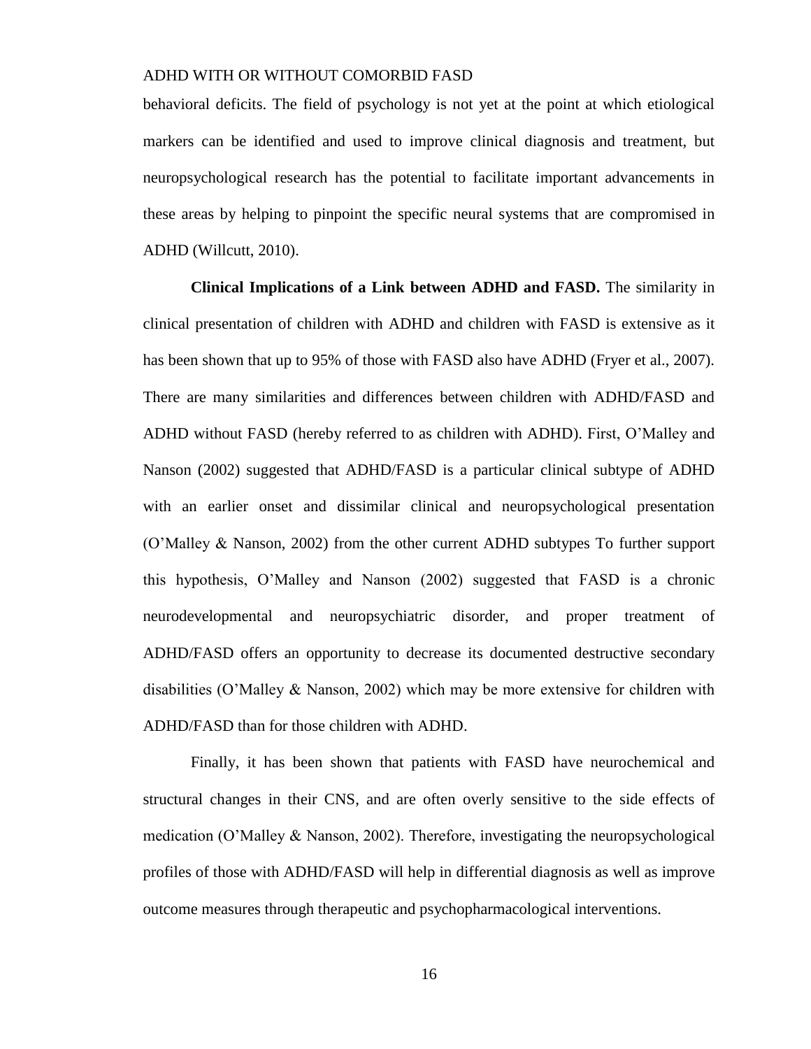behavioral deficits. The field of psychology is not yet at the point at which etiological markers can be identified and used to improve clinical diagnosis and treatment, but neuropsychological research has the potential to facilitate important advancements in these areas by helping to pinpoint the specific neural systems that are compromised in ADHD (Willcutt, 2010).

**Clinical Implications of a Link between ADHD and FASD.** The similarity in clinical presentation of children with ADHD and children with FASD is extensive as it has been shown that up to 95% of those with FASD also have ADHD (Fryer et al., 2007). There are many similarities and differences between children with ADHD/FASD and ADHD without FASD (hereby referred to as children with ADHD). First, O'Malley and Nanson (2002) suggested that ADHD/FASD is a particular clinical subtype of ADHD with an earlier onset and dissimilar clinical and neuropsychological presentation (O'Malley & Nanson, 2002) from the other current ADHD subtypes To further support this hypothesis, O'Malley and Nanson (2002) suggested that FASD is a chronic neurodevelopmental and neuropsychiatric disorder, and proper treatment of ADHD/FASD offers an opportunity to decrease its documented destructive secondary disabilities (O'Malley & Nanson, 2002) which may be more extensive for children with ADHD/FASD than for those children with ADHD.

Finally, it has been shown that patients with FASD have neurochemical and structural changes in their CNS, and are often overly sensitive to the side effects of medication (O'Malley & Nanson, 2002). Therefore, investigating the neuropsychological profiles of those with ADHD/FASD will help in differential diagnosis as well as improve outcome measures through therapeutic and psychopharmacological interventions.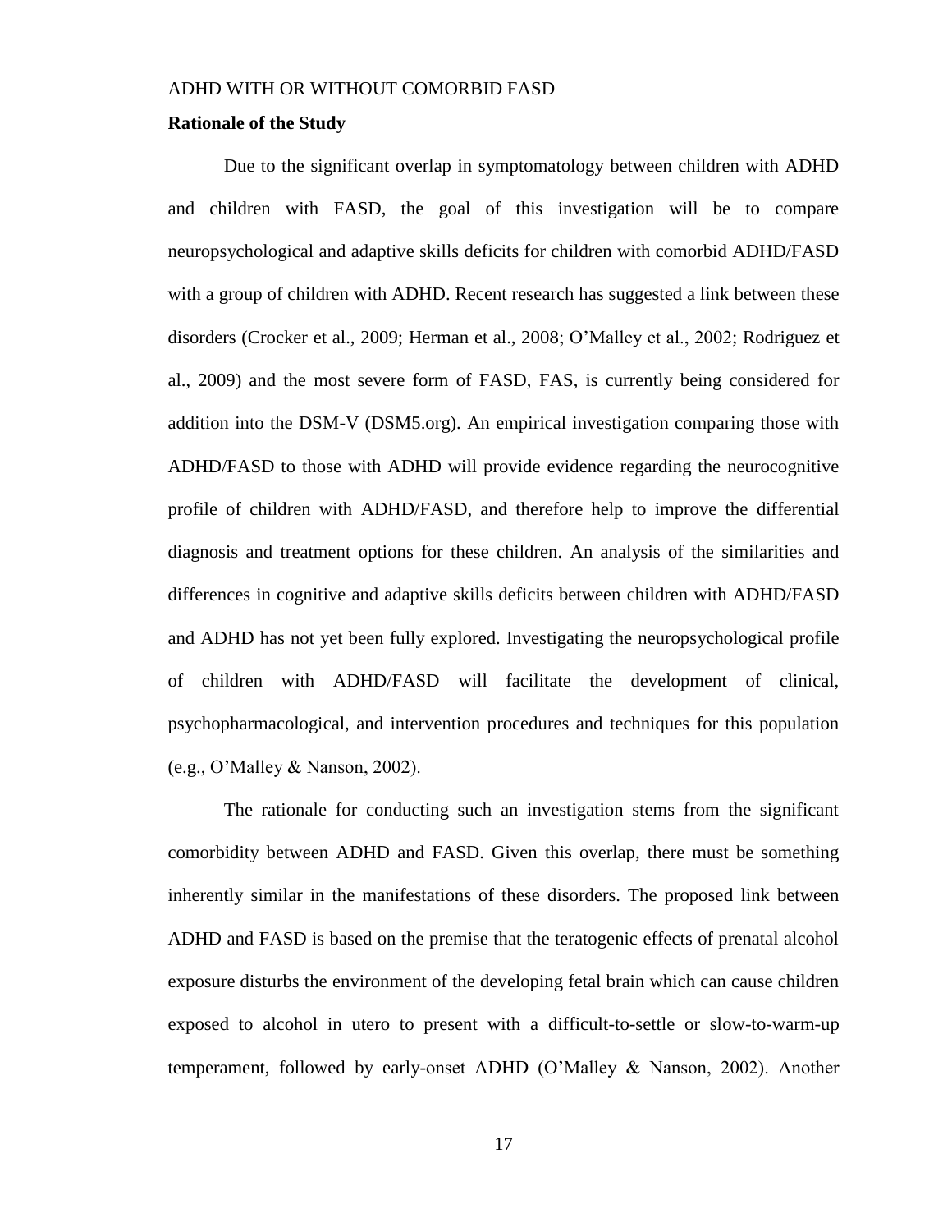**Rationale of the Study**

Due to the significant overlap in symptomatology between children with ADHD and children with FASD, the goal of this investigation will be to compare neuropsychological and adaptive skills deficits for children with comorbid ADHD/FASD with a group of children with ADHD. Recent research has suggested a link between these disorders (Crocker et al., 2009; Herman et al., 2008; O'Malley et al., 2002; Rodriguez et al., 2009) and the most severe form of FASD, FAS, is currently being considered for addition into the DSM-V (DSM5.org). An empirical investigation comparing those with ADHD/FASD to those with ADHD will provide evidence regarding the neurocognitive profile of children with ADHD/FASD, and therefore help to improve the differential diagnosis and treatment options for these children. An analysis of the similarities and differences in cognitive and adaptive skills deficits between children with ADHD/FASD and ADHD has not yet been fully explored. Investigating the neuropsychological profile of children with ADHD/FASD will facilitate the development of clinical, psychopharmacological, and intervention procedures and techniques for this population (e.g., O'Malley & Nanson, 2002).

The rationale for conducting such an investigation stems from the significant comorbidity between ADHD and FASD. Given this overlap, there must be something inherently similar in the manifestations of these disorders. The proposed link between ADHD and FASD is based on the premise that the teratogenic effects of prenatal alcohol exposure disturbs the environment of the developing fetal brain which can cause children exposed to alcohol in utero to present with a difficult-to-settle or slow-to-warm-up temperament, followed by early-onset ADHD (O'Malley & Nanson, 2002). Another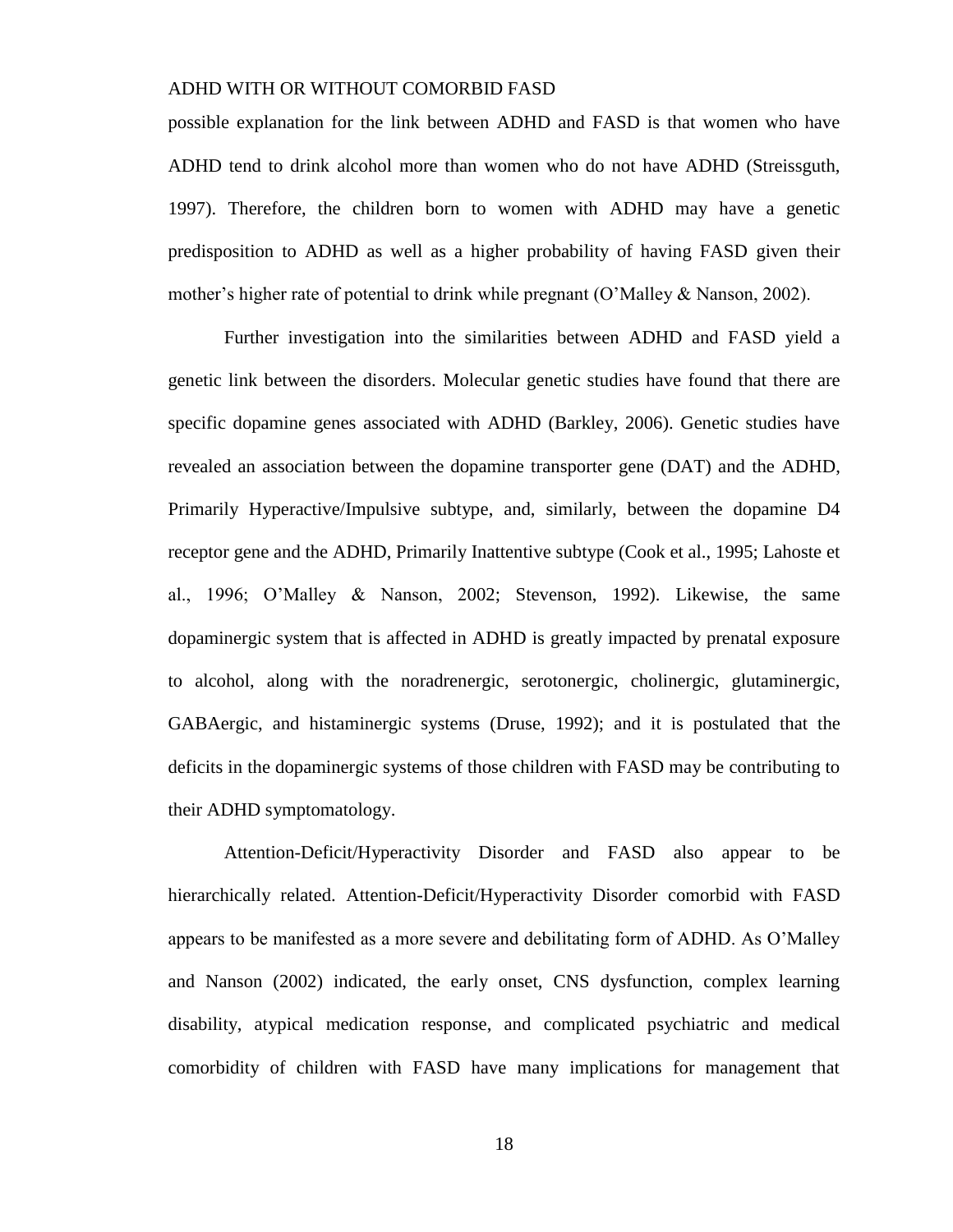possible explanation for the link between ADHD and FASD is that women who have ADHD tend to drink alcohol more than women who do not have ADHD (Streissguth, 1997). Therefore, the children born to women with ADHD may have a genetic predisposition to ADHD as well as a higher probability of having FASD given their mother's higher rate of potential to drink while pregnant (O'Malley & Nanson, 2002).

Further investigation into the similarities between ADHD and FASD yield a genetic link between the disorders. Molecular genetic studies have found that there are specific dopamine genes associated with ADHD (Barkley, 2006). Genetic studies have revealed an association between the dopamine transporter gene (DAT) and the ADHD, Primarily Hyperactive/Impulsive subtype, and, similarly, between the dopamine D4 receptor gene and the ADHD, Primarily Inattentive subtype (Cook et al., 1995; Lahoste et al., 1996; O'Malley & Nanson, 2002; Stevenson, 1992). Likewise, the same dopaminergic system that is affected in ADHD is greatly impacted by prenatal exposure to alcohol, along with the noradrenergic, serotonergic, cholinergic, glutaminergic, GABAergic, and histaminergic systems (Druse, 1992); and it is postulated that the deficits in the dopaminergic systems of those children with FASD may be contributing to their ADHD symptomatology.

Attention-Deficit/Hyperactivity Disorder and FASD also appear to be hierarchically related. Attention-Deficit/Hyperactivity Disorder comorbid with FASD appears to be manifested as a more severe and debilitating form of ADHD. As O'Malley and Nanson (2002) indicated, the early onset, CNS dysfunction, complex learning disability, atypical medication response, and complicated psychiatric and medical comorbidity of children with FASD have many implications for management that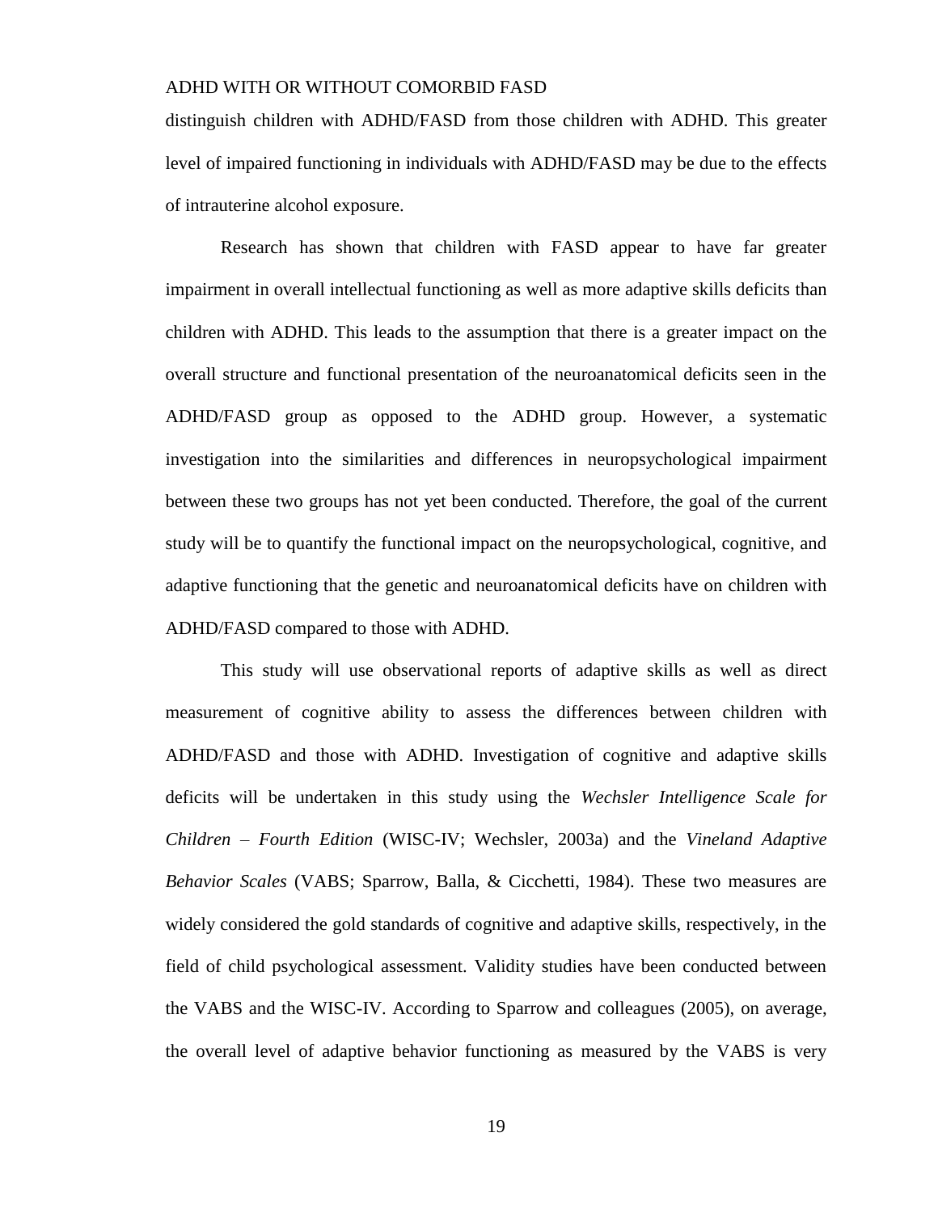distinguish children with ADHD/FASD from those children with ADHD. This greater level of impaired functioning in individuals with ADHD/FASD may be due to the effects of intrauterine alcohol exposure.

Research has shown that children with FASD appear to have far greater impairment in overall intellectual functioning as well as more adaptive skills deficits than children with ADHD. This leads to the assumption that there is a greater impact on the overall structure and functional presentation of the neuroanatomical deficits seen in the ADHD/FASD group as opposed to the ADHD group. However, a systematic investigation into the similarities and differences in neuropsychological impairment between these two groups has not yet been conducted. Therefore, the goal of the current study will be to quantify the functional impact on the neuropsychological, cognitive, and adaptive functioning that the genetic and neuroanatomical deficits have on children with ADHD/FASD compared to those with ADHD.

This study will use observational reports of adaptive skills as well as direct measurement of cognitive ability to assess the differences between children with ADHD/FASD and those with ADHD. Investigation of cognitive and adaptive skills deficits will be undertaken in this study using the *Wechsler Intelligence Scale for Children – Fourth Edition* (WISC-IV; Wechsler, 2003a) and the *Vineland Adaptive Behavior Scales* (VABS; Sparrow, Balla, & Cicchetti, 1984). These two measures are widely considered the gold standards of cognitive and adaptive skills, respectively, in the field of child psychological assessment. Validity studies have been conducted between the VABS and the WISC-IV. According to Sparrow and colleagues (2005), on average, the overall level of adaptive behavior functioning as measured by the VABS is very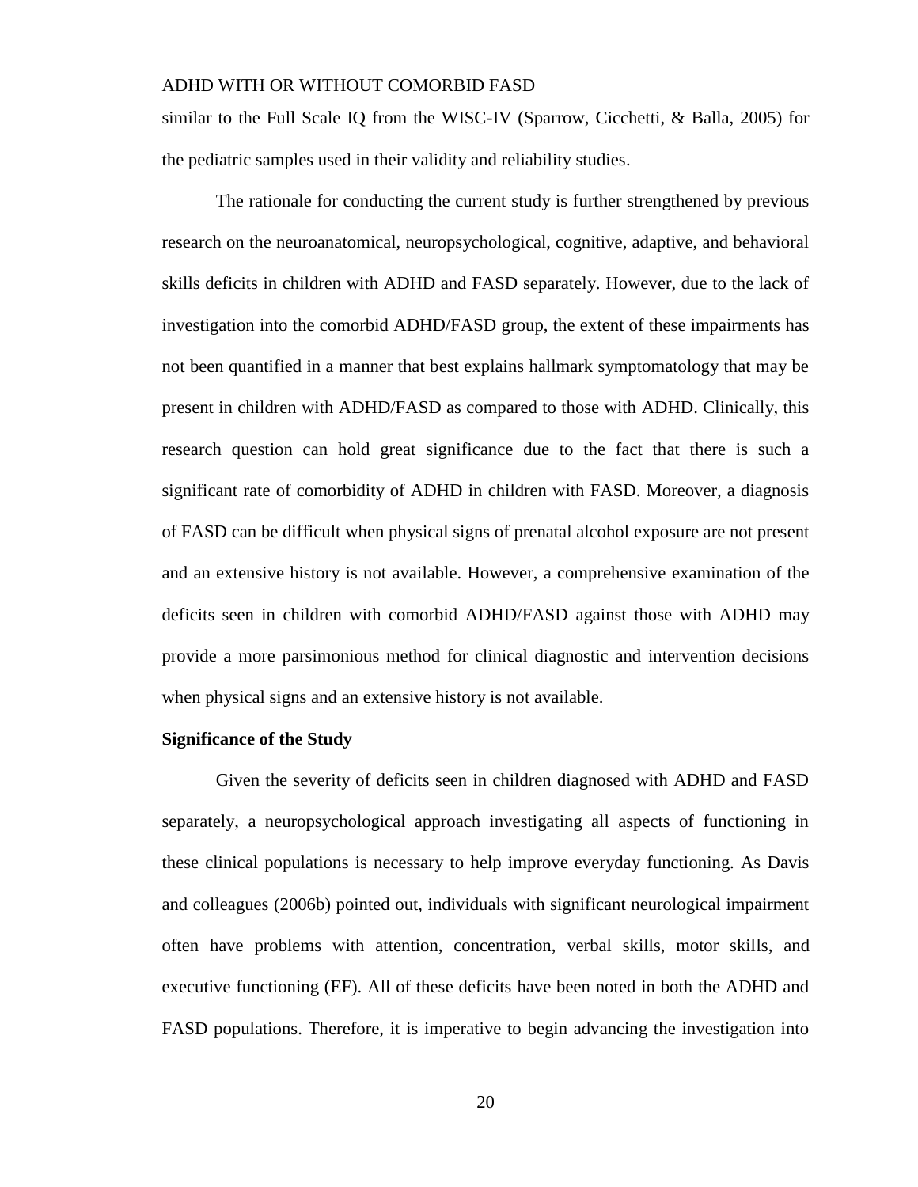similar to the Full Scale IQ from the WISC-IV (Sparrow, Cicchetti, & Balla, 2005) for the pediatric samples used in their validity and reliability studies.

The rationale for conducting the current study is further strengthened by previous research on the neuroanatomical, neuropsychological, cognitive, adaptive, and behavioral skills deficits in children with ADHD and FASD separately. However, due to the lack of investigation into the comorbid ADHD/FASD group, the extent of these impairments has not been quantified in a manner that best explains hallmark symptomatology that may be present in children with ADHD/FASD as compared to those with ADHD. Clinically, this research question can hold great significance due to the fact that there is such a significant rate of comorbidity of ADHD in children with FASD. Moreover, a diagnosis of FASD can be difficult when physical signs of prenatal alcohol exposure are not present and an extensive history is not available. However, a comprehensive examination of the deficits seen in children with comorbid ADHD/FASD against those with ADHD may provide a more parsimonious method for clinical diagnostic and intervention decisions when physical signs and an extensive history is not available.

**Significance of the Study**

Given the severity of deficits seen in children diagnosed with ADHD and FASD separately, a neuropsychological approach investigating all aspects of functioning in these clinical populations is necessary to help improve everyday functioning. As Davis and colleagues (2006b) pointed out, individuals with significant neurological impairment often have problems with attention, concentration, verbal skills, motor skills, and executive functioning (EF). All of these deficits have been noted in both the ADHD and FASD populations. Therefore, it is imperative to begin advancing the investigation into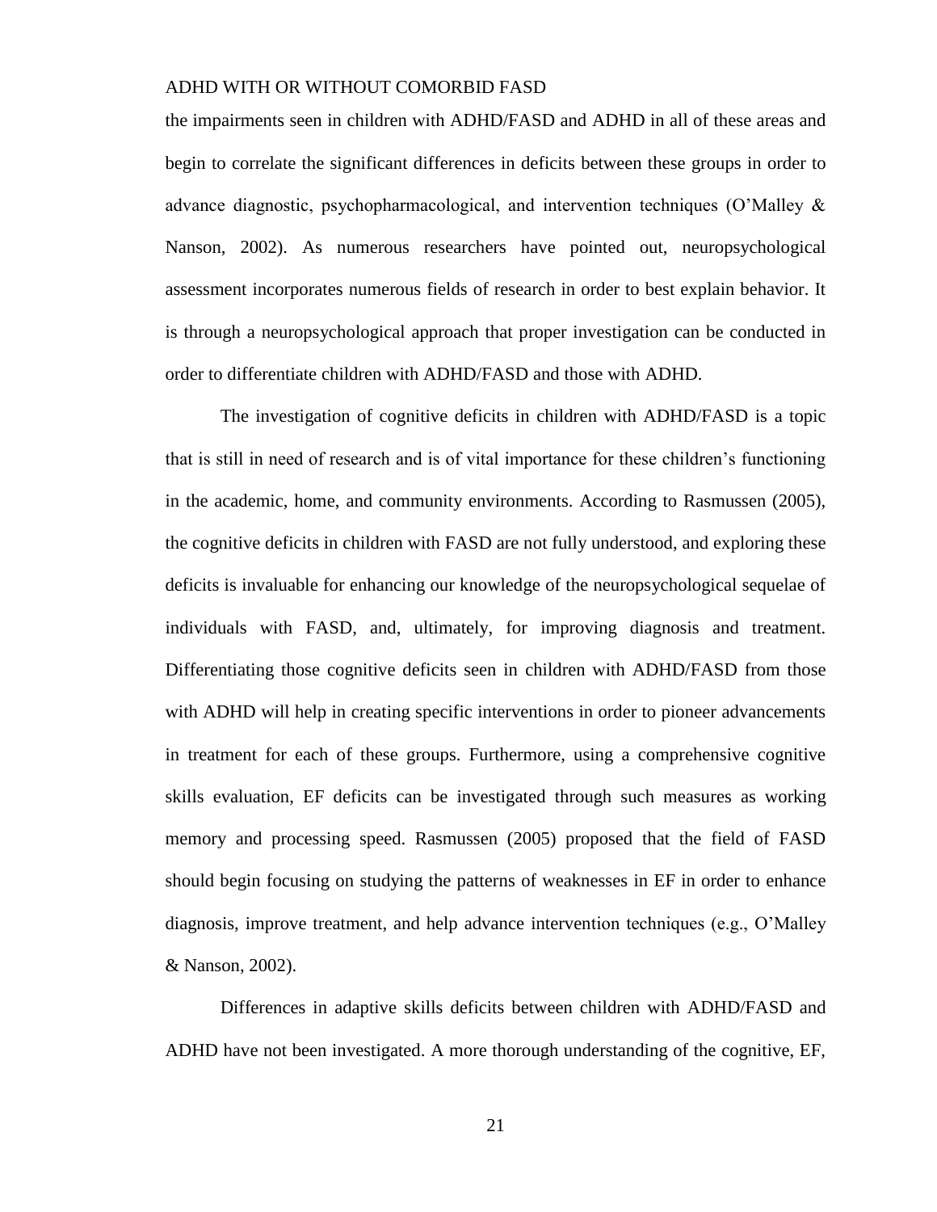the impairments seen in children with ADHD/FASD and ADHD in all of these areas and begin to correlate the significant differences in deficits between these groups in order to advance diagnostic, psychopharmacological, and intervention techniques (O'Malley & Nanson, 2002). As numerous researchers have pointed out, neuropsychological assessment incorporates numerous fields of research in order to best explain behavior. It is through a neuropsychological approach that proper investigation can be conducted in order to differentiate children with ADHD/FASD and those with ADHD.

The investigation of cognitive deficits in children with ADHD/FASD is a topic that is still in need of research and is of vital importance for these children's functioning in the academic, home, and community environments. According to Rasmussen (2005), the cognitive deficits in children with FASD are not fully understood, and exploring these deficits is invaluable for enhancing our knowledge of the neuropsychological sequelae of individuals with FASD, and, ultimately, for improving diagnosis and treatment. Differentiating those cognitive deficits seen in children with ADHD/FASD from those with ADHD will help in creating specific interventions in order to pioneer advancements in treatment for each of these groups. Furthermore, using a comprehensive cognitive skills evaluation, EF deficits can be investigated through such measures as working memory and processing speed. Rasmussen (2005) proposed that the field of FASD should begin focusing on studying the patterns of weaknesses in EF in order to enhance diagnosis, improve treatment, and help advance intervention techniques (e.g., O'Malley & Nanson, 2002).

Differences in adaptive skills deficits between children with ADHD/FASD and ADHD have not been investigated. A more thorough understanding of the cognitive, EF,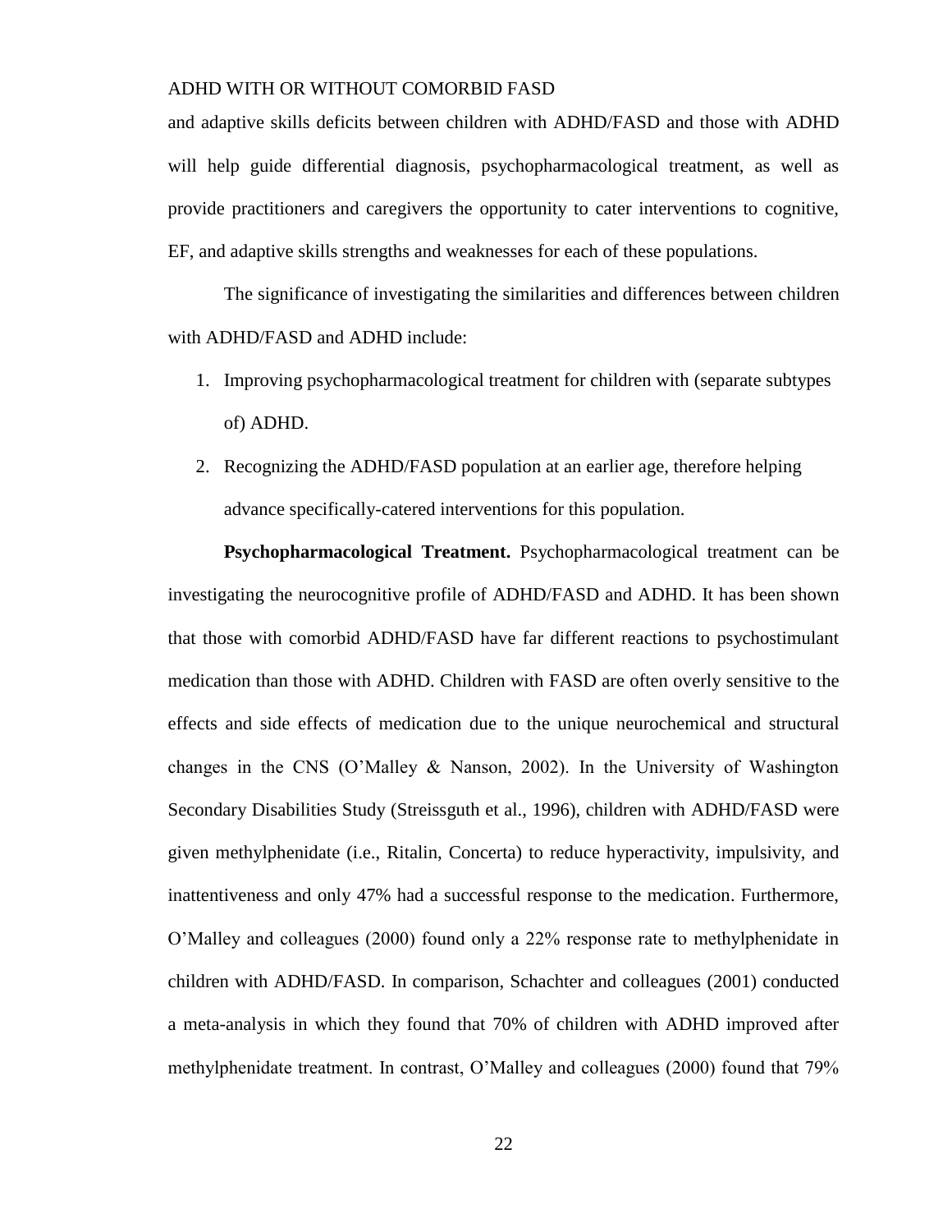and adaptive skills deficits between children with ADHD/FASD and those with ADHD will help guide differential diagnosis, psychopharmacological treatment, as well as provide practitioners and caregivers the opportunity to cater interventions to cognitive, EF, and adaptive skills strengths and weaknesses for each of these populations.

The significance of investigating the similarities and differences between children with ADHD/FASD and ADHD include:

1. Improving psychopharmacological treatment for children with (separate subtypes of) ADHD.
2. Recognizing the ADHD/FASD population at an earlier age, therefore helping advance specifically-catered interventions for this population.

**Psychopharmacological Treatment.** Psychopharmacological treatment can be investigating the neurocognitive profile of ADHD/FASD and ADHD. It has been shown that those with comorbid ADHD/FASD have far different reactions to psychostimulant medication than those with ADHD. Children with FASD are often overly sensitive to the effects and side effects of medication due to the unique neurochemical and structural changes in the CNS (O'Malley & Nanson, 2002). In the University of Washington Secondary Disabilities Study (Streissguth et al., 1996), children with ADHD/FASD were given methylphenidate (i.e., Ritalin, Concerta) to reduce hyperactivity, impulsivity, and inattentiveness and only 47% had a successful response to the medication. Furthermore, O'Malley and colleagues (2000) found only a 22% response rate to methylphenidate in children with ADHD/FASD. In comparison, Schachter and colleagues (2001) conducted a meta-analysis in which they found that 70% of children with ADHD improved after methylphenidate treatment. In contrast, O'Malley and colleagues (2000) found that 79%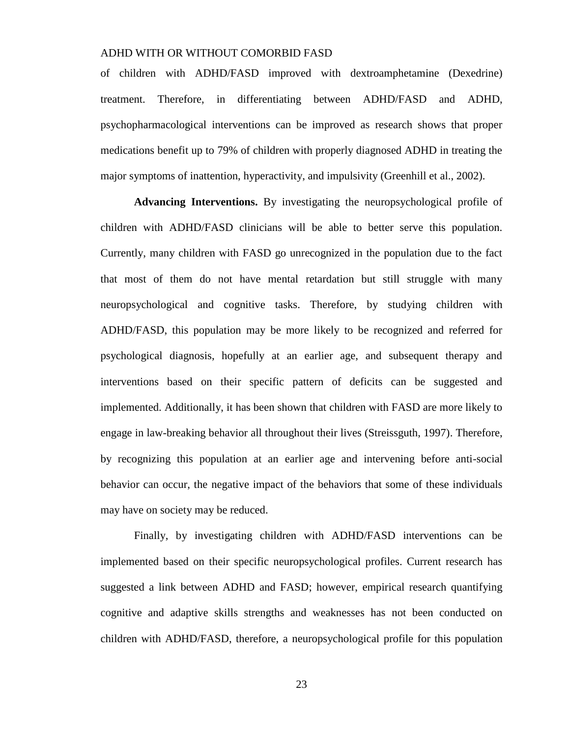of children with ADHD/FASD improved with dextroamphetamine (Dexedrine) treatment. Therefore, in differentiating between ADHD/FASD and ADHD, psychopharmacological interventions can be improved as research shows that proper medications benefit up to 79% of children with properly diagnosed ADHD in treating the major symptoms of inattention, hyperactivity, and impulsivity (Greenhill et al., 2002).

**Advancing Interventions.** By investigating the neuropsychological profile of children with ADHD/FASD clinicians will be able to better serve this population. Currently, many children with FASD go unrecognized in the population due to the fact that most of them do not have mental retardation but still struggle with many neuropsychological and cognitive tasks. Therefore, by studying children with ADHD/FASD, this population may be more likely to be recognized and referred for psychological diagnosis, hopefully at an earlier age, and subsequent therapy and interventions based on their specific pattern of deficits can be suggested and implemented. Additionally, it has been shown that children with FASD are more likely to engage in law-breaking behavior all throughout their lives (Streissguth, 1997). Therefore, by recognizing this population at an earlier age and intervening before anti-social behavior can occur, the negative impact of the behaviors that some of these individuals may have on society may be reduced.

Finally, by investigating children with ADHD/FASD interventions can be implemented based on their specific neuropsychological profiles. Current research has suggested a link between ADHD and FASD; however, empirical research quantifying cognitive and adaptive skills strengths and weaknesses has not been conducted on children with ADHD/FASD, therefore, a neuropsychological profile for this population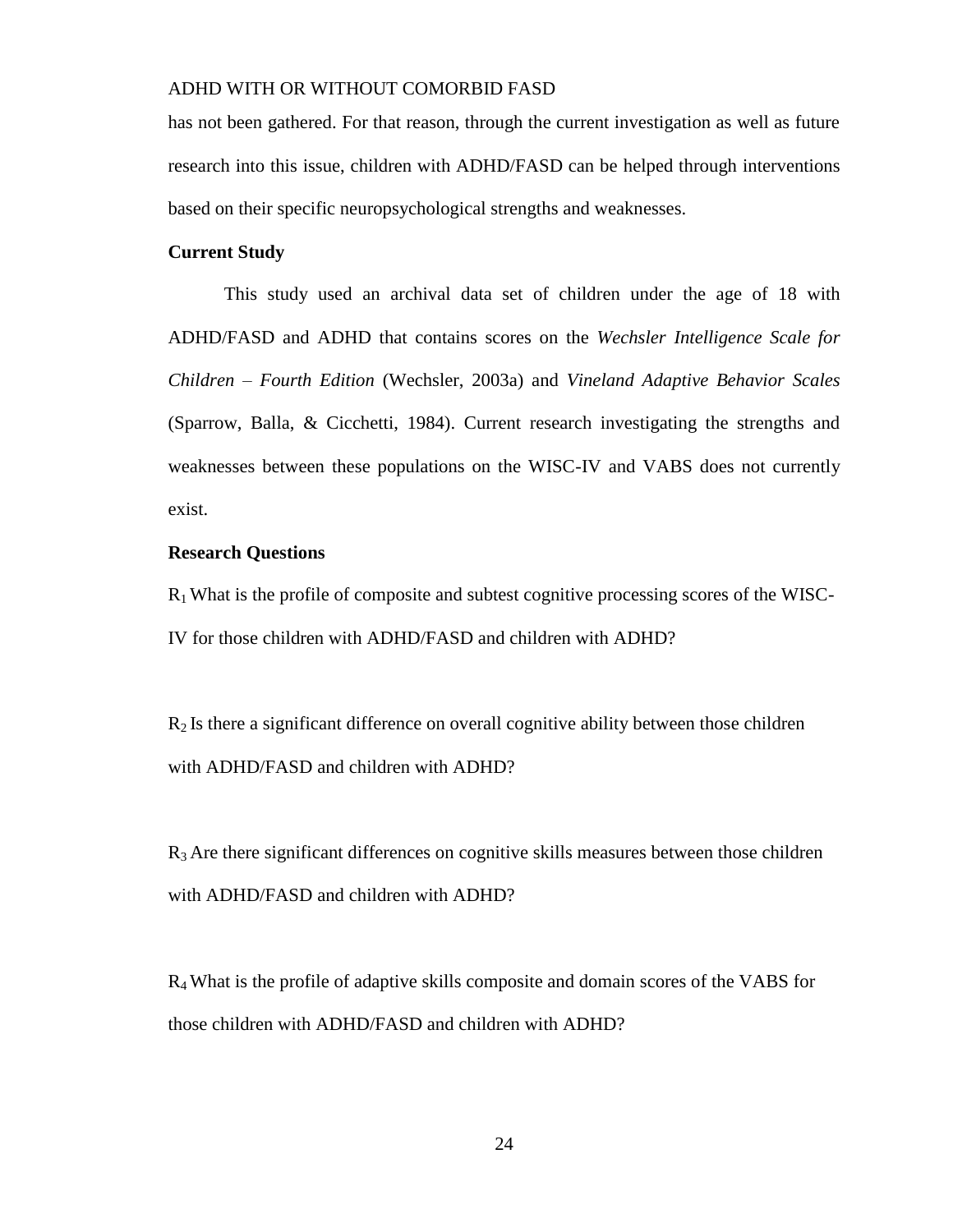has not been gathered. For that reason, through the current investigation as well as future research into this issue, children with ADHD/FASD can be helped through interventions based on their specific neuropsychological strengths and weaknesses.

## Current Study

This study used an archival data set of children under the age of 18 with ADHD/FASD and ADHD that contains scores on the *Wechsler Intelligence Scale for Children – Fourth Edition* (Wechsler, 2003a) and *Vineland Adaptive Behavior Scales* (Sparrow, Balla, & Cicchetti, 1984). Current research investigating the strengths and weaknesses between these populations on the WISC-IV and VABS does not currently exist.

## Research Questions

$R_1$ What is the profile of composite and subtest cognitive processing scores of the WISC-IV for those children with ADHD/FASD and children with ADHD?

$R_2$ Is there a significant difference on overall cognitive ability between those children with ADHD/FASD and children with ADHD?

$R_3$ Are there significant differences on cognitive skills measures between those children with ADHD/FASD and children with ADHD?

$R_4$ What is the profile of adaptive skills composite and domain scores of the VABS for those children with ADHD/FASD and children with ADHD?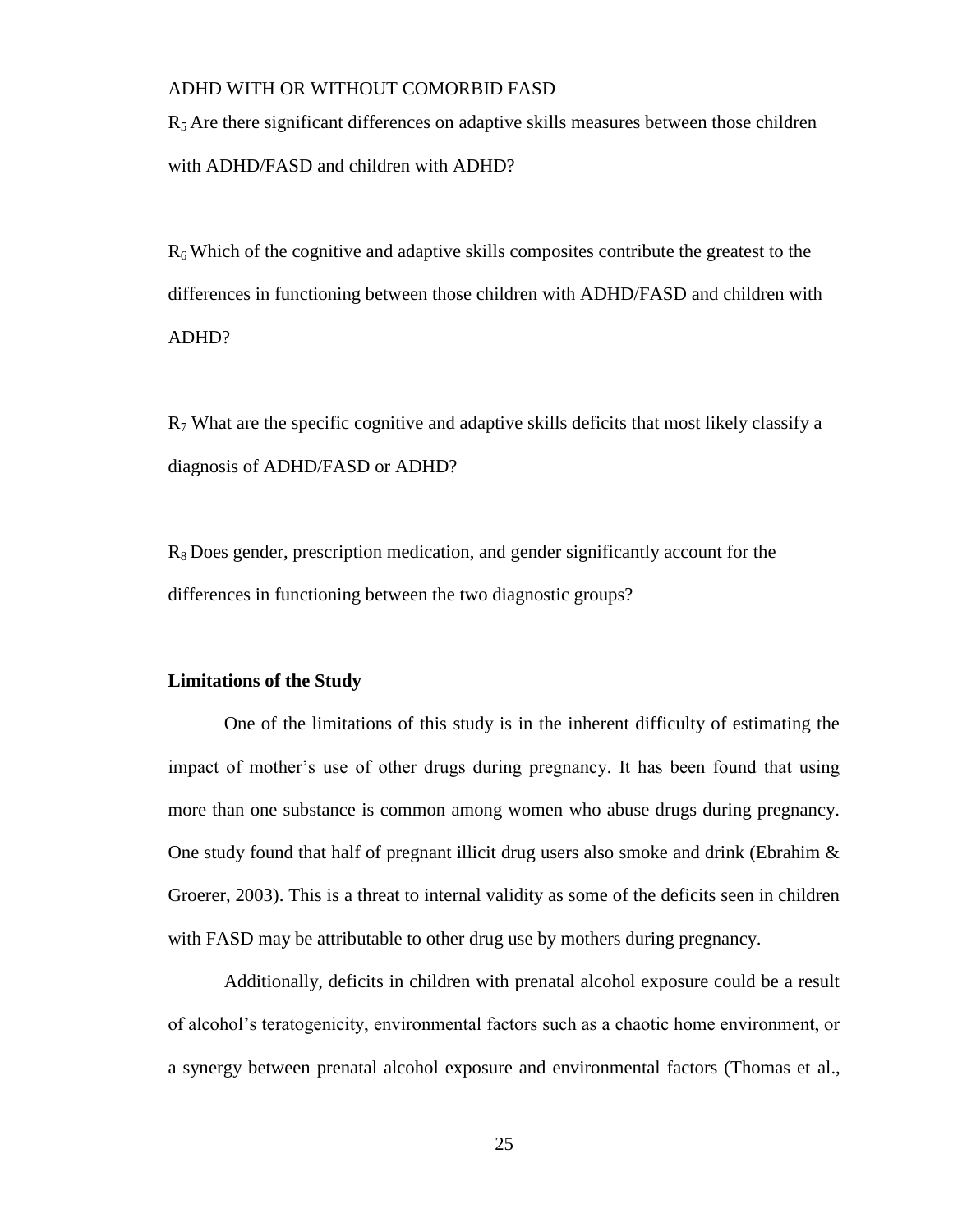$R_5$ Are there significant differences on adaptive skills measures between those children with ADHD/FASD and children with ADHD?

$R_6$ Which of the cognitive and adaptive skills composites contribute the greatest to the differences in functioning between those children with ADHD/FASD and children with ADHD?

$R_7$ What are the specific cognitive and adaptive skills deficits that most likely classify a diagnosis of ADHD/FASD or ADHD?

$R_8$ Does gender, prescription medication, and gender significantly account for the differences in functioning between the two diagnostic groups?

**Limitations of the Study**

One of the limitations of this study is in the inherent difficulty of estimating the impact of mother's use of other drugs during pregnancy. It has been found that using more than one substance is common among women who abuse drugs during pregnancy. One study found that half of pregnant illicit drug users also smoke and drink (Ebrahim & Groerer, 2003). This is a threat to internal validity as some of the deficits seen in children with FASD may be attributable to other drug use by mothers during pregnancy.

Additionally, deficits in children with prenatal alcohol exposure could be a result of alcohol's teratogenicity, environmental factors such as a chaotic home environment, or a synergy between prenatal alcohol exposure and environmental factors (Thomas et al.,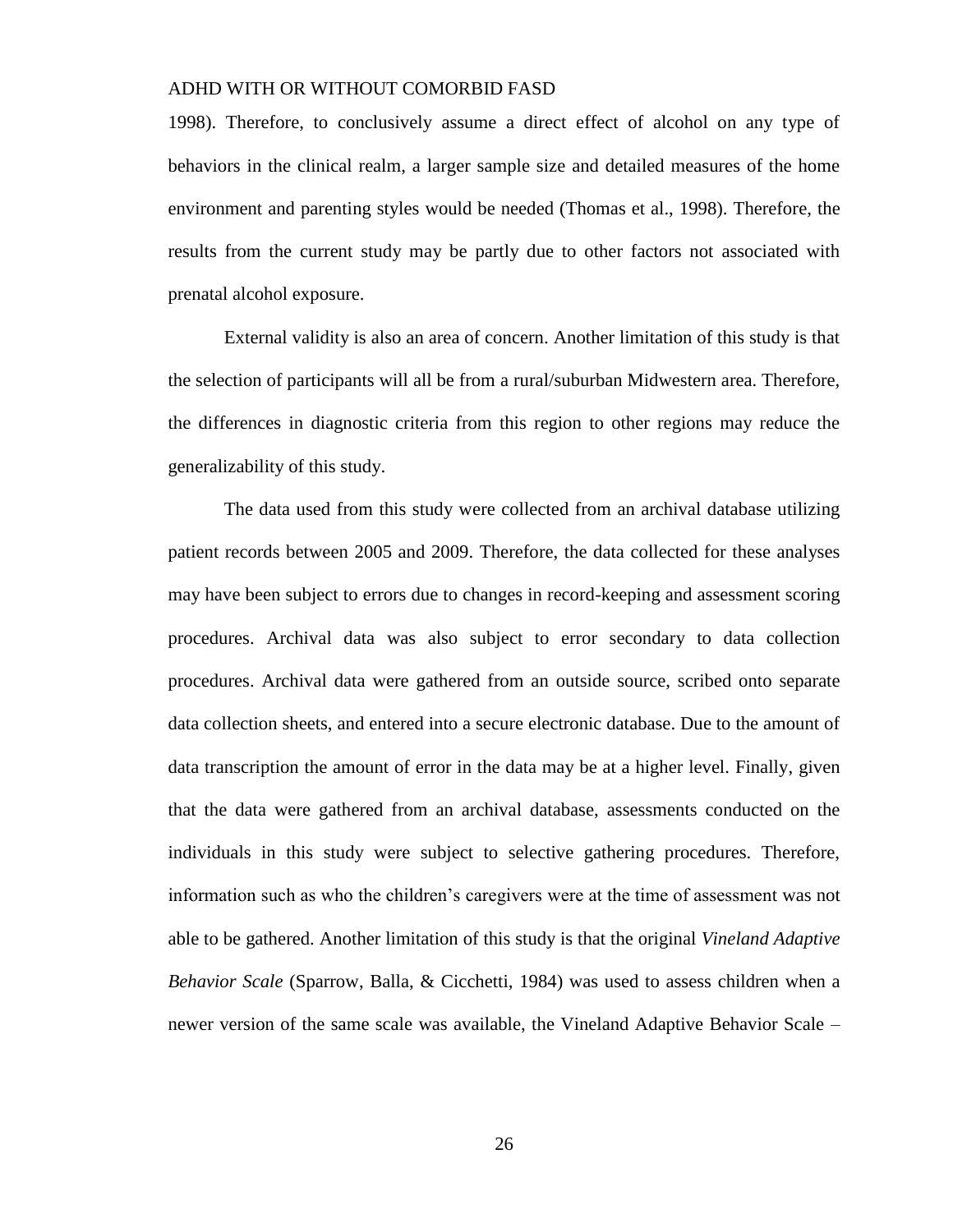1998). Therefore, to conclusively assume a direct effect of alcohol on any type of behaviors in the clinical realm, a larger sample size and detailed measures of the home environment and parenting styles would be needed (Thomas et al., 1998). Therefore, the results from the current study may be partly due to other factors not associated with prenatal alcohol exposure.

External validity is also an area of concern. Another limitation of this study is that the selection of participants will all be from a rural/suburban Midwestern area. Therefore, the differences in diagnostic criteria from this region to other regions may reduce the generalizability of this study.

The data used from this study were collected from an archival database utilizing patient records between 2005 and 2009. Therefore, the data collected for these analyses may have been subject to errors due to changes in record-keeping and assessment scoring procedures. Archival data was also subject to error secondary to data collection procedures. Archival data were gathered from an outside source, scribed onto separate data collection sheets, and entered into a secure electronic database. Due to the amount of data transcription the amount of error in the data may be at a higher level. Finally, given that the data were gathered from an archival database, assessments conducted on the individuals in this study were subject to selective gathering procedures. Therefore, information such as who the children's caregivers were at the time of assessment was not able to be gathered. Another limitation of this study is that the original *Vineland Adaptive Behavior Scale* (Sparrow, Balla, & Cicchetti, 1984) was used to assess children when a newer version of the same scale was available, the Vineland Adaptive Behavior Scale –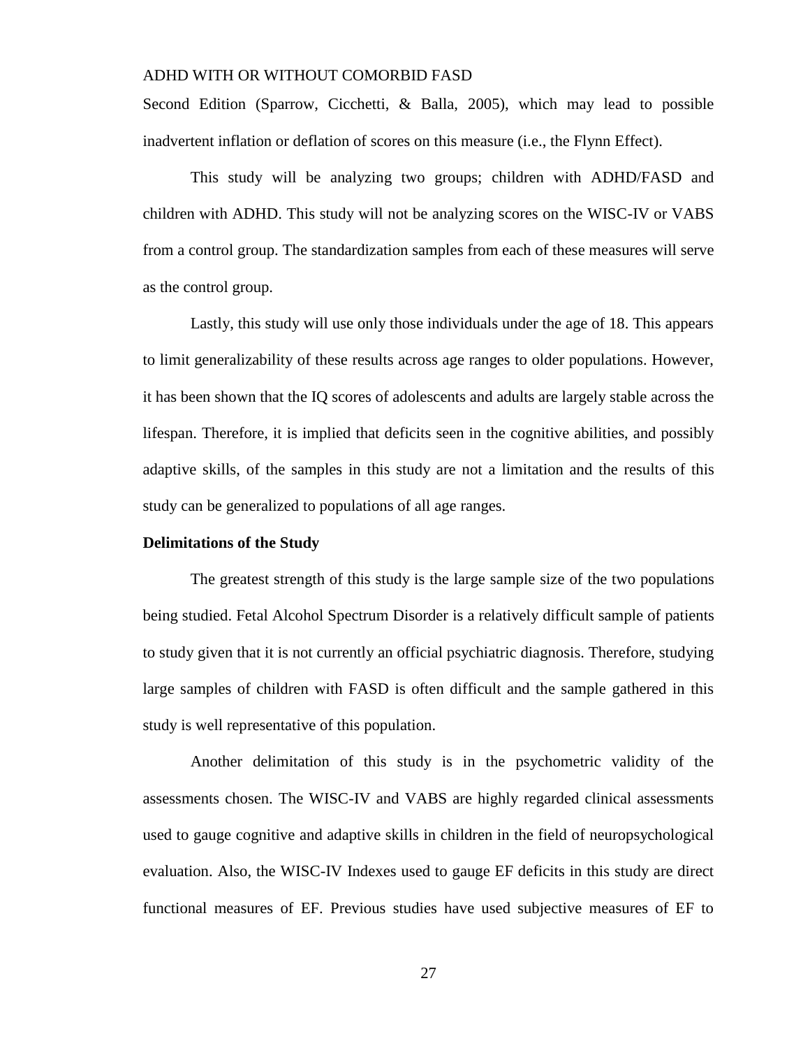Second Edition (Sparrow, Cicchetti, & Balla, 2005), which may lead to possible inadvertent inflation or deflation of scores on this measure (i.e., the Flynn Effect).

This study will be analyzing two groups; children with ADHD/FASD and children with ADHD. This study will not be analyzing scores on the WISC-IV or VABS from a control group. The standardization samples from each of these measures will serve as the control group.

Lastly, this study will use only those individuals under the age of 18. This appears to limit generalizability of these results across age ranges to older populations. However, it has been shown that the IQ scores of adolescents and adults are largely stable across the lifespan. Therefore, it is implied that deficits seen in the cognitive abilities, and possibly adaptive skills, of the samples in this study are not a limitation and the results of this study can be generalized to populations of all age ranges.

**Delimitations of the Study**

The greatest strength of this study is the large sample size of the two populations being studied. Fetal Alcohol Spectrum Disorder is a relatively difficult sample of patients to study given that it is not currently an official psychiatric diagnosis. Therefore, studying large samples of children with FASD is often difficult and the sample gathered in this study is well representative of this population.

Another delimitation of this study is in the psychometric validity of the assessments chosen. The WISC-IV and VABS are highly regarded clinical assessments used to gauge cognitive and adaptive skills in children in the field of neuropsychological evaluation. Also, the WISC-IV Indexes used to gauge EF deficits in this study are direct functional measures of EF. Previous studies have used subjective measures of EF to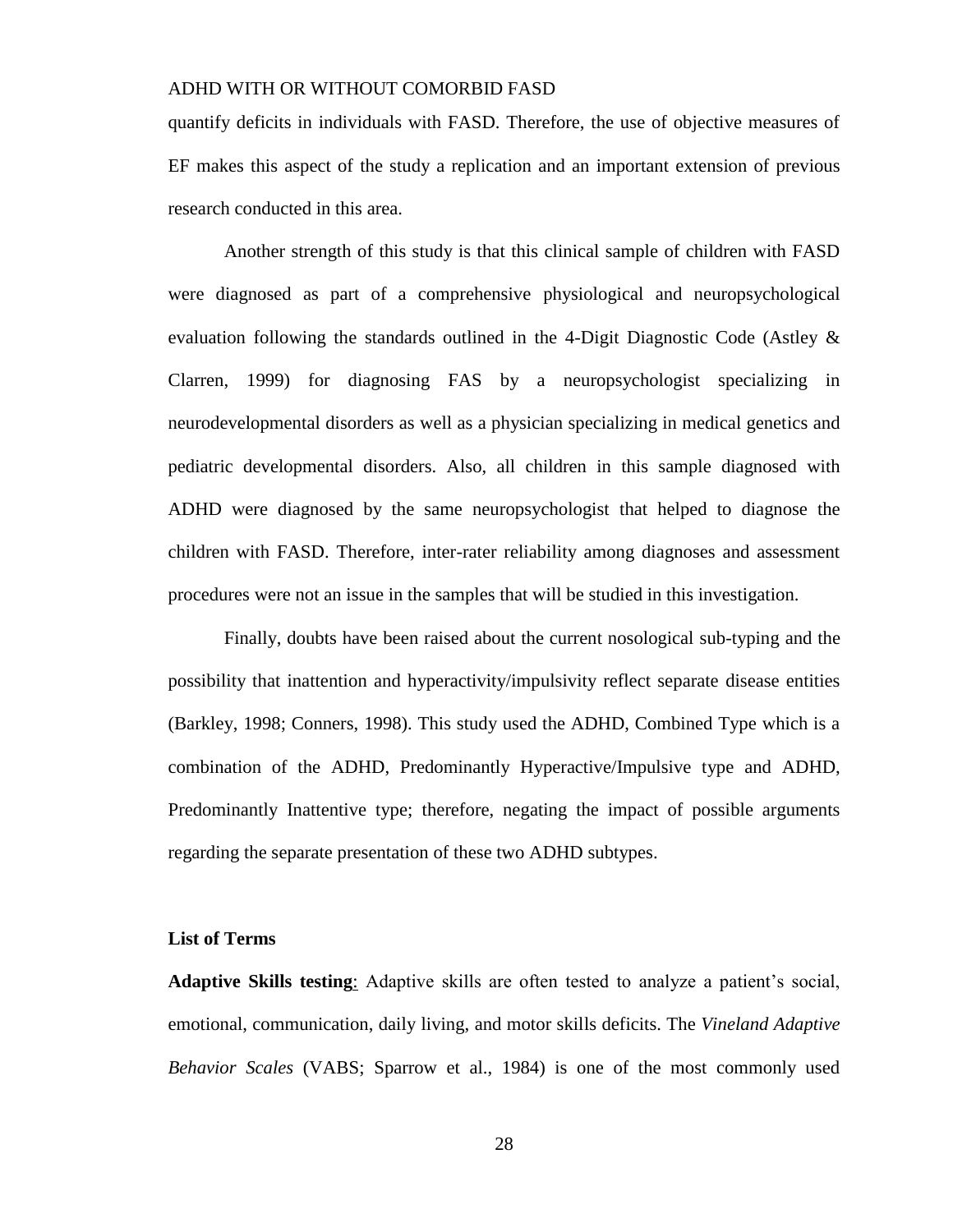quantify deficits in individuals with FASD. Therefore, the use of objective measures of EF makes this aspect of the study a replication and an important extension of previous research conducted in this area.

Another strength of this study is that this clinical sample of children with FASD were diagnosed as part of a comprehensive physiological and neuropsychological evaluation following the standards outlined in the 4-Digit Diagnostic Code (Astley & Clarren, 1999) for diagnosing FAS by a neuropsychologist specializing in neurodevelopmental disorders as well as a physician specializing in medical genetics and pediatric developmental disorders. Also, all children in this sample diagnosed with ADHD were diagnosed by the same neuropsychologist that helped to diagnose the children with FASD. Therefore, inter-rater reliability among diagnoses and assessment procedures were not an issue in the samples that will be studied in this investigation.

Finally, doubts have been raised about the current nosological sub-typing and the possibility that inattention and hyperactivity/impulsivity reflect separate disease entities (Barkley, 1998; Conners, 1998). This study used the ADHD, Combined Type which is a combination of the ADHD, Predominantly Hyperactive/Impulsive type and ADHD, Predominantly Inattentive type; therefore, negating the impact of possible arguments regarding the separate presentation of these two ADHD subtypes.

### List of Terms

**Adaptive Skills testing**: Adaptive skills are often tested to analyze a patient's social, emotional, communication, daily living, and motor skills deficits. The *Vineland Adaptive Behavior Scales* (VABS; Sparrow et al., 1984) is one of the most commonly used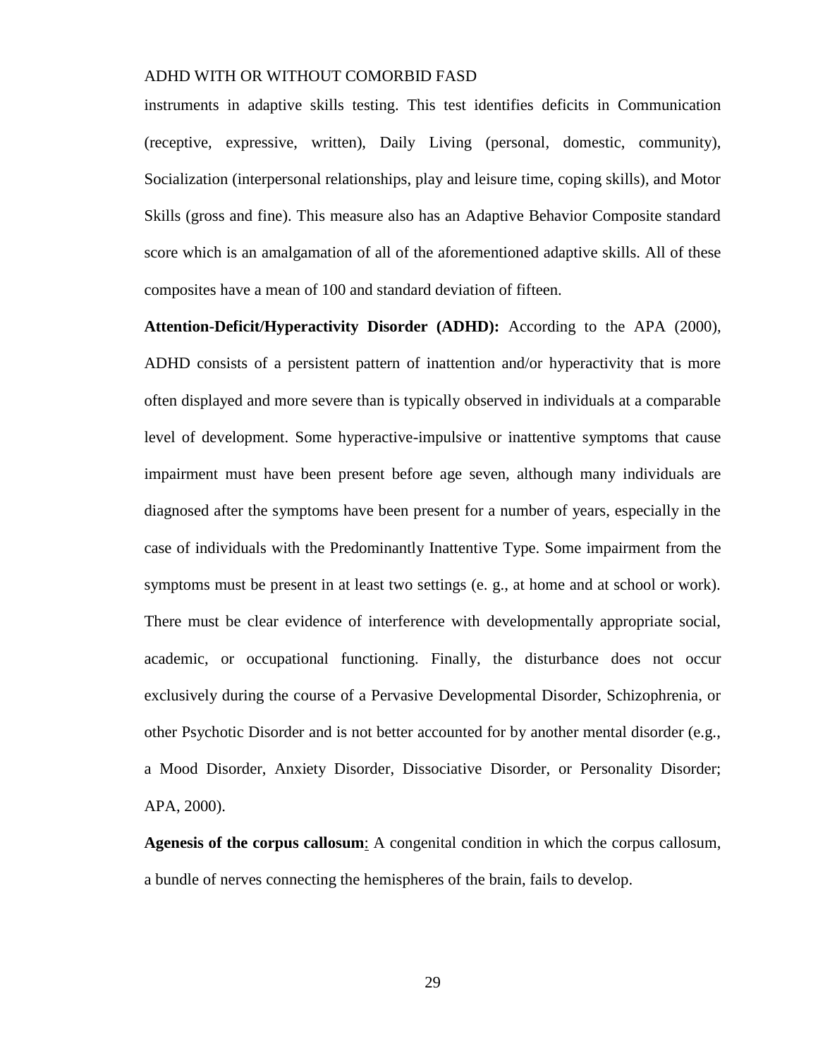instruments in adaptive skills testing. This test identifies deficits in Communication (receptive, expressive, written), Daily Living (personal, domestic, community), Socialization (interpersonal relationships, play and leisure time, coping skills), and Motor Skills (gross and fine). This measure also has an Adaptive Behavior Composite standard score which is an amalgamation of all of the aforementioned adaptive skills. All of these composites have a mean of 100 and standard deviation of fifteen.

**Attention-Deficit/Hyperactivity Disorder (ADHD):** According to the APA (2000), ADHD consists of a persistent pattern of inattention and/or hyperactivity that is more often displayed and more severe than is typically observed in individuals at a comparable level of development. Some hyperactive-impulsive or inattentive symptoms that cause impairment must have been present before age seven, although many individuals are diagnosed after the symptoms have been present for a number of years, especially in the case of individuals with the Predominantly Inattentive Type. Some impairment from the symptoms must be present in at least two settings (e. g., at home and at school or work). There must be clear evidence of interference with developmentally appropriate social, academic, or occupational functioning. Finally, the disturbance does not occur exclusively during the course of a Pervasive Developmental Disorder, Schizophrenia, or other Psychotic Disorder and is not better accounted for by another mental disorder (e.g., a Mood Disorder, Anxiety Disorder, Dissociative Disorder, or Personality Disorder; APA, 2000).

**Agenesis of the corpus callosum**: A congenital condition in which the corpus callosum, a bundle of nerves connecting the hemispheres of the brain, fails to develop.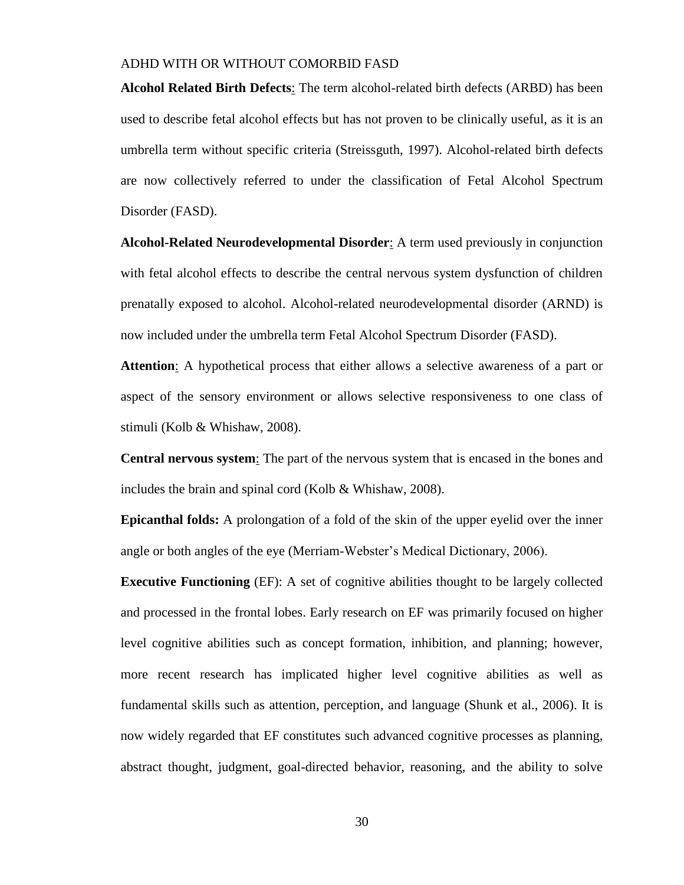**Alcohol Related Birth Defects**: The term alcohol-related birth defects (ARBD) has been used to describe fetal alcohol effects but has not proven to be clinically useful, as it is an umbrella term without specific criteria (Streissguth, 1997). Alcohol-related birth defects are now collectively referred to under the classification of Fetal Alcohol Spectrum Disorder (FASD).

**Alcohol-Related Neurodevelopmental Disorder**: A term used previously in conjunction with fetal alcohol effects to describe the central nervous system dysfunction of children prenatally exposed to alcohol. Alcohol-related neurodevelopmental disorder (ARND) is now included under the umbrella term Fetal Alcohol Spectrum Disorder (FASD).

**Attention**: A hypothetical process that either allows a selective awareness of a part or aspect of the sensory environment or allows selective responsiveness to one class of stimuli (Kolb & Whishaw, 2008).

**Central nervous system**: The part of the nervous system that is encased in the bones and includes the brain and spinal cord (Kolb & Whishaw, 2008).

**Epicanthal folds:** A prolongation of a fold of the skin of the upper eyelid over the inner angle or both angles of the eye (Merriam-Webster's Medical Dictionary, 2006).

**Executive Functioning** (EF): A set of cognitive abilities thought to be largely collected and processed in the frontal lobes. Early research on EF was primarily focused on higher level cognitive abilities such as concept formation, inhibition, and planning; however, more recent research has implicated higher level cognitive abilities as well as fundamental skills such as attention, perception, and language (Shunk et al., 2006). It is now widely regarded that EF constitutes such advanced cognitive processes as planning, abstract thought, judgment, goal-directed behavior, reasoning, and the ability to solve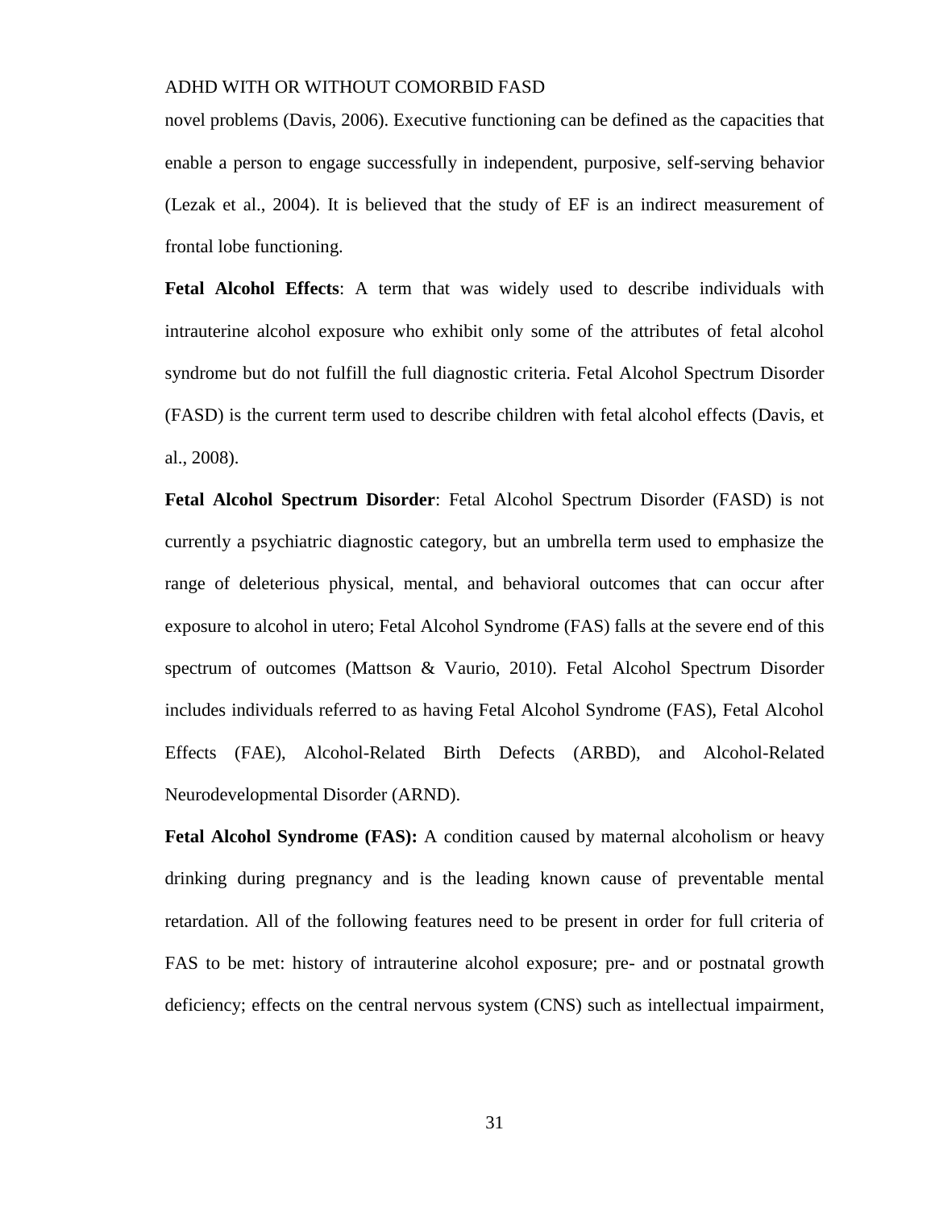novel problems (Davis, 2006). Executive functioning can be defined as the capacities that enable a person to engage successfully in independent, purposive, self-serving behavior (Lezak et al., 2004). It is believed that the study of EF is an indirect measurement of frontal lobe functioning.

**Fetal Alcohol Effects**: A term that was widely used to describe individuals with intrauterine alcohol exposure who exhibit only some of the attributes of fetal alcohol syndrome but do not fulfill the full diagnostic criteria. Fetal Alcohol Spectrum Disorder (FASD) is the current term used to describe children with fetal alcohol effects (Davis, et al., 2008).

**Fetal Alcohol Spectrum Disorder**: Fetal Alcohol Spectrum Disorder (FASD) is not currently a psychiatric diagnostic category, but an umbrella term used to emphasize the range of deleterious physical, mental, and behavioral outcomes that can occur after exposure to alcohol in utero; Fetal Alcohol Syndrome (FAS) falls at the severe end of this spectrum of outcomes (Mattson & Vaurio, 2010). Fetal Alcohol Spectrum Disorder includes individuals referred to as having Fetal Alcohol Syndrome (FAS), Fetal Alcohol Effects (FAE), Alcohol-Related Birth Defects (ARBD), and Alcohol-Related Neurodevelopmental Disorder (ARND).

**Fetal Alcohol Syndrome (FAS):** A condition caused by maternal alcoholism or heavy drinking during pregnancy and is the leading known cause of preventable mental retardation. All of the following features need to be present in order for full criteria of FAS to be met: history of intrauterine alcohol exposure; pre- and or postnatal growth deficiency; effects on the central nervous system (CNS) such as intellectual impairment,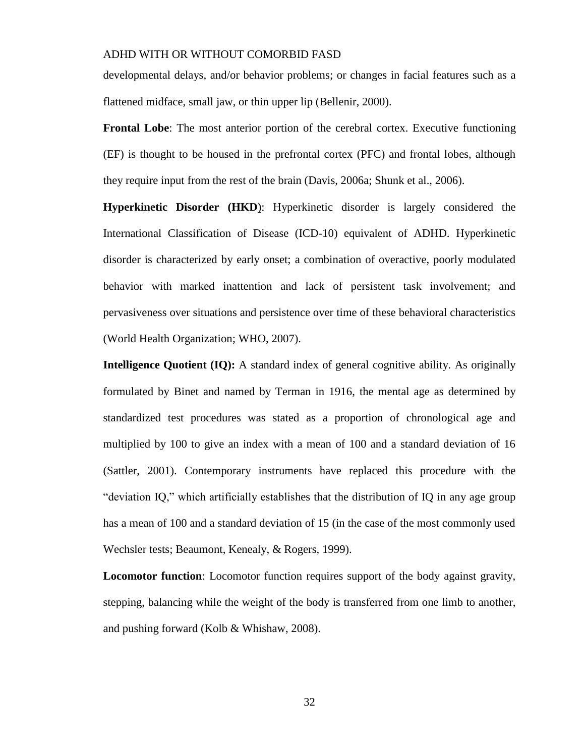developmental delays, and/or behavior problems; or changes in facial features such as a flattened midface, small jaw, or thin upper lip (Bellenir, 2000).

**Frontal Lobe**: The most anterior portion of the cerebral cortex. Executive functioning (EF) is thought to be housed in the prefrontal cortex (PFC) and frontal lobes, although they require input from the rest of the brain (Davis, 2006a; Shunk et al., 2006).

**Hyperkinetic Disorder (HKD)**: Hyperkinetic disorder is largely considered the International Classification of Disease (ICD-10) equivalent of ADHD. Hyperkinetic disorder is characterized by early onset; a combination of overactive, poorly modulated behavior with marked inattention and lack of persistent task involvement; and pervasiveness over situations and persistence over time of these behavioral characteristics (World Health Organization; WHO, 2007).

**Intelligence Quotient (IQ):** A standard index of general cognitive ability. As originally formulated by Binet and named by Terman in 1916, the mental age as determined by standardized test procedures was stated as a proportion of chronological age and multiplied by 100 to give an index with a mean of 100 and a standard deviation of 16 (Sattler, 2001). Contemporary instruments have replaced this procedure with the "deviation IQ," which artificially establishes that the distribution of IQ in any age group has a mean of 100 and a standard deviation of 15 (in the case of the most commonly used Wechsler tests; Beaumont, Kenealy, & Rogers, 1999).

**Locomotor function**: Locomotor function requires support of the body against gravity, stepping, balancing while the weight of the body is transferred from one limb to another, and pushing forward (Kolb & Whishaw, 2008).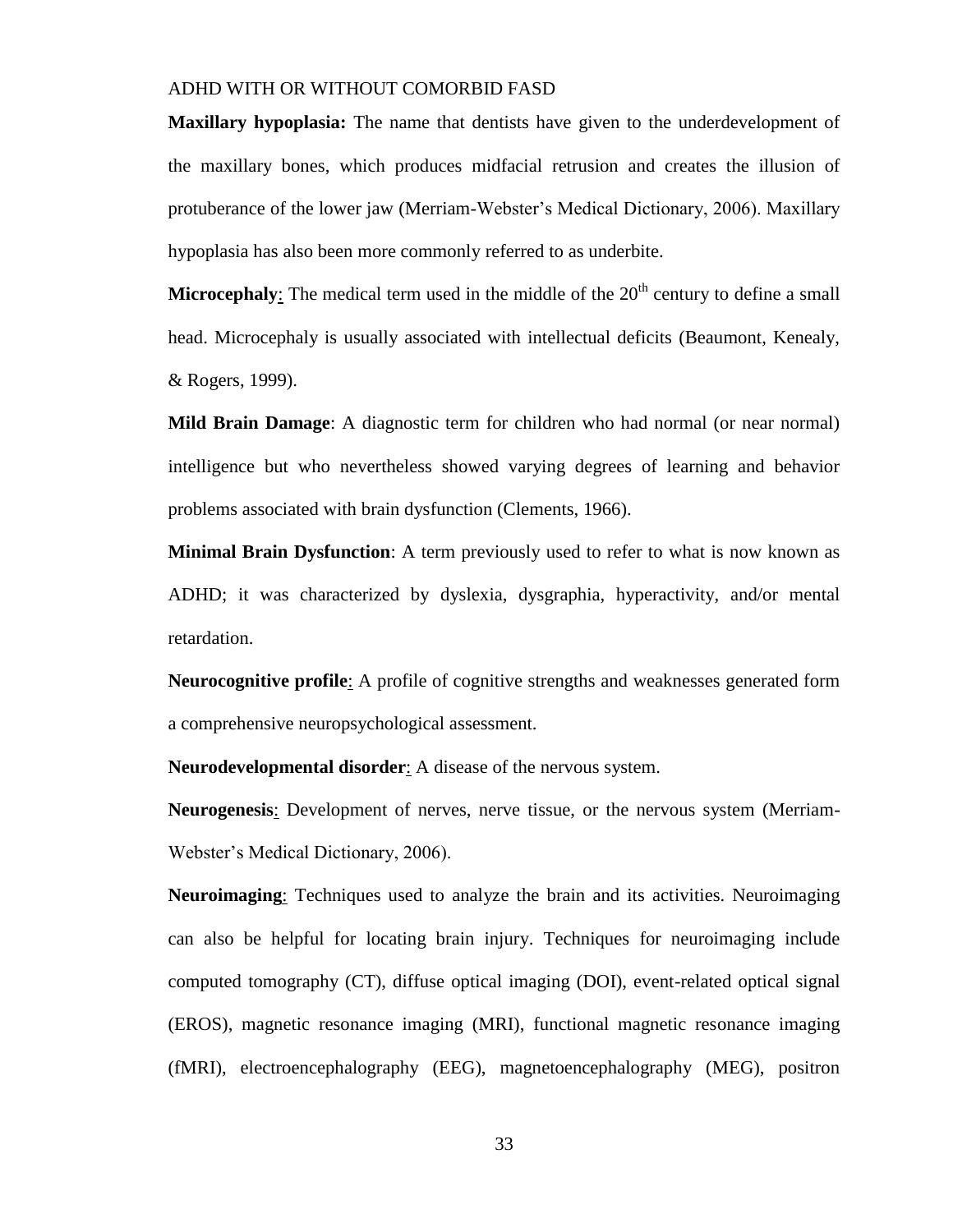**Maxillary hypoplasia:** The name that dentists have given to the underdevelopment of the maxillary bones, which produces midfacial retrusion and creates the illusion of protuberance of the lower jaw (Merriam-Webster's Medical Dictionary, 2006). Maxillary hypoplasia has also been more commonly referred to as underbite.

**Microcephaly**: The medical term used in the middle of the 20th century to define a small head. Microcephaly is usually associated with intellectual deficits (Beaumont, Kenealy, & Rogers, 1999).

**Mild Brain Damage**: A diagnostic term for children who had normal (or near normal) intelligence but who nevertheless showed varying degrees of learning and behavior problems associated with brain dysfunction (Clements, 1966).

**Minimal Brain Dysfunction**: A term previously used to refer to what is now known as ADHD; it was characterized by dyslexia, dysgraphia, hyperactivity, and/or mental retardation.

**Neurocognitive profile**: A profile of cognitive strengths and weaknesses generated form a comprehensive neuropsychological assessment.

**Neurodevelopmental disorder**: A disease of the nervous system.

**Neurogenesis**: Development of nerves, nerve tissue, or the nervous system (Merriam-Webster's Medical Dictionary, 2006).

**Neuroimaging**: Techniques used to analyze the brain and its activities. Neuroimaging can also be helpful for locating brain injury. Techniques for neuroimaging include computed tomography (CT), diffuse optical imaging (DOI), event-related optical signal (EROS), magnetic resonance imaging (MRI), functional magnetic resonance imaging (fMRI), electroencephalography (EEG), magnetoencephalography (MEG), positron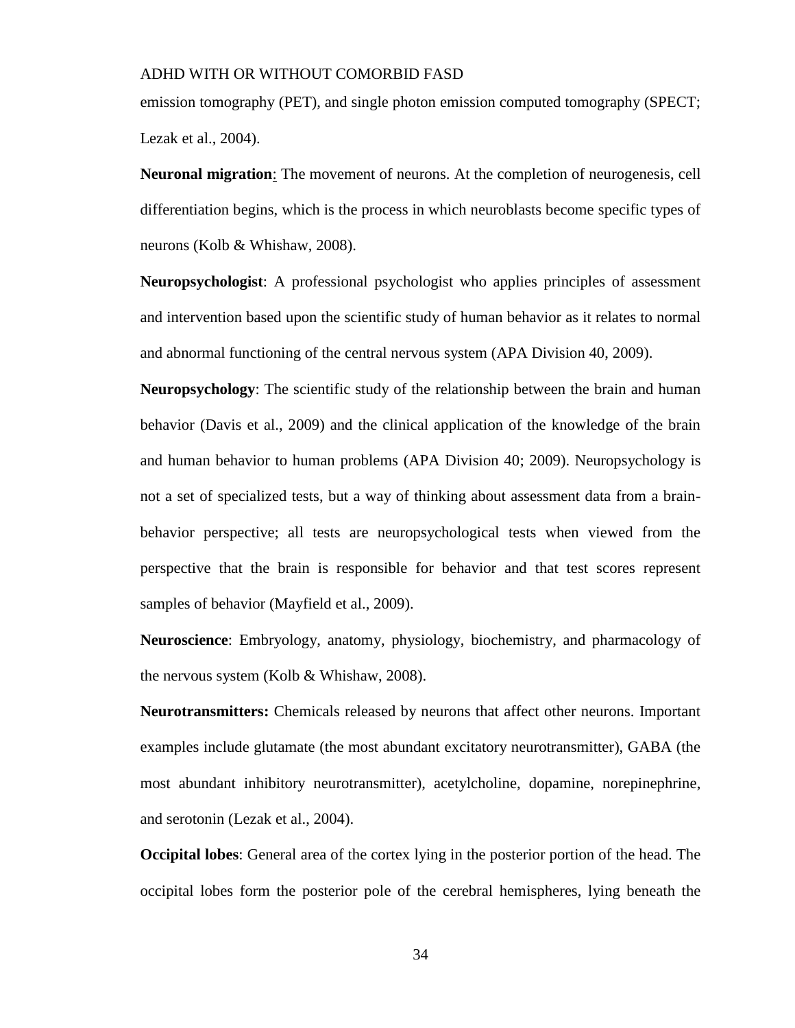emission tomography (PET), and single photon emission computed tomography (SPECT; Lezak et al., 2004).

**Neuronal migration**: The movement of neurons. At the completion of neurogenesis, cell differentiation begins, which is the process in which neuroblasts become specific types of neurons (Kolb & Whishaw, 2008).

**Neuropsychologist**: A professional psychologist who applies principles of assessment and intervention based upon the scientific study of human behavior as it relates to normal and abnormal functioning of the central nervous system (APA Division 40, 2009).

**Neuropsychology**: The scientific study of the relationship between the brain and human behavior (Davis et al., 2009) and the clinical application of the knowledge of the brain and human behavior to human problems (APA Division 40; 2009). Neuropsychology is not a set of specialized tests, but a way of thinking about assessment data from a brain-behavior perspective; all tests are neuropsychological tests when viewed from the perspective that the brain is responsible for behavior and that test scores represent samples of behavior (Mayfield et al., 2009).

**Neuroscience**: Embryology, anatomy, physiology, biochemistry, and pharmacology of the nervous system (Kolb & Whishaw, 2008).

**Neurotransmitters:** Chemicals released by neurons that affect other neurons. Important examples include glutamate (the most abundant excitatory neurotransmitter), GABA (the most abundant inhibitory neurotransmitter), acetylcholine, dopamine, norepinephrine, and serotonin (Lezak et al., 2004).

**Occipital lobes**: General area of the cortex lying in the posterior portion of the head. The occipital lobes form the posterior pole of the cerebral hemispheres, lying beneath the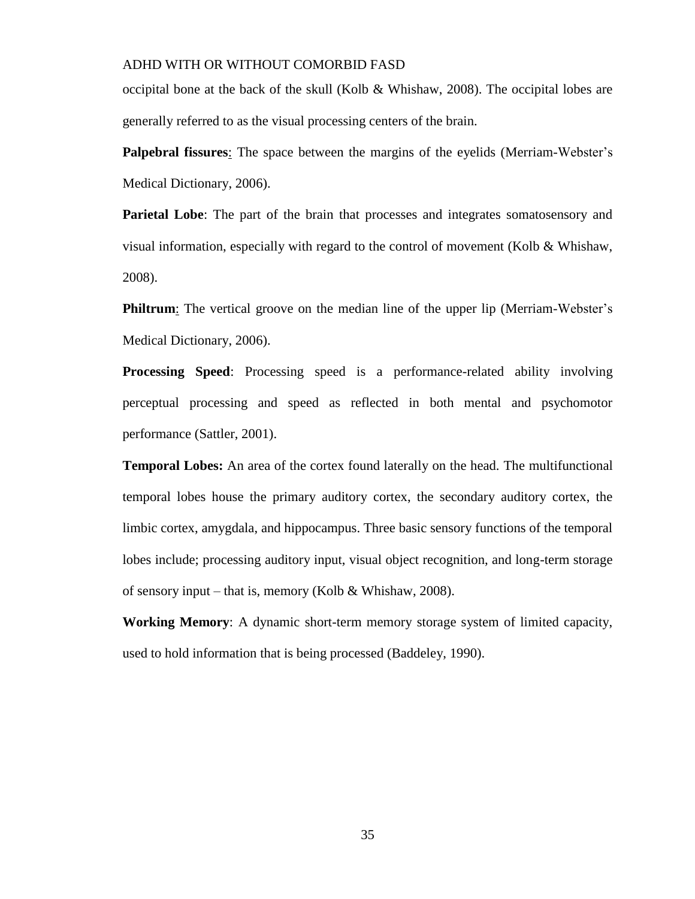occipital bone at the back of the skull (Kolb & Whishaw, 2008). The occipital lobes are generally referred to as the visual processing centers of the brain.

**Palpebral fissures**: The space between the margins of the eyelids (Merriam-Webster's Medical Dictionary, 2006).

**Parietal Lobe**: The part of the brain that processes and integrates somatosensory and visual information, especially with regard to the control of movement (Kolb & Whishaw, 2008).

**Philtrum**: The vertical groove on the median line of the upper lip (Merriam-Webster's Medical Dictionary, 2006).

**Processing Speed**: Processing speed is a performance-related ability involving perceptual processing and speed as reflected in both mental and psychomotor performance (Sattler, 2001).

**Temporal Lobes:** An area of the cortex found laterally on the head. The multifunctional temporal lobes house the primary auditory cortex, the secondary auditory cortex, the limbic cortex, amygdala, and hippocampus. Three basic sensory functions of the temporal lobes include; processing auditory input, visual object recognition, and long-term storage of sensory input – that is, memory (Kolb & Whishaw, 2008).

**Working Memory**: A dynamic short-term memory storage system of limited capacity, used to hold information that is being processed (Baddeley, 1990).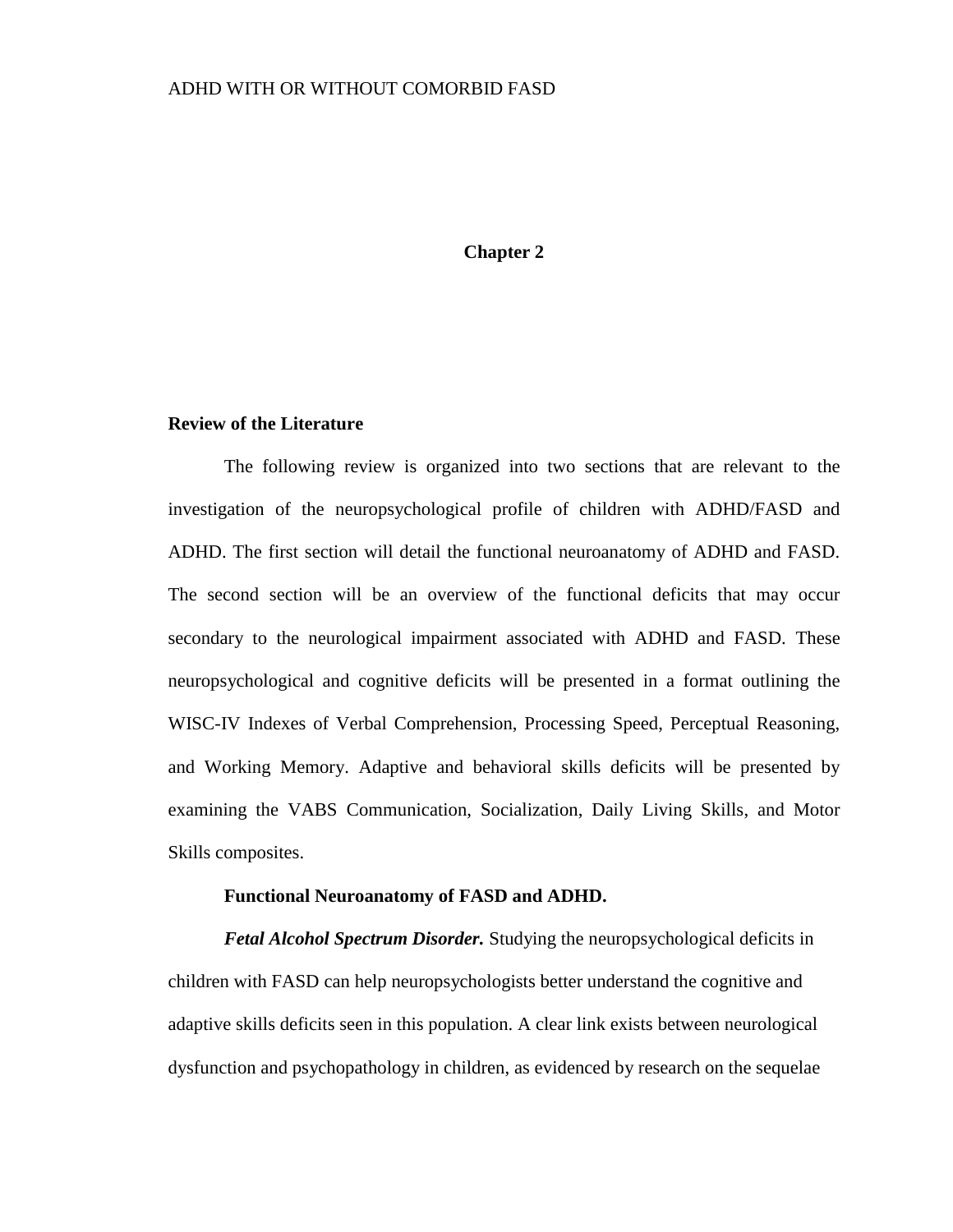# Chapter 2

## Review of the Literature

The following review is organized into two sections that are relevant to the investigation of the neuropsychological profile of children with ADHD/FASD and ADHD. The first section will detail the functional neuroanatomy of ADHD and FASD. The second section will be an overview of the functional deficits that may occur secondary to the neurological impairment associated with ADHD and FASD. These neuropsychological and cognitive deficits will be presented in a format outlining the WISC-IV Indexes of Verbal Comprehension, Processing Speed, Perceptual Reasoning, and Working Memory. Adaptive and behavioral skills deficits will be presented by examining the VABS Communication, Socialization, Daily Living Skills, and Motor Skills composites.

### Functional Neuroanatomy of FASD and ADHD.

***Fetal Alcohol Spectrum Disorder.*** Studying the neuropsychological deficits in children with FASD can help neuropsychologists better understand the cognitive and adaptive skills deficits seen in this population. A clear link exists between neurological dysfunction and psychopathology in children, as evidenced by research on the sequelae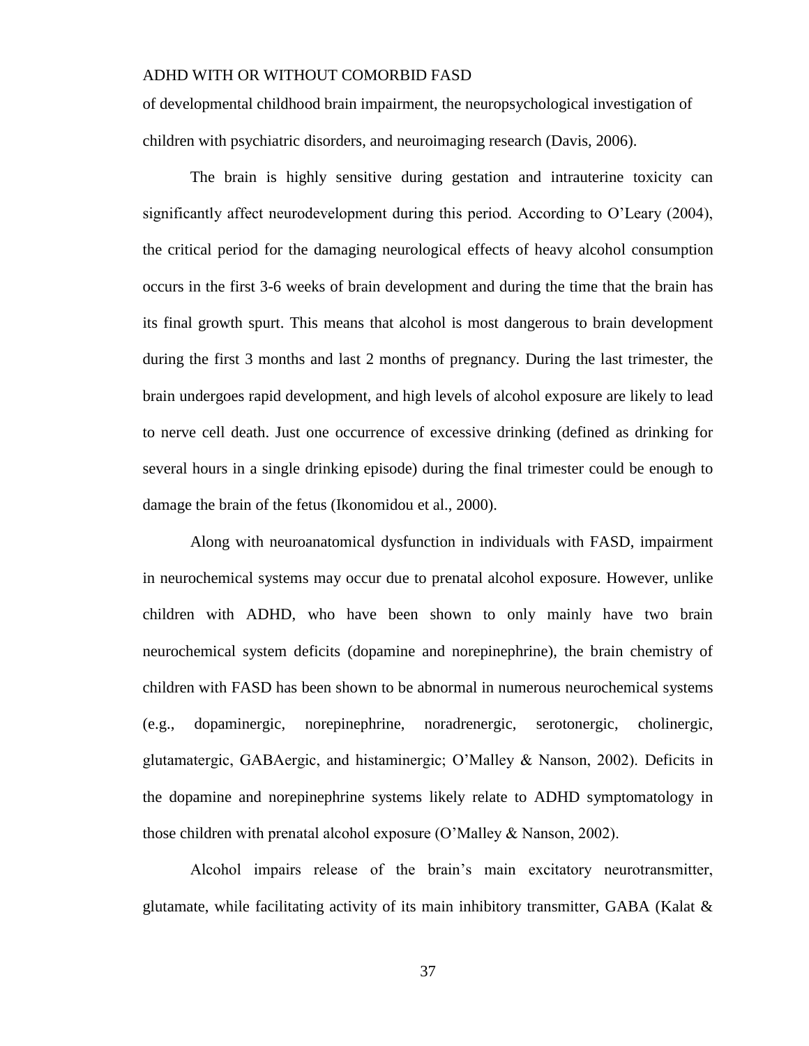of developmental childhood brain impairment, the neuropsychological investigation of children with psychiatric disorders, and neuroimaging research (Davis, 2006).

The brain is highly sensitive during gestation and intrauterine toxicity can significantly affect neurodevelopment during this period. According to O'Leary (2004), the critical period for the damaging neurological effects of heavy alcohol consumption occurs in the first 3-6 weeks of brain development and during the time that the brain has its final growth spurt. This means that alcohol is most dangerous to brain development during the first 3 months and last 2 months of pregnancy. During the last trimester, the brain undergoes rapid development, and high levels of alcohol exposure are likely to lead to nerve cell death. Just one occurrence of excessive drinking (defined as drinking for several hours in a single drinking episode) during the final trimester could be enough to damage the brain of the fetus (Ikonomidou et al., 2000).

Along with neuroanatomical dysfunction in individuals with FASD, impairment in neurochemical systems may occur due to prenatal alcohol exposure. However, unlike children with ADHD, who have been shown to only mainly have two brain neurochemical system deficits (dopamine and norepinephrine), the brain chemistry of children with FASD has been shown to be abnormal in numerous neurochemical systems (e.g., dopaminergic, norepinephrine, noradrenergic, serotonergic, cholinergic, glutamatergic, GABAergic, and histaminergic; O'Malley & Nanson, 2002). Deficits in the dopamine and norepinephrine systems likely relate to ADHD symptomatology in those children with prenatal alcohol exposure (O'Malley & Nanson, 2002).

Alcohol impairs release of the brain's main excitatory neurotransmitter, glutamate, while facilitating activity of its main inhibitory transmitter, GABA (Kalat &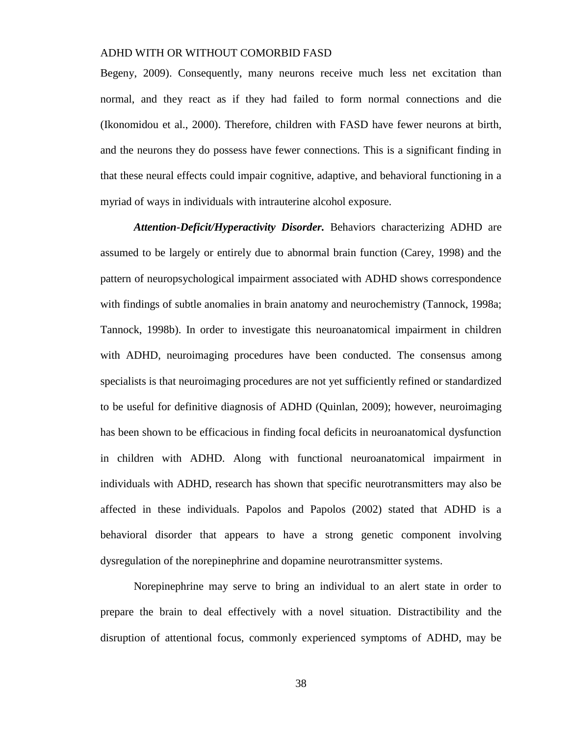Begeny, 2009). Consequently, many neurons receive much less net excitation than normal, and they react as if they had failed to form normal connections and die (Ikonomidou et al., 2000). Therefore, children with FASD have fewer neurons at birth, and the neurons they do possess have fewer connections. This is a significant finding in that these neural effects could impair cognitive, adaptive, and behavioral functioning in a myriad of ways in individuals with intrauterine alcohol exposure.

***Attention-Deficit/Hyperactivity Disorder.*** Behaviors characterizing ADHD are assumed to be largely or entirely due to abnormal brain function (Carey, 1998) and the pattern of neuropsychological impairment associated with ADHD shows correspondence with findings of subtle anomalies in brain anatomy and neurochemistry (Tannock, 1998a; Tannock, 1998b). In order to investigate this neuroanatomical impairment in children with ADHD, neuroimaging procedures have been conducted. The consensus among specialists is that neuroimaging procedures are not yet sufficiently refined or standardized to be useful for definitive diagnosis of ADHD (Quinlan, 2009); however, neuroimaging has been shown to be efficacious in finding focal deficits in neuroanatomical dysfunction in children with ADHD. Along with functional neuroanatomical impairment in individuals with ADHD, research has shown that specific neurotransmitters may also be affected in these individuals. Papolos and Papolos (2002) stated that ADHD is a behavioral disorder that appears to have a strong genetic component involving dysregulation of the norepinephrine and dopamine neurotransmitter systems.

Norepinephrine may serve to bring an individual to an alert state in order to prepare the brain to deal effectively with a novel situation. Distractibility and the disruption of attentional focus, commonly experienced symptoms of ADHD, may be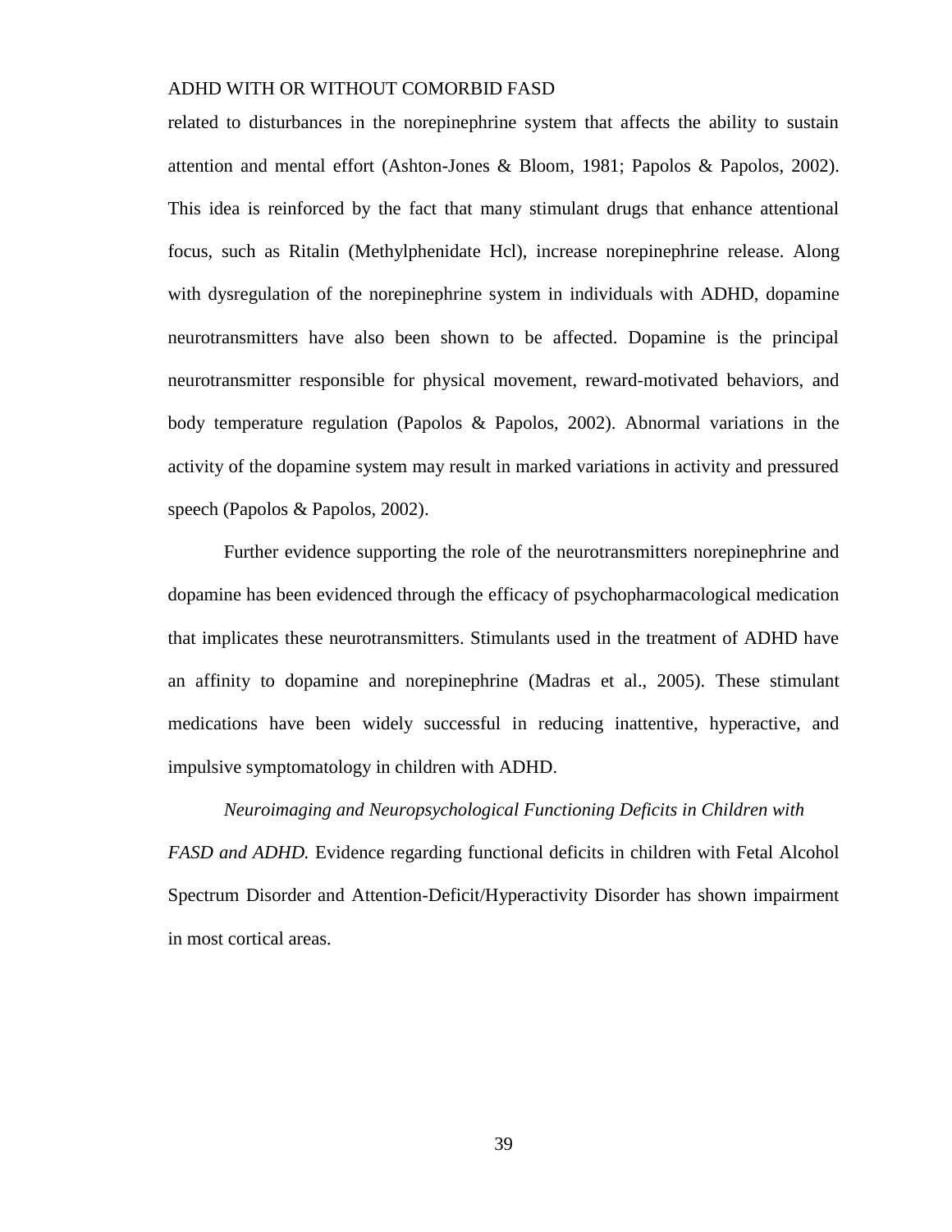related to disturbances in the norepinephrine system that affects the ability to sustain attention and mental effort (Ashton-Jones & Bloom, 1981; Papolos & Papolos, 2002). This idea is reinforced by the fact that many stimulant drugs that enhance attentional focus, such as Ritalin (Methylphenidate Hcl), increase norepinephrine release. Along with dysregulation of the norepinephrine system in individuals with ADHD, dopamine neurotransmitters have also been shown to be affected. Dopamine is the principal neurotransmitter responsible for physical movement, reward-motivated behaviors, and body temperature regulation (Papolos & Papolos, 2002). Abnormal variations in the activity of the dopamine system may result in marked variations in activity and pressured speech (Papolos & Papolos, 2002).

Further evidence supporting the role of the neurotransmitters norepinephrine and dopamine has been evidenced through the efficacy of psychopharmacological medication that implicates these neurotransmitters. Stimulants used in the treatment of ADHD have an affinity to dopamine and norepinephrine (Madras et al., 2005). These stimulant medications have been widely successful in reducing inattentive, hyperactive, and impulsive symptomatology in children with ADHD.

*Neuroimaging and Neuropsychological Functioning Deficits in Children with FASD and ADHD.* Evidence regarding functional deficits in children with Fetal Alcohol Spectrum Disorder and Attention-Deficit/Hyperactivity Disorder has shown impairment in most cortical areas.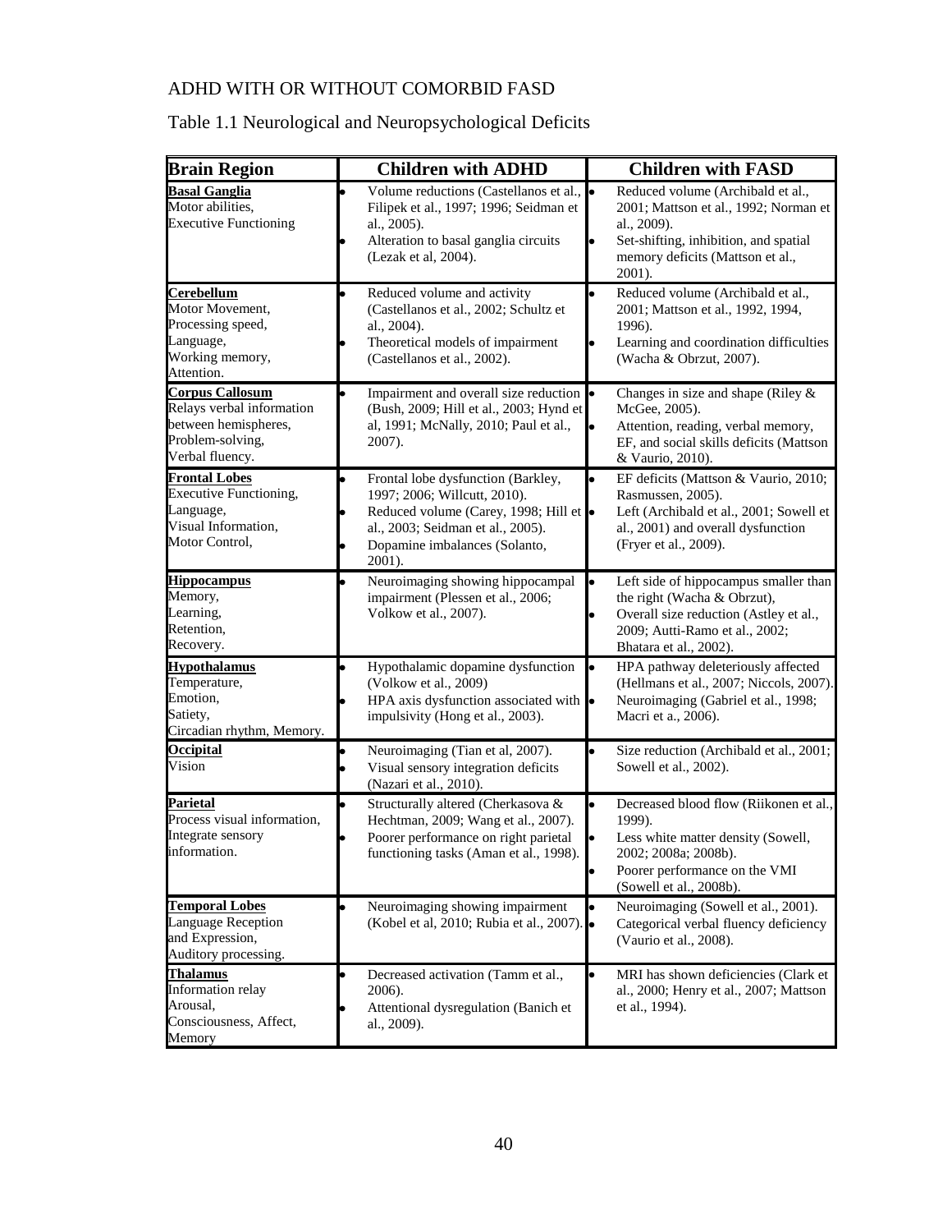Table 1.1 Neurological and Neuropsychological Deficits

| Brain Region | Children with ADHD | Children with FASD |
|---|---|---|
| **Basal Ganglia**<br>Motor abilities,<br>Executive Functioning | • Volume reductions (Castellanos et al., Filipek et al., 1997; 1996; Seidman et al., 2005).<br>• Alteration to basal ganglia circuits (Lezak et al, 2004). | • Reduced volume (Archibald et al., 2001; Mattson et al., 1992; Norman et al., 2009).<br>• Set-shifting, inhibition, and spatial memory deficits (Mattson et al., 2001). |
| **Cerebellum**<br>Motor Movement,<br>Processing speed,<br>Language,<br>Working memory,<br>Attention. | • Reduced volume and activity (Castellanos et al., 2002; Schultz et al., 2004).<br>• Theoretical models of impairment (Castellanos et al., 2002). | • Reduced volume (Archibald et al., 2001; Mattson et al., 1992, 1994, 1996).<br>• Learning and coordination difficulties (Wacha & Obrzut, 2007). |
| **Corpus Callosum**<br>Relays verbal information between hemispheres,<br>Problem-solving,<br>Verbal fluency. | • Impairment and overall size reduction (Bush, 2009; Hill et al., 2003; Hynd et al, 1991; McNally, 2010; Paul et al., 2007). | • Changes in size and shape (Riley & McGee, 2005).<br>• Attention, reading, verbal memory, EF, and social skills deficits (Mattson & Vaurio, 2010). |
| **Frontal Lobes**<br>Executive Functioning,<br>Language,<br>Visual Information,<br>Motor Control, | • Frontal lobe dysfunction (Barkley, 1997; 2006; Willcutt, 2010).<br>• Reduced volume (Carey, 1998; Hill et al., 2003; Seidman et al., 2005).<br>• Dopamine imbalances (Solanto, 2001). | • EF deficits (Mattson & Vaurio, 2010; Rasmussen, 2005).<br>• Left (Archibald et al., 2001; Sowell et al., 2001) and overall dysfunction (Fryer et al., 2009). |
| **Hippocampus**<br>Memory,<br>Learning,<br>Retention,<br>Recovery. | • Neuroimaging showing hippocampal impairment (Plessen et al., 2006; Volkow et al., 2007). | • Left side of hippocampus smaller than the right (Wacha & Obrzut),<br>• Overall size reduction (Astley et al., 2009; Autti-Ramo et al., 2002; Bhatara et al., 2002). |
| **Hypothalamus**<br>Temperature,<br>Emotion,<br>Satiety,<br>Circadian rhythm, Memory. | • Hypothalamic dopamine dysfunction (Volkow et al., 2009)<br>• HPA axis dysfunction associated with impulsivity (Hong et al., 2003). | • HPA pathway deleteriously affected (Hellmans et al., 2007; Niccols, 2007).<br>• Neuroimaging (Gabriel et al., 1998; Macri et a., 2006). |
| **Occipital**<br>Vision | • Neuroimaging (Tian et al, 2007).<br>• Visual sensory integration deficits (Nazari et al., 2010). | • Size reduction (Archibald et al., 2001; Sowell et al., 2002). |
| **Parietal**<br>Process visual information,<br>Integrate sensory information. | • Structurally altered (Cherkasova & Hechtman, 2009; Wang et al., 2007).<br>• Poorer performance on right parietal functioning tasks (Aman et al., 1998). | • Decreased blood flow (Riikonen et al., 1999).<br>• Less white matter density (Sowell, 2002; 2008a; 2008b).<br>• Poorer performance on the VMI (Sowell et al., 2008b). |
| **Temporal Lobes**<br>Language Reception and Expression,<br>Auditory processing. | • Neuroimaging showing impairment (Kobel et al, 2010; Rubia et al., 2007). | • Neuroimaging (Sowell et al., 2001).<br>• Categorical verbal fluency deficiency (Vaurio et al., 2008). |
| **Thalamus**<br>Information relay<br>Arousal,<br>Consciousness, Affect,<br>Memory | • Decreased activation (Tamm et al., 2006).<br>• Attentional dysregulation (Banich et al., 2009). | • MRI has shown deficiencies (Clark et al., 2000; Henry et al., 2007; Mattson et al., 1994). |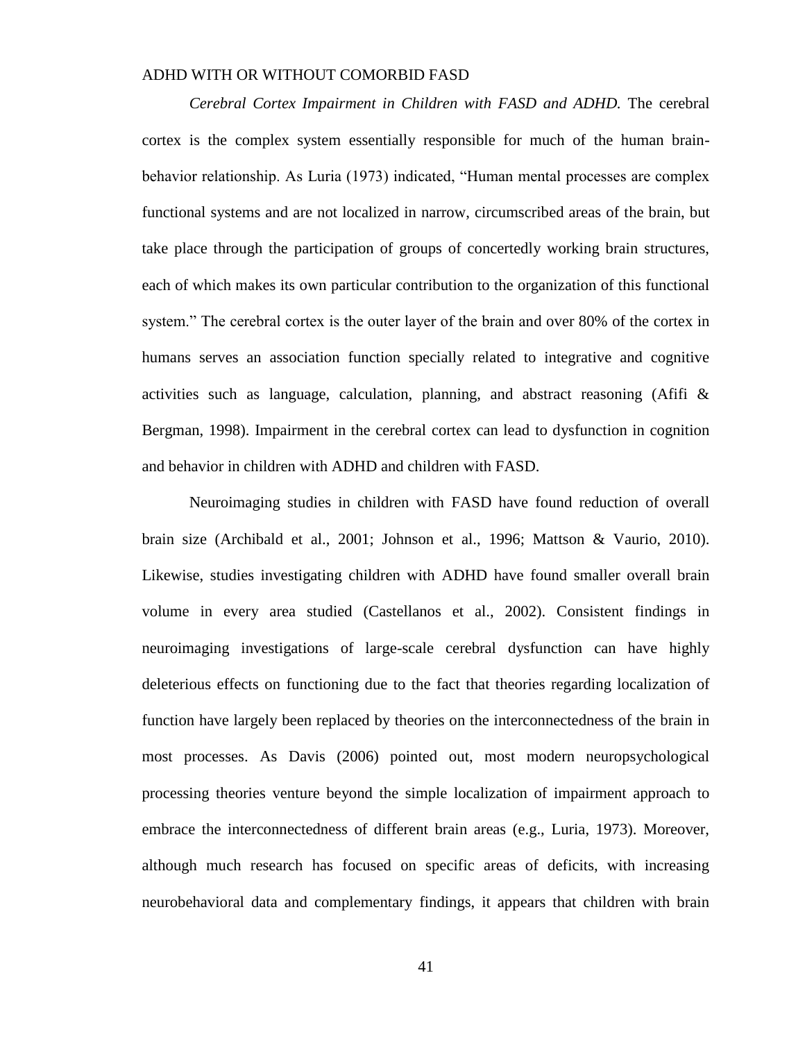*Cerebral Cortex Impairment in Children with FASD and ADHD.* The cerebral cortex is the complex system essentially responsible for much of the human brain-behavior relationship. As Luria (1973) indicated, "Human mental processes are complex functional systems and are not localized in narrow, circumscribed areas of the brain, but take place through the participation of groups of concertedly working brain structures, each of which makes its own particular contribution to the organization of this functional system." The cerebral cortex is the outer layer of the brain and over 80% of the cortex in humans serves an association function specially related to integrative and cognitive activities such as language, calculation, planning, and abstract reasoning (Afifi & Bergman, 1998). Impairment in the cerebral cortex can lead to dysfunction in cognition and behavior in children with ADHD and children with FASD.

Neuroimaging studies in children with FASD have found reduction of overall brain size (Archibald et al., 2001; Johnson et al., 1996; Mattson & Vaurio, 2010). Likewise, studies investigating children with ADHD have found smaller overall brain volume in every area studied (Castellanos et al., 2002). Consistent findings in neuroimaging investigations of large-scale cerebral dysfunction can have highly deleterious effects on functioning due to the fact that theories regarding localization of function have largely been replaced by theories on the interconnectedness of the brain in most processes. As Davis (2006) pointed out, most modern neuropsychological processing theories venture beyond the simple localization of impairment approach to embrace the interconnectedness of different brain areas (e.g., Luria, 1973). Moreover, although much research has focused on specific areas of deficits, with increasing neurobehavioral data and complementary findings, it appears that children with brain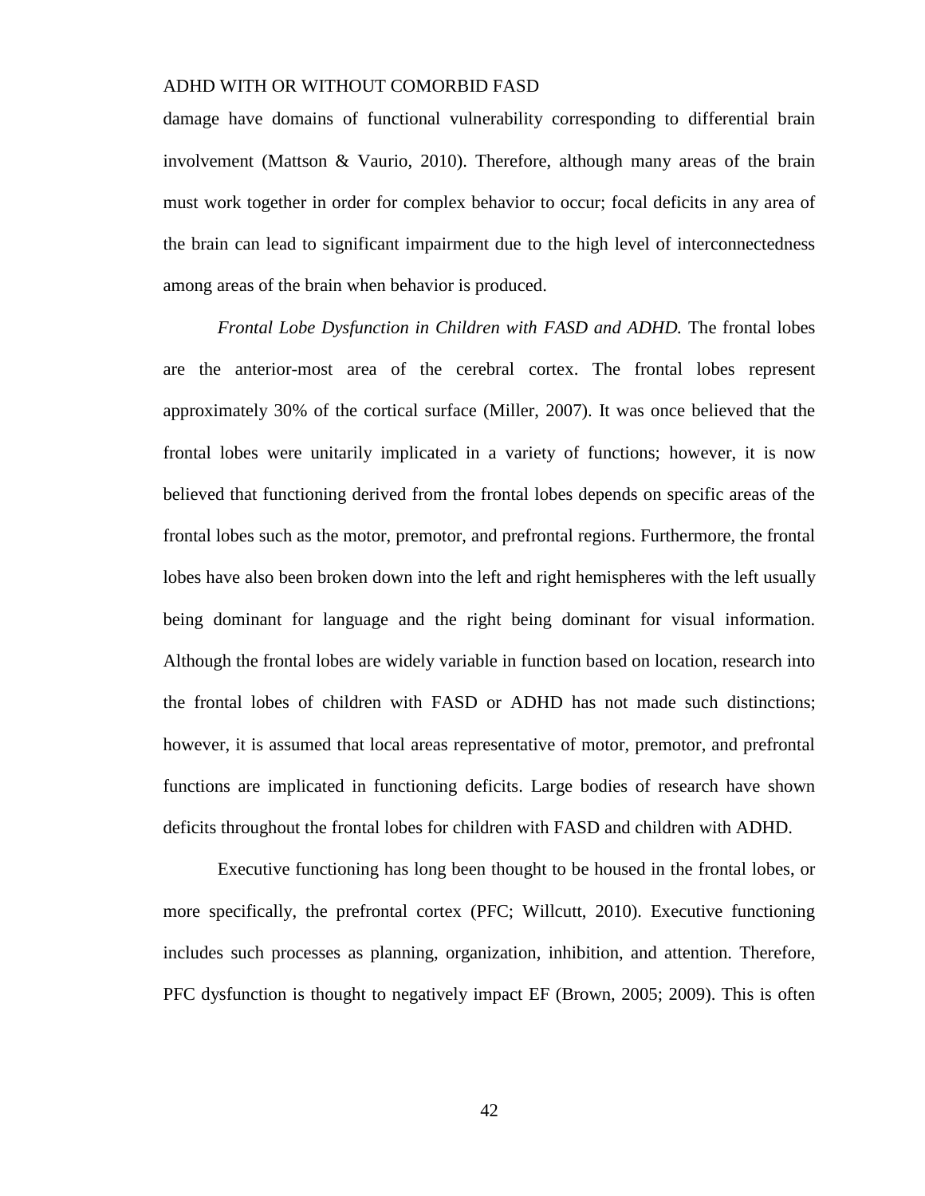damage have domains of functional vulnerability corresponding to differential brain involvement (Mattson & Vaurio, 2010). Therefore, although many areas of the brain must work together in order for complex behavior to occur; focal deficits in any area of the brain can lead to significant impairment due to the high level of interconnectedness among areas of the brain when behavior is produced.

*Frontal Lobe Dysfunction in Children with FASD and ADHD.* The frontal lobes are the anterior-most area of the cerebral cortex. The frontal lobes represent approximately 30% of the cortical surface (Miller, 2007). It was once believed that the frontal lobes were unitarily implicated in a variety of functions; however, it is now believed that functioning derived from the frontal lobes depends on specific areas of the frontal lobes such as the motor, premotor, and prefrontal regions. Furthermore, the frontal lobes have also been broken down into the left and right hemispheres with the left usually being dominant for language and the right being dominant for visual information. Although the frontal lobes are widely variable in function based on location, research into the frontal lobes of children with FASD or ADHD has not made such distinctions; however, it is assumed that local areas representative of motor, premotor, and prefrontal functions are implicated in functioning deficits. Large bodies of research have shown deficits throughout the frontal lobes for children with FASD and children with ADHD.

Executive functioning has long been thought to be housed in the frontal lobes, or more specifically, the prefrontal cortex (PFC; Willcutt, 2010). Executive functioning includes such processes as planning, organization, inhibition, and attention. Therefore, PFC dysfunction is thought to negatively impact EF (Brown, 2005; 2009). This is often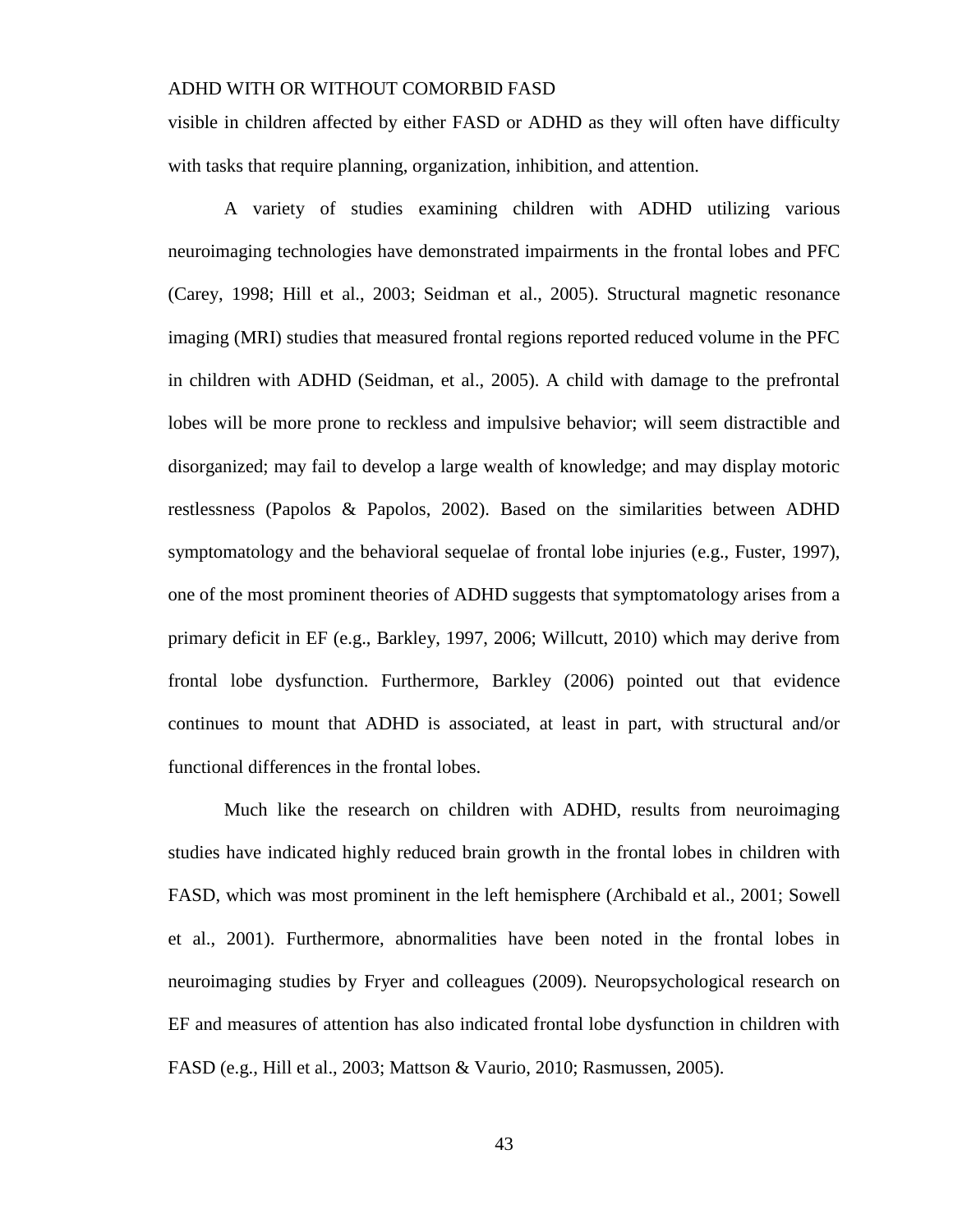visible in children affected by either FASD or ADHD as they will often have difficulty with tasks that require planning, organization, inhibition, and attention.

A variety of studies examining children with ADHD utilizing various neuroimaging technologies have demonstrated impairments in the frontal lobes and PFC (Carey, 1998; Hill et al., 2003; Seidman et al., 2005). Structural magnetic resonance imaging (MRI) studies that measured frontal regions reported reduced volume in the PFC in children with ADHD (Seidman, et al., 2005). A child with damage to the prefrontal lobes will be more prone to reckless and impulsive behavior; will seem distractible and disorganized; may fail to develop a large wealth of knowledge; and may display motoric restlessness (Papolos & Papolos, 2002). Based on the similarities between ADHD symptomatology and the behavioral sequelae of frontal lobe injuries (e.g., Fuster, 1997), one of the most prominent theories of ADHD suggests that symptomatology arises from a primary deficit in EF (e.g., Barkley, 1997, 2006; Willcutt, 2010) which may derive from frontal lobe dysfunction. Furthermore, Barkley (2006) pointed out that evidence continues to mount that ADHD is associated, at least in part, with structural and/or functional differences in the frontal lobes.

Much like the research on children with ADHD, results from neuroimaging studies have indicated highly reduced brain growth in the frontal lobes in children with FASD, which was most prominent in the left hemisphere (Archibald et al., 2001; Sowell et al., 2001). Furthermore, abnormalities have been noted in the frontal lobes in neuroimaging studies by Fryer and colleagues (2009). Neuropsychological research on EF and measures of attention has also indicated frontal lobe dysfunction in children with FASD (e.g., Hill et al., 2003; Mattson & Vaurio, 2010; Rasmussen, 2005).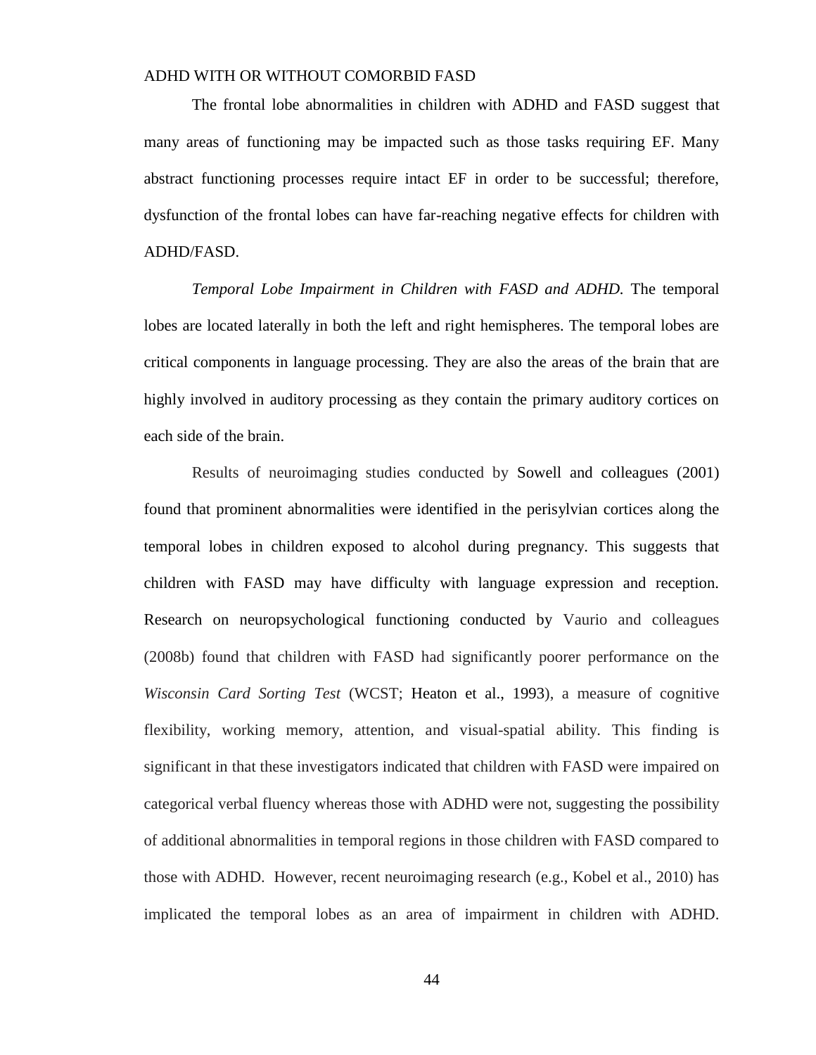The frontal lobe abnormalities in children with ADHD and FASD suggest that many areas of functioning may be impacted such as those tasks requiring EF. Many abstract functioning processes require intact EF in order to be successful; therefore, dysfunction of the frontal lobes can have far-reaching negative effects for children with ADHD/FASD.

*Temporal Lobe Impairment in Children with FASD and ADHD.* The temporal lobes are located laterally in both the left and right hemispheres. The temporal lobes are critical components in language processing. They are also the areas of the brain that are highly involved in auditory processing as they contain the primary auditory cortices on each side of the brain.

Results of neuroimaging studies conducted by Sowell and colleagues (2001) found that prominent abnormalities were identified in the perisylvian cortices along the temporal lobes in children exposed to alcohol during pregnancy. This suggests that children with FASD may have difficulty with language expression and reception. Research on neuropsychological functioning conducted by Vaurio and colleagues (2008b) found that children with FASD had significantly poorer performance on the *Wisconsin Card Sorting Test* (WCST; Heaton et al., 1993), a measure of cognitive flexibility, working memory, attention, and visual-spatial ability. This finding is significant in that these investigators indicated that children with FASD were impaired on categorical verbal fluency whereas those with ADHD were not, suggesting the possibility of additional abnormalities in temporal regions in those children with FASD compared to those with ADHD. However, recent neuroimaging research (e.g., Kobel et al., 2010) has implicated the temporal lobes as an area of impairment in children with ADHD.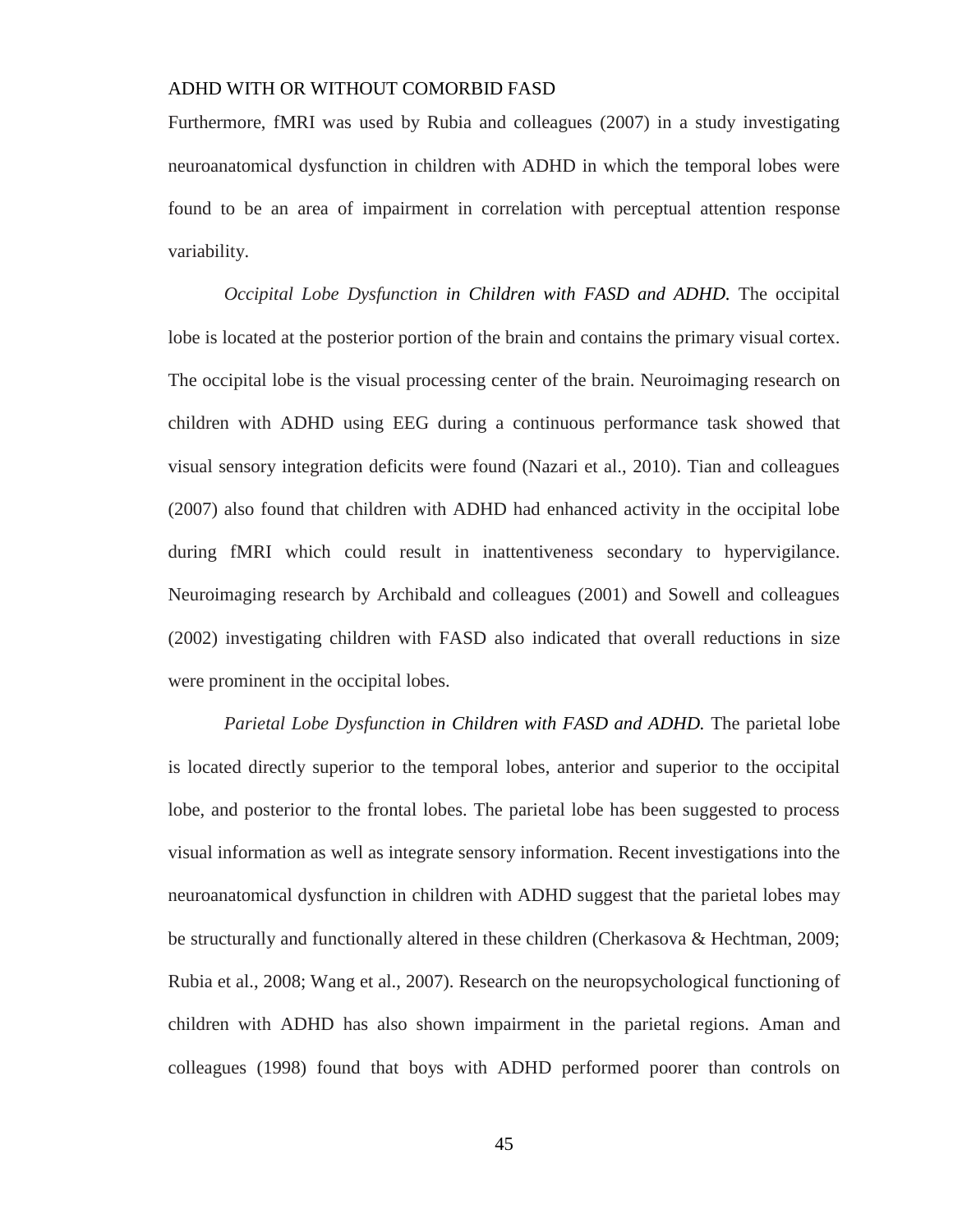Furthermore, fMRI was used by Rubia and colleagues (2007) in a study investigating neuroanatomical dysfunction in children with ADHD in which the temporal lobes were found to be an area of impairment in correlation with perceptual attention response variability.

*Occipital Lobe Dysfunction in Children with FASD and ADHD.* The occipital lobe is located at the posterior portion of the brain and contains the primary visual cortex. The occipital lobe is the visual processing center of the brain. Neuroimaging research on children with ADHD using EEG during a continuous performance task showed that visual sensory integration deficits were found (Nazari et al., 2010). Tian and colleagues (2007) also found that children with ADHD had enhanced activity in the occipital lobe during fMRI which could result in inattentiveness secondary to hypervigilance. Neuroimaging research by Archibald and colleagues (2001) and Sowell and colleagues (2002) investigating children with FASD also indicated that overall reductions in size were prominent in the occipital lobes.

*Parietal Lobe Dysfunction in Children with FASD and ADHD.* The parietal lobe is located directly superior to the temporal lobes, anterior and superior to the occipital lobe, and posterior to the frontal lobes. The parietal lobe has been suggested to process visual information as well as integrate sensory information. Recent investigations into the neuroanatomical dysfunction in children with ADHD suggest that the parietal lobes may be structurally and functionally altered in these children (Cherkasova & Hechtman, 2009; Rubia et al., 2008; Wang et al., 2007). Research on the neuropsychological functioning of children with ADHD has also shown impairment in the parietal regions. Aman and colleagues (1998) found that boys with ADHD performed poorer than controls on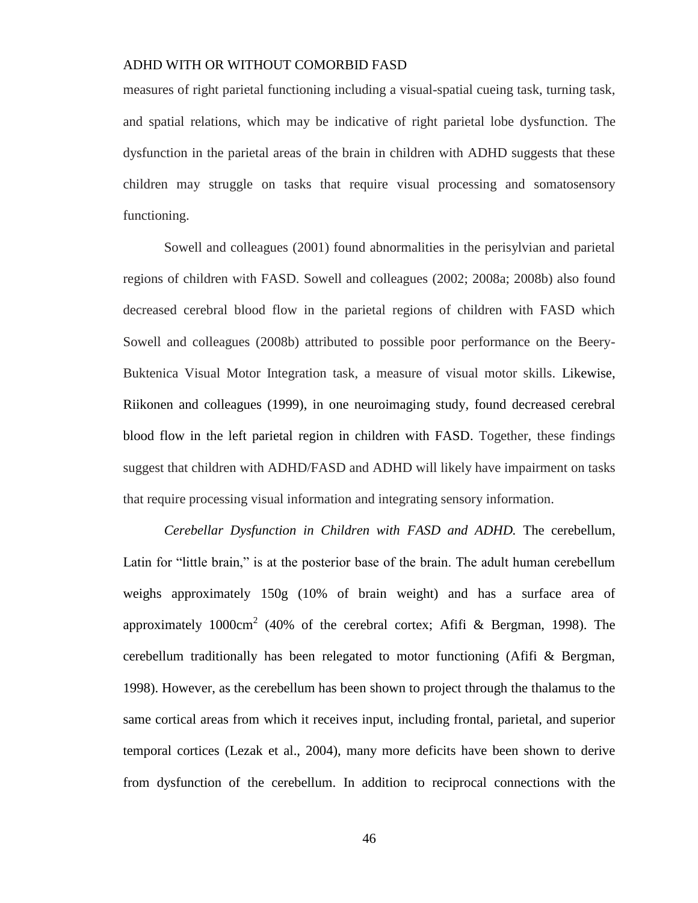measures of right parietal functioning including a visual-spatial cueing task, turning task, and spatial relations, which may be indicative of right parietal lobe dysfunction. The dysfunction in the parietal areas of the brain in children with ADHD suggests that these children may struggle on tasks that require visual processing and somatosensory functioning.

Sowell and colleagues (2001) found abnormalities in the perisylvian and parietal regions of children with FASD. Sowell and colleagues (2002; 2008a; 2008b) also found decreased cerebral blood flow in the parietal regions of children with FASD which Sowell and colleagues (2008b) attributed to possible poor performance on the Beery-Buktenica Visual Motor Integration task, a measure of visual motor skills. Likewise, Riikonen and colleagues (1999), in one neuroimaging study, found decreased cerebral blood flow in the left parietal region in children with FASD. Together, these findings suggest that children with ADHD/FASD and ADHD will likely have impairment on tasks that require processing visual information and integrating sensory information.

*Cerebellar Dysfunction in Children with FASD and ADHD.* The cerebellum, Latin for "little brain," is at the posterior base of the brain. The adult human cerebellum weighs approximately 150g (10% of brain weight) and has a surface area of approximately 1000cm$^2$ (40% of the cerebral cortex; Afifi & Bergman, 1998). The cerebellum traditionally has been relegated to motor functioning (Afifi & Bergman, 1998). However, as the cerebellum has been shown to project through the thalamus to the same cortical areas from which it receives input, including frontal, parietal, and superior temporal cortices (Lezak et al., 2004), many more deficits have been shown to derive from dysfunction of the cerebellum. In addition to reciprocal connections with the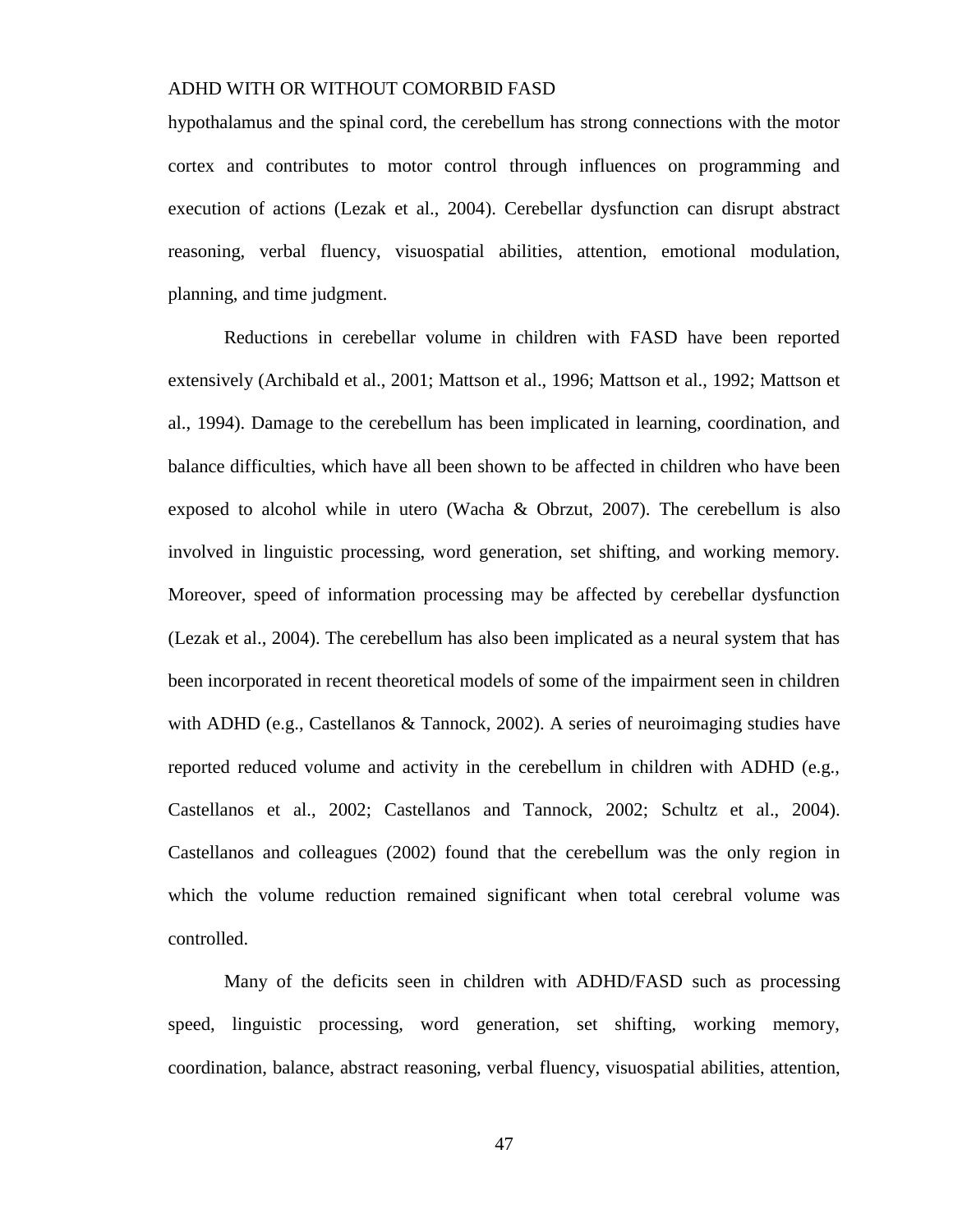hypothalamus and the spinal cord, the cerebellum has strong connections with the motor cortex and contributes to motor control through influences on programming and execution of actions (Lezak et al., 2004). Cerebellar dysfunction can disrupt abstract reasoning, verbal fluency, visuospatial abilities, attention, emotional modulation, planning, and time judgment.

Reductions in cerebellar volume in children with FASD have been reported extensively (Archibald et al., 2001; Mattson et al., 1996; Mattson et al., 1992; Mattson et al., 1994). Damage to the cerebellum has been implicated in learning, coordination, and balance difficulties, which have all been shown to be affected in children who have been exposed to alcohol while in utero (Wacha & Obrzut, 2007). The cerebellum is also involved in linguistic processing, word generation, set shifting, and working memory. Moreover, speed of information processing may be affected by cerebellar dysfunction (Lezak et al., 2004). The cerebellum has also been implicated as a neural system that has been incorporated in recent theoretical models of some of the impairment seen in children with ADHD (e.g., Castellanos & Tannock, 2002). A series of neuroimaging studies have reported reduced volume and activity in the cerebellum in children with ADHD (e.g., Castellanos et al., 2002; Castellanos and Tannock, 2002; Schultz et al., 2004). Castellanos and colleagues (2002) found that the cerebellum was the only region in which the volume reduction remained significant when total cerebral volume was controlled.

Many of the deficits seen in children with ADHD/FASD such as processing speed, linguistic processing, word generation, set shifting, working memory, coordination, balance, abstract reasoning, verbal fluency, visuospatial abilities, attention,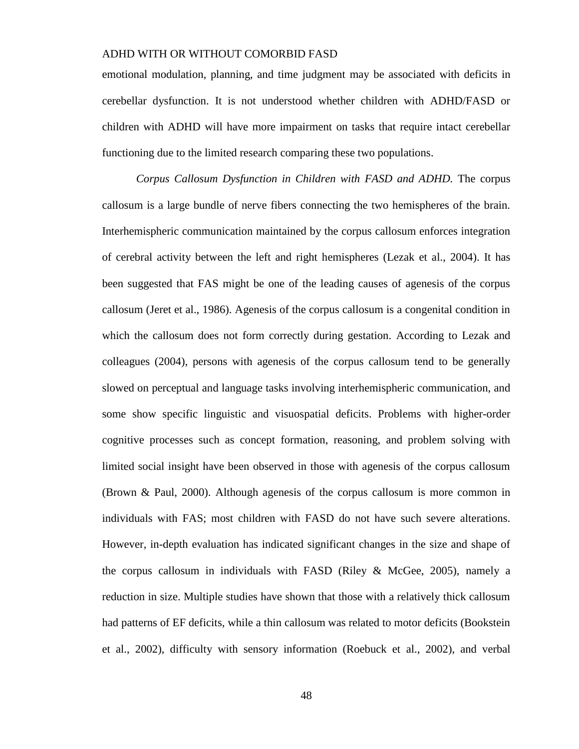emotional modulation, planning, and time judgment may be associated with deficits in cerebellar dysfunction. It is not understood whether children with ADHD/FASD or children with ADHD will have more impairment on tasks that require intact cerebellar functioning due to the limited research comparing these two populations.

*Corpus Callosum Dysfunction in Children with FASD and ADHD.* The corpus callosum is a large bundle of nerve fibers connecting the two hemispheres of the brain. Interhemispheric communication maintained by the corpus callosum enforces integration of cerebral activity between the left and right hemispheres (Lezak et al., 2004). It has been suggested that FAS might be one of the leading causes of agenesis of the corpus callosum (Jeret et al., 1986). Agenesis of the corpus callosum is a congenital condition in which the callosum does not form correctly during gestation. According to Lezak and colleagues (2004), persons with agenesis of the corpus callosum tend to be generally slowed on perceptual and language tasks involving interhemispheric communication, and some show specific linguistic and visuospatial deficits. Problems with higher-order cognitive processes such as concept formation, reasoning, and problem solving with limited social insight have been observed in those with agenesis of the corpus callosum (Brown & Paul, 2000). Although agenesis of the corpus callosum is more common in individuals with FAS; most children with FASD do not have such severe alterations. However, in-depth evaluation has indicated significant changes in the size and shape of the corpus callosum in individuals with FASD (Riley & McGee, 2005), namely a reduction in size. Multiple studies have shown that those with a relatively thick callosum had patterns of EF deficits, while a thin callosum was related to motor deficits (Bookstein et al., 2002), difficulty with sensory information (Roebuck et al., 2002), and verbal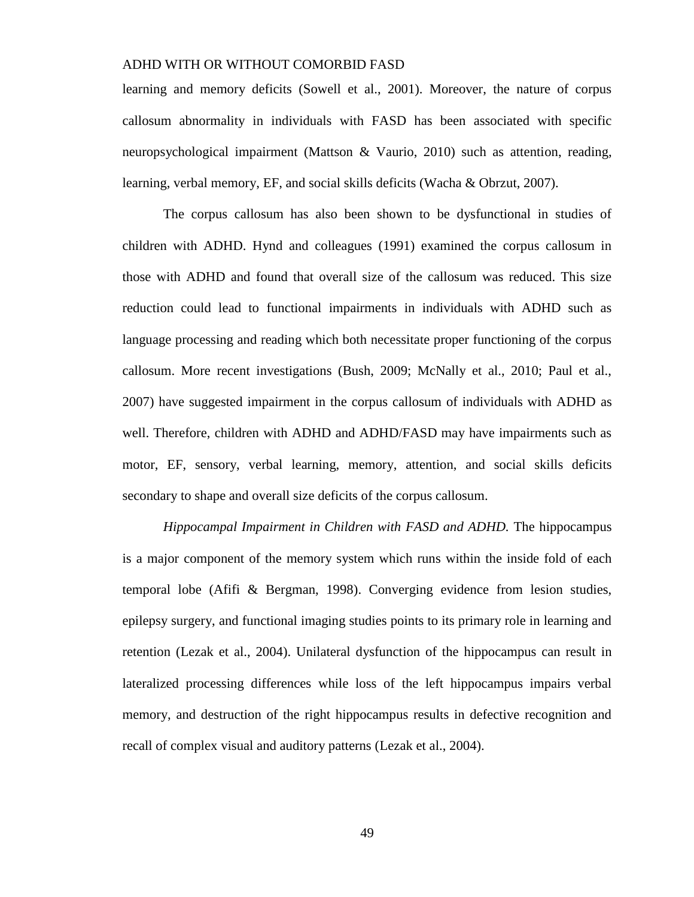learning and memory deficits (Sowell et al., 2001). Moreover, the nature of corpus callosum abnormality in individuals with FASD has been associated with specific neuropsychological impairment (Mattson & Vaurio, 2010) such as attention, reading, learning, verbal memory, EF, and social skills deficits (Wacha & Obrzut, 2007).

The corpus callosum has also been shown to be dysfunctional in studies of children with ADHD. Hynd and colleagues (1991) examined the corpus callosum in those with ADHD and found that overall size of the callosum was reduced. This size reduction could lead to functional impairments in individuals with ADHD such as language processing and reading which both necessitate proper functioning of the corpus callosum. More recent investigations (Bush, 2009; McNally et al., 2010; Paul et al., 2007) have suggested impairment in the corpus callosum of individuals with ADHD as well. Therefore, children with ADHD and ADHD/FASD may have impairments such as motor, EF, sensory, verbal learning, memory, attention, and social skills deficits secondary to shape and overall size deficits of the corpus callosum.

*Hippocampal Impairment in Children with FASD and ADHD.* The hippocampus is a major component of the memory system which runs within the inside fold of each temporal lobe (Afifi & Bergman, 1998). Converging evidence from lesion studies, epilepsy surgery, and functional imaging studies points to its primary role in learning and retention (Lezak et al., 2004). Unilateral dysfunction of the hippocampus can result in lateralized processing differences while loss of the left hippocampus impairs verbal memory, and destruction of the right hippocampus results in defective recognition and recall of complex visual and auditory patterns (Lezak et al., 2004).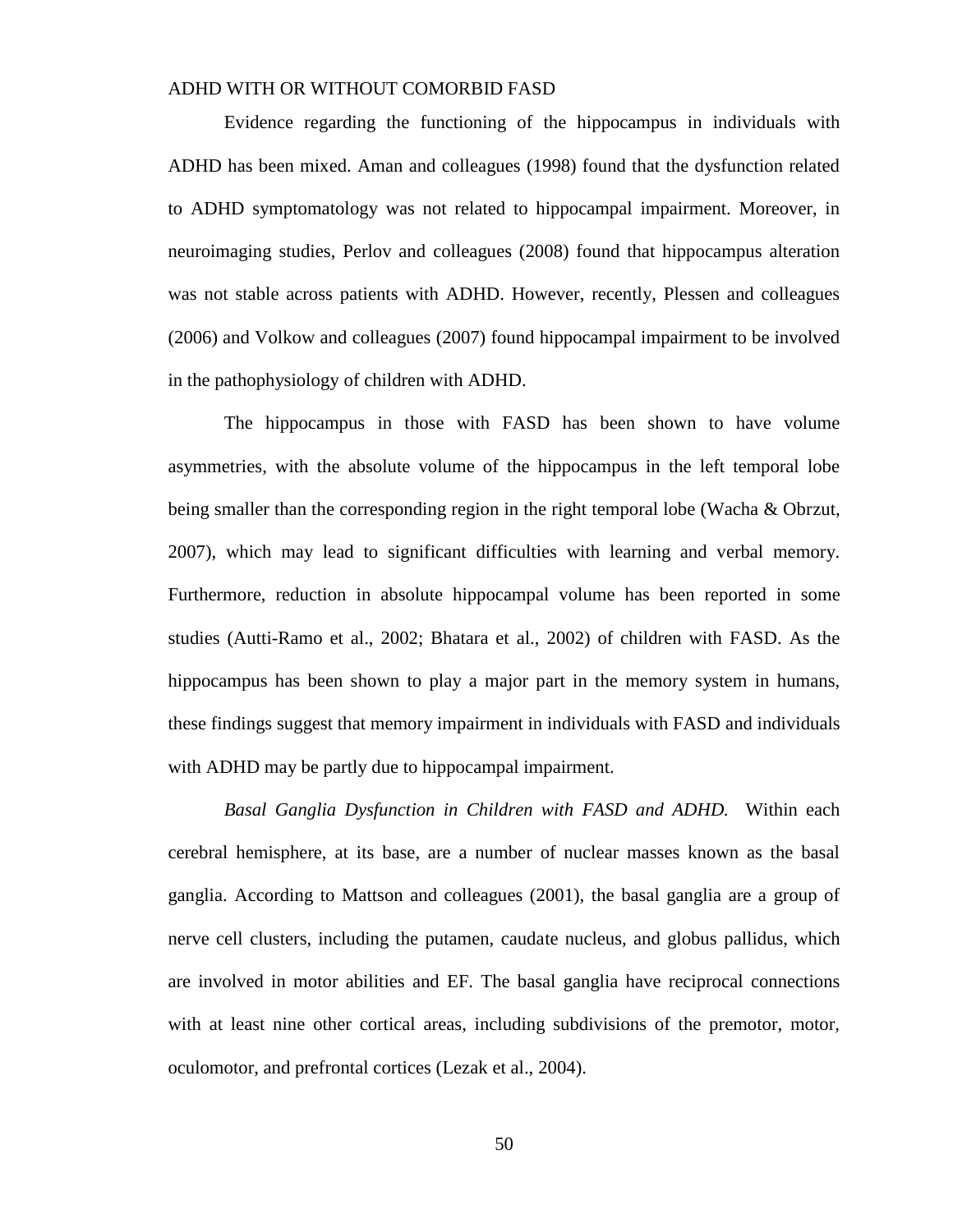Evidence regarding the functioning of the hippocampus in individuals with ADHD has been mixed. Aman and colleagues (1998) found that the dysfunction related to ADHD symptomatology was not related to hippocampal impairment. Moreover, in neuroimaging studies, Perlov and colleagues (2008) found that hippocampus alteration was not stable across patients with ADHD. However, recently, Plessen and colleagues (2006) and Volkow and colleagues (2007) found hippocampal impairment to be involved in the pathophysiology of children with ADHD.

The hippocampus in those with FASD has been shown to have volume asymmetries, with the absolute volume of the hippocampus in the left temporal lobe being smaller than the corresponding region in the right temporal lobe (Wacha & Obrzut, 2007), which may lead to significant difficulties with learning and verbal memory. Furthermore, reduction in absolute hippocampal volume has been reported in some studies (Autti-Ramo et al., 2002; Bhatara et al., 2002) of children with FASD. As the hippocampus has been shown to play a major part in the memory system in humans, these findings suggest that memory impairment in individuals with FASD and individuals with ADHD may be partly due to hippocampal impairment.

*Basal Ganglia Dysfunction in Children with FASD and ADHD.* Within each cerebral hemisphere, at its base, are a number of nuclear masses known as the basal ganglia. According to Mattson and colleagues (2001), the basal ganglia are a group of nerve cell clusters, including the putamen, caudate nucleus, and globus pallidus, which are involved in motor abilities and EF. The basal ganglia have reciprocal connections with at least nine other cortical areas, including subdivisions of the premotor, motor, oculomotor, and prefrontal cortices (Lezak et al., 2004).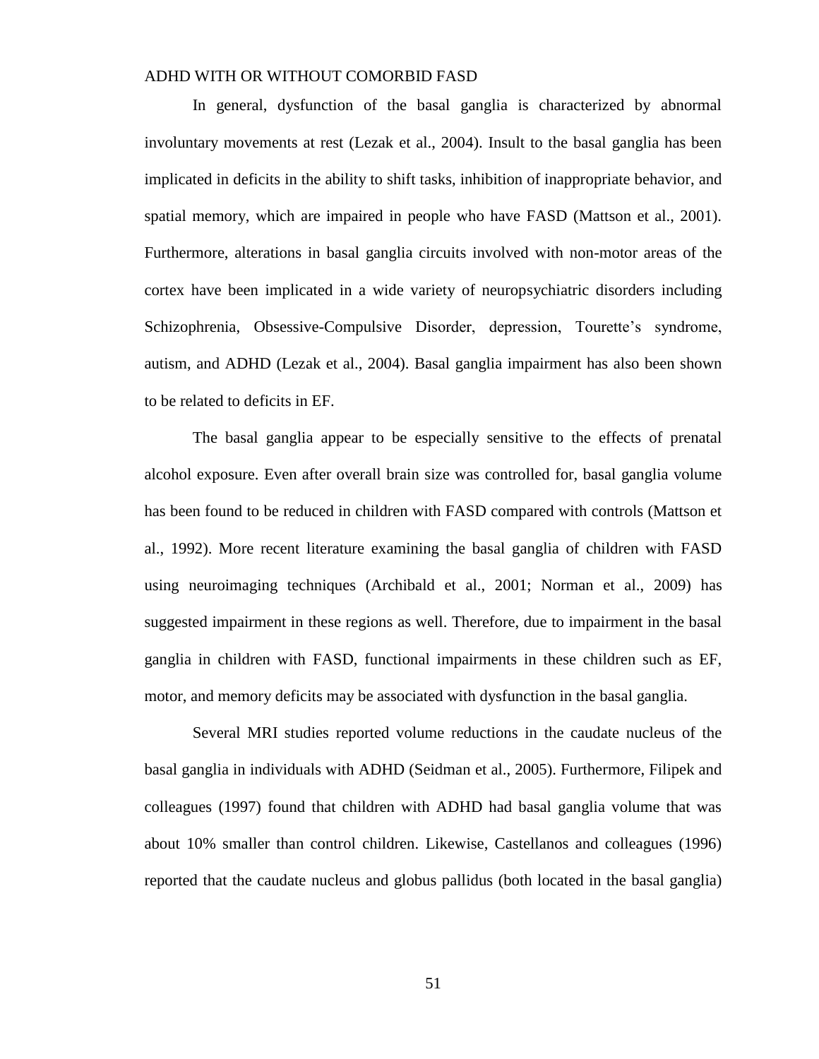In general, dysfunction of the basal ganglia is characterized by abnormal involuntary movements at rest (Lezak et al., 2004). Insult to the basal ganglia has been implicated in deficits in the ability to shift tasks, inhibition of inappropriate behavior, and spatial memory, which are impaired in people who have FASD (Mattson et al., 2001). Furthermore, alterations in basal ganglia circuits involved with non-motor areas of the cortex have been implicated in a wide variety of neuropsychiatric disorders including Schizophrenia, Obsessive-Compulsive Disorder, depression, Tourette's syndrome, autism, and ADHD (Lezak et al., 2004). Basal ganglia impairment has also been shown to be related to deficits in EF.

The basal ganglia appear to be especially sensitive to the effects of prenatal alcohol exposure. Even after overall brain size was controlled for, basal ganglia volume has been found to be reduced in children with FASD compared with controls (Mattson et al., 1992). More recent literature examining the basal ganglia of children with FASD using neuroimaging techniques (Archibald et al., 2001; Norman et al., 2009) has suggested impairment in these regions as well. Therefore, due to impairment in the basal ganglia in children with FASD, functional impairments in these children such as EF, motor, and memory deficits may be associated with dysfunction in the basal ganglia.

Several MRI studies reported volume reductions in the caudate nucleus of the basal ganglia in individuals with ADHD (Seidman et al., 2005). Furthermore, Filipek and colleagues (1997) found that children with ADHD had basal ganglia volume that was about 10% smaller than control children. Likewise, Castellanos and colleagues (1996) reported that the caudate nucleus and globus pallidus (both located in the basal ganglia)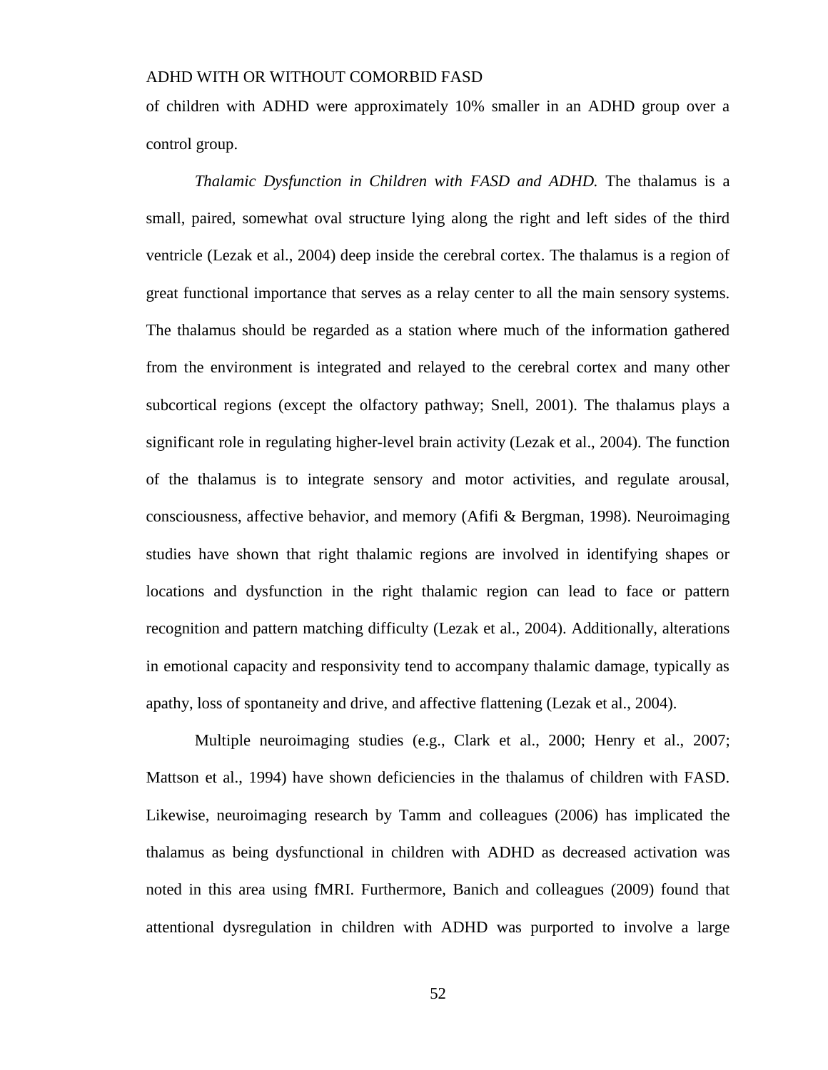of children with ADHD were approximately 10% smaller in an ADHD group over a control group.

*Thalamic Dysfunction in Children with FASD and ADHD.* The thalamus is a small, paired, somewhat oval structure lying along the right and left sides of the third ventricle (Lezak et al., 2004) deep inside the cerebral cortex. The thalamus is a region of great functional importance that serves as a relay center to all the main sensory systems. The thalamus should be regarded as a station where much of the information gathered from the environment is integrated and relayed to the cerebral cortex and many other subcortical regions (except the olfactory pathway; Snell, 2001). The thalamus plays a significant role in regulating higher-level brain activity (Lezak et al., 2004). The function of the thalamus is to integrate sensory and motor activities, and regulate arousal, consciousness, affective behavior, and memory (Afifi & Bergman, 1998). Neuroimaging studies have shown that right thalamic regions are involved in identifying shapes or locations and dysfunction in the right thalamic region can lead to face or pattern recognition and pattern matching difficulty (Lezak et al., 2004). Additionally, alterations in emotional capacity and responsivity tend to accompany thalamic damage, typically as apathy, loss of spontaneity and drive, and affective flattening (Lezak et al., 2004).

Multiple neuroimaging studies (e.g., Clark et al., 2000; Henry et al., 2007; Mattson et al., 1994) have shown deficiencies in the thalamus of children with FASD. Likewise, neuroimaging research by Tamm and colleagues (2006) has implicated the thalamus as being dysfunctional in children with ADHD as decreased activation was noted in this area using fMRI. Furthermore, Banich and colleagues (2009) found that attentional dysregulation in children with ADHD was purported to involve a large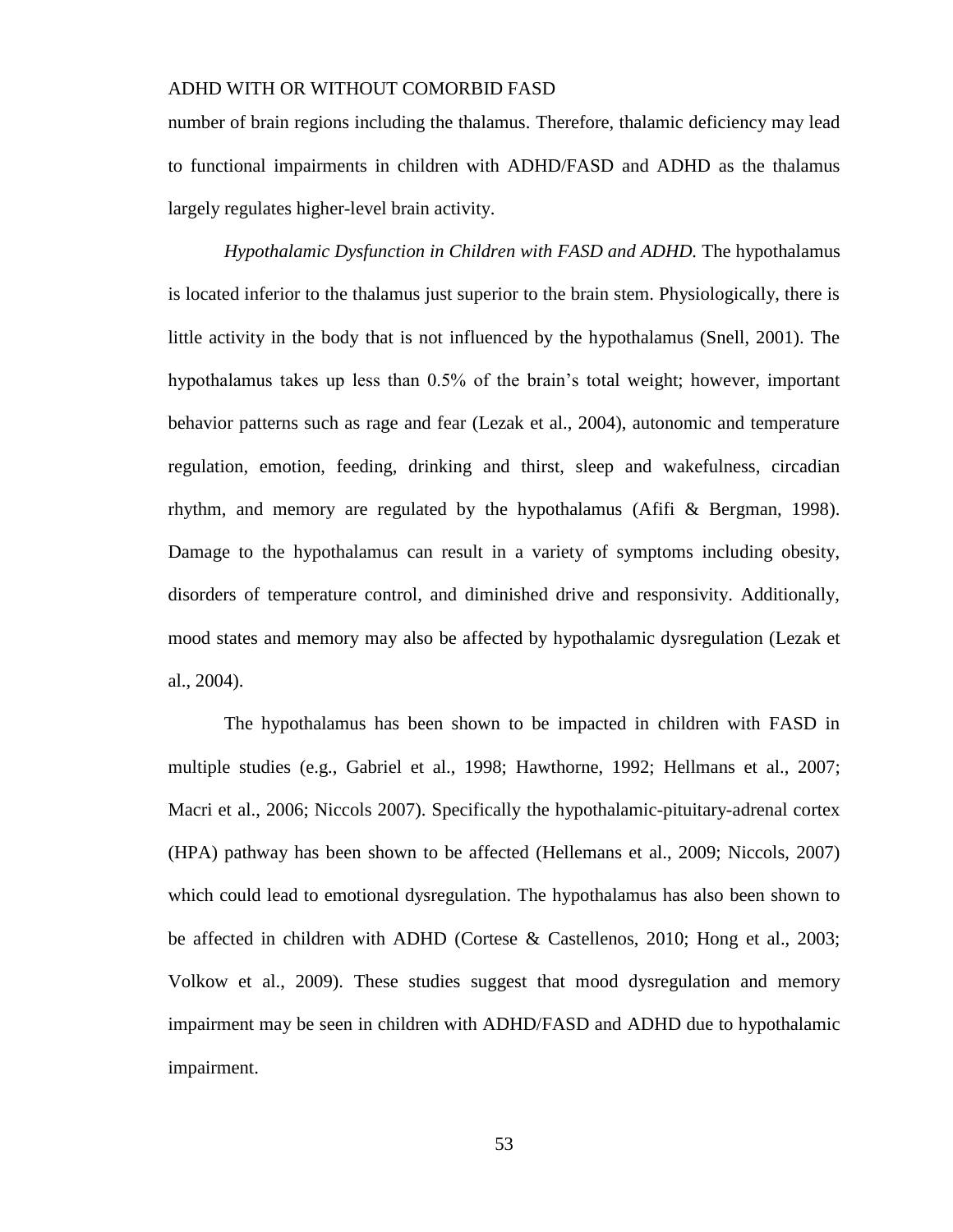number of brain regions including the thalamus. Therefore, thalamic deficiency may lead to functional impairments in children with ADHD/FASD and ADHD as the thalamus largely regulates higher-level brain activity.

*Hypothalamic Dysfunction in Children with FASD and ADHD.* The hypothalamus is located inferior to the thalamus just superior to the brain stem. Physiologically, there is little activity in the body that is not influenced by the hypothalamus (Snell, 2001). The hypothalamus takes up less than 0.5% of the brain's total weight; however, important behavior patterns such as rage and fear (Lezak et al., 2004), autonomic and temperature regulation, emotion, feeding, drinking and thirst, sleep and wakefulness, circadian rhythm, and memory are regulated by the hypothalamus (Afifi & Bergman, 1998). Damage to the hypothalamus can result in a variety of symptoms including obesity, disorders of temperature control, and diminished drive and responsivity. Additionally, mood states and memory may also be affected by hypothalamic dysregulation (Lezak et al., 2004).

The hypothalamus has been shown to be impacted in children with FASD in multiple studies (e.g., Gabriel et al., 1998; Hawthorne, 1992; Hellmans et al., 2007; Macri et al., 2006; Niccols 2007). Specifically the hypothalamic-pituitary-adrenal cortex (HPA) pathway has been shown to be affected (Hellemans et al., 2009; Niccols, 2007) which could lead to emotional dysregulation. The hypothalamus has also been shown to be affected in children with ADHD (Cortese & Castellenos, 2010; Hong et al., 2003; Volkow et al., 2009). These studies suggest that mood dysregulation and memory impairment may be seen in children with ADHD/FASD and ADHD due to hypothalamic impairment.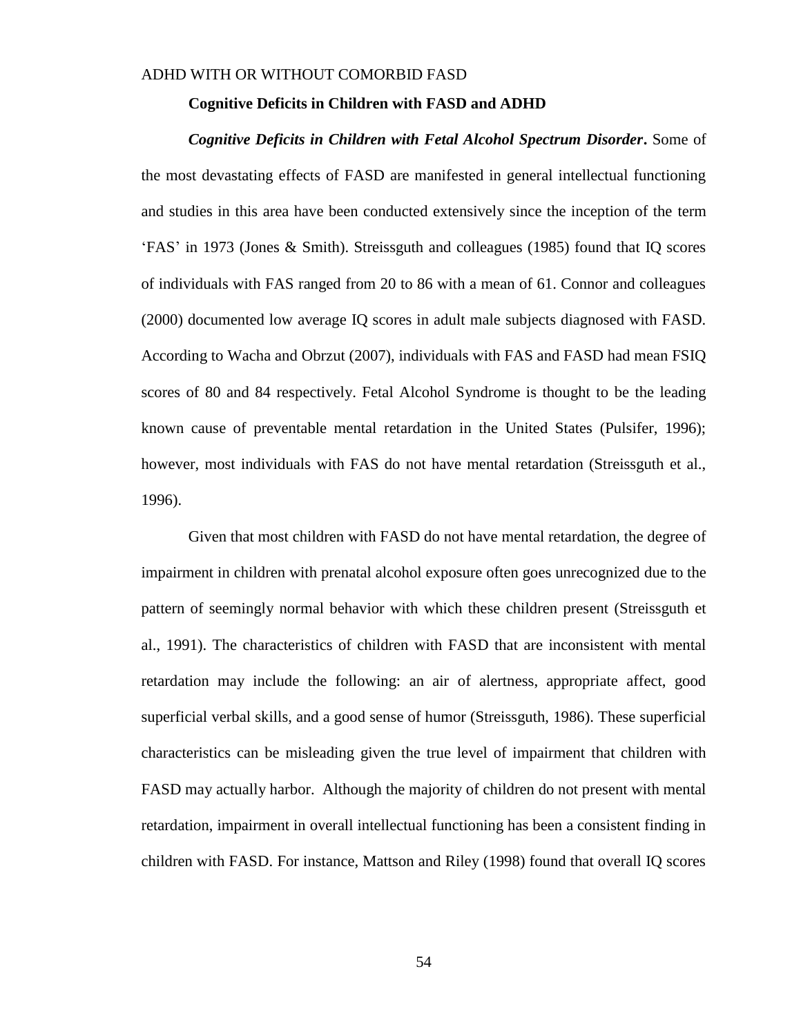**Cognitive Deficits in Children with FASD and ADHD**

***Cognitive Deficits in Children with Fetal Alcohol Spectrum Disorder*.** Some of the most devastating effects of FASD are manifested in general intellectual functioning and studies in this area have been conducted extensively since the inception of the term 'FAS' in 1973 (Jones & Smith). Streissguth and colleagues (1985) found that IQ scores of individuals with FAS ranged from 20 to 86 with a mean of 61. Connor and colleagues (2000) documented low average IQ scores in adult male subjects diagnosed with FASD. According to Wacha and Obrzut (2007), individuals with FAS and FASD had mean FSIQ scores of 80 and 84 respectively. Fetal Alcohol Syndrome is thought to be the leading known cause of preventable mental retardation in the United States (Pulsifer, 1996); however, most individuals with FAS do not have mental retardation (Streissguth et al., 1996).

Given that most children with FASD do not have mental retardation, the degree of impairment in children with prenatal alcohol exposure often goes unrecognized due to the pattern of seemingly normal behavior with which these children present (Streissguth et al., 1991). The characteristics of children with FASD that are inconsistent with mental retardation may include the following: an air of alertness, appropriate affect, good superficial verbal skills, and a good sense of humor (Streissguth, 1986). These superficial characteristics can be misleading given the true level of impairment that children with FASD may actually harbor. Although the majority of children do not present with mental retardation, impairment in overall intellectual functioning has been a consistent finding in children with FASD. For instance, Mattson and Riley (1998) found that overall IQ scores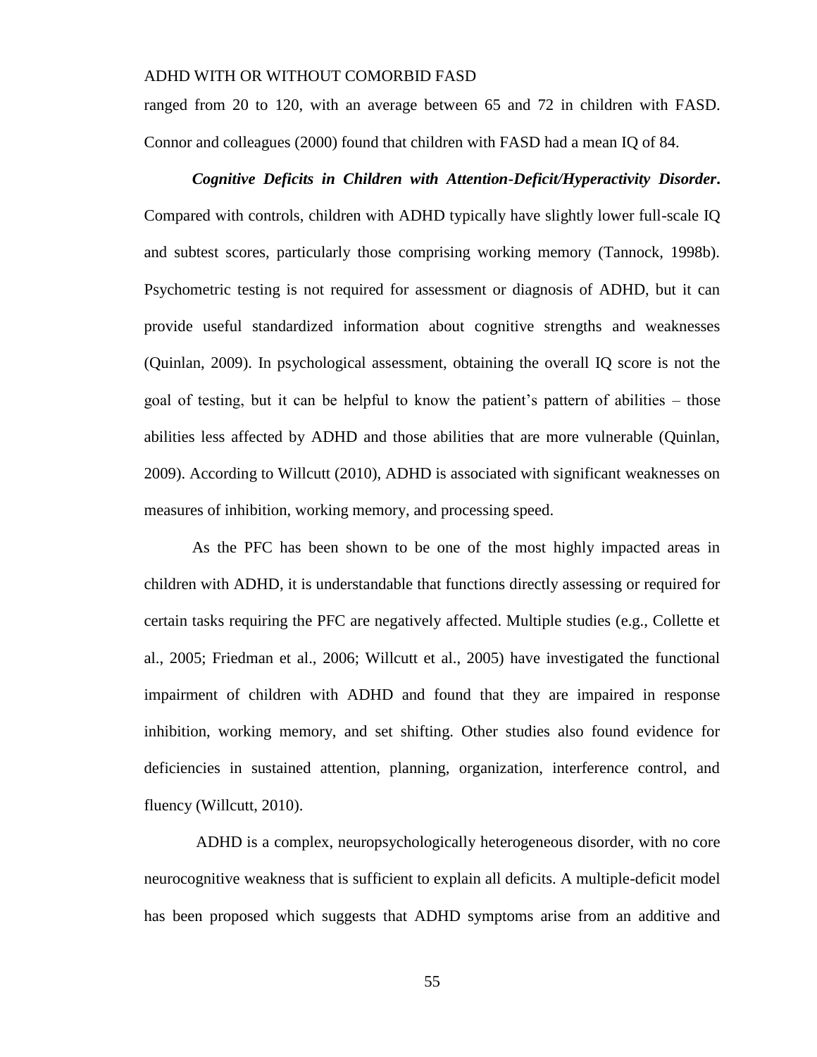ranged from 20 to 120, with an average between 65 and 72 in children with FASD. Connor and colleagues (2000) found that children with FASD had a mean IQ of 84.

***Cognitive Deficits in Children with Attention-Deficit/Hyperactivity Disorder***. Compared with controls, children with ADHD typically have slightly lower full-scale IQ and subtest scores, particularly those comprising working memory (Tannock, 1998b). Psychometric testing is not required for assessment or diagnosis of ADHD, but it can provide useful standardized information about cognitive strengths and weaknesses (Quinlan, 2009). In psychological assessment, obtaining the overall IQ score is not the goal of testing, but it can be helpful to know the patient's pattern of abilities – those abilities less affected by ADHD and those abilities that are more vulnerable (Quinlan, 2009). According to Willcutt (2010), ADHD is associated with significant weaknesses on measures of inhibition, working memory, and processing speed.

As the PFC has been shown to be one of the most highly impacted areas in children with ADHD, it is understandable that functions directly assessing or required for certain tasks requiring the PFC are negatively affected. Multiple studies (e.g., Collette et al., 2005; Friedman et al., 2006; Willcutt et al., 2005) have investigated the functional impairment of children with ADHD and found that they are impaired in response inhibition, working memory, and set shifting. Other studies also found evidence for deficiencies in sustained attention, planning, organization, interference control, and fluency (Willcutt, 2010).

ADHD is a complex, neuropsychologically heterogeneous disorder, with no core neurocognitive weakness that is sufficient to explain all deficits. A multiple-deficit model has been proposed which suggests that ADHD symptoms arise from an additive and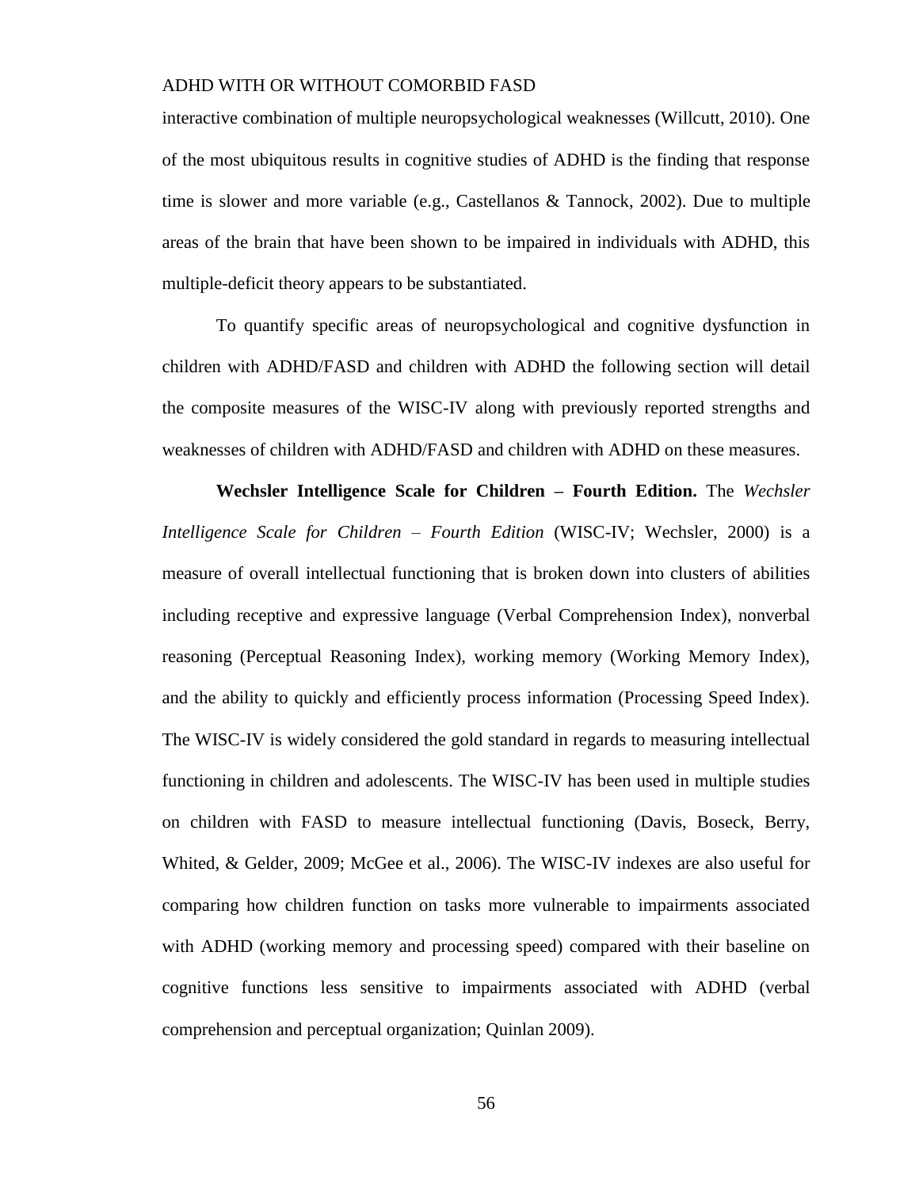interactive combination of multiple neuropsychological weaknesses (Willcutt, 2010). One of the most ubiquitous results in cognitive studies of ADHD is the finding that response time is slower and more variable (e.g., Castellanos & Tannock, 2002). Due to multiple areas of the brain that have been shown to be impaired in individuals with ADHD, this multiple-deficit theory appears to be substantiated.

To quantify specific areas of neuropsychological and cognitive dysfunction in children with ADHD/FASD and children with ADHD the following section will detail the composite measures of the WISC-IV along with previously reported strengths and weaknesses of children with ADHD/FASD and children with ADHD on these measures.

**Wechsler Intelligence Scale for Children – Fourth Edition.** The *Wechsler Intelligence Scale for Children – Fourth Edition* (WISC-IV; Wechsler, 2000) is a measure of overall intellectual functioning that is broken down into clusters of abilities including receptive and expressive language (Verbal Comprehension Index), nonverbal reasoning (Perceptual Reasoning Index), working memory (Working Memory Index), and the ability to quickly and efficiently process information (Processing Speed Index). The WISC-IV is widely considered the gold standard in regards to measuring intellectual functioning in children and adolescents. The WISC-IV has been used in multiple studies on children with FASD to measure intellectual functioning (Davis, Boseck, Berry, Whited, & Gelder, 2009; McGee et al., 2006). The WISC-IV indexes are also useful for comparing how children function on tasks more vulnerable to impairments associated with ADHD (working memory and processing speed) compared with their baseline on cognitive functions less sensitive to impairments associated with ADHD (verbal comprehension and perceptual organization; Quinlan 2009).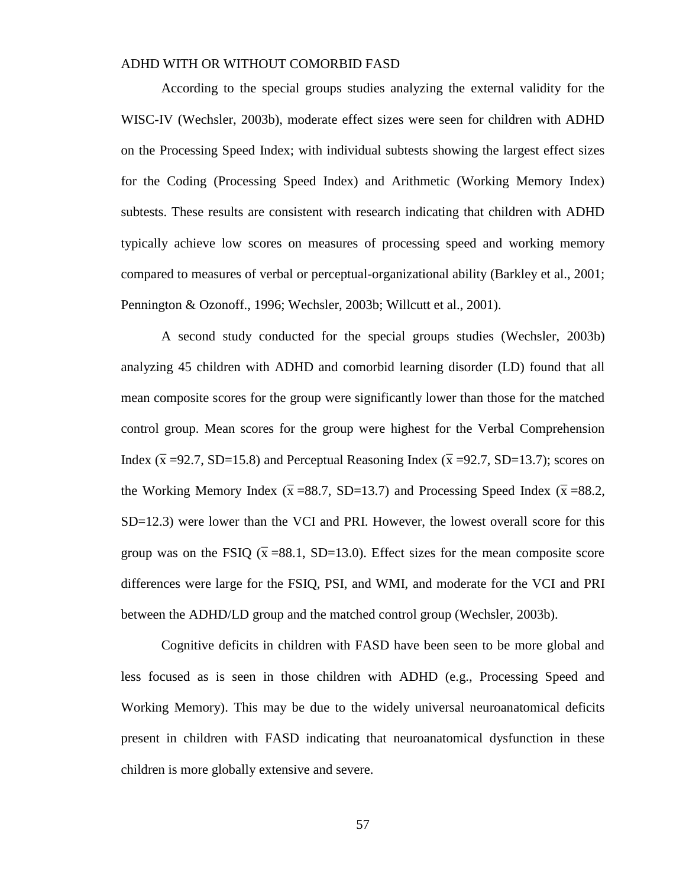According to the special groups studies analyzing the external validity for the WISC-IV (Wechsler, 2003b), moderate effect sizes were seen for children with ADHD on the Processing Speed Index; with individual subtests showing the largest effect sizes for the Coding (Processing Speed Index) and Arithmetic (Working Memory Index) subtests. These results are consistent with research indicating that children with ADHD typically achieve low scores on measures of processing speed and working memory compared to measures of verbal or perceptual-organizational ability (Barkley et al., 2001; Pennington & Ozonoff., 1996; Wechsler, 2003b; Willcutt et al., 2001).

A second study conducted for the special groups studies (Wechsler, 2003b) analyzing 45 children with ADHD and comorbid learning disorder (LD) found that all mean composite scores for the group were significantly lower than those for the matched control group. Mean scores for the group were highest for the Verbal Comprehension Index ($\bar{x}$ =92.7, SD=15.8) and Perceptual Reasoning Index ($\bar{x}$ =92.7, SD=13.7); scores on the Working Memory Index ($\bar{x}$ =88.7, SD=13.7) and Processing Speed Index ($\bar{x}$ =88.2, SD=12.3) were lower than the VCI and PRI. However, the lowest overall score for this group was on the FSIQ ($\bar{x}$ =88.1, SD=13.0). Effect sizes for the mean composite score differences were large for the FSIQ, PSI, and WMI, and moderate for the VCI and PRI between the ADHD/LD group and the matched control group (Wechsler, 2003b).

Cognitive deficits in children with FASD have been seen to be more global and less focused as is seen in those children with ADHD (e.g., Processing Speed and Working Memory). This may be due to the widely universal neuroanatomical deficits present in children with FASD indicating that neuroanatomical dysfunction in these children is more globally extensive and severe.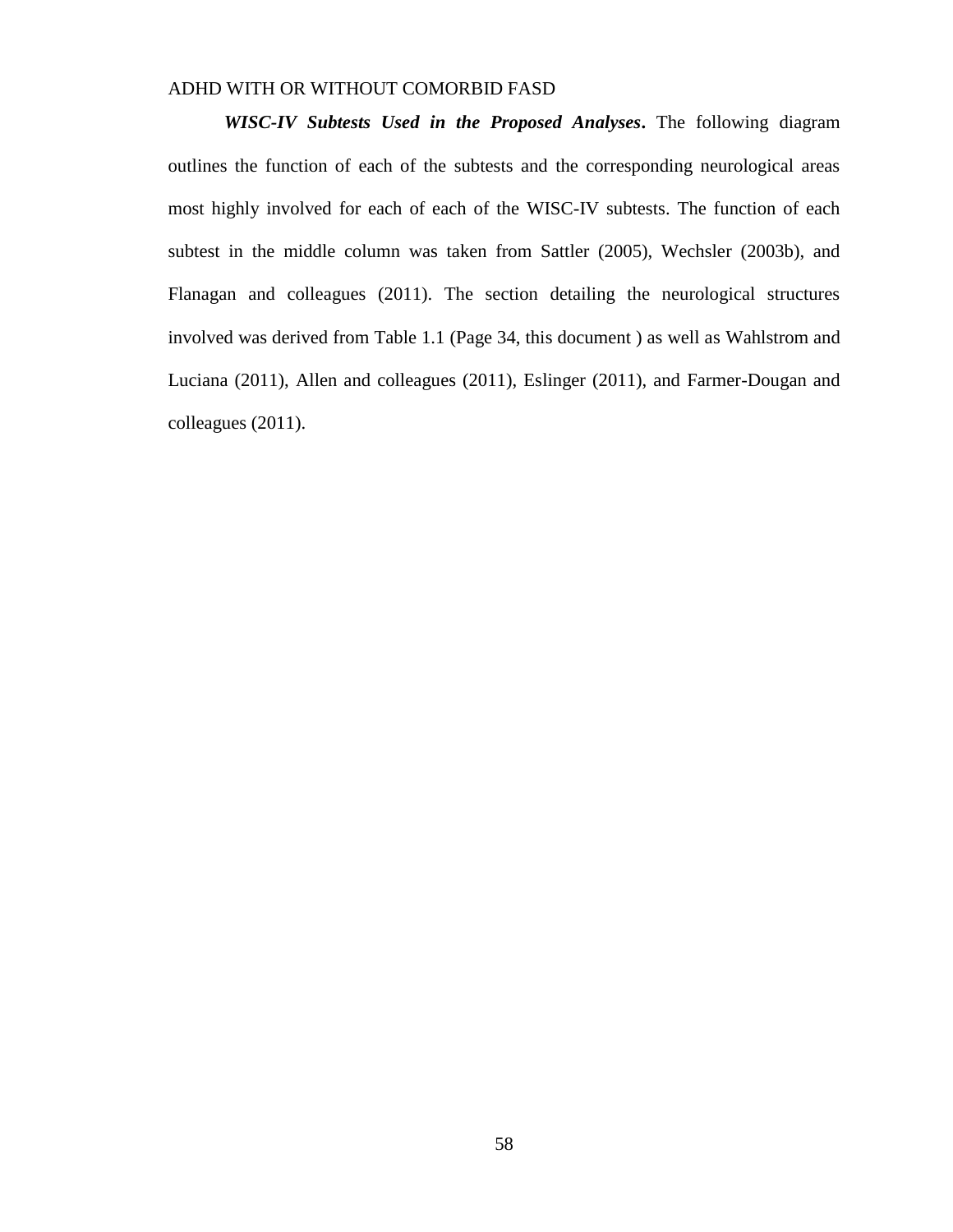***WISC-IV Subtests Used in the Proposed Analyses*.** The following diagram outlines the function of each of the subtests and the corresponding neurological areas most highly involved for each of each of the WISC-IV subtests. The function of each subtest in the middle column was taken from Sattler (2005), Wechsler (2003b), and Flanagan and colleagues (2011). The section detailing the neurological structures involved was derived from Table 1.1 (Page 34, this document ) as well as Wahlstrom and Luciana (2011), Allen and colleagues (2011), Eslinger (2011), and Farmer-Dougan and colleagues (2011).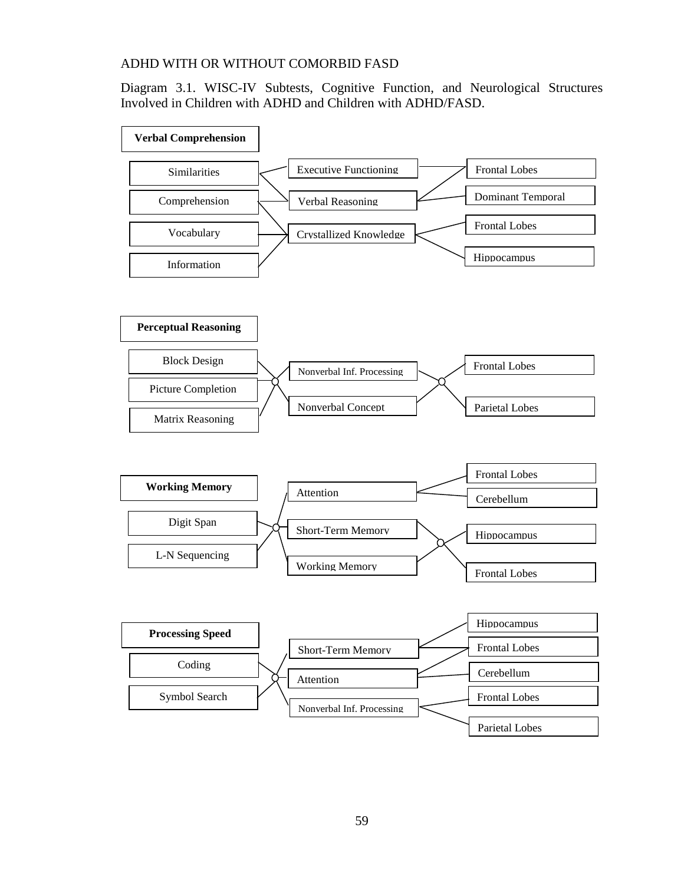Diagram 3.1. WISC-IV Subtests, Cognitive Function, and Neurological Structures Involved in Children with ADHD and Children with ADHD/FASD.

**Verbal Comprehension**

- Similarities
- Comprehension
- Vocabulary
- Information

| Cognitive Function | Neurological Structures |
| --- | --- |
| Executive Functioning | Frontal Lobes |
| Verbal Reasoning | Frontal Lobes; Dominant Temporal |
| Crystallized Knowledge | Frontal Lobes; Hippocampus |

**Perceptual Reasoning**

- Block Design
- Picture Completion
- Matrix Reasoning

| Cognitive Function | Neurological Structures |
| --- | --- |
| Nonverbal Inf. Processing | Frontal Lobes; Parietal Lobes |
| Nonverbal Concept | Frontal Lobes; Parietal Lobes |

**Working Memory**

- Digit Span
- L-N Sequencing

| Cognitive Function | Neurological Structures |
| --- | --- |
| Attention | Frontal Lobes; Cerebellum |
| Short-Term Memory | Hippocampus; Frontal Lobes |
| Working Memory | Hippocampus; Frontal Lobes |

**Processing Speed**

- Coding
- Symbol Search

| Cognitive Function | Neurological Structures |
| --- | --- |
| Short-Term Memory | Hippocampus; Frontal Lobes |
| Attention | Frontal Lobes; Cerebellum |
| Nonverbal Inf. Processing | Frontal Lobes; Parietal Lobes |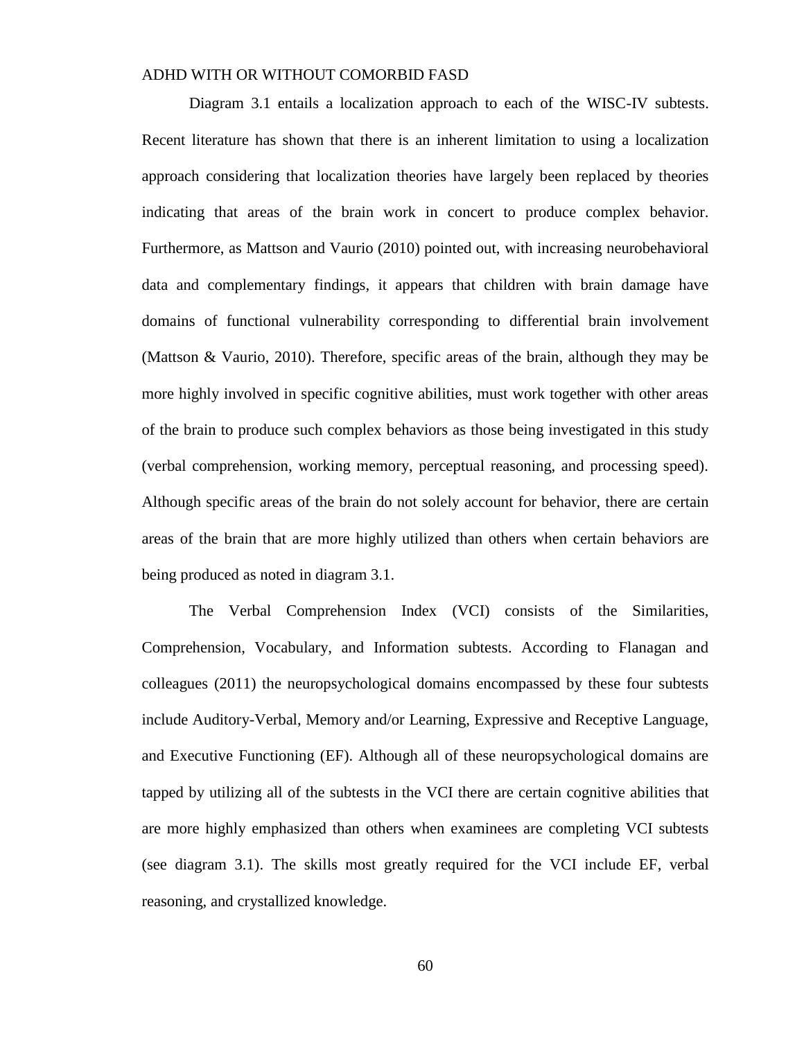Diagram 3.1 entails a localization approach to each of the WISC-IV subtests. Recent literature has shown that there is an inherent limitation to using a localization approach considering that localization theories have largely been replaced by theories indicating that areas of the brain work in concert to produce complex behavior. Furthermore, as Mattson and Vaurio (2010) pointed out, with increasing neurobehavioral data and complementary findings, it appears that children with brain damage have domains of functional vulnerability corresponding to differential brain involvement (Mattson & Vaurio, 2010). Therefore, specific areas of the brain, although they may be more highly involved in specific cognitive abilities, must work together with other areas of the brain to produce such complex behaviors as those being investigated in this study (verbal comprehension, working memory, perceptual reasoning, and processing speed). Although specific areas of the brain do not solely account for behavior, there are certain areas of the brain that are more highly utilized than others when certain behaviors are being produced as noted in diagram 3.1.

The Verbal Comprehension Index (VCI) consists of the Similarities, Comprehension, Vocabulary, and Information subtests. According to Flanagan and colleagues (2011) the neuropsychological domains encompassed by these four subtests include Auditory-Verbal, Memory and/or Learning, Expressive and Receptive Language, and Executive Functioning (EF). Although all of these neuropsychological domains are tapped by utilizing all of the subtests in the VCI there are certain cognitive abilities that are more highly emphasized than others when examinees are completing VCI subtests (see diagram 3.1). The skills most greatly required for the VCI include EF, verbal reasoning, and crystallized knowledge.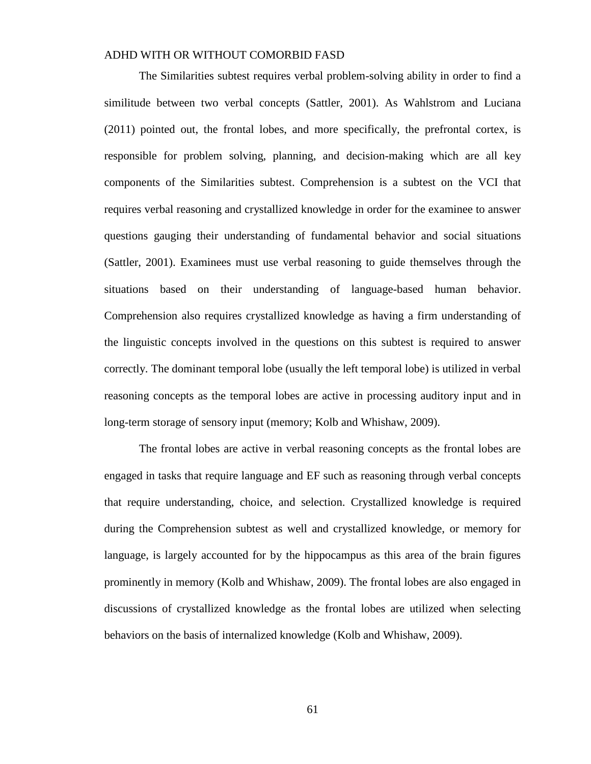The Similarities subtest requires verbal problem-solving ability in order to find a similitude between two verbal concepts (Sattler, 2001). As Wahlstrom and Luciana (2011) pointed out, the frontal lobes, and more specifically, the prefrontal cortex, is responsible for problem solving, planning, and decision-making which are all key components of the Similarities subtest. Comprehension is a subtest on the VCI that requires verbal reasoning and crystallized knowledge in order for the examinee to answer questions gauging their understanding of fundamental behavior and social situations (Sattler, 2001). Examinees must use verbal reasoning to guide themselves through the situations based on their understanding of language-based human behavior. Comprehension also requires crystallized knowledge as having a firm understanding of the linguistic concepts involved in the questions on this subtest is required to answer correctly. The dominant temporal lobe (usually the left temporal lobe) is utilized in verbal reasoning concepts as the temporal lobes are active in processing auditory input and in long-term storage of sensory input (memory; Kolb and Whishaw, 2009).

The frontal lobes are active in verbal reasoning concepts as the frontal lobes are engaged in tasks that require language and EF such as reasoning through verbal concepts that require understanding, choice, and selection. Crystallized knowledge is required during the Comprehension subtest as well and crystallized knowledge, or memory for language, is largely accounted for by the hippocampus as this area of the brain figures prominently in memory (Kolb and Whishaw, 2009). The frontal lobes are also engaged in discussions of crystallized knowledge as the frontal lobes are utilized when selecting behaviors on the basis of internalized knowledge (Kolb and Whishaw, 2009).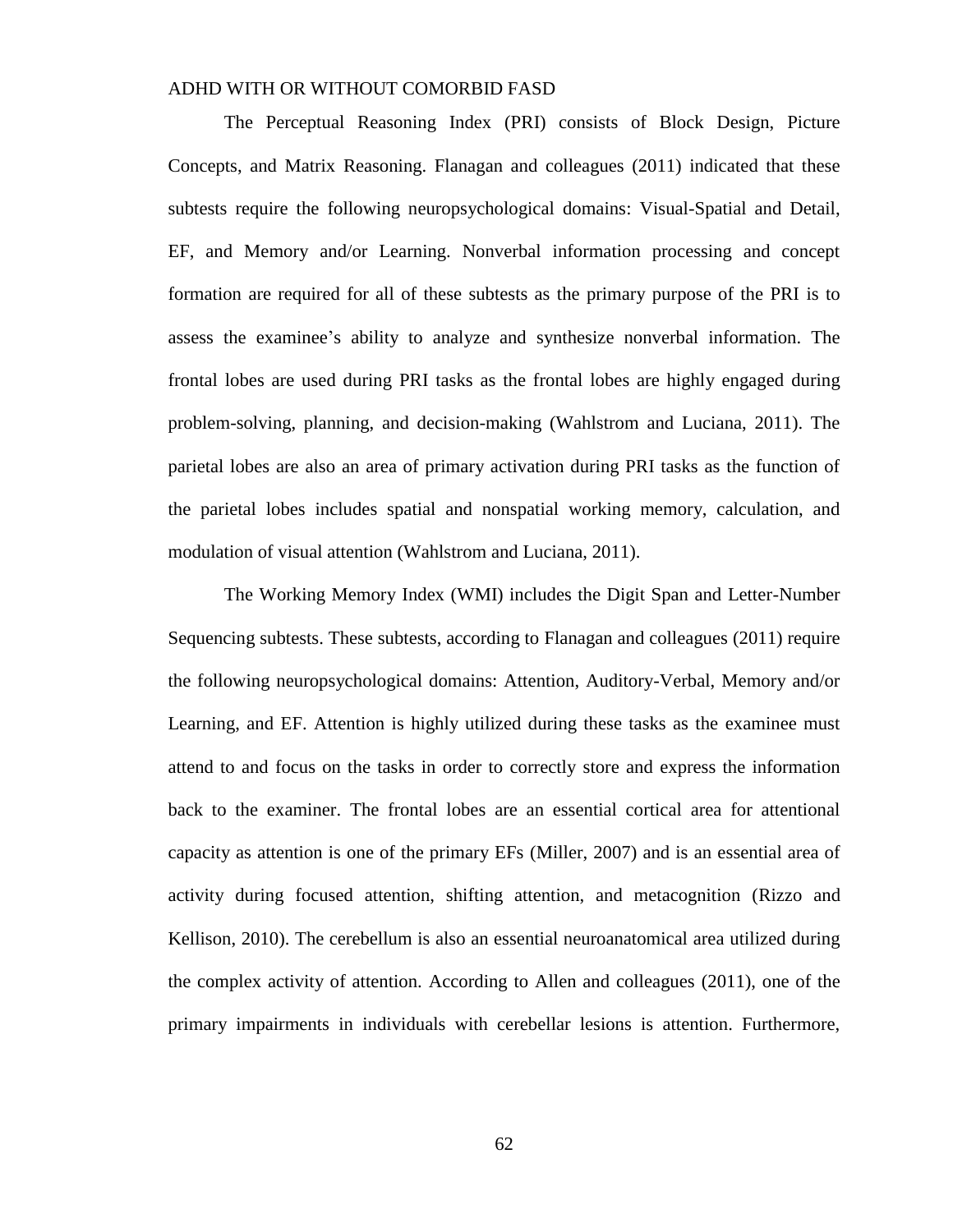The Perceptual Reasoning Index (PRI) consists of Block Design, Picture Concepts, and Matrix Reasoning. Flanagan and colleagues (2011) indicated that these subtests require the following neuropsychological domains: Visual-Spatial and Detail, EF, and Memory and/or Learning. Nonverbal information processing and concept formation are required for all of these subtests as the primary purpose of the PRI is to assess the examinee's ability to analyze and synthesize nonverbal information. The frontal lobes are used during PRI tasks as the frontal lobes are highly engaged during problem-solving, planning, and decision-making (Wahlstrom and Luciana, 2011). The parietal lobes are also an area of primary activation during PRI tasks as the function of the parietal lobes includes spatial and nonspatial working memory, calculation, and modulation of visual attention (Wahlstrom and Luciana, 2011).

The Working Memory Index (WMI) includes the Digit Span and Letter-Number Sequencing subtests. These subtests, according to Flanagan and colleagues (2011) require the following neuropsychological domains: Attention, Auditory-Verbal, Memory and/or Learning, and EF. Attention is highly utilized during these tasks as the examinee must attend to and focus on the tasks in order to correctly store and express the information back to the examiner. The frontal lobes are an essential cortical area for attentional capacity as attention is one of the primary EFs (Miller, 2007) and is an essential area of activity during focused attention, shifting attention, and metacognition (Rizzo and Kellison, 2010). The cerebellum is also an essential neuroanatomical area utilized during the complex activity of attention. According to Allen and colleagues (2011), one of the primary impairments in individuals with cerebellar lesions is attention. Furthermore,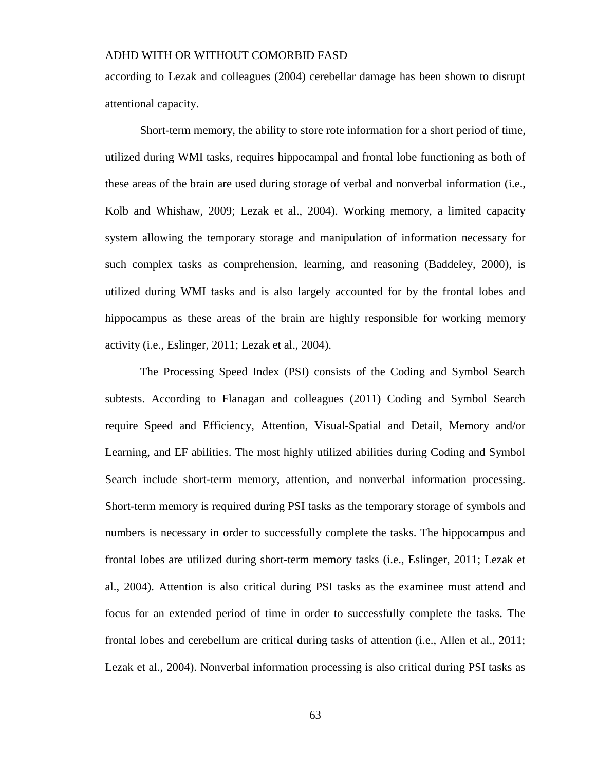according to Lezak and colleagues (2004) cerebellar damage has been shown to disrupt attentional capacity.

Short-term memory, the ability to store rote information for a short period of time, utilized during WMI tasks, requires hippocampal and frontal lobe functioning as both of these areas of the brain are used during storage of verbal and nonverbal information (i.e., Kolb and Whishaw, 2009; Lezak et al., 2004). Working memory, a limited capacity system allowing the temporary storage and manipulation of information necessary for such complex tasks as comprehension, learning, and reasoning (Baddeley, 2000), is utilized during WMI tasks and is also largely accounted for by the frontal lobes and hippocampus as these areas of the brain are highly responsible for working memory activity (i.e., Eslinger, 2011; Lezak et al., 2004).

The Processing Speed Index (PSI) consists of the Coding and Symbol Search subtests. According to Flanagan and colleagues (2011) Coding and Symbol Search require Speed and Efficiency, Attention, Visual-Spatial and Detail, Memory and/or Learning, and EF abilities. The most highly utilized abilities during Coding and Symbol Search include short-term memory, attention, and nonverbal information processing. Short-term memory is required during PSI tasks as the temporary storage of symbols and numbers is necessary in order to successfully complete the tasks. The hippocampus and frontal lobes are utilized during short-term memory tasks (i.e., Eslinger, 2011; Lezak et al., 2004). Attention is also critical during PSI tasks as the examinee must attend and focus for an extended period of time in order to successfully complete the tasks. The frontal lobes and cerebellum are critical during tasks of attention (i.e., Allen et al., 2011; Lezak et al., 2004). Nonverbal information processing is also critical during PSI tasks as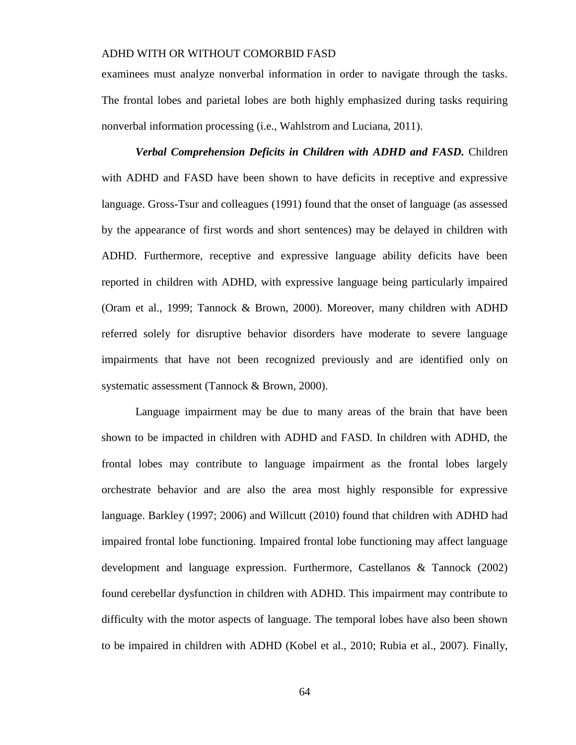examinees must analyze nonverbal information in order to navigate through the tasks. The frontal lobes and parietal lobes are both highly emphasized during tasks requiring nonverbal information processing (i.e., Wahlstrom and Luciana, 2011).

***Verbal Comprehension Deficits in Children with ADHD and FASD.*** Children with ADHD and FASD have been shown to have deficits in receptive and expressive language. Gross-Tsur and colleagues (1991) found that the onset of language (as assessed by the appearance of first words and short sentences) may be delayed in children with ADHD. Furthermore, receptive and expressive language ability deficits have been reported in children with ADHD, with expressive language being particularly impaired (Oram et al., 1999; Tannock & Brown, 2000). Moreover, many children with ADHD referred solely for disruptive behavior disorders have moderate to severe language impairments that have not been recognized previously and are identified only on systematic assessment (Tannock & Brown, 2000).

Language impairment may be due to many areas of the brain that have been shown to be impacted in children with ADHD and FASD. In children with ADHD, the frontal lobes may contribute to language impairment as the frontal lobes largely orchestrate behavior and are also the area most highly responsible for expressive language. Barkley (1997; 2006) and Willcutt (2010) found that children with ADHD had impaired frontal lobe functioning. Impaired frontal lobe functioning may affect language development and language expression. Furthermore, Castellanos & Tannock (2002) found cerebellar dysfunction in children with ADHD. This impairment may contribute to difficulty with the motor aspects of language. The temporal lobes have also been shown to be impaired in children with ADHD (Kobel et al., 2010; Rubia et al., 2007). Finally,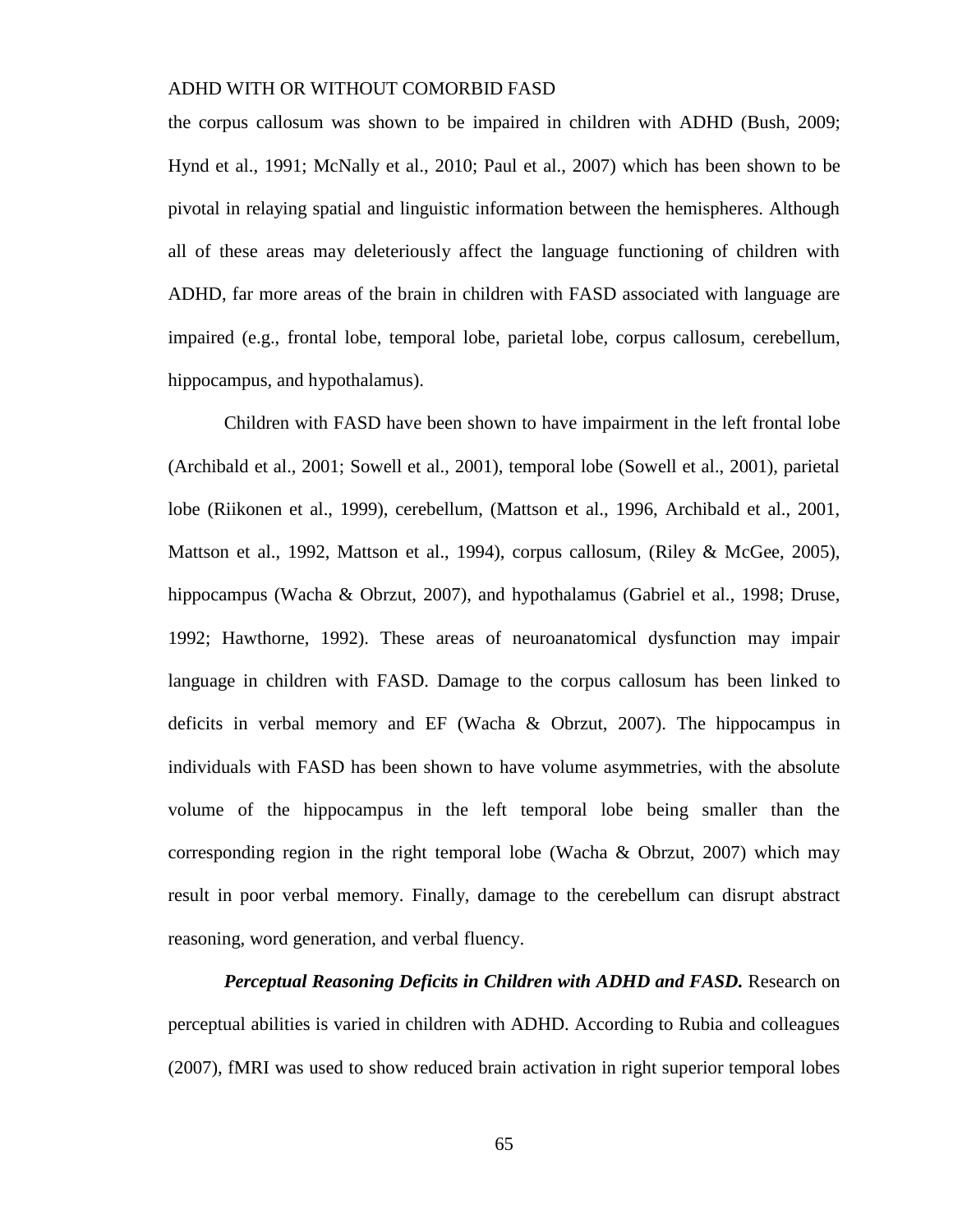the corpus callosum was shown to be impaired in children with ADHD (Bush, 2009; Hynd et al., 1991; McNally et al., 2010; Paul et al., 2007) which has been shown to be pivotal in relaying spatial and linguistic information between the hemispheres. Although all of these areas may deleteriously affect the language functioning of children with ADHD, far more areas of the brain in children with FASD associated with language are impaired (e.g., frontal lobe, temporal lobe, parietal lobe, corpus callosum, cerebellum, hippocampus, and hypothalamus).

Children with FASD have been shown to have impairment in the left frontal lobe (Archibald et al., 2001; Sowell et al., 2001), temporal lobe (Sowell et al., 2001), parietal lobe (Riikonen et al., 1999), cerebellum, (Mattson et al., 1996, Archibald et al., 2001, Mattson et al., 1992, Mattson et al., 1994), corpus callosum, (Riley & McGee, 2005), hippocampus (Wacha & Obrzut, 2007), and hypothalamus (Gabriel et al., 1998; Druse, 1992; Hawthorne, 1992). These areas of neuroanatomical dysfunction may impair language in children with FASD. Damage to the corpus callosum has been linked to deficits in verbal memory and EF (Wacha & Obrzut, 2007). The hippocampus in individuals with FASD has been shown to have volume asymmetries, with the absolute volume of the hippocampus in the left temporal lobe being smaller than the corresponding region in the right temporal lobe (Wacha & Obrzut, 2007) which may result in poor verbal memory. Finally, damage to the cerebellum can disrupt abstract reasoning, word generation, and verbal fluency.

***Perceptual Reasoning Deficits in Children with ADHD and FASD.*** Research on perceptual abilities is varied in children with ADHD. According to Rubia and colleagues (2007), fMRI was used to show reduced brain activation in right superior temporal lobes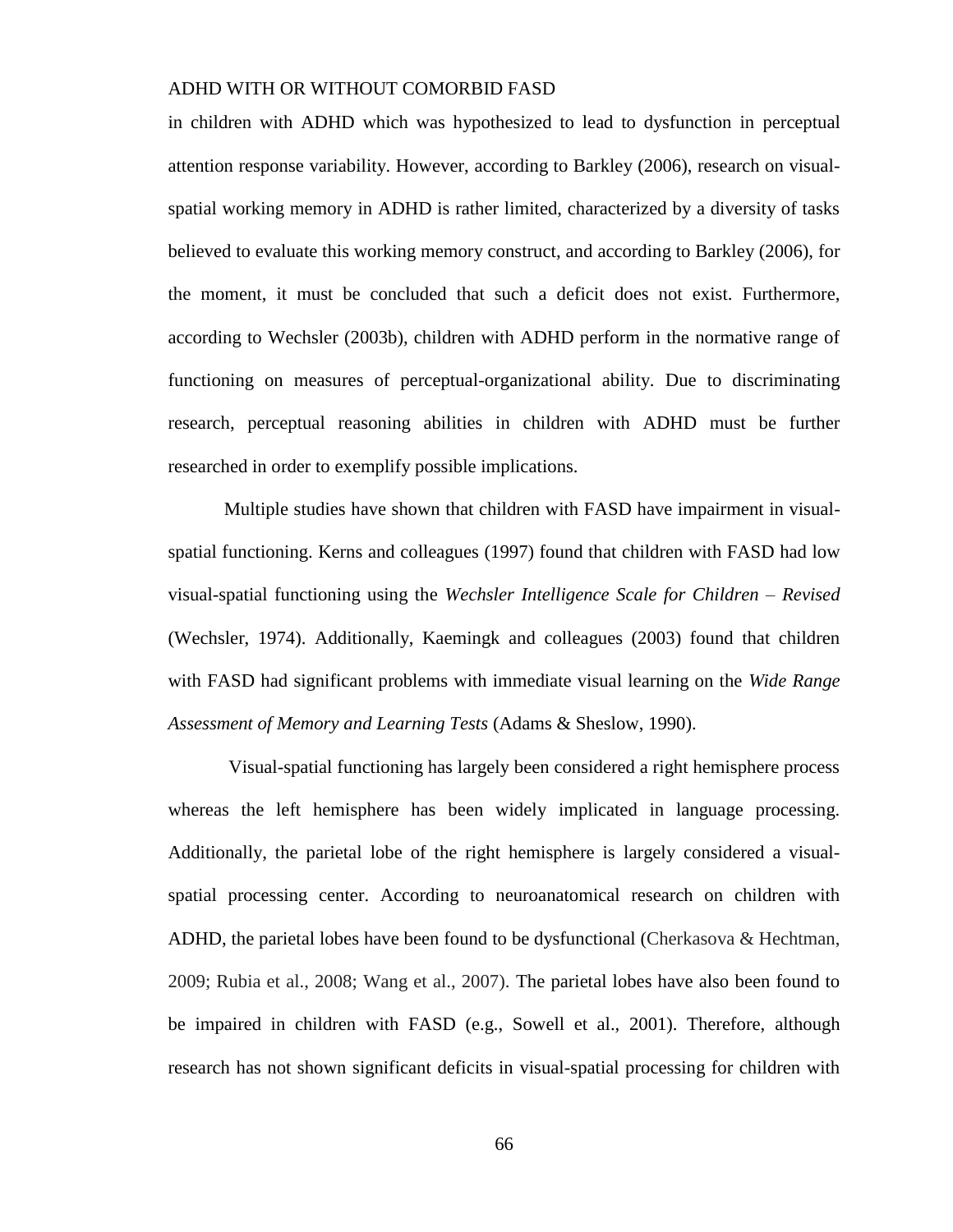in children with ADHD which was hypothesized to lead to dysfunction in perceptual attention response variability. However, according to Barkley (2006), research on visual-spatial working memory in ADHD is rather limited, characterized by a diversity of tasks believed to evaluate this working memory construct, and according to Barkley (2006), for the moment, it must be concluded that such a deficit does not exist. Furthermore, according to Wechsler (2003b), children with ADHD perform in the normative range of functioning on measures of perceptual-organizational ability. Due to discriminating research, perceptual reasoning abilities in children with ADHD must be further researched in order to exemplify possible implications.

Multiple studies have shown that children with FASD have impairment in visual-spatial functioning. Kerns and colleagues (1997) found that children with FASD had low visual-spatial functioning using the *Wechsler Intelligence Scale for Children – Revised* (Wechsler, 1974). Additionally, Kaemingk and colleagues (2003) found that children with FASD had significant problems with immediate visual learning on the *Wide Range Assessment of Memory and Learning Tests* (Adams & Sheslow, 1990).

Visual-spatial functioning has largely been considered a right hemisphere process whereas the left hemisphere has been widely implicated in language processing. Additionally, the parietal lobe of the right hemisphere is largely considered a visual-spatial processing center. According to neuroanatomical research on children with ADHD, the parietal lobes have been found to be dysfunctional (Cherkasova & Hechtman, 2009; Rubia et al., 2008; Wang et al., 2007). The parietal lobes have also been found to be impaired in children with FASD (e.g., Sowell et al., 2001). Therefore, although research has not shown significant deficits in visual-spatial processing for children with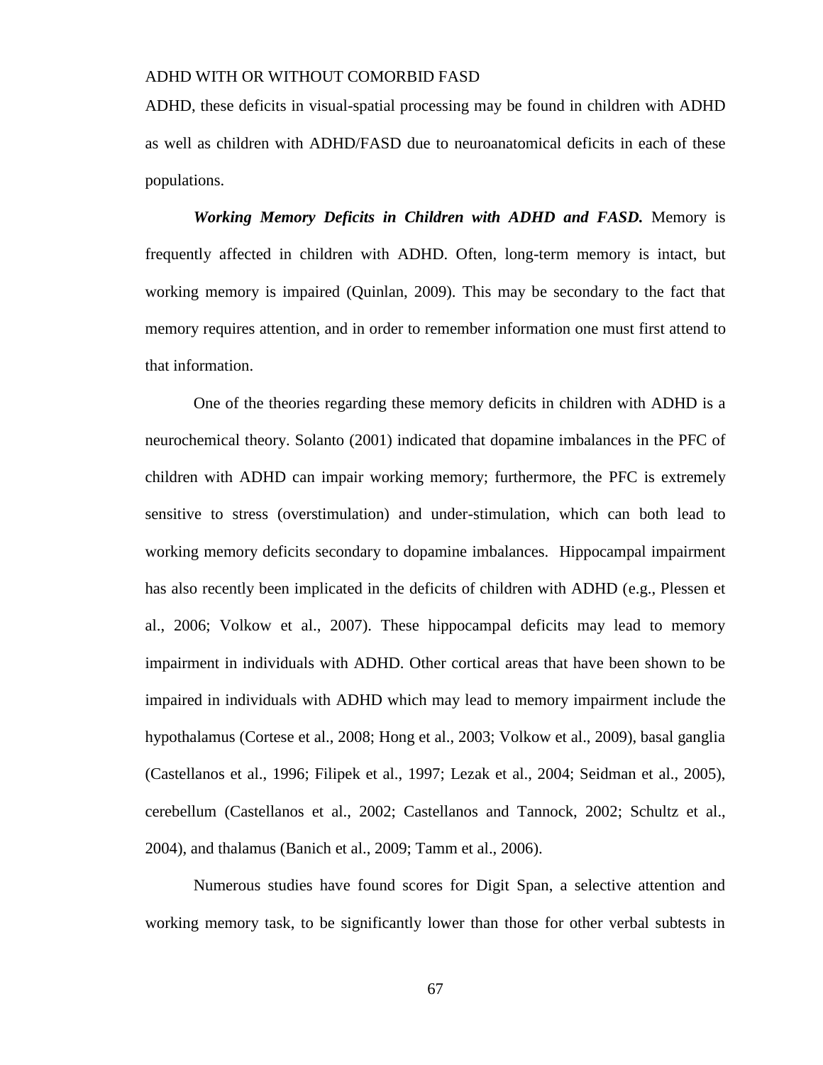ADHD, these deficits in visual-spatial processing may be found in children with ADHD as well as children with ADHD/FASD due to neuroanatomical deficits in each of these populations.

***Working Memory Deficits in Children with ADHD and FASD.*** Memory is frequently affected in children with ADHD. Often, long-term memory is intact, but working memory is impaired (Quinlan, 2009). This may be secondary to the fact that memory requires attention, and in order to remember information one must first attend to that information.

One of the theories regarding these memory deficits in children with ADHD is a neurochemical theory. Solanto (2001) indicated that dopamine imbalances in the PFC of children with ADHD can impair working memory; furthermore, the PFC is extremely sensitive to stress (overstimulation) and under-stimulation, which can both lead to working memory deficits secondary to dopamine imbalances. Hippocampal impairment has also recently been implicated in the deficits of children with ADHD (e.g., Plessen et al., 2006; Volkow et al., 2007). These hippocampal deficits may lead to memory impairment in individuals with ADHD. Other cortical areas that have been shown to be impaired in individuals with ADHD which may lead to memory impairment include the hypothalamus (Cortese et al., 2008; Hong et al., 2003; Volkow et al., 2009), basal ganglia (Castellanos et al., 1996; Filipek et al., 1997; Lezak et al., 2004; Seidman et al., 2005), cerebellum (Castellanos et al., 2002; Castellanos and Tannock, 2002; Schultz et al., 2004), and thalamus (Banich et al., 2009; Tamm et al., 2006).

Numerous studies have found scores for Digit Span, a selective attention and working memory task, to be significantly lower than those for other verbal subtests in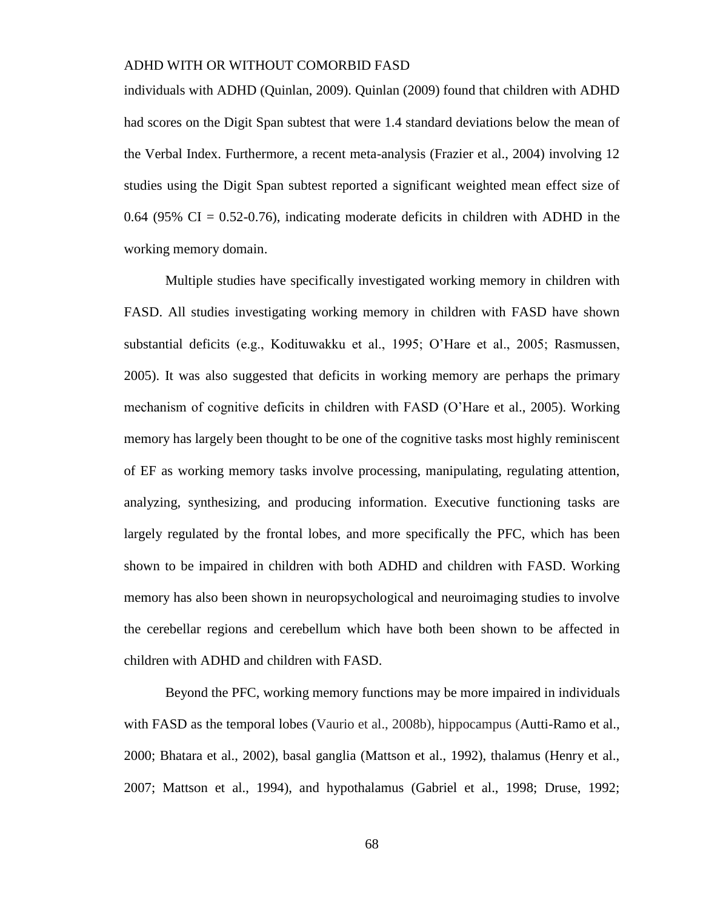individuals with ADHD (Quinlan, 2009). Quinlan (2009) found that children with ADHD had scores on the Digit Span subtest that were 1.4 standard deviations below the mean of the Verbal Index. Furthermore, a recent meta-analysis (Frazier et al., 2004) involving 12 studies using the Digit Span subtest reported a significant weighted mean effect size of 0.64 (95% CI = 0.52-0.76), indicating moderate deficits in children with ADHD in the working memory domain.

Multiple studies have specifically investigated working memory in children with FASD. All studies investigating working memory in children with FASD have shown substantial deficits (e.g., Kodituwakku et al., 1995; O'Hare et al., 2005; Rasmussen, 2005). It was also suggested that deficits in working memory are perhaps the primary mechanism of cognitive deficits in children with FASD (O'Hare et al., 2005). Working memory has largely been thought to be one of the cognitive tasks most highly reminiscent of EF as working memory tasks involve processing, manipulating, regulating attention, analyzing, synthesizing, and producing information. Executive functioning tasks are largely regulated by the frontal lobes, and more specifically the PFC, which has been shown to be impaired in children with both ADHD and children with FASD. Working memory has also been shown in neuropsychological and neuroimaging studies to involve the cerebellar regions and cerebellum which have both been shown to be affected in children with ADHD and children with FASD.

Beyond the PFC, working memory functions may be more impaired in individuals with FASD as the temporal lobes (Vaurio et al., 2008b), hippocampus (Autti-Ramo et al., 2000; Bhatara et al., 2002), basal ganglia (Mattson et al., 1992), thalamus (Henry et al., 2007; Mattson et al., 1994), and hypothalamus (Gabriel et al., 1998; Druse, 1992;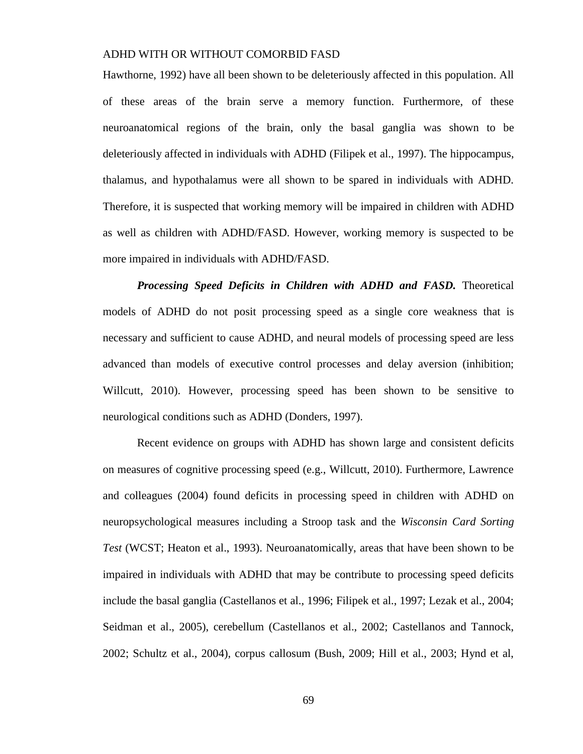Hawthorne, 1992) have all been shown to be deleteriously affected in this population. All of these areas of the brain serve a memory function. Furthermore, of these neuroanatomical regions of the brain, only the basal ganglia was shown to be deleteriously affected in individuals with ADHD (Filipek et al., 1997). The hippocampus, thalamus, and hypothalamus were all shown to be spared in individuals with ADHD. Therefore, it is suspected that working memory will be impaired in children with ADHD as well as children with ADHD/FASD. However, working memory is suspected to be more impaired in individuals with ADHD/FASD.

***Processing Speed Deficits in Children with ADHD and FASD.*** Theoretical models of ADHD do not posit processing speed as a single core weakness that is necessary and sufficient to cause ADHD, and neural models of processing speed are less advanced than models of executive control processes and delay aversion (inhibition; Willcutt, 2010). However, processing speed has been shown to be sensitive to neurological conditions such as ADHD (Donders, 1997).

Recent evidence on groups with ADHD has shown large and consistent deficits on measures of cognitive processing speed (e.g., Willcutt, 2010). Furthermore, Lawrence and colleagues (2004) found deficits in processing speed in children with ADHD on neuropsychological measures including a Stroop task and the *Wisconsin Card Sorting Test* (WCST; Heaton et al., 1993). Neuroanatomically, areas that have been shown to be impaired in individuals with ADHD that may be contribute to processing speed deficits include the basal ganglia (Castellanos et al., 1996; Filipek et al., 1997; Lezak et al., 2004; Seidman et al., 2005), cerebellum (Castellanos et al., 2002; Castellanos and Tannock, 2002; Schultz et al., 2004), corpus callosum (Bush, 2009; Hill et al., 2003; Hynd et al,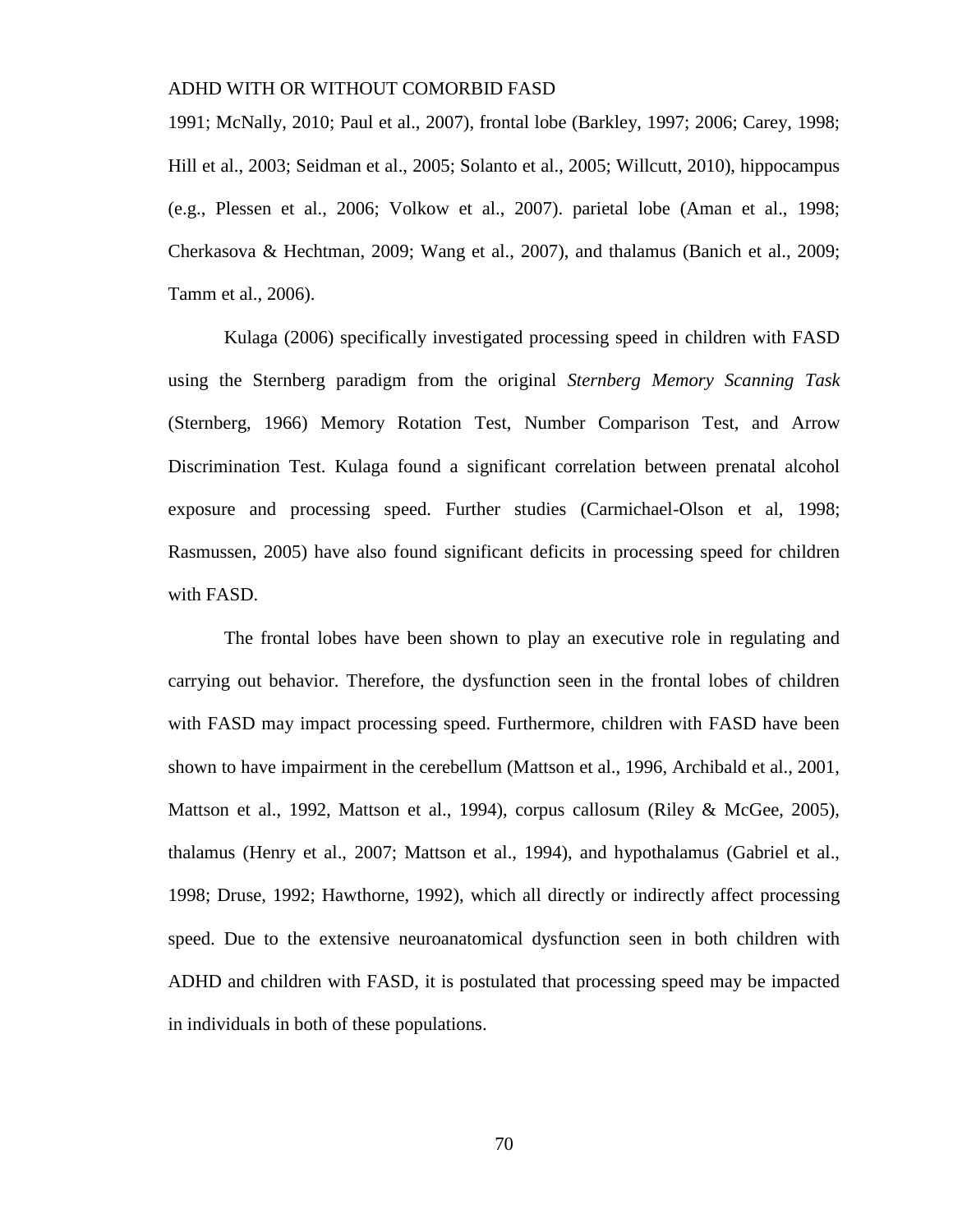1991; McNally, 2010; Paul et al., 2007), frontal lobe (Barkley, 1997; 2006; Carey, 1998; Hill et al., 2003; Seidman et al., 2005; Solanto et al., 2005; Willcutt, 2010), hippocampus (e.g., Plessen et al., 2006; Volkow et al., 2007). parietal lobe (Aman et al., 1998; Cherkasova & Hechtman, 2009; Wang et al., 2007), and thalamus (Banich et al., 2009; Tamm et al., 2006).

Kulaga (2006) specifically investigated processing speed in children with FASD using the Sternberg paradigm from the original *Sternberg Memory Scanning Task* (Sternberg, 1966) Memory Rotation Test, Number Comparison Test, and Arrow Discrimination Test. Kulaga found a significant correlation between prenatal alcohol exposure and processing speed. Further studies (Carmichael-Olson et al, 1998; Rasmussen, 2005) have also found significant deficits in processing speed for children with FASD.

The frontal lobes have been shown to play an executive role in regulating and carrying out behavior. Therefore, the dysfunction seen in the frontal lobes of children with FASD may impact processing speed. Furthermore, children with FASD have been shown to have impairment in the cerebellum (Mattson et al., 1996, Archibald et al., 2001, Mattson et al., 1992, Mattson et al., 1994), corpus callosum (Riley & McGee, 2005), thalamus (Henry et al., 2007; Mattson et al., 1994), and hypothalamus (Gabriel et al., 1998; Druse, 1992; Hawthorne, 1992), which all directly or indirectly affect processing speed. Due to the extensive neuroanatomical dysfunction seen in both children with ADHD and children with FASD, it is postulated that processing speed may be impacted in individuals in both of these populations.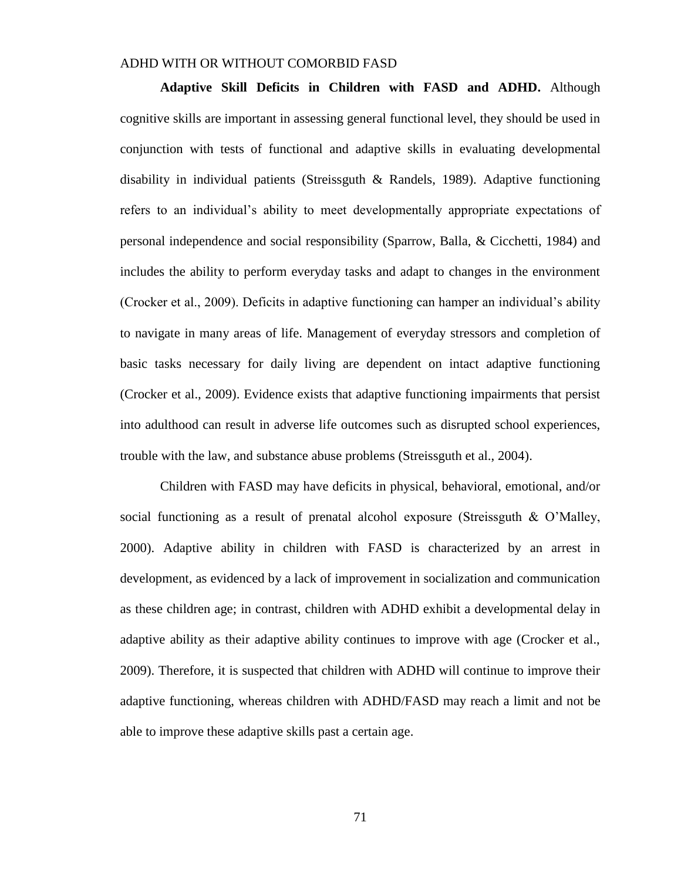**Adaptive Skill Deficits in Children with FASD and ADHD.** Although cognitive skills are important in assessing general functional level, they should be used in conjunction with tests of functional and adaptive skills in evaluating developmental disability in individual patients (Streissguth & Randels, 1989). Adaptive functioning refers to an individual's ability to meet developmentally appropriate expectations of personal independence and social responsibility (Sparrow, Balla, & Cicchetti, 1984) and includes the ability to perform everyday tasks and adapt to changes in the environment (Crocker et al., 2009). Deficits in adaptive functioning can hamper an individual's ability to navigate in many areas of life. Management of everyday stressors and completion of basic tasks necessary for daily living are dependent on intact adaptive functioning (Crocker et al., 2009). Evidence exists that adaptive functioning impairments that persist into adulthood can result in adverse life outcomes such as disrupted school experiences, trouble with the law, and substance abuse problems (Streissguth et al., 2004).

Children with FASD may have deficits in physical, behavioral, emotional, and/or social functioning as a result of prenatal alcohol exposure (Streissguth & O'Malley, 2000). Adaptive ability in children with FASD is characterized by an arrest in development, as evidenced by a lack of improvement in socialization and communication as these children age; in contrast, children with ADHD exhibit a developmental delay in adaptive ability as their adaptive ability continues to improve with age (Crocker et al., 2009). Therefore, it is suspected that children with ADHD will continue to improve their adaptive functioning, whereas children with ADHD/FASD may reach a limit and not be able to improve these adaptive skills past a certain age.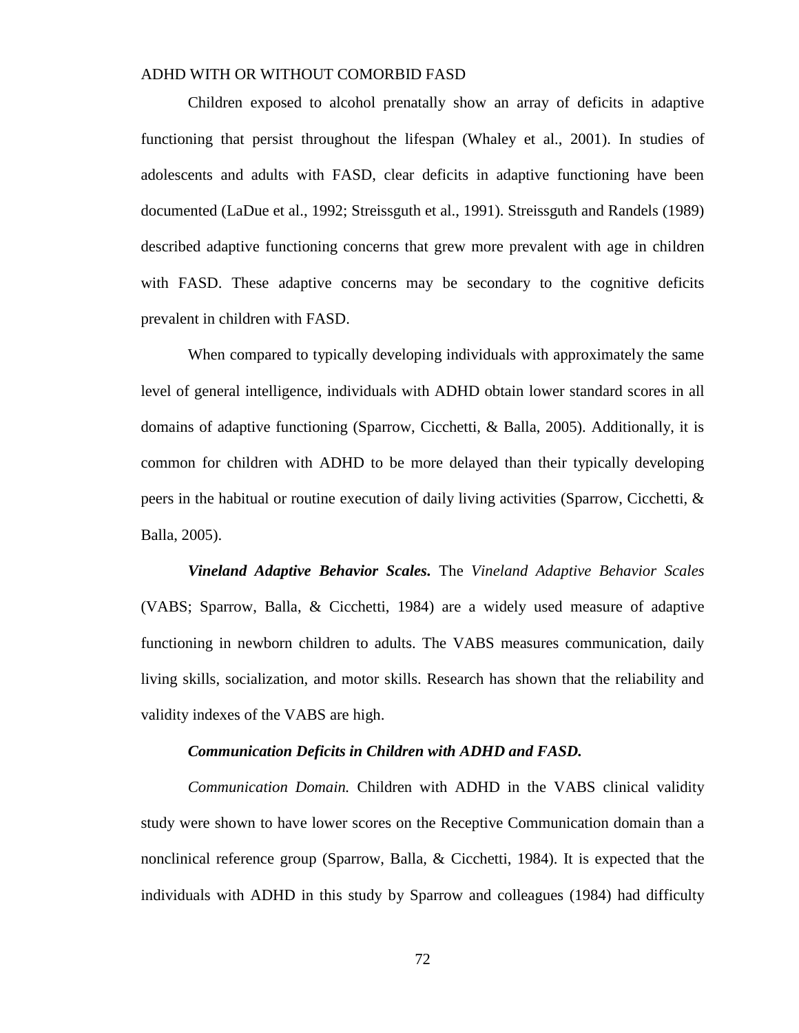Children exposed to alcohol prenatally show an array of deficits in adaptive functioning that persist throughout the lifespan (Whaley et al., 2001). In studies of adolescents and adults with FASD, clear deficits in adaptive functioning have been documented (LaDue et al., 1992; Streissguth et al., 1991). Streissguth and Randels (1989) described adaptive functioning concerns that grew more prevalent with age in children with FASD. These adaptive concerns may be secondary to the cognitive deficits prevalent in children with FASD.

When compared to typically developing individuals with approximately the same level of general intelligence, individuals with ADHD obtain lower standard scores in all domains of adaptive functioning (Sparrow, Cicchetti, & Balla, 2005). Additionally, it is common for children with ADHD to be more delayed than their typically developing peers in the habitual or routine execution of daily living activities (Sparrow, Cicchetti, & Balla, 2005).

***Vineland Adaptive Behavior Scales.*** The *Vineland Adaptive Behavior Scales* (VABS; Sparrow, Balla, & Cicchetti, 1984) are a widely used measure of adaptive functioning in newborn children to adults. The VABS measures communication, daily living skills, socialization, and motor skills. Research has shown that the reliability and validity indexes of the VABS are high.

***Communication Deficits in Children with ADHD and FASD.***

*Communication Domain.* Children with ADHD in the VABS clinical validity study were shown to have lower scores on the Receptive Communication domain than a nonclinical reference group (Sparrow, Balla, & Cicchetti, 1984). It is expected that the individuals with ADHD in this study by Sparrow and colleagues (1984) had difficulty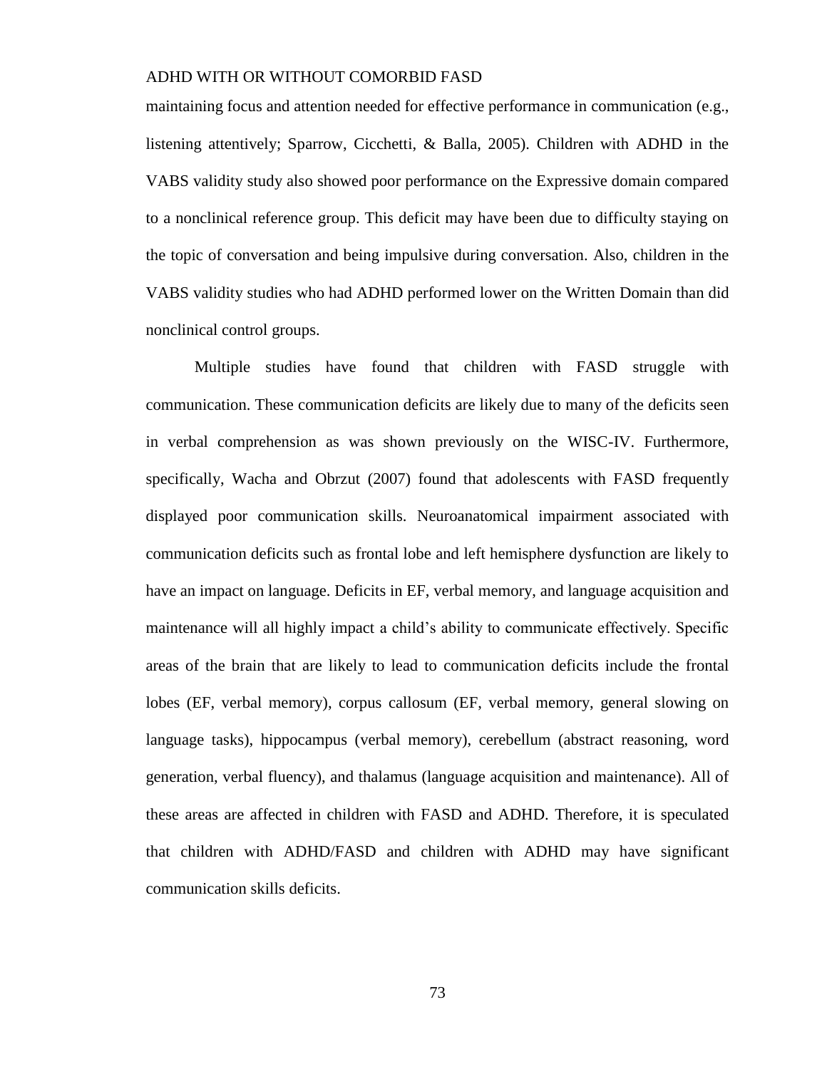maintaining focus and attention needed for effective performance in communication (e.g., listening attentively; Sparrow, Cicchetti, & Balla, 2005). Children with ADHD in the VABS validity study also showed poor performance on the Expressive domain compared to a nonclinical reference group. This deficit may have been due to difficulty staying on the topic of conversation and being impulsive during conversation. Also, children in the VABS validity studies who had ADHD performed lower on the Written Domain than did nonclinical control groups.

Multiple studies have found that children with FASD struggle with communication. These communication deficits are likely due to many of the deficits seen in verbal comprehension as was shown previously on the WISC-IV. Furthermore, specifically, Wacha and Obrzut (2007) found that adolescents with FASD frequently displayed poor communication skills. Neuroanatomical impairment associated with communication deficits such as frontal lobe and left hemisphere dysfunction are likely to have an impact on language. Deficits in EF, verbal memory, and language acquisition and maintenance will all highly impact a child's ability to communicate effectively. Specific areas of the brain that are likely to lead to communication deficits include the frontal lobes (EF, verbal memory), corpus callosum (EF, verbal memory, general slowing on language tasks), hippocampus (verbal memory), cerebellum (abstract reasoning, word generation, verbal fluency), and thalamus (language acquisition and maintenance). All of these areas are affected in children with FASD and ADHD. Therefore, it is speculated that children with ADHD/FASD and children with ADHD may have significant communication skills deficits.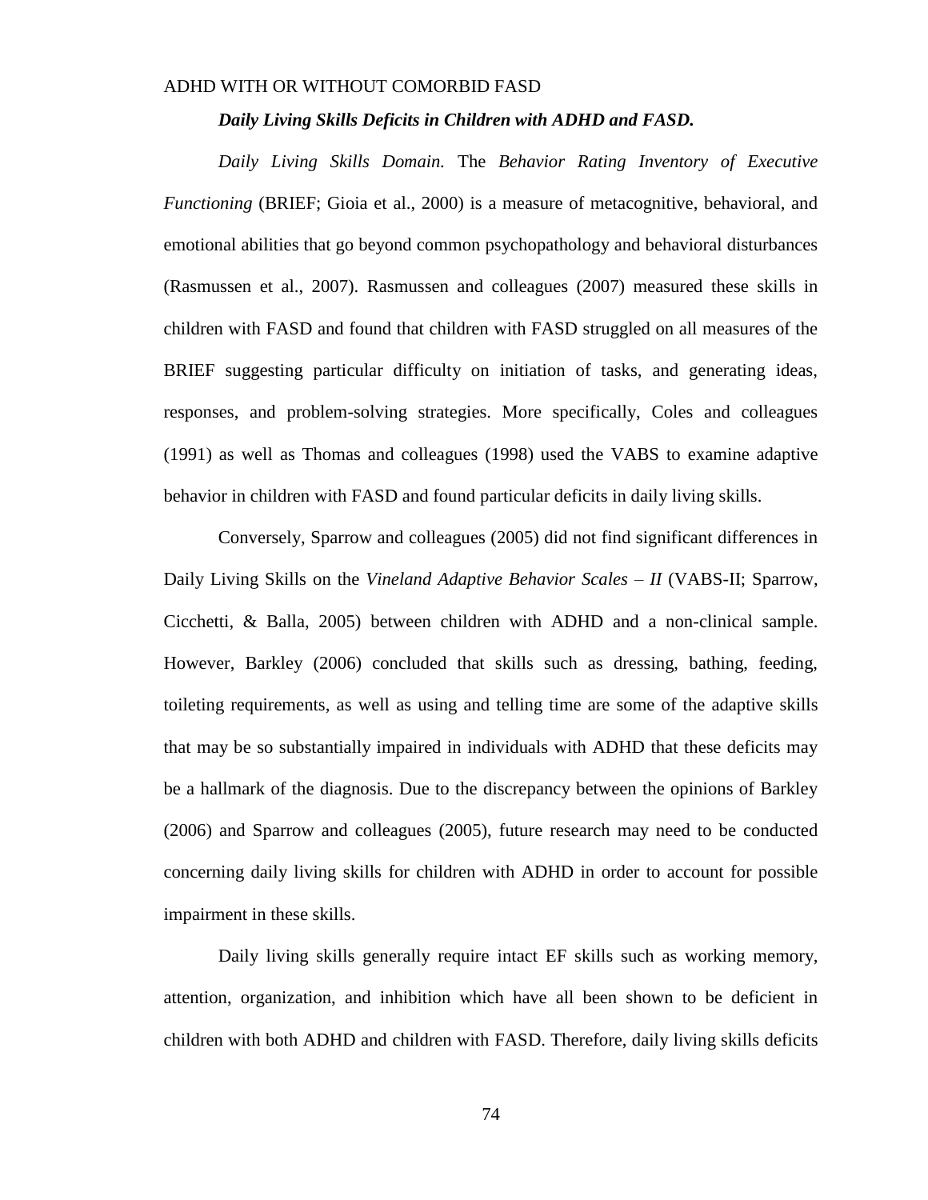***Daily Living Skills Deficits in Children with ADHD and FASD.***

*Daily Living Skills Domain.* The *Behavior Rating Inventory of Executive Functioning* (BRIEF; Gioia et al., 2000) is a measure of metacognitive, behavioral, and emotional abilities that go beyond common psychopathology and behavioral disturbances (Rasmussen et al., 2007). Rasmussen and colleagues (2007) measured these skills in children with FASD and found that children with FASD struggled on all measures of the BRIEF suggesting particular difficulty on initiation of tasks, and generating ideas, responses, and problem-solving strategies. More specifically, Coles and colleagues (1991) as well as Thomas and colleagues (1998) used the VABS to examine adaptive behavior in children with FASD and found particular deficits in daily living skills.

Conversely, Sparrow and colleagues (2005) did not find significant differences in Daily Living Skills on the *Vineland Adaptive Behavior Scales – II* (VABS-II; Sparrow, Cicchetti, & Balla, 2005) between children with ADHD and a non-clinical sample. However, Barkley (2006) concluded that skills such as dressing, bathing, feeding, toileting requirements, as well as using and telling time are some of the adaptive skills that may be so substantially impaired in individuals with ADHD that these deficits may be a hallmark of the diagnosis. Due to the discrepancy between the opinions of Barkley (2006) and Sparrow and colleagues (2005), future research may need to be conducted concerning daily living skills for children with ADHD in order to account for possible impairment in these skills.

Daily living skills generally require intact EF skills such as working memory, attention, organization, and inhibition which have all been shown to be deficient in children with both ADHD and children with FASD. Therefore, daily living skills deficits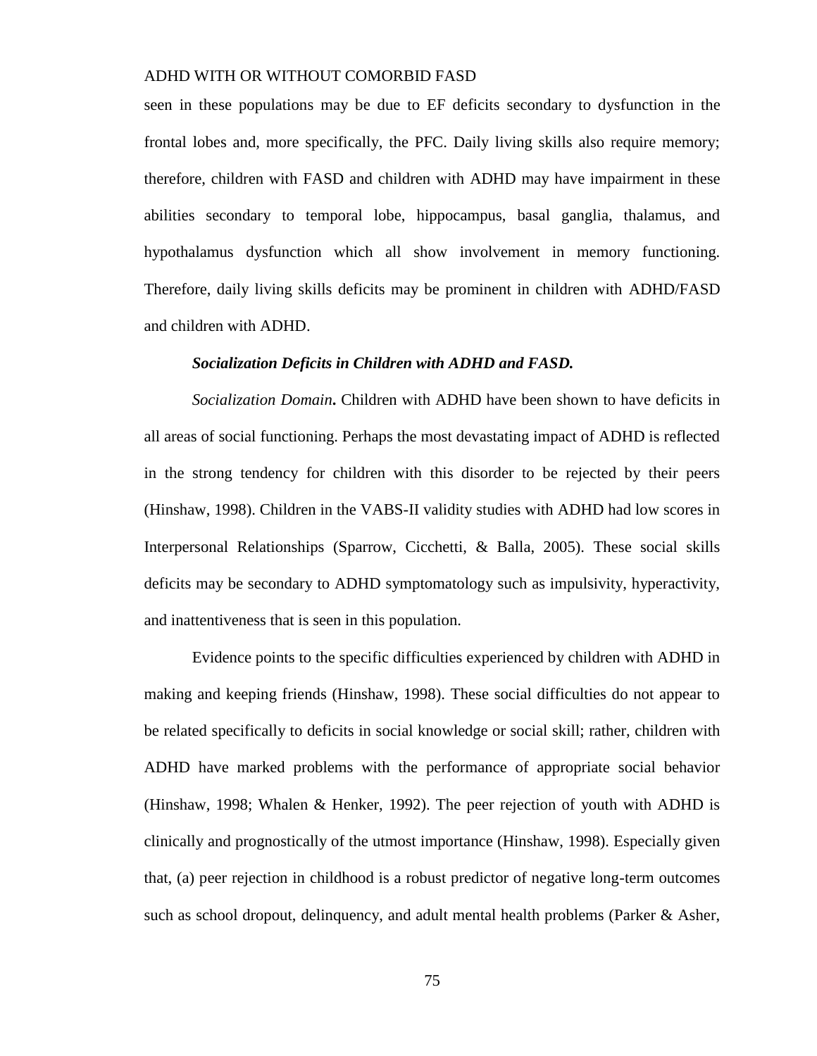seen in these populations may be due to EF deficits secondary to dysfunction in the frontal lobes and, more specifically, the PFC. Daily living skills also require memory; therefore, children with FASD and children with ADHD may have impairment in these abilities secondary to temporal lobe, hippocampus, basal ganglia, thalamus, and hypothalamus dysfunction which all show involvement in memory functioning. Therefore, daily living skills deficits may be prominent in children with ADHD/FASD and children with ADHD.

***Socialization Deficits in Children with ADHD and FASD.***

***Socialization Domain*.** Children with ADHD have been shown to have deficits in all areas of social functioning. Perhaps the most devastating impact of ADHD is reflected in the strong tendency for children with this disorder to be rejected by their peers (Hinshaw, 1998). Children in the VABS-II validity studies with ADHD had low scores in Interpersonal Relationships (Sparrow, Cicchetti, & Balla, 2005). These social skills deficits may be secondary to ADHD symptomatology such as impulsivity, hyperactivity, and inattentiveness that is seen in this population.

Evidence points to the specific difficulties experienced by children with ADHD in making and keeping friends (Hinshaw, 1998). These social difficulties do not appear to be related specifically to deficits in social knowledge or social skill; rather, children with ADHD have marked problems with the performance of appropriate social behavior (Hinshaw, 1998; Whalen & Henker, 1992). The peer rejection of youth with ADHD is clinically and prognostically of the utmost importance (Hinshaw, 1998). Especially given that, (a) peer rejection in childhood is a robust predictor of negative long-term outcomes such as school dropout, delinquency, and adult mental health problems (Parker & Asher,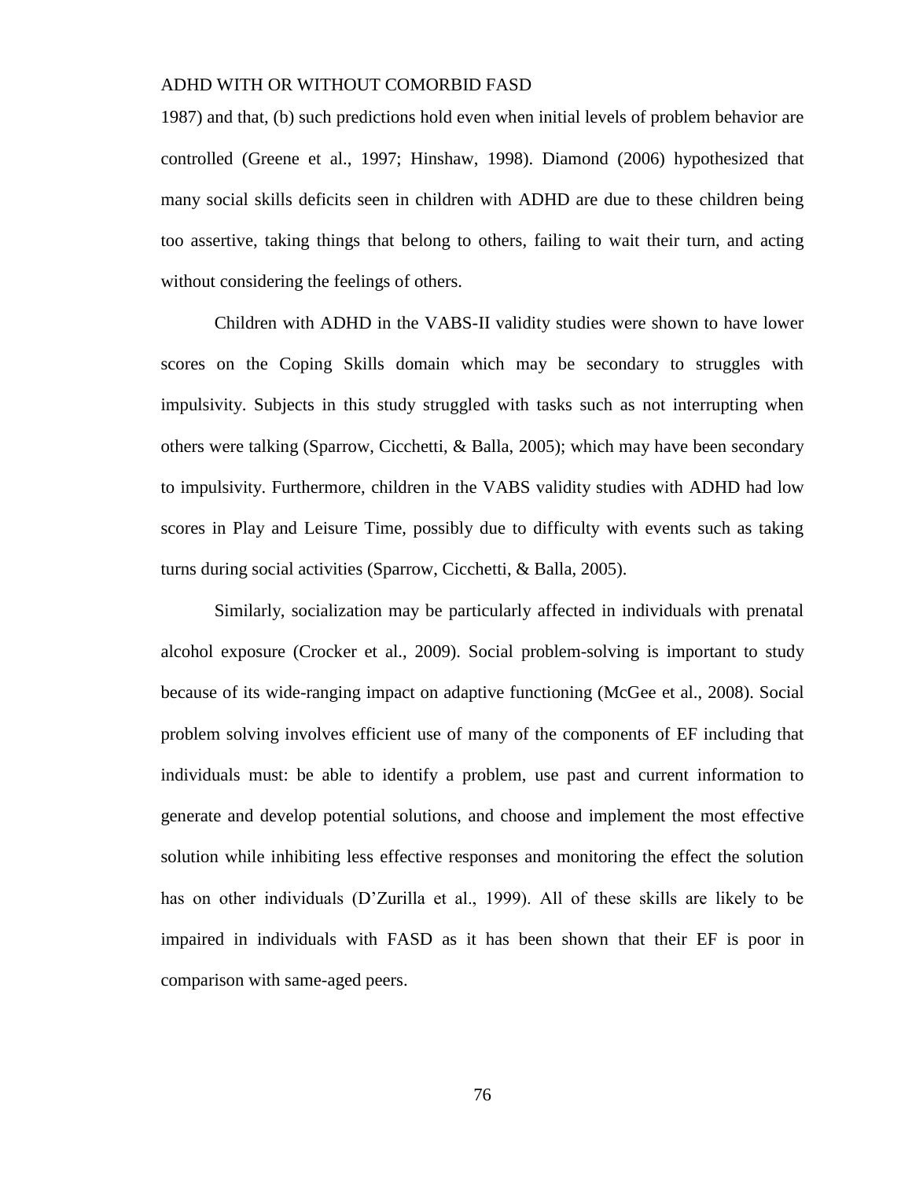1987) and that, (b) such predictions hold even when initial levels of problem behavior are controlled (Greene et al., 1997; Hinshaw, 1998). Diamond (2006) hypothesized that many social skills deficits seen in children with ADHD are due to these children being too assertive, taking things that belong to others, failing to wait their turn, and acting without considering the feelings of others.

Children with ADHD in the VABS-II validity studies were shown to have lower scores on the Coping Skills domain which may be secondary to struggles with impulsivity. Subjects in this study struggled with tasks such as not interrupting when others were talking (Sparrow, Cicchetti, & Balla, 2005); which may have been secondary to impulsivity. Furthermore, children in the VABS validity studies with ADHD had low scores in Play and Leisure Time, possibly due to difficulty with events such as taking turns during social activities (Sparrow, Cicchetti, & Balla, 2005).

Similarly, socialization may be particularly affected in individuals with prenatal alcohol exposure (Crocker et al., 2009). Social problem-solving is important to study because of its wide-ranging impact on adaptive functioning (McGee et al., 2008). Social problem solving involves efficient use of many of the components of EF including that individuals must: be able to identify a problem, use past and current information to generate and develop potential solutions, and choose and implement the most effective solution while inhibiting less effective responses and monitoring the effect the solution has on other individuals (D'Zurilla et al., 1999). All of these skills are likely to be impaired in individuals with FASD as it has been shown that their EF is poor in comparison with same-aged peers.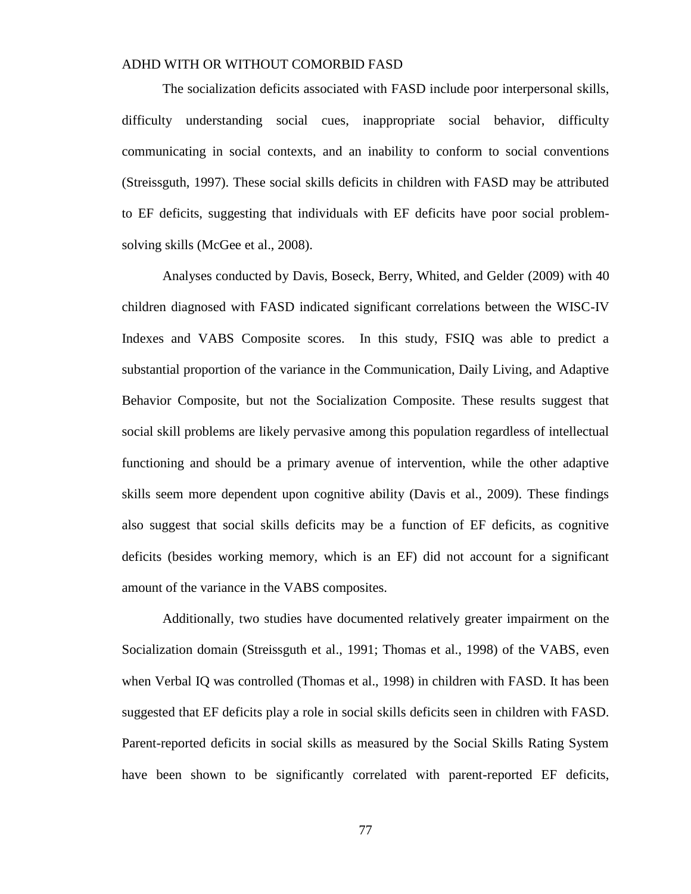The socialization deficits associated with FASD include poor interpersonal skills, difficulty understanding social cues, inappropriate social behavior, difficulty communicating in social contexts, and an inability to conform to social conventions (Streissguth, 1997). These social skills deficits in children with FASD may be attributed to EF deficits, suggesting that individuals with EF deficits have poor social problem-solving skills (McGee et al., 2008).

Analyses conducted by Davis, Boseck, Berry, Whited, and Gelder (2009) with 40 children diagnosed with FASD indicated significant correlations between the WISC-IV Indexes and VABS Composite scores. In this study, FSIQ was able to predict a substantial proportion of the variance in the Communication, Daily Living, and Adaptive Behavior Composite, but not the Socialization Composite. These results suggest that social skill problems are likely pervasive among this population regardless of intellectual functioning and should be a primary avenue of intervention, while the other adaptive skills seem more dependent upon cognitive ability (Davis et al., 2009). These findings also suggest that social skills deficits may be a function of EF deficits, as cognitive deficits (besides working memory, which is an EF) did not account for a significant amount of the variance in the VABS composites.

Additionally, two studies have documented relatively greater impairment on the Socialization domain (Streissguth et al., 1991; Thomas et al., 1998) of the VABS, even when Verbal IQ was controlled (Thomas et al., 1998) in children with FASD. It has been suggested that EF deficits play a role in social skills deficits seen in children with FASD. Parent-reported deficits in social skills as measured by the Social Skills Rating System have been shown to be significantly correlated with parent-reported EF deficits,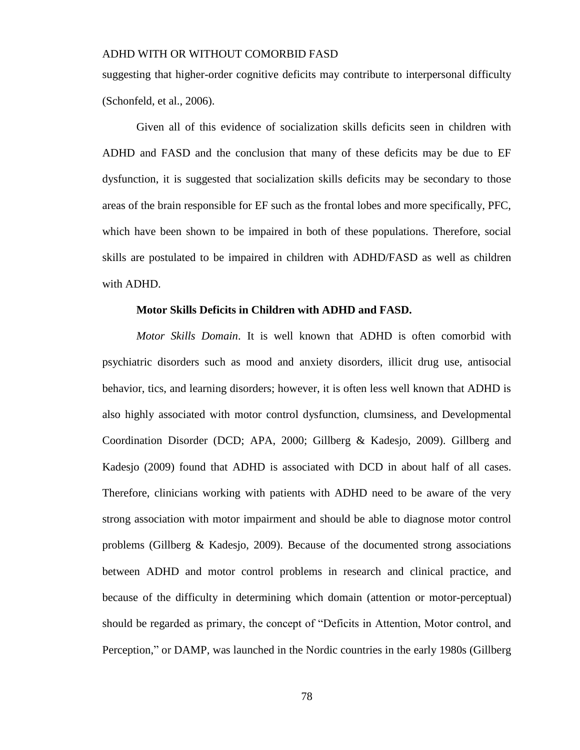suggesting that higher-order cognitive deficits may contribute to interpersonal difficulty (Schonfeld, et al., 2006).

Given all of this evidence of socialization skills deficits seen in children with ADHD and FASD and the conclusion that many of these deficits may be due to EF dysfunction, it is suggested that socialization skills deficits may be secondary to those areas of the brain responsible for EF such as the frontal lobes and more specifically, PFC, which have been shown to be impaired in both of these populations. Therefore, social skills are postulated to be impaired in children with ADHD/FASD as well as children with ADHD.

**Motor Skills Deficits in Children with ADHD and FASD.**

*Motor Skills Domain*. It is well known that ADHD is often comorbid with psychiatric disorders such as mood and anxiety disorders, illicit drug use, antisocial behavior, tics, and learning disorders; however, it is often less well known that ADHD is also highly associated with motor control dysfunction, clumsiness, and Developmental Coordination Disorder (DCD; APA, 2000; Gillberg & Kadesjo, 2009). Gillberg and Kadesjo (2009) found that ADHD is associated with DCD in about half of all cases. Therefore, clinicians working with patients with ADHD need to be aware of the very strong association with motor impairment and should be able to diagnose motor control problems (Gillberg & Kadesjo, 2009). Because of the documented strong associations between ADHD and motor control problems in research and clinical practice, and because of the difficulty in determining which domain (attention or motor-perceptual) should be regarded as primary, the concept of "Deficits in Attention, Motor control, and Perception," or DAMP, was launched in the Nordic countries in the early 1980s (Gillberg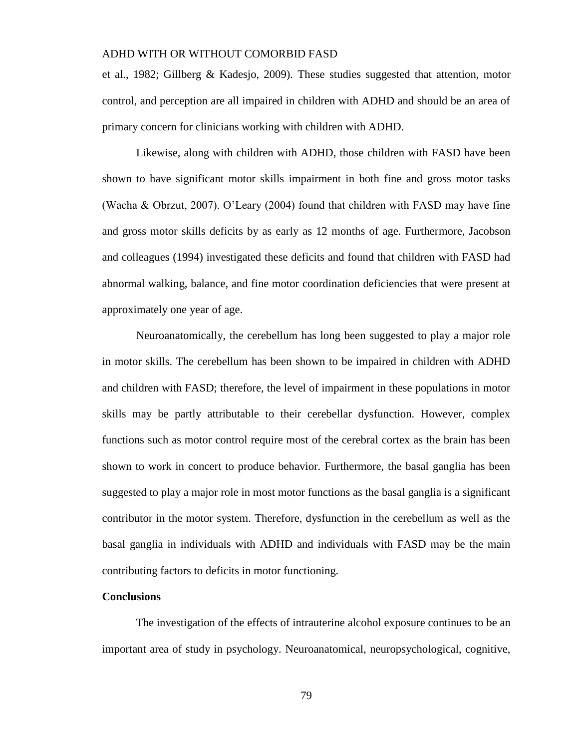et al., 1982; Gillberg & Kadesjo, 2009). These studies suggested that attention, motor control, and perception are all impaired in children with ADHD and should be an area of primary concern for clinicians working with children with ADHD.

Likewise, along with children with ADHD, those children with FASD have been shown to have significant motor skills impairment in both fine and gross motor tasks (Wacha & Obrzut, 2007). O'Leary (2004) found that children with FASD may have fine and gross motor skills deficits by as early as 12 months of age. Furthermore, Jacobson and colleagues (1994) investigated these deficits and found that children with FASD had abnormal walking, balance, and fine motor coordination deficiencies that were present at approximately one year of age.

Neuroanatomically, the cerebellum has long been suggested to play a major role in motor skills. The cerebellum has been shown to be impaired in children with ADHD and children with FASD; therefore, the level of impairment in these populations in motor skills may be partly attributable to their cerebellar dysfunction. However, complex functions such as motor control require most of the cerebral cortex as the brain has been shown to work in concert to produce behavior. Furthermore, the basal ganglia has been suggested to play a major role in most motor functions as the basal ganglia is a significant contributor in the motor system. Therefore, dysfunction in the cerebellum as well as the basal ganglia in individuals with ADHD and individuals with FASD may be the main contributing factors to deficits in motor functioning.

**Conclusions**

The investigation of the effects of intrauterine alcohol exposure continues to be an important area of study in psychology. Neuroanatomical, neuropsychological, cognitive,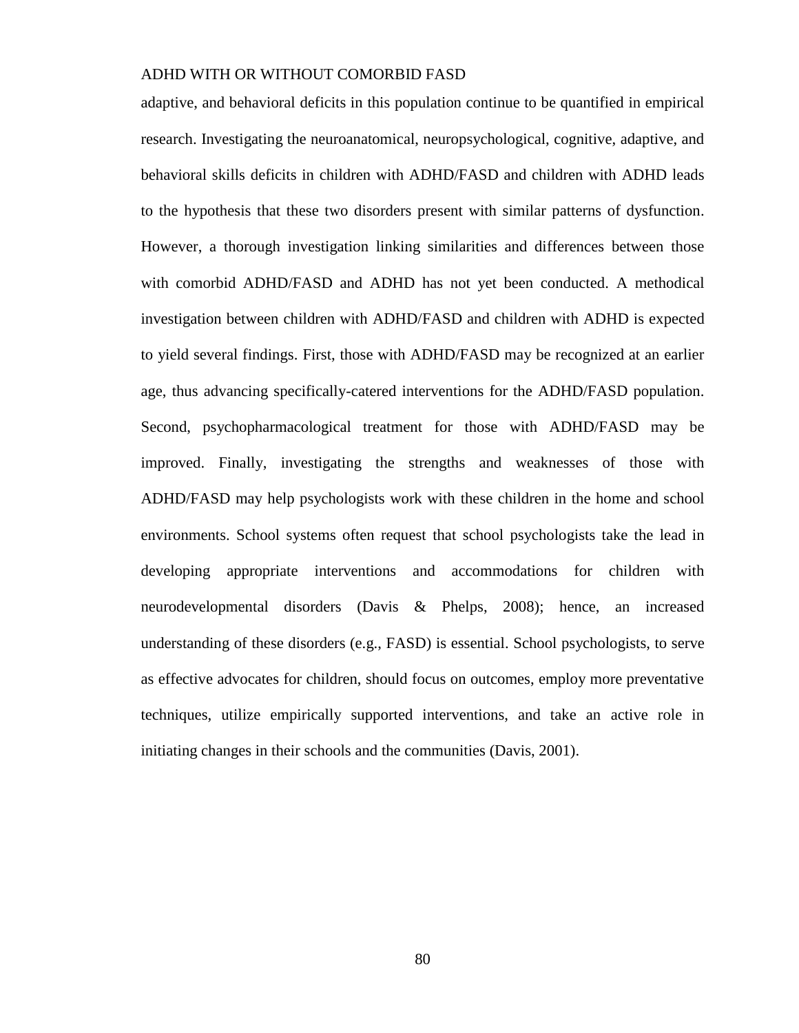adaptive, and behavioral deficits in this population continue to be quantified in empirical research. Investigating the neuroanatomical, neuropsychological, cognitive, adaptive, and behavioral skills deficits in children with ADHD/FASD and children with ADHD leads to the hypothesis that these two disorders present with similar patterns of dysfunction. However, a thorough investigation linking similarities and differences between those with comorbid ADHD/FASD and ADHD has not yet been conducted. A methodical investigation between children with ADHD/FASD and children with ADHD is expected to yield several findings. First, those with ADHD/FASD may be recognized at an earlier age, thus advancing specifically-catered interventions for the ADHD/FASD population. Second, psychopharmacological treatment for those with ADHD/FASD may be improved. Finally, investigating the strengths and weaknesses of those with ADHD/FASD may help psychologists work with these children in the home and school environments. School systems often request that school psychologists take the lead in developing appropriate interventions and accommodations for children with neurodevelopmental disorders (Davis & Phelps, 2008); hence, an increased understanding of these disorders (e.g., FASD) is essential. School psychologists, to serve as effective advocates for children, should focus on outcomes, employ more preventative techniques, utilize empirically supported interventions, and take an active role in initiating changes in their schools and the communities (Davis, 2001).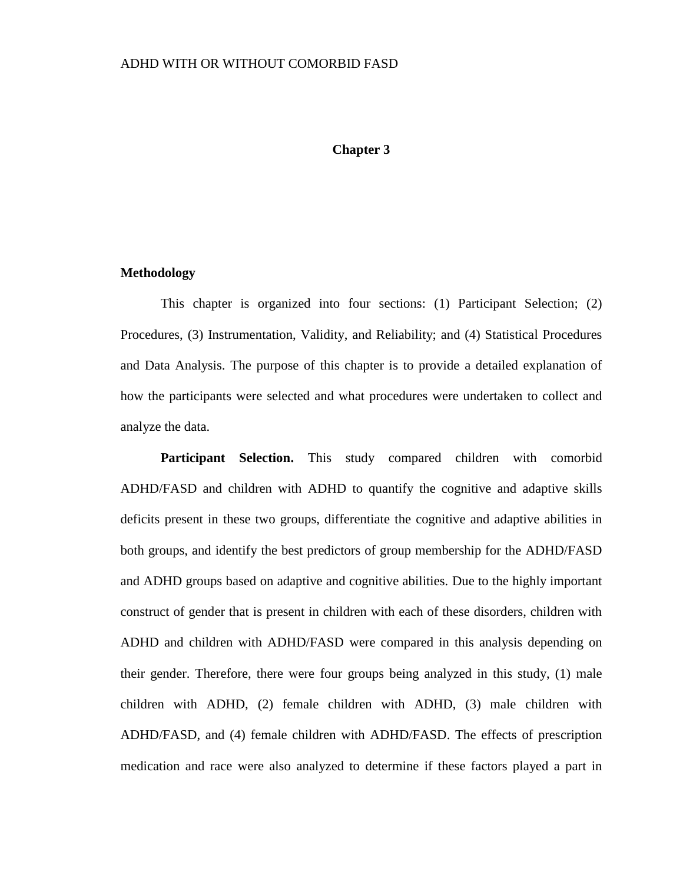# Chapter 3

## Methodology

This chapter is organized into four sections: (1) Participant Selection; (2) Procedures, (3) Instrumentation, Validity, and Reliability; and (4) Statistical Procedures and Data Analysis. The purpose of this chapter is to provide a detailed explanation of how the participants were selected and what procedures were undertaken to collect and analyze the data.

**Participant Selection.** This study compared children with comorbid ADHD/FASD and children with ADHD to quantify the cognitive and adaptive skills deficits present in these two groups, differentiate the cognitive and adaptive abilities in both groups, and identify the best predictors of group membership for the ADHD/FASD and ADHD groups based on adaptive and cognitive abilities. Due to the highly important construct of gender that is present in children with each of these disorders, children with ADHD and children with ADHD/FASD were compared in this analysis depending on their gender. Therefore, there were four groups being analyzed in this study, (1) male children with ADHD, (2) female children with ADHD, (3) male children with ADHD/FASD, and (4) female children with ADHD/FASD. The effects of prescription medication and race were also analyzed to determine if these factors played a part in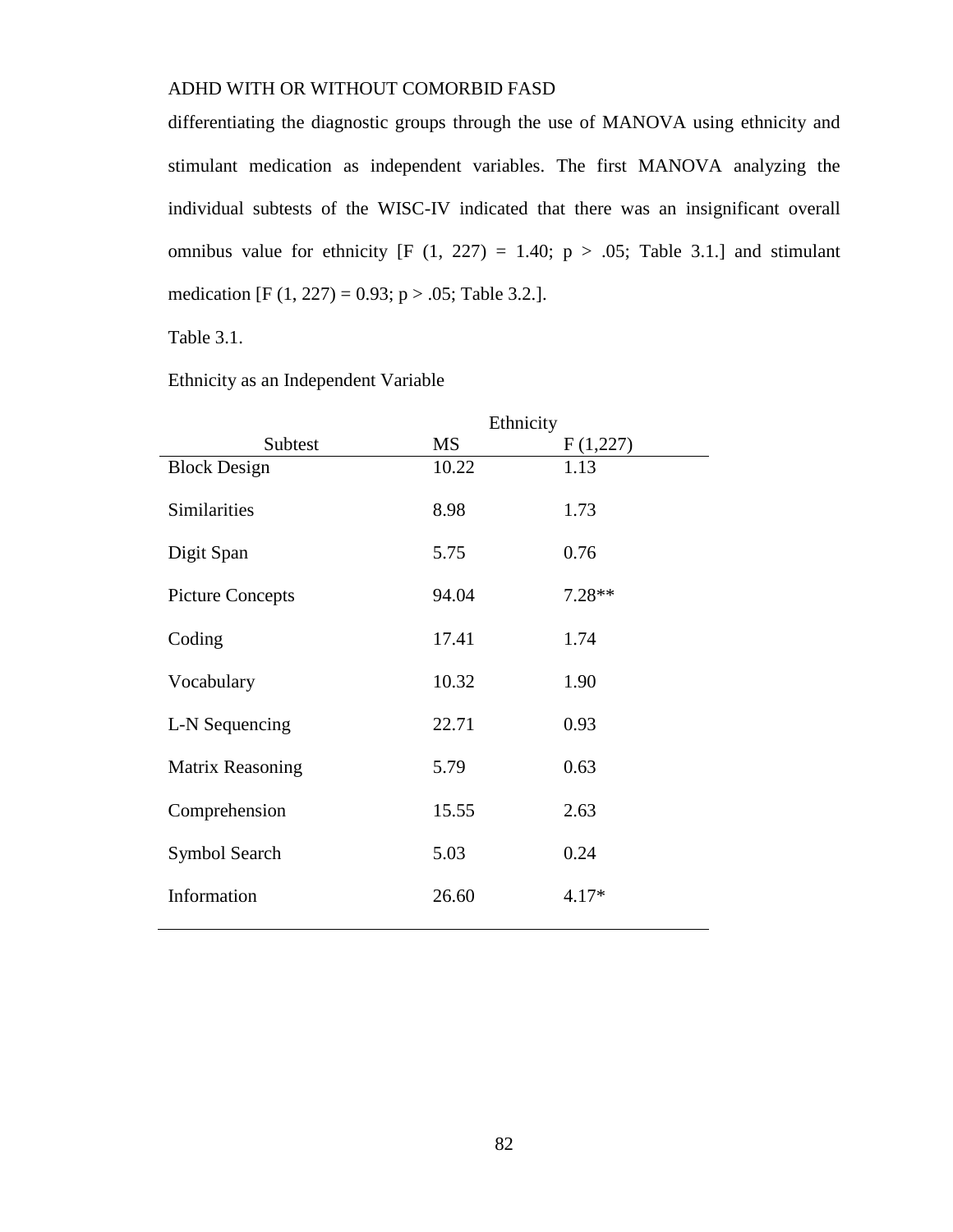differentiating the diagnostic groups through the use of MANOVA using ethnicity and stimulant medication as independent variables. The first MANOVA analyzing the individual subtests of the WISC-IV indicated that there was an insignificant overall omnibus value for ethnicity [$F(1, 227) = 1.40$; $p > .05$; Table 3.1.] and stimulant medication [$F(1, 227) = 0.93$; $p > .05$; Table 3.2.].

Table 3.1.

Ethnicity as an Independent Variable

| | Ethnicity | |
|---|---|---|
| Subtest | MS | F (1,227) |
| Block Design | 10.22 | 1.13 |
| Similarities | 8.98 | 1.73 |
| Digit Span | 5.75 | 0.76 |
| Picture Concepts | 94.04 | 7.28** |
| Coding | 17.41 | 1.74 |
| Vocabulary | 10.32 | 1.90 |
| L-N Sequencing | 22.71 | 0.93 |
| Matrix Reasoning | 5.79 | 0.63 |
| Comprehension | 15.55 | 2.63 |
| Symbol Search | 5.03 | 0.24 |
| Information | 26.60 | 4.17* |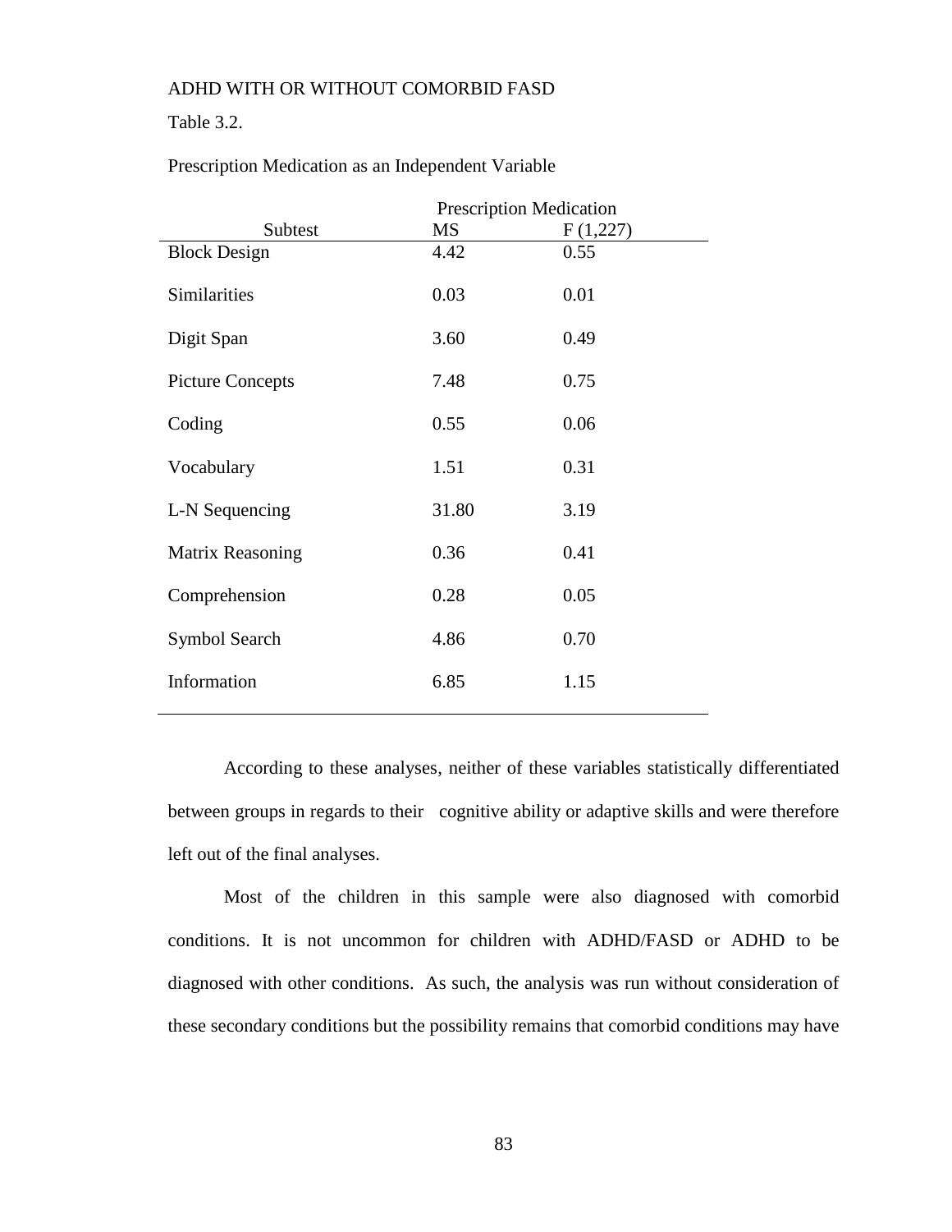Table 3.2.

Prescription Medication as an Independent Variable

| Subtest | Prescription Medication MS | $F(1,227)$ |
|---|---|---|
| Block Design | 4.42 | 0.55 |
| Similarities | 0.03 | 0.01 |
| Digit Span | 3.60 | 0.49 |
| Picture Concepts | 7.48 | 0.75 |
| Coding | 0.55 | 0.06 |
| Vocabulary | 1.51 | 0.31 |
| L-N Sequencing | 31.80 | 3.19 |
| Matrix Reasoning | 0.36 | 0.41 |
| Comprehension | 0.28 | 0.05 |
| Symbol Search | 4.86 | 0.70 |
| Information | 6.85 | 1.15 |

According to these analyses, neither of these variables statistically differentiated between groups in regards to their cognitive ability or adaptive skills and were therefore left out of the final analyses.

Most of the children in this sample were also diagnosed with comorbid conditions. It is not uncommon for children with ADHD/FASD or ADHD to be diagnosed with other conditions. As such, the analysis was run without consideration of these secondary conditions but the possibility remains that comorbid conditions may have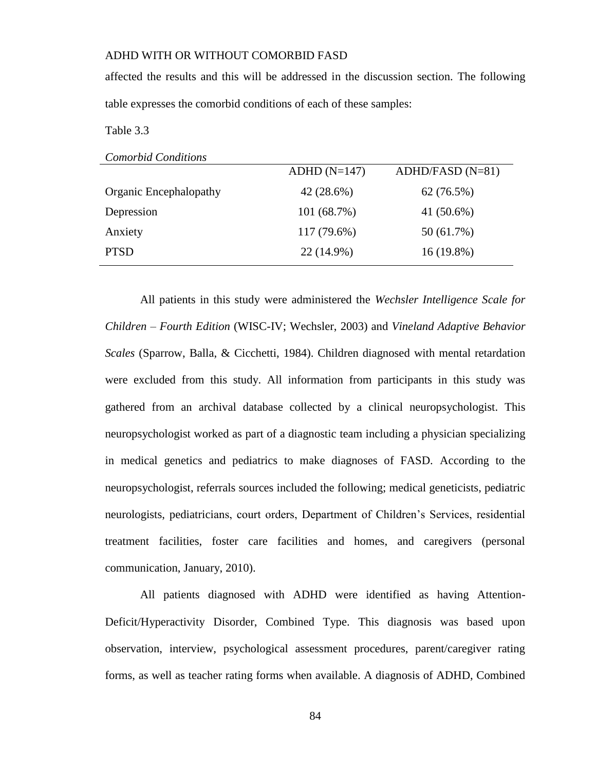affected the results and this will be addressed in the discussion section. The following table expresses the comorbid conditions of each of these samples:

Table 3.3

*Comorbid Conditions*

| | ADHD (N=147) | ADHD/FASD (N=81) |
|---|---|---|
| Organic Encephalopathy | 42 (28.6%) | 62 (76.5%) |
| Depression | 101 (68.7%) | 41 (50.6%) |
| Anxiety | 117 (79.6%) | 50 (61.7%) |
| PTSD | 22 (14.9%) | 16 (19.8%) |

All patients in this study were administered the *Wechsler Intelligence Scale for Children – Fourth Edition* (WISC-IV; Wechsler, 2003) and *Vineland Adaptive Behavior Scales* (Sparrow, Balla, & Cicchetti, 1984). Children diagnosed with mental retardation were excluded from this study. All information from participants in this study was gathered from an archival database collected by a clinical neuropsychologist. This neuropsychologist worked as part of a diagnostic team including a physician specializing in medical genetics and pediatrics to make diagnoses of FASD. According to the neuropsychologist, referrals sources included the following; medical geneticists, pediatric neurologists, pediatricians, court orders, Department of Children's Services, residential treatment facilities, foster care facilities and homes, and caregivers (personal communication, January, 2010).

All patients diagnosed with ADHD were identified as having Attention-Deficit/Hyperactivity Disorder, Combined Type. This diagnosis was based upon observation, interview, psychological assessment procedures, parent/caregiver rating forms, as well as teacher rating forms when available. A diagnosis of ADHD, Combined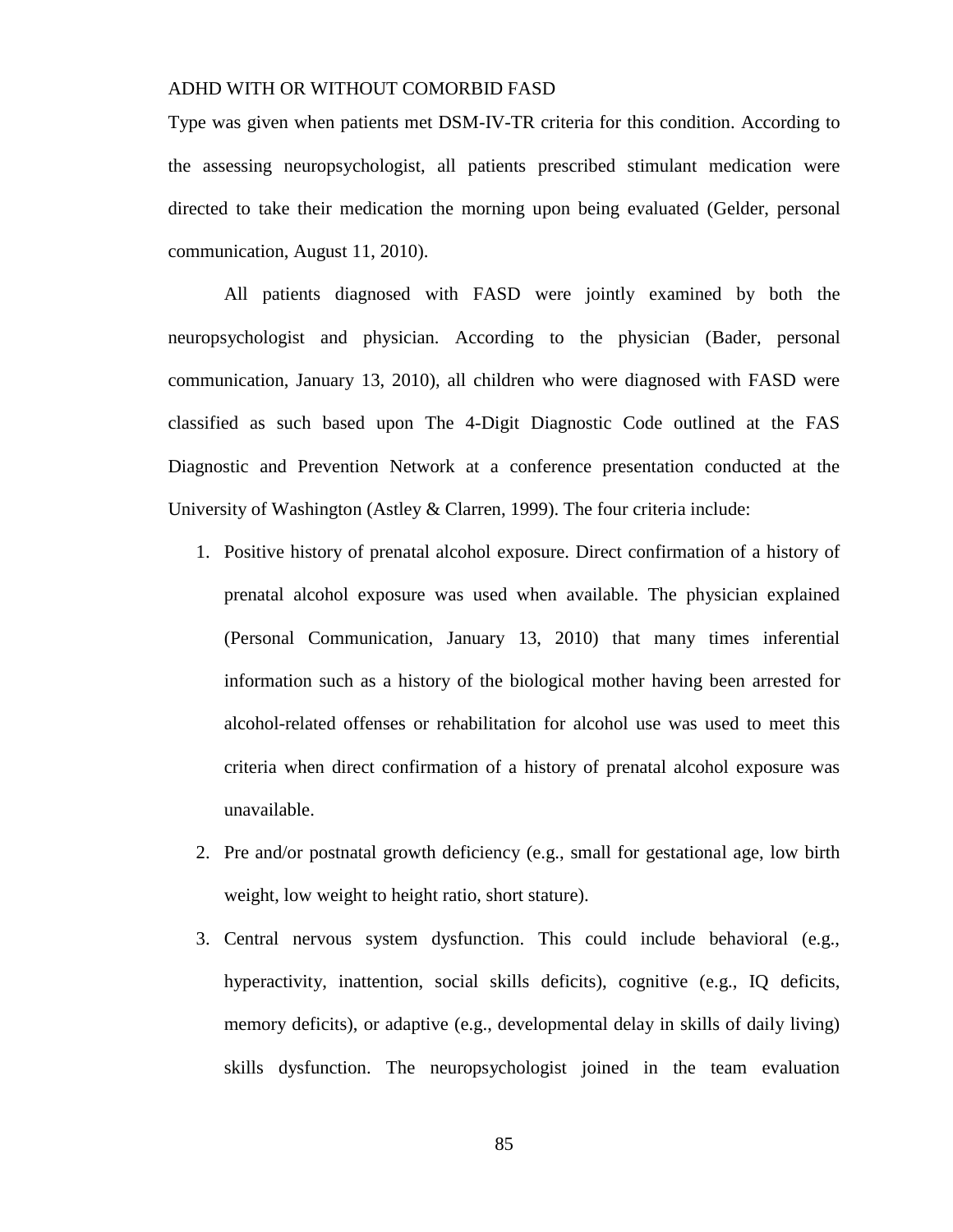Type was given when patients met DSM-IV-TR criteria for this condition. According to the assessing neuropsychologist, all patients prescribed stimulant medication were directed to take their medication the morning upon being evaluated (Gelder, personal communication, August 11, 2010).

All patients diagnosed with FASD were jointly examined by both the neuropsychologist and physician. According to the physician (Bader, personal communication, January 13, 2010), all children who were diagnosed with FASD were classified as such based upon The 4-Digit Diagnostic Code outlined at the FAS Diagnostic and Prevention Network at a conference presentation conducted at the University of Washington (Astley & Clarren, 1999). The four criteria include:

1. Positive history of prenatal alcohol exposure. Direct confirmation of a history of prenatal alcohol exposure was used when available. The physician explained (Personal Communication, January 13, 2010) that many times inferential information such as a history of the biological mother having been arrested for alcohol-related offenses or rehabilitation for alcohol use was used to meet this criteria when direct confirmation of a history of prenatal alcohol exposure was unavailable.
2. Pre and/or postnatal growth deficiency (e.g., small for gestational age, low birth weight, low weight to height ratio, short stature).
3. Central nervous system dysfunction. This could include behavioral (e.g., hyperactivity, inattention, social skills deficits), cognitive (e.g., IQ deficits, memory deficits), or adaptive (e.g., developmental delay in skills of daily living) skills dysfunction. The neuropsychologist joined in the team evaluation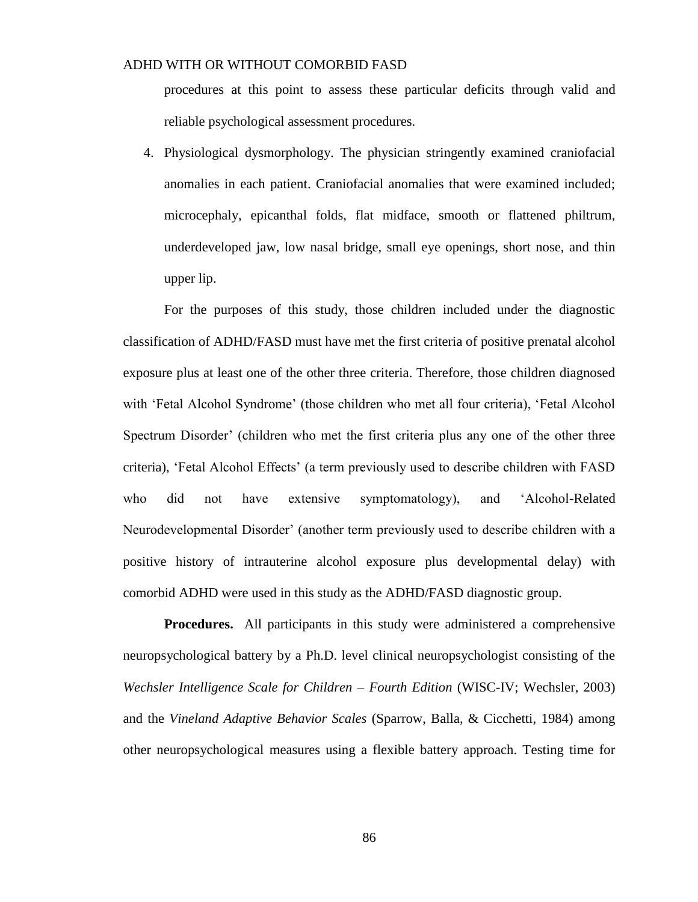procedures at this point to assess these particular deficits through valid and reliable psychological assessment procedures.

4. Physiological dysmorphology. The physician stringently examined craniofacial anomalies in each patient. Craniofacial anomalies that were examined included; microcephaly, epicanthal folds, flat midface, smooth or flattened philtrum, underdeveloped jaw, low nasal bridge, small eye openings, short nose, and thin upper lip.

For the purposes of this study, those children included under the diagnostic classification of ADHD/FASD must have met the first criteria of positive prenatal alcohol exposure plus at least one of the other three criteria. Therefore, those children diagnosed with 'Fetal Alcohol Syndrome' (those children who met all four criteria), 'Fetal Alcohol Spectrum Disorder' (children who met the first criteria plus any one of the other three criteria), 'Fetal Alcohol Effects' (a term previously used to describe children with FASD who did not have extensive symptomatology), and 'Alcohol-Related Neurodevelopmental Disorder' (another term previously used to describe children with a positive history of intrauterine alcohol exposure plus developmental delay) with comorbid ADHD were used in this study as the ADHD/FASD diagnostic group.

**Procedures.** All participants in this study were administered a comprehensive neuropsychological battery by a Ph.D. level clinical neuropsychologist consisting of the *Wechsler Intelligence Scale for Children – Fourth Edition* (WISC-IV; Wechsler, 2003) and the *Vineland Adaptive Behavior Scales* (Sparrow, Balla, & Cicchetti, 1984) among other neuropsychological measures using a flexible battery approach. Testing time for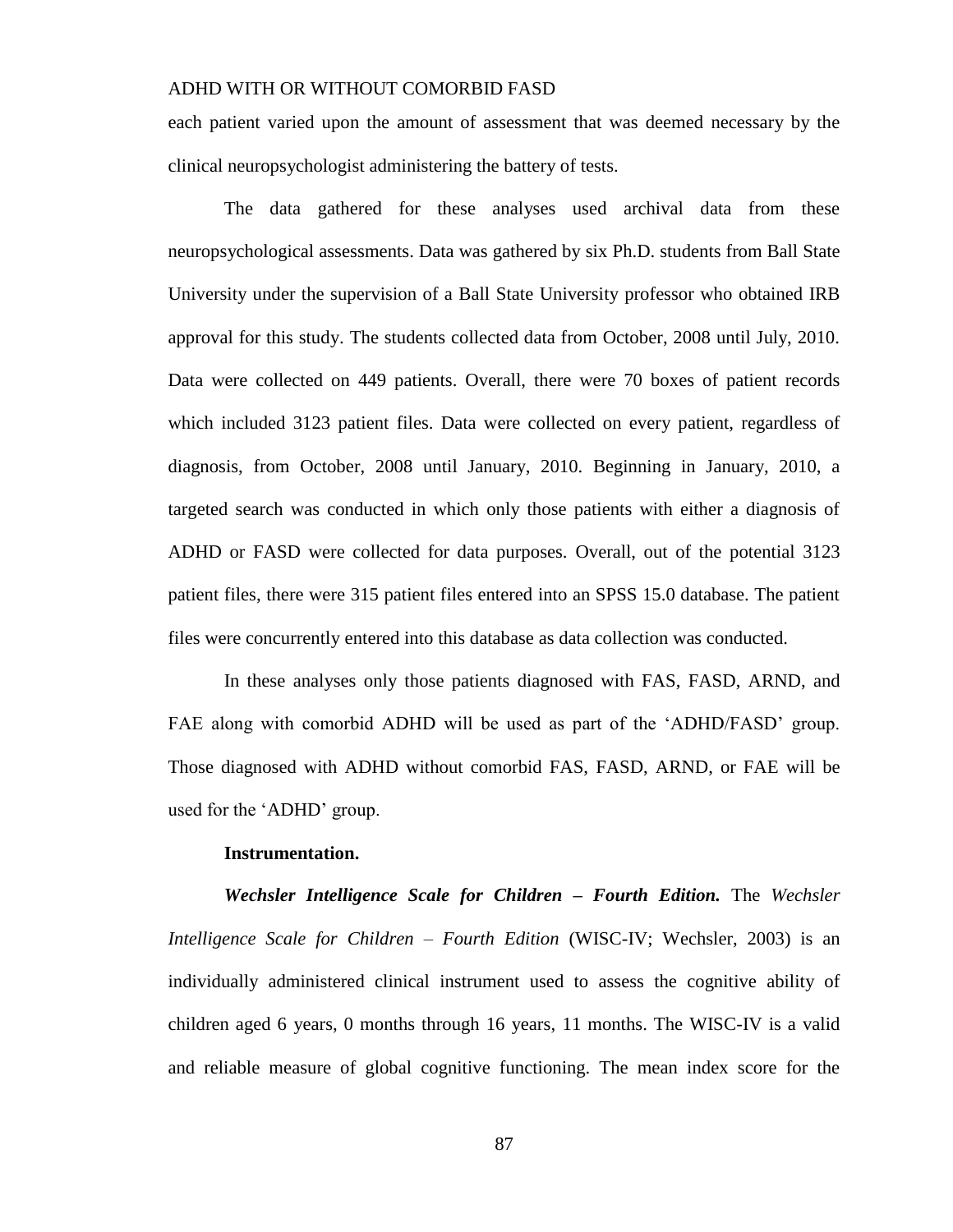each patient varied upon the amount of assessment that was deemed necessary by the clinical neuropsychologist administering the battery of tests.

The data gathered for these analyses used archival data from these neuropsychological assessments. Data was gathered by six Ph.D. students from Ball State University under the supervision of a Ball State University professor who obtained IRB approval for this study. The students collected data from October, 2008 until July, 2010. Data were collected on 449 patients. Overall, there were 70 boxes of patient records which included 3123 patient files. Data were collected on every patient, regardless of diagnosis, from October, 2008 until January, 2010. Beginning in January, 2010, a targeted search was conducted in which only those patients with either a diagnosis of ADHD or FASD were collected for data purposes. Overall, out of the potential 3123 patient files, there were 315 patient files entered into an SPSS 15.0 database. The patient files were concurrently entered into this database as data collection was conducted.

In these analyses only those patients diagnosed with FAS, FASD, ARND, and FAE along with comorbid ADHD will be used as part of the 'ADHD/FASD' group. Those diagnosed with ADHD without comorbid FAS, FASD, ARND, or FAE will be used for the 'ADHD' group.

**Instrumentation.**

***Wechsler Intelligence Scale for Children – Fourth Edition.*** The *Wechsler Intelligence Scale for Children – Fourth Edition* (WISC-IV; Wechsler, 2003) is an individually administered clinical instrument used to assess the cognitive ability of children aged 6 years, 0 months through 16 years, 11 months. The WISC-IV is a valid and reliable measure of global cognitive functioning. The mean index score for the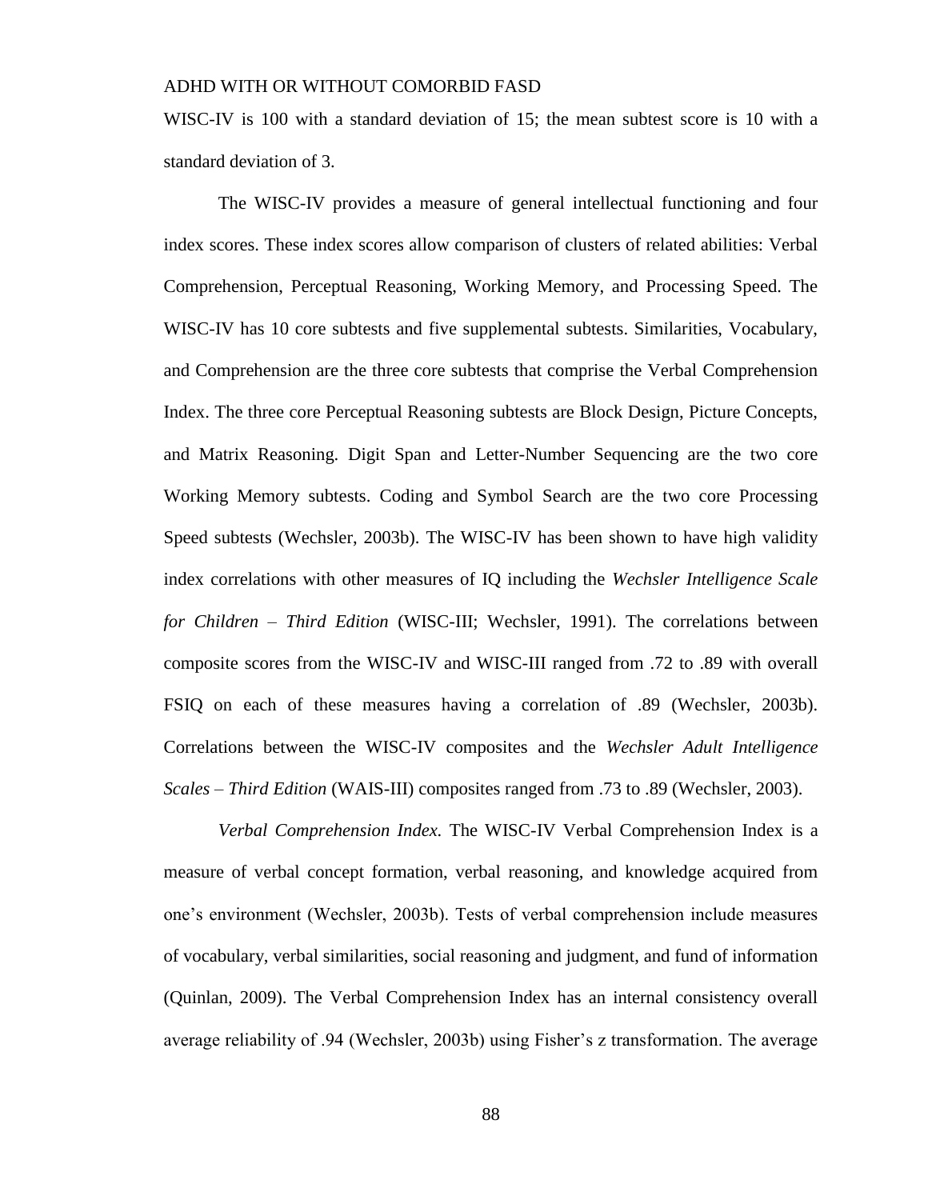WISC-IV is 100 with a standard deviation of 15; the mean subtest score is 10 with a standard deviation of 3.

The WISC-IV provides a measure of general intellectual functioning and four index scores. These index scores allow comparison of clusters of related abilities: Verbal Comprehension, Perceptual Reasoning, Working Memory, and Processing Speed. The WISC-IV has 10 core subtests and five supplemental subtests. Similarities, Vocabulary, and Comprehension are the three core subtests that comprise the Verbal Comprehension Index. The three core Perceptual Reasoning subtests are Block Design, Picture Concepts, and Matrix Reasoning. Digit Span and Letter-Number Sequencing are the two core Working Memory subtests. Coding and Symbol Search are the two core Processing Speed subtests (Wechsler, 2003b). The WISC-IV has been shown to have high validity index correlations with other measures of IQ including the *Wechsler Intelligence Scale for Children – Third Edition* (WISC-III; Wechsler, 1991). The correlations between composite scores from the WISC-IV and WISC-III ranged from .72 to .89 with overall FSIQ on each of these measures having a correlation of .89 (Wechsler, 2003b). Correlations between the WISC-IV composites and the *Wechsler Adult Intelligence Scales – Third Edition* (WAIS-III) composites ranged from .73 to .89 (Wechsler, 2003).

*Verbal Comprehension Index.* The WISC-IV Verbal Comprehension Index is a measure of verbal concept formation, verbal reasoning, and knowledge acquired from one's environment (Wechsler, 2003b). Tests of verbal comprehension include measures of vocabulary, verbal similarities, social reasoning and judgment, and fund of information (Quinlan, 2009). The Verbal Comprehension Index has an internal consistency overall average reliability of .94 (Wechsler, 2003b) using Fisher's z transformation. The average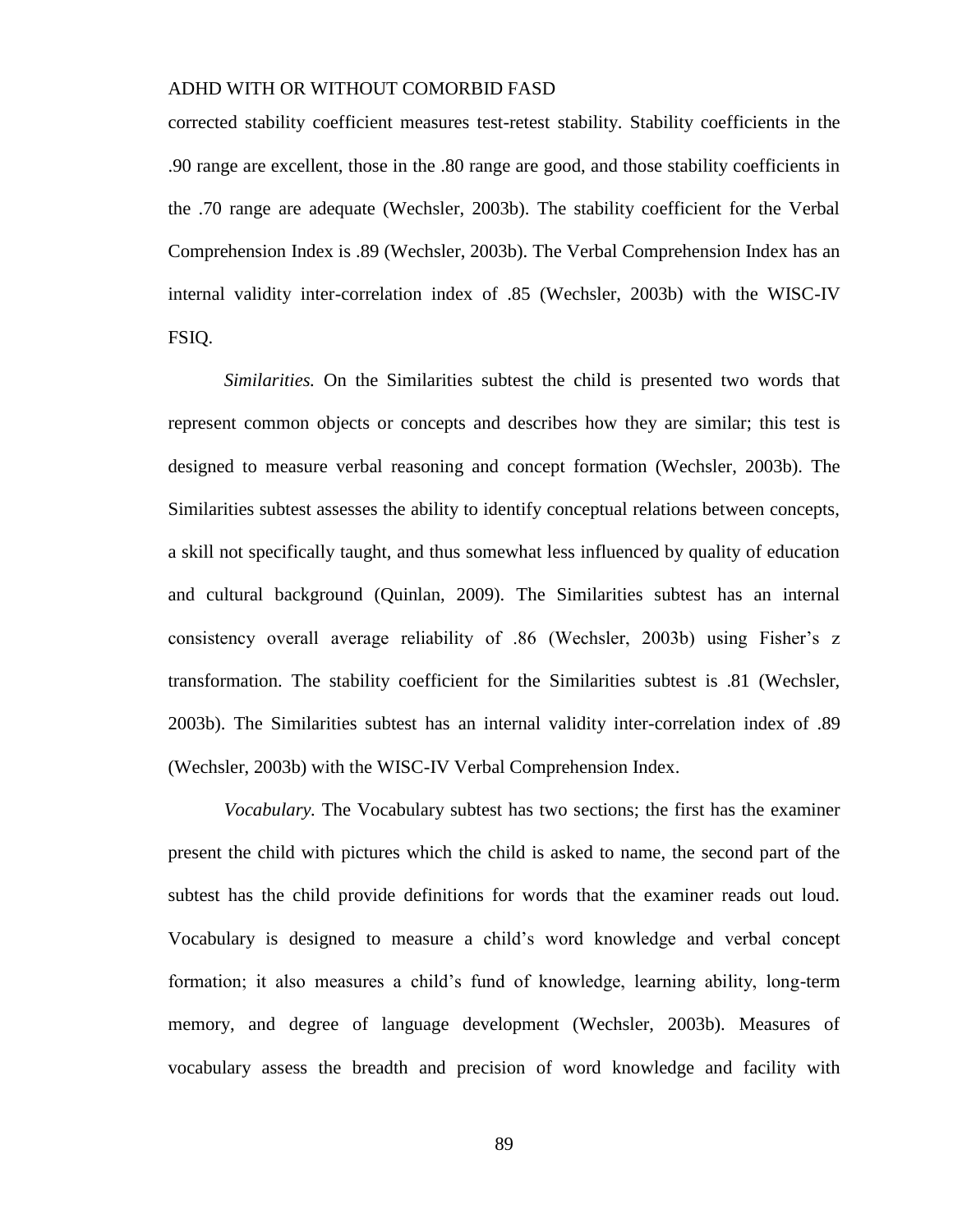corrected stability coefficient measures test-retest stability. Stability coefficients in the .90 range are excellent, those in the .80 range are good, and those stability coefficients in the .70 range are adequate (Wechsler, 2003b). The stability coefficient for the Verbal Comprehension Index is .89 (Wechsler, 2003b). The Verbal Comprehension Index has an internal validity inter-correlation index of .85 (Wechsler, 2003b) with the WISC-IV FSIQ.

*Similarities.* On the Similarities subtest the child is presented two words that represent common objects or concepts and describes how they are similar; this test is designed to measure verbal reasoning and concept formation (Wechsler, 2003b). The Similarities subtest assesses the ability to identify conceptual relations between concepts, a skill not specifically taught, and thus somewhat less influenced by quality of education and cultural background (Quinlan, 2009). The Similarities subtest has an internal consistency overall average reliability of .86 (Wechsler, 2003b) using Fisher's z transformation. The stability coefficient for the Similarities subtest is .81 (Wechsler, 2003b). The Similarities subtest has an internal validity inter-correlation index of .89 (Wechsler, 2003b) with the WISC-IV Verbal Comprehension Index.

*Vocabulary.* The Vocabulary subtest has two sections; the first has the examiner present the child with pictures which the child is asked to name, the second part of the subtest has the child provide definitions for words that the examiner reads out loud. Vocabulary is designed to measure a child's word knowledge and verbal concept formation; it also measures a child's fund of knowledge, learning ability, long-term memory, and degree of language development (Wechsler, 2003b). Measures of vocabulary assess the breadth and precision of word knowledge and facility with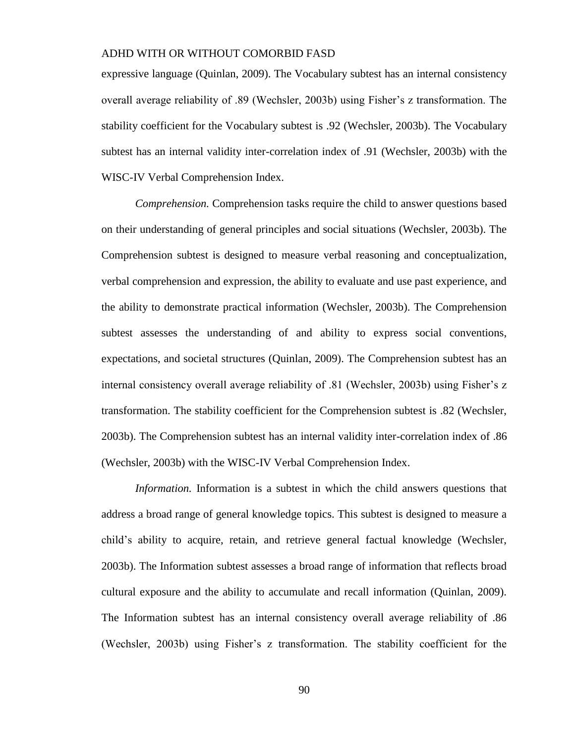expressive language (Quinlan, 2009). The Vocabulary subtest has an internal consistency overall average reliability of .89 (Wechsler, 2003b) using Fisher's z transformation. The stability coefficient for the Vocabulary subtest is .92 (Wechsler, 2003b). The Vocabulary subtest has an internal validity inter-correlation index of .91 (Wechsler, 2003b) with the WISC-IV Verbal Comprehension Index.

*Comprehension.* Comprehension tasks require the child to answer questions based on their understanding of general principles and social situations (Wechsler, 2003b). The Comprehension subtest is designed to measure verbal reasoning and conceptualization, verbal comprehension and expression, the ability to evaluate and use past experience, and the ability to demonstrate practical information (Wechsler, 2003b). The Comprehension subtest assesses the understanding of and ability to express social conventions, expectations, and societal structures (Quinlan, 2009). The Comprehension subtest has an internal consistency overall average reliability of .81 (Wechsler, 2003b) using Fisher's z transformation. The stability coefficient for the Comprehension subtest is .82 (Wechsler, 2003b). The Comprehension subtest has an internal validity inter-correlation index of .86 (Wechsler, 2003b) with the WISC-IV Verbal Comprehension Index.

*Information.* Information is a subtest in which the child answers questions that address a broad range of general knowledge topics. This subtest is designed to measure a child's ability to acquire, retain, and retrieve general factual knowledge (Wechsler, 2003b). The Information subtest assesses a broad range of information that reflects broad cultural exposure and the ability to accumulate and recall information (Quinlan, 2009). The Information subtest has an internal consistency overall average reliability of .86 (Wechsler, 2003b) using Fisher's z transformation. The stability coefficient for the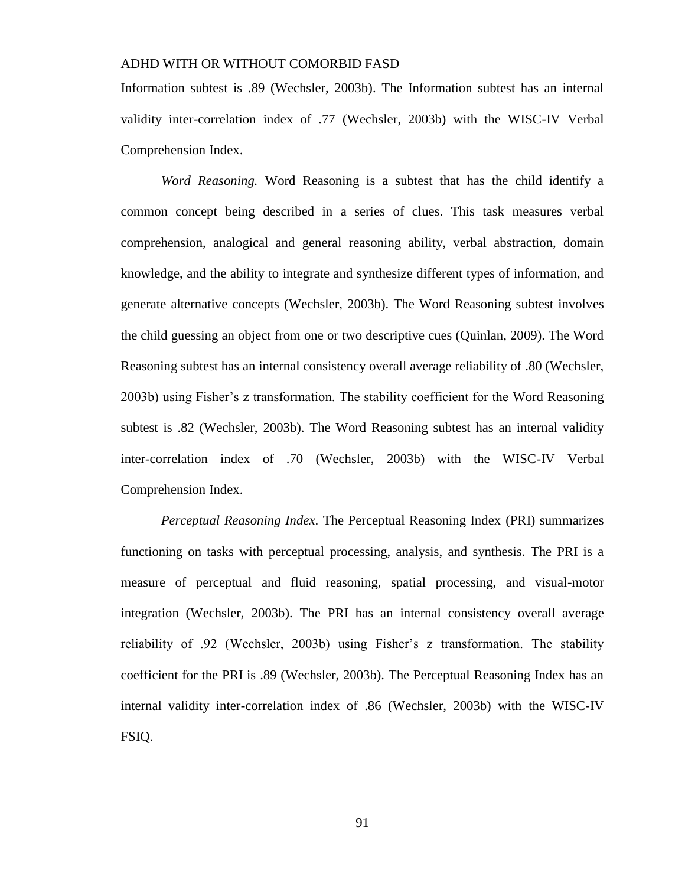Information subtest is .89 (Wechsler, 2003b). The Information subtest has an internal validity inter-correlation index of .77 (Wechsler, 2003b) with the WISC-IV Verbal Comprehension Index.

*Word Reasoning.* Word Reasoning is a subtest that has the child identify a common concept being described in a series of clues. This task measures verbal comprehension, analogical and general reasoning ability, verbal abstraction, domain knowledge, and the ability to integrate and synthesize different types of information, and generate alternative concepts (Wechsler, 2003b). The Word Reasoning subtest involves the child guessing an object from one or two descriptive cues (Quinlan, 2009). The Word Reasoning subtest has an internal consistency overall average reliability of .80 (Wechsler, 2003b) using Fisher's z transformation. The stability coefficient for the Word Reasoning subtest is .82 (Wechsler, 2003b). The Word Reasoning subtest has an internal validity inter-correlation index of .70 (Wechsler, 2003b) with the WISC-IV Verbal Comprehension Index.

*Perceptual Reasoning Index*. The Perceptual Reasoning Index (PRI) summarizes functioning on tasks with perceptual processing, analysis, and synthesis. The PRI is a measure of perceptual and fluid reasoning, spatial processing, and visual-motor integration (Wechsler, 2003b). The PRI has an internal consistency overall average reliability of .92 (Wechsler, 2003b) using Fisher's z transformation. The stability coefficient for the PRI is .89 (Wechsler, 2003b). The Perceptual Reasoning Index has an internal validity inter-correlation index of .86 (Wechsler, 2003b) with the WISC-IV FSIQ.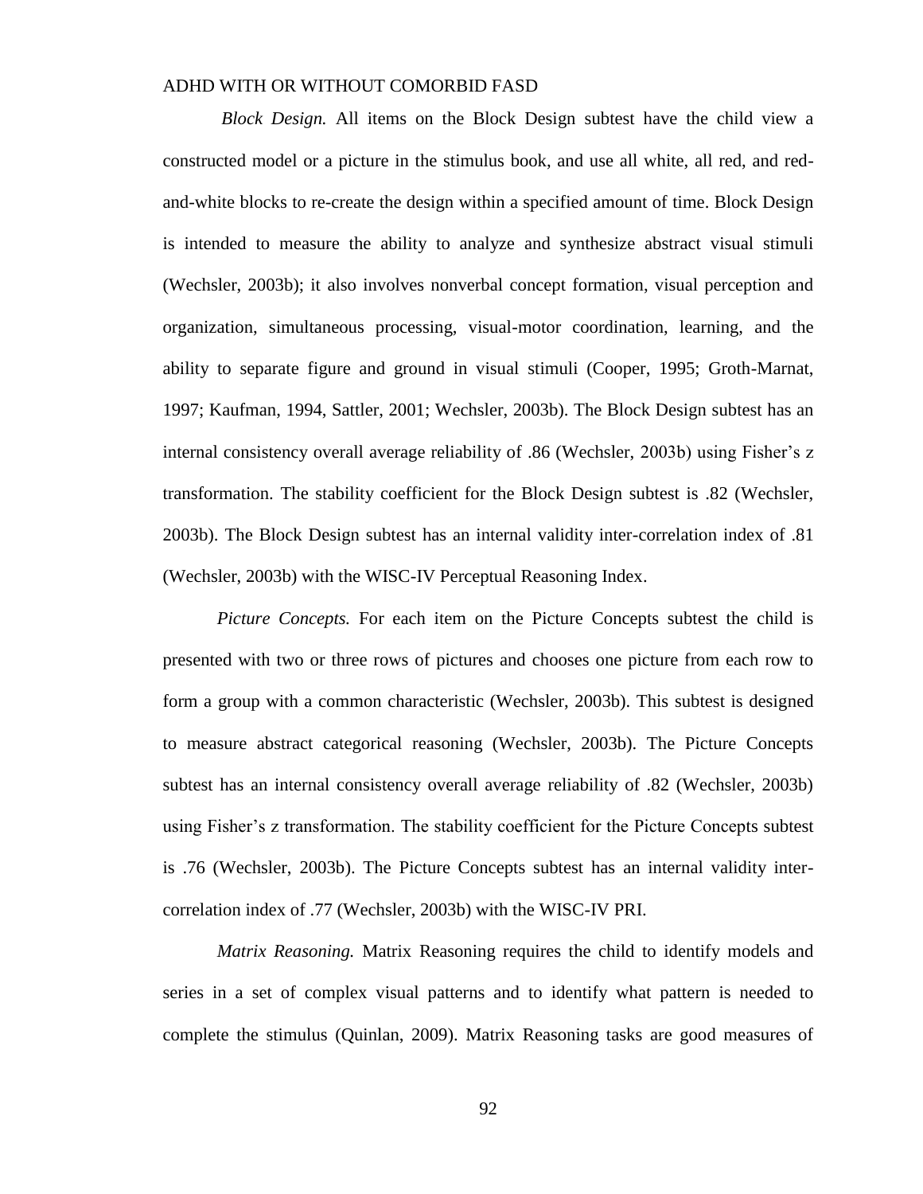*Block Design.* All items on the Block Design subtest have the child view a constructed model or a picture in the stimulus book, and use all white, all red, and red-and-white blocks to re-create the design within a specified amount of time. Block Design is intended to measure the ability to analyze and synthesize abstract visual stimuli (Wechsler, 2003b); it also involves nonverbal concept formation, visual perception and organization, simultaneous processing, visual-motor coordination, learning, and the ability to separate figure and ground in visual stimuli (Cooper, 1995; Groth-Marnat, 1997; Kaufman, 1994, Sattler, 2001; Wechsler, 2003b). The Block Design subtest has an internal consistency overall average reliability of .86 (Wechsler, 2003b) using Fisher's z transformation. The stability coefficient for the Block Design subtest is .82 (Wechsler, 2003b). The Block Design subtest has an internal validity inter-correlation index of .81 (Wechsler, 2003b) with the WISC-IV Perceptual Reasoning Index.

*Picture Concepts.* For each item on the Picture Concepts subtest the child is presented with two or three rows of pictures and chooses one picture from each row to form a group with a common characteristic (Wechsler, 2003b). This subtest is designed to measure abstract categorical reasoning (Wechsler, 2003b). The Picture Concepts subtest has an internal consistency overall average reliability of .82 (Wechsler, 2003b) using Fisher's z transformation. The stability coefficient for the Picture Concepts subtest is .76 (Wechsler, 2003b). The Picture Concepts subtest has an internal validity inter-correlation index of .77 (Wechsler, 2003b) with the WISC-IV PRI.

*Matrix Reasoning.* Matrix Reasoning requires the child to identify models and series in a set of complex visual patterns and to identify what pattern is needed to complete the stimulus (Quinlan, 2009). Matrix Reasoning tasks are good measures of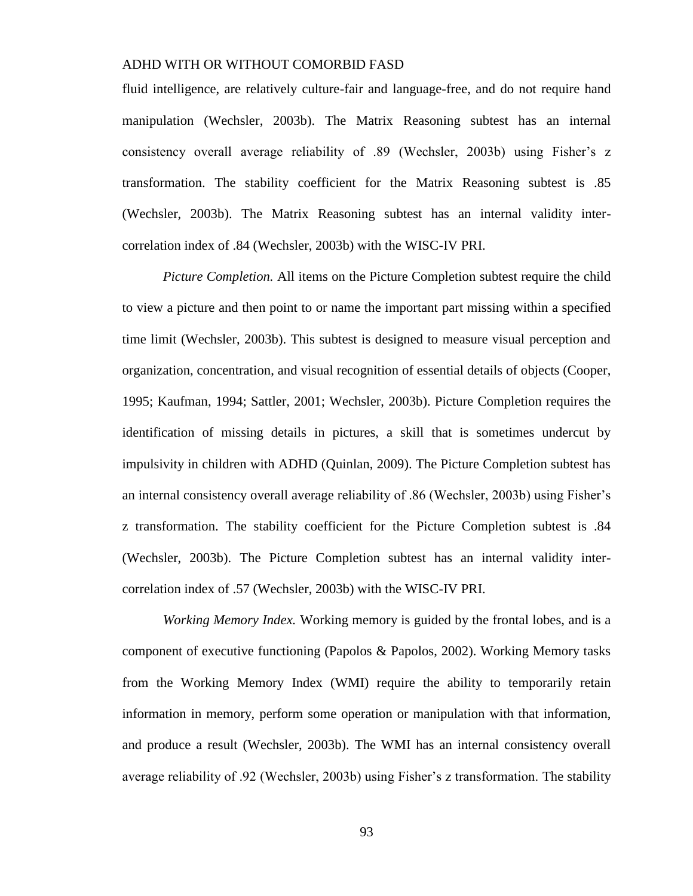fluid intelligence, are relatively culture-fair and language-free, and do not require hand manipulation (Wechsler, 2003b). The Matrix Reasoning subtest has an internal consistency overall average reliability of .89 (Wechsler, 2003b) using Fisher's z transformation. The stability coefficient for the Matrix Reasoning subtest is .85 (Wechsler, 2003b). The Matrix Reasoning subtest has an internal validity inter-correlation index of .84 (Wechsler, 2003b) with the WISC-IV PRI.

*Picture Completion.* All items on the Picture Completion subtest require the child to view a picture and then point to or name the important part missing within a specified time limit (Wechsler, 2003b). This subtest is designed to measure visual perception and organization, concentration, and visual recognition of essential details of objects (Cooper, 1995; Kaufman, 1994; Sattler, 2001; Wechsler, 2003b). Picture Completion requires the identification of missing details in pictures, a skill that is sometimes undercut by impulsivity in children with ADHD (Quinlan, 2009). The Picture Completion subtest has an internal consistency overall average reliability of .86 (Wechsler, 2003b) using Fisher's z transformation. The stability coefficient for the Picture Completion subtest is .84 (Wechsler, 2003b). The Picture Completion subtest has an internal validity inter-correlation index of .57 (Wechsler, 2003b) with the WISC-IV PRI.

*Working Memory Index.* Working memory is guided by the frontal lobes, and is a component of executive functioning (Papolos & Papolos, 2002). Working Memory tasks from the Working Memory Index (WMI) require the ability to temporarily retain information in memory, perform some operation or manipulation with that information, and produce a result (Wechsler, 2003b). The WMI has an internal consistency overall average reliability of .92 (Wechsler, 2003b) using Fisher's z transformation. The stability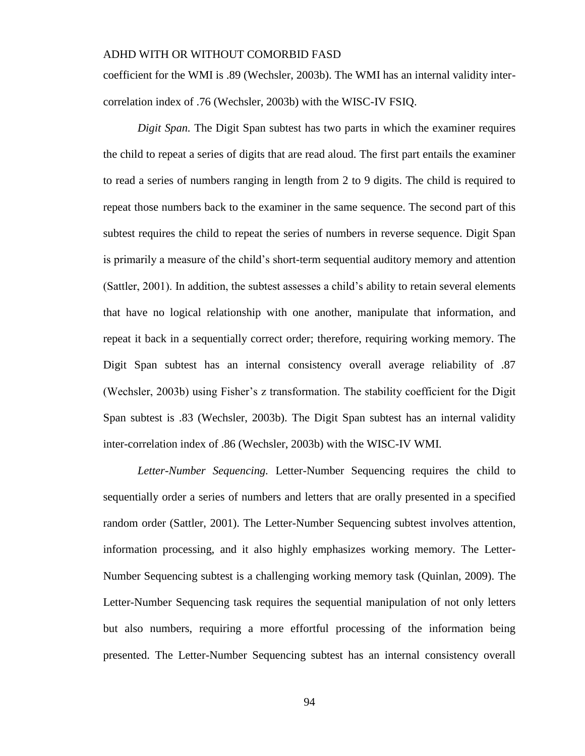coefficient for the WMI is .89 (Wechsler, 2003b). The WMI has an internal validity inter-correlation index of .76 (Wechsler, 2003b) with the WISC-IV FSIQ.

*Digit Span.* The Digit Span subtest has two parts in which the examiner requires the child to repeat a series of digits that are read aloud. The first part entails the examiner to read a series of numbers ranging in length from 2 to 9 digits. The child is required to repeat those numbers back to the examiner in the same sequence. The second part of this subtest requires the child to repeat the series of numbers in reverse sequence. Digit Span is primarily a measure of the child's short-term sequential auditory memory and attention (Sattler, 2001). In addition, the subtest assesses a child's ability to retain several elements that have no logical relationship with one another, manipulate that information, and repeat it back in a sequentially correct order; therefore, requiring working memory. The Digit Span subtest has an internal consistency overall average reliability of .87 (Wechsler, 2003b) using Fisher's z transformation. The stability coefficient for the Digit Span subtest is .83 (Wechsler, 2003b). The Digit Span subtest has an internal validity inter-correlation index of .86 (Wechsler, 2003b) with the WISC-IV WMI.

*Letter-Number Sequencing.* Letter-Number Sequencing requires the child to sequentially order a series of numbers and letters that are orally presented in a specified random order (Sattler, 2001). The Letter-Number Sequencing subtest involves attention, information processing, and it also highly emphasizes working memory. The Letter-Number Sequencing subtest is a challenging working memory task (Quinlan, 2009). The Letter-Number Sequencing task requires the sequential manipulation of not only letters but also numbers, requiring a more effortful processing of the information being presented. The Letter-Number Sequencing subtest has an internal consistency overall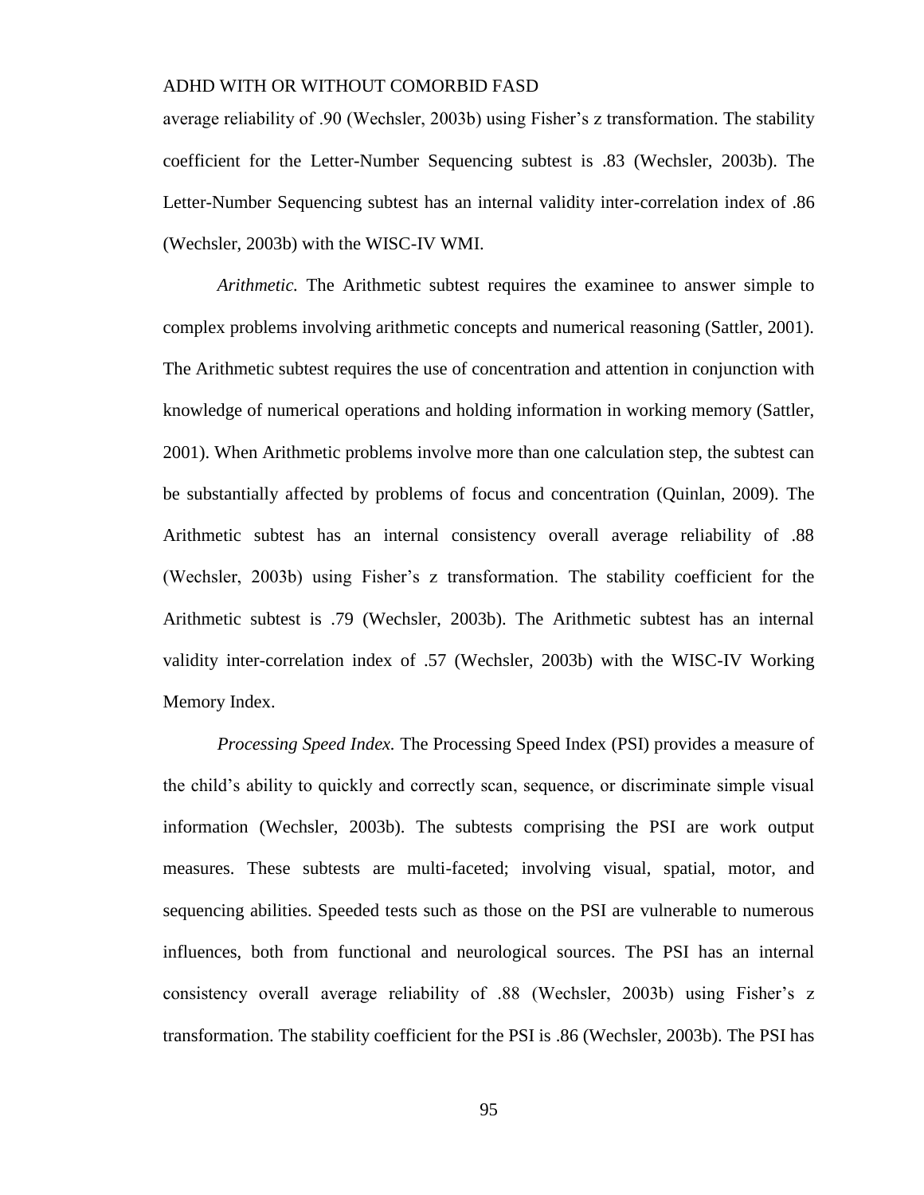average reliability of .90 (Wechsler, 2003b) using Fisher's z transformation. The stability coefficient for the Letter-Number Sequencing subtest is .83 (Wechsler, 2003b). The Letter-Number Sequencing subtest has an internal validity inter-correlation index of .86 (Wechsler, 2003b) with the WISC-IV WMI.

*Arithmetic.* The Arithmetic subtest requires the examinee to answer simple to complex problems involving arithmetic concepts and numerical reasoning (Sattler, 2001). The Arithmetic subtest requires the use of concentration and attention in conjunction with knowledge of numerical operations and holding information in working memory (Sattler, 2001). When Arithmetic problems involve more than one calculation step, the subtest can be substantially affected by problems of focus and concentration (Quinlan, 2009). The Arithmetic subtest has an internal consistency overall average reliability of .88 (Wechsler, 2003b) using Fisher's z transformation. The stability coefficient for the Arithmetic subtest is .79 (Wechsler, 2003b). The Arithmetic subtest has an internal validity inter-correlation index of .57 (Wechsler, 2003b) with the WISC-IV Working Memory Index.

*Processing Speed Index.* The Processing Speed Index (PSI) provides a measure of the child's ability to quickly and correctly scan, sequence, or discriminate simple visual information (Wechsler, 2003b). The subtests comprising the PSI are work output measures. These subtests are multi-faceted; involving visual, spatial, motor, and sequencing abilities. Speeded tests such as those on the PSI are vulnerable to numerous influences, both from functional and neurological sources. The PSI has an internal consistency overall average reliability of .88 (Wechsler, 2003b) using Fisher's z transformation. The stability coefficient for the PSI is .86 (Wechsler, 2003b). The PSI has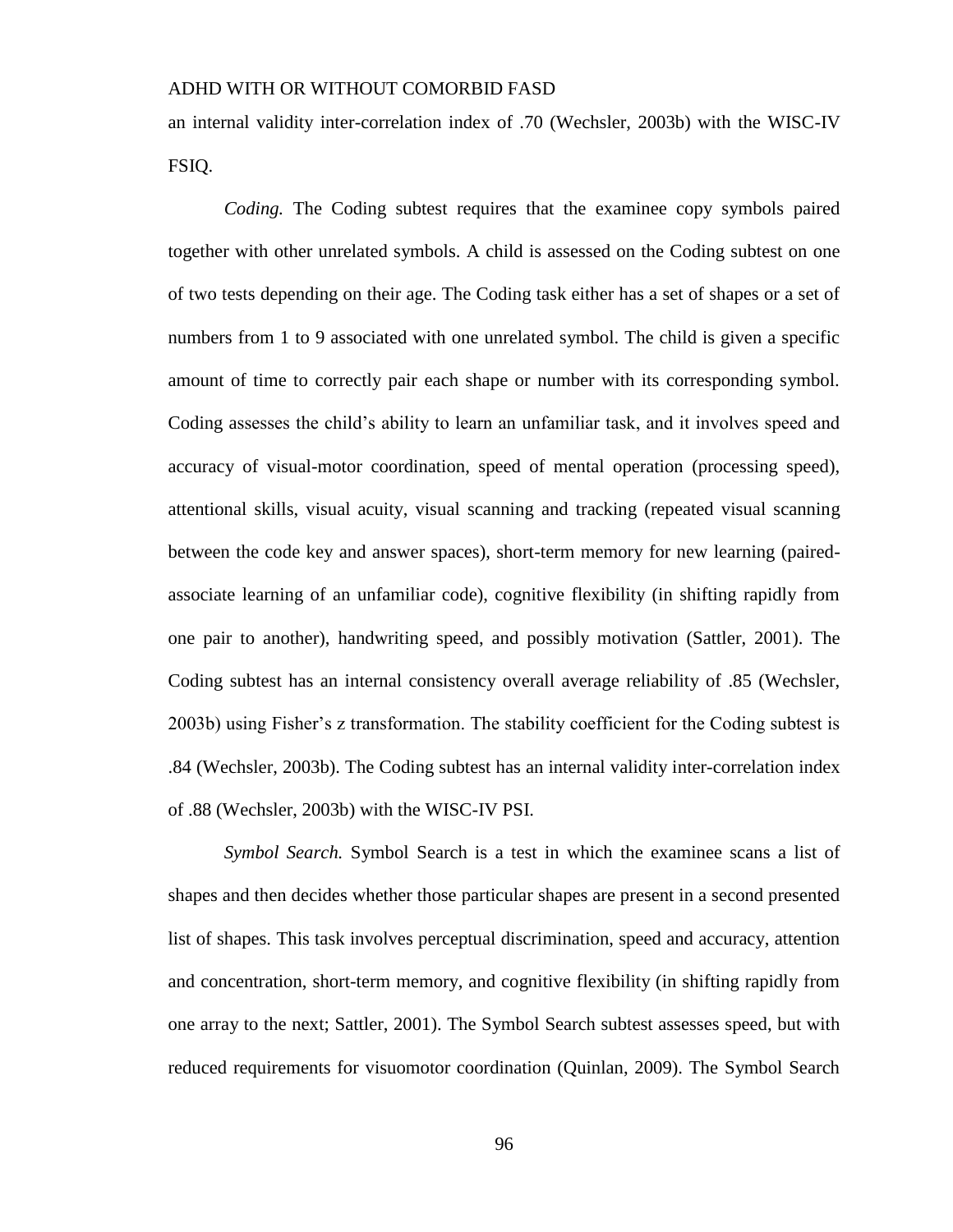an internal validity inter-correlation index of .70 (Wechsler, 2003b) with the WISC-IV FSIQ.

*Coding.* The Coding subtest requires that the examinee copy symbols paired together with other unrelated symbols. A child is assessed on the Coding subtest on one of two tests depending on their age. The Coding task either has a set of shapes or a set of numbers from 1 to 9 associated with one unrelated symbol. The child is given a specific amount of time to correctly pair each shape or number with its corresponding symbol. Coding assesses the child's ability to learn an unfamiliar task, and it involves speed and accuracy of visual-motor coordination, speed of mental operation (processing speed), attentional skills, visual acuity, visual scanning and tracking (repeated visual scanning between the code key and answer spaces), short-term memory for new learning (paired-associate learning of an unfamiliar code), cognitive flexibility (in shifting rapidly from one pair to another), handwriting speed, and possibly motivation (Sattler, 2001). The Coding subtest has an internal consistency overall average reliability of .85 (Wechsler, 2003b) using Fisher's z transformation. The stability coefficient for the Coding subtest is .84 (Wechsler, 2003b). The Coding subtest has an internal validity inter-correlation index of .88 (Wechsler, 2003b) with the WISC-IV PSI.

*Symbol Search.* Symbol Search is a test in which the examinee scans a list of shapes and then decides whether those particular shapes are present in a second presented list of shapes. This task involves perceptual discrimination, speed and accuracy, attention and concentration, short-term memory, and cognitive flexibility (in shifting rapidly from one array to the next; Sattler, 2001). The Symbol Search subtest assesses speed, but with reduced requirements for visuomotor coordination (Quinlan, 2009). The Symbol Search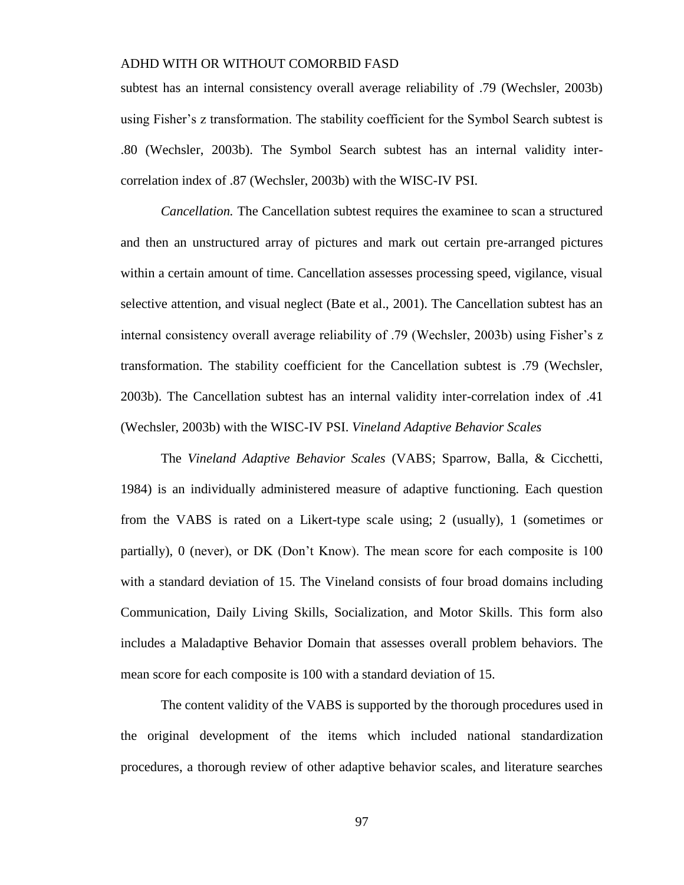subtest has an internal consistency overall average reliability of .79 (Wechsler, 2003b) using Fisher's z transformation. The stability coefficient for the Symbol Search subtest is .80 (Wechsler, 2003b). The Symbol Search subtest has an internal validity inter-correlation index of .87 (Wechsler, 2003b) with the WISC-IV PSI.

*Cancellation.* The Cancellation subtest requires the examinee to scan a structured and then an unstructured array of pictures and mark out certain pre-arranged pictures within a certain amount of time. Cancellation assesses processing speed, vigilance, visual selective attention, and visual neglect (Bate et al., 2001). The Cancellation subtest has an internal consistency overall average reliability of .79 (Wechsler, 2003b) using Fisher's z transformation. The stability coefficient for the Cancellation subtest is .79 (Wechsler, 2003b). The Cancellation subtest has an internal validity inter-correlation index of .41 (Wechsler, 2003b) with the WISC-IV PSI.

### *Vineland Adaptive Behavior Scales*

The *Vineland Adaptive Behavior Scales* (VABS; Sparrow, Balla, & Cicchetti, 1984) is an individually administered measure of adaptive functioning. Each question from the VABS is rated on a Likert-type scale using; 2 (usually), 1 (sometimes or partially), 0 (never), or DK (Don't Know). The mean score for each composite is 100 with a standard deviation of 15. The Vineland consists of four broad domains including Communication, Daily Living Skills, Socialization, and Motor Skills. This form also includes a Maladaptive Behavior Domain that assesses overall problem behaviors. The mean score for each composite is 100 with a standard deviation of 15.

The content validity of the VABS is supported by the thorough procedures used in the original development of the items which included national standardization procedures, a thorough review of other adaptive behavior scales, and literature searches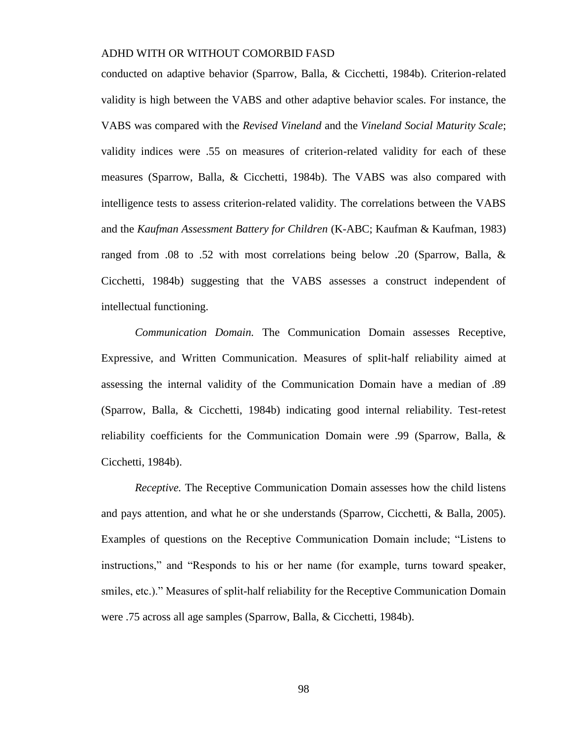conducted on adaptive behavior (Sparrow, Balla, & Cicchetti, 1984b). Criterion-related validity is high between the VABS and other adaptive behavior scales. For instance, the VABS was compared with the *Revised Vineland* and the *Vineland Social Maturity Scale*; validity indices were .55 on measures of criterion-related validity for each of these measures (Sparrow, Balla, & Cicchetti, 1984b). The VABS was also compared with intelligence tests to assess criterion-related validity. The correlations between the VABS and the *Kaufman Assessment Battery for Children* (K-ABC; Kaufman & Kaufman, 1983) ranged from .08 to .52 with most correlations being below .20 (Sparrow, Balla, & Cicchetti, 1984b) suggesting that the VABS assesses a construct independent of intellectual functioning.

*Communication Domain.* The Communication Domain assesses Receptive, Expressive, and Written Communication. Measures of split-half reliability aimed at assessing the internal validity of the Communication Domain have a median of .89 (Sparrow, Balla, & Cicchetti, 1984b) indicating good internal reliability. Test-retest reliability coefficients for the Communication Domain were .99 (Sparrow, Balla, & Cicchetti, 1984b).

*Receptive.* The Receptive Communication Domain assesses how the child listens and pays attention, and what he or she understands (Sparrow, Cicchetti, & Balla, 2005). Examples of questions on the Receptive Communication Domain include; "Listens to instructions," and "Responds to his or her name (for example, turns toward speaker, smiles, etc.)." Measures of split-half reliability for the Receptive Communication Domain were .75 across all age samples (Sparrow, Balla, & Cicchetti, 1984b).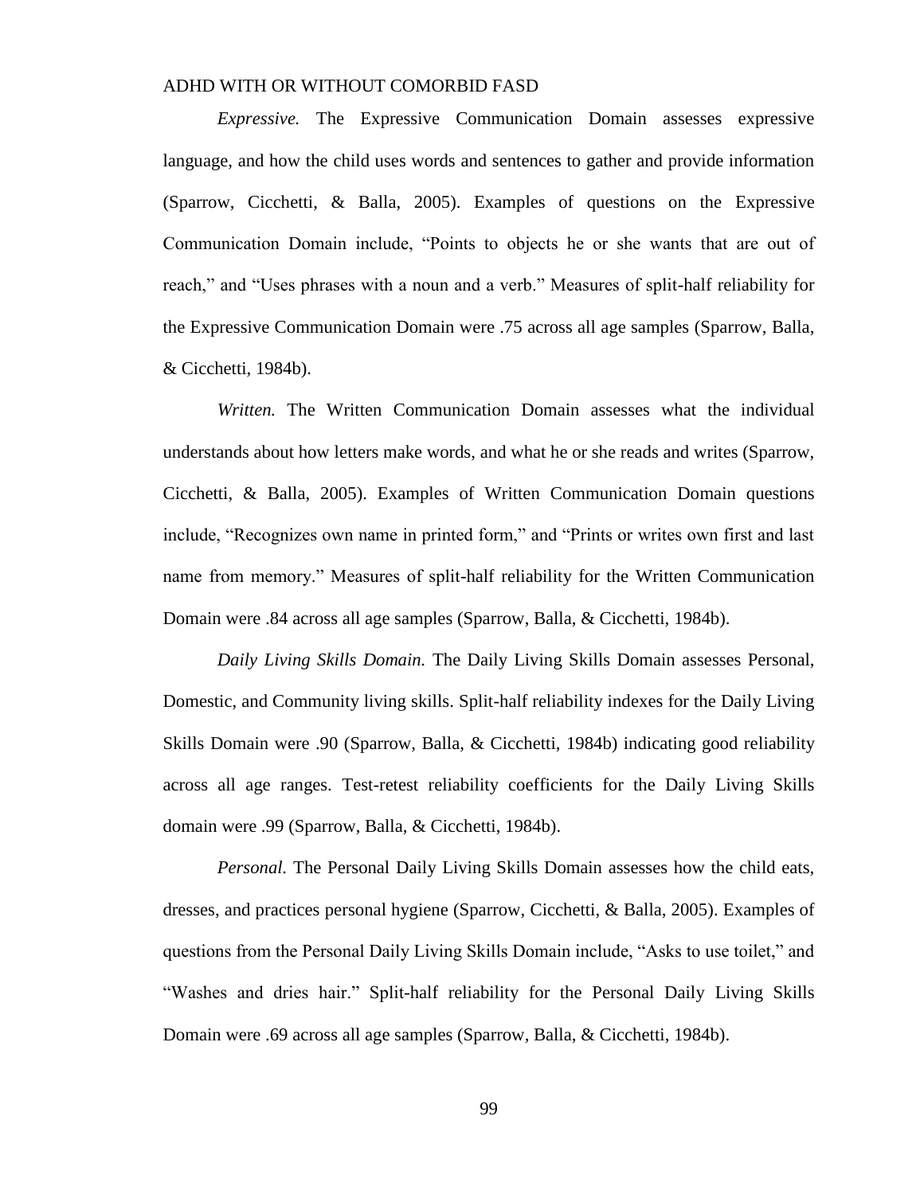*Expressive.* The Expressive Communication Domain assesses expressive language, and how the child uses words and sentences to gather and provide information (Sparrow, Cicchetti, & Balla, 2005). Examples of questions on the Expressive Communication Domain include, "Points to objects he or she wants that are out of reach," and "Uses phrases with a noun and a verb." Measures of split-half reliability for the Expressive Communication Domain were .75 across all age samples (Sparrow, Balla, & Cicchetti, 1984b).

*Written.* The Written Communication Domain assesses what the individual understands about how letters make words, and what he or she reads and writes (Sparrow, Cicchetti, & Balla, 2005). Examples of Written Communication Domain questions include, "Recognizes own name in printed form," and "Prints or writes own first and last name from memory." Measures of split-half reliability for the Written Communication Domain were .84 across all age samples (Sparrow, Balla, & Cicchetti, 1984b).

*Daily Living Skills Domain.* The Daily Living Skills Domain assesses Personal, Domestic, and Community living skills. Split-half reliability indexes for the Daily Living Skills Domain were .90 (Sparrow, Balla, & Cicchetti, 1984b) indicating good reliability across all age ranges. Test-retest reliability coefficients for the Daily Living Skills domain were .99 (Sparrow, Balla, & Cicchetti, 1984b).

*Personal.* The Personal Daily Living Skills Domain assesses how the child eats, dresses, and practices personal hygiene (Sparrow, Cicchetti, & Balla, 2005). Examples of questions from the Personal Daily Living Skills Domain include, "Asks to use toilet," and "Washes and dries hair." Split-half reliability for the Personal Daily Living Skills Domain were .69 across all age samples (Sparrow, Balla, & Cicchetti, 1984b).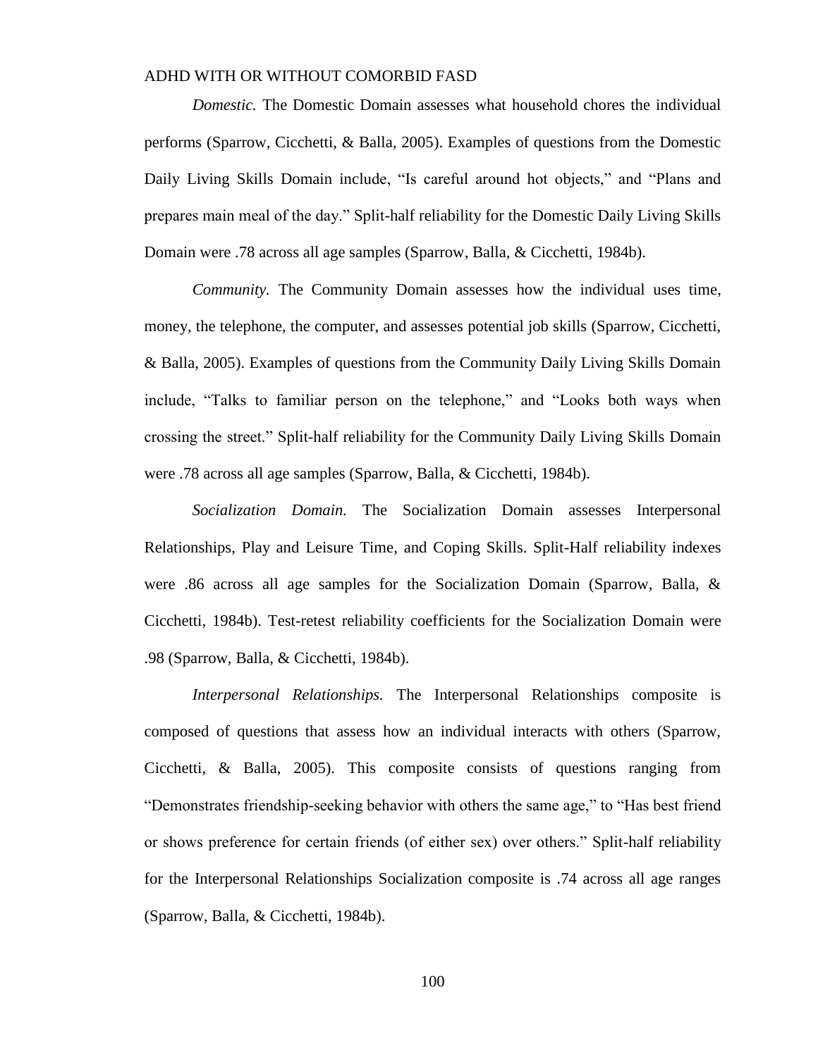*Domestic.* The Domestic Domain assesses what household chores the individual performs (Sparrow, Cicchetti, & Balla, 2005). Examples of questions from the Domestic Daily Living Skills Domain include, “Is careful around hot objects,” and “Plans and prepares main meal of the day.” Split-half reliability for the Domestic Daily Living Skills Domain were .78 across all age samples (Sparrow, Balla, & Cicchetti, 1984b).

*Community.* The Community Domain assesses how the individual uses time, money, the telephone, the computer, and assesses potential job skills (Sparrow, Cicchetti, & Balla, 2005). Examples of questions from the Community Daily Living Skills Domain include, “Talks to familiar person on the telephone,” and “Looks both ways when crossing the street.” Split-half reliability for the Community Daily Living Skills Domain were .78 across all age samples (Sparrow, Balla, & Cicchetti, 1984b).

*Socialization Domain.* The Socialization Domain assesses Interpersonal Relationships, Play and Leisure Time, and Coping Skills. Split-Half reliability indexes were .86 across all age samples for the Socialization Domain (Sparrow, Balla, & Cicchetti, 1984b). Test-retest reliability coefficients for the Socialization Domain were .98 (Sparrow, Balla, & Cicchetti, 1984b).

*Interpersonal Relationships.* The Interpersonal Relationships composite is composed of questions that assess how an individual interacts with others (Sparrow, Cicchetti, & Balla, 2005). This composite consists of questions ranging from “Demonstrates friendship-seeking behavior with others the same age,” to “Has best friend or shows preference for certain friends (of either sex) over others.” Split-half reliability for the Interpersonal Relationships Socialization composite is .74 across all age ranges (Sparrow, Balla, & Cicchetti, 1984b).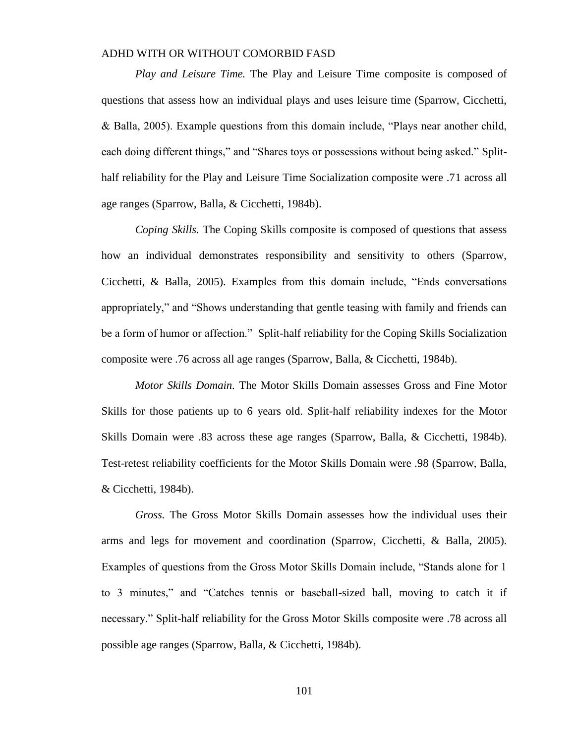*Play and Leisure Time.* The Play and Leisure Time composite is composed of questions that assess how an individual plays and uses leisure time (Sparrow, Cicchetti, & Balla, 2005). Example questions from this domain include, “Plays near another child, each doing different things,” and “Shares toys or possessions without being asked.” Split-half reliability for the Play and Leisure Time Socialization composite were .71 across all age ranges (Sparrow, Balla, & Cicchetti, 1984b).

*Coping Skills.* The Coping Skills composite is composed of questions that assess how an individual demonstrates responsibility and sensitivity to others (Sparrow, Cicchetti, & Balla, 2005). Examples from this domain include, “Ends conversations appropriately,” and “Shows understanding that gentle teasing with family and friends can be a form of humor or affection.” Split-half reliability for the Coping Skills Socialization composite were .76 across all age ranges (Sparrow, Balla, & Cicchetti, 1984b).

*Motor Skills Domain*. The Motor Skills Domain assesses Gross and Fine Motor Skills for those patients up to 6 years old. Split-half reliability indexes for the Motor Skills Domain were .83 across these age ranges (Sparrow, Balla, & Cicchetti, 1984b). Test-retest reliability coefficients for the Motor Skills Domain were .98 (Sparrow, Balla, & Cicchetti, 1984b).

*Gross.* The Gross Motor Skills Domain assesses how the individual uses their arms and legs for movement and coordination (Sparrow, Cicchetti, & Balla, 2005). Examples of questions from the Gross Motor Skills Domain include, “Stands alone for 1 to 3 minutes,” and “Catches tennis or baseball-sized ball, moving to catch it if necessary.” Split-half reliability for the Gross Motor Skills composite were .78 across all possible age ranges (Sparrow, Balla, & Cicchetti, 1984b).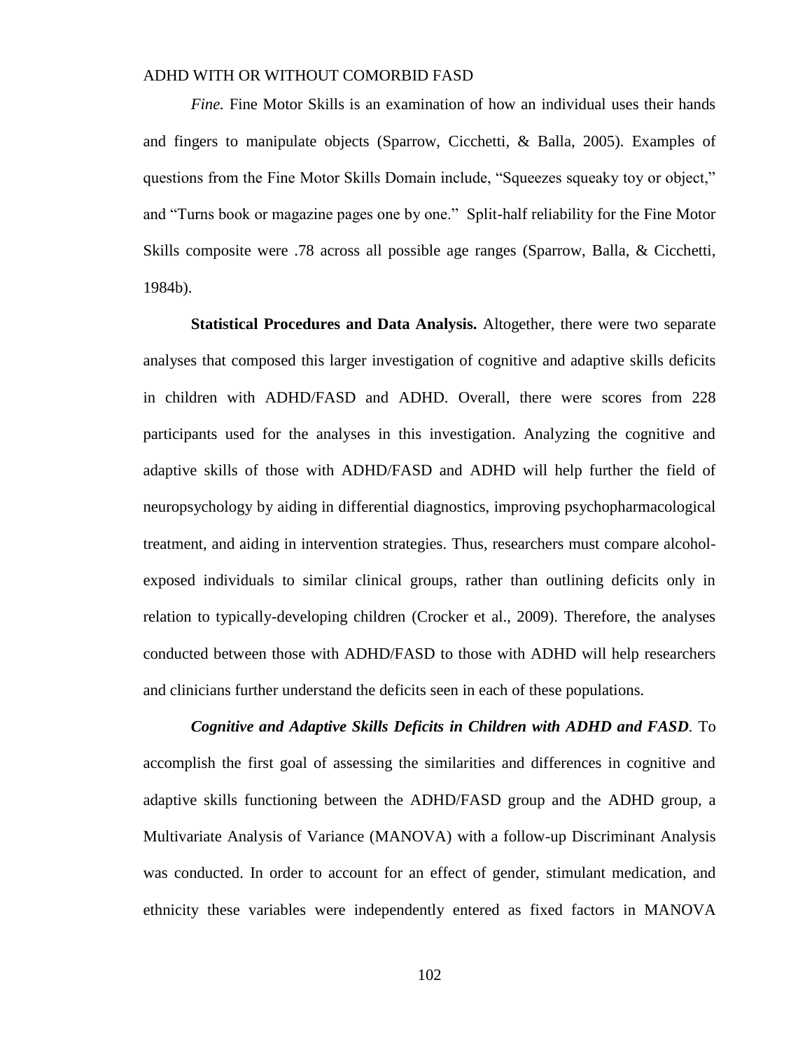*Fine.* Fine Motor Skills is an examination of how an individual uses their hands and fingers to manipulate objects (Sparrow, Cicchetti, & Balla, 2005). Examples of questions from the Fine Motor Skills Domain include, "Squeezes squeaky toy or object," and "Turns book or magazine pages one by one." Split-half reliability for the Fine Motor Skills composite were .78 across all possible age ranges (Sparrow, Balla, & Cicchetti, 1984b).

**Statistical Procedures and Data Analysis.** Altogether, there were two separate analyses that composed this larger investigation of cognitive and adaptive skills deficits in children with ADHD/FASD and ADHD. Overall, there were scores from 228 participants used for the analyses in this investigation. Analyzing the cognitive and adaptive skills of those with ADHD/FASD and ADHD will help further the field of neuropsychology by aiding in differential diagnostics, improving psychopharmacological treatment, and aiding in intervention strategies. Thus, researchers must compare alcohol-exposed individuals to similar clinical groups, rather than outlining deficits only in relation to typically-developing children (Crocker et al., 2009). Therefore, the analyses conducted between those with ADHD/FASD to those with ADHD will help researchers and clinicians further understand the deficits seen in each of these populations.

***Cognitive and Adaptive Skills Deficits in Children with ADHD and FASD*.** To accomplish the first goal of assessing the similarities and differences in cognitive and adaptive skills functioning between the ADHD/FASD group and the ADHD group, a Multivariate Analysis of Variance (MANOVA) with a follow-up Discriminant Analysis was conducted. In order to account for an effect of gender, stimulant medication, and ethnicity these variables were independently entered as fixed factors in MANOVA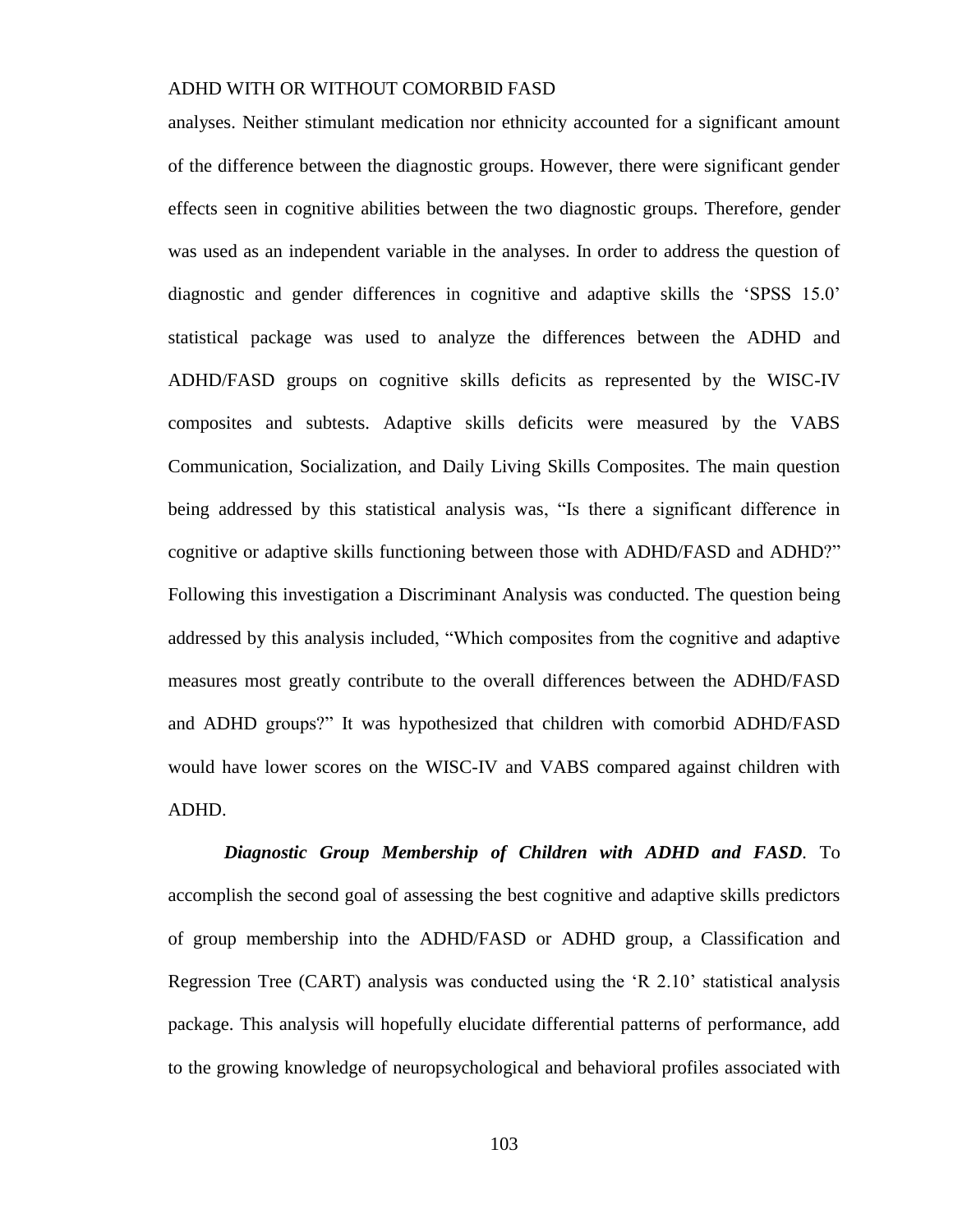analyses. Neither stimulant medication nor ethnicity accounted for a significant amount of the difference between the diagnostic groups. However, there were significant gender effects seen in cognitive abilities between the two diagnostic groups. Therefore, gender was used as an independent variable in the analyses. In order to address the question of diagnostic and gender differences in cognitive and adaptive skills the 'SPSS 15.0' statistical package was used to analyze the differences between the ADHD and ADHD/FASD groups on cognitive skills deficits as represented by the WISC-IV composites and subtests. Adaptive skills deficits were measured by the VABS Communication, Socialization, and Daily Living Skills Composites. The main question being addressed by this statistical analysis was, "Is there a significant difference in cognitive or adaptive skills functioning between those with ADHD/FASD and ADHD?" Following this investigation a Discriminant Analysis was conducted. The question being addressed by this analysis included, "Which composites from the cognitive and adaptive measures most greatly contribute to the overall differences between the ADHD/FASD and ADHD groups?" It was hypothesized that children with comorbid ADHD/FASD would have lower scores on the WISC-IV and VABS compared against children with ADHD.

***Diagnostic Group Membership of Children with ADHD and FASD*.** To accomplish the second goal of assessing the best cognitive and adaptive skills predictors of group membership into the ADHD/FASD or ADHD group, a Classification and Regression Tree (CART) analysis was conducted using the 'R 2.10' statistical analysis package. This analysis will hopefully elucidate differential patterns of performance, add to the growing knowledge of neuropsychological and behavioral profiles associated with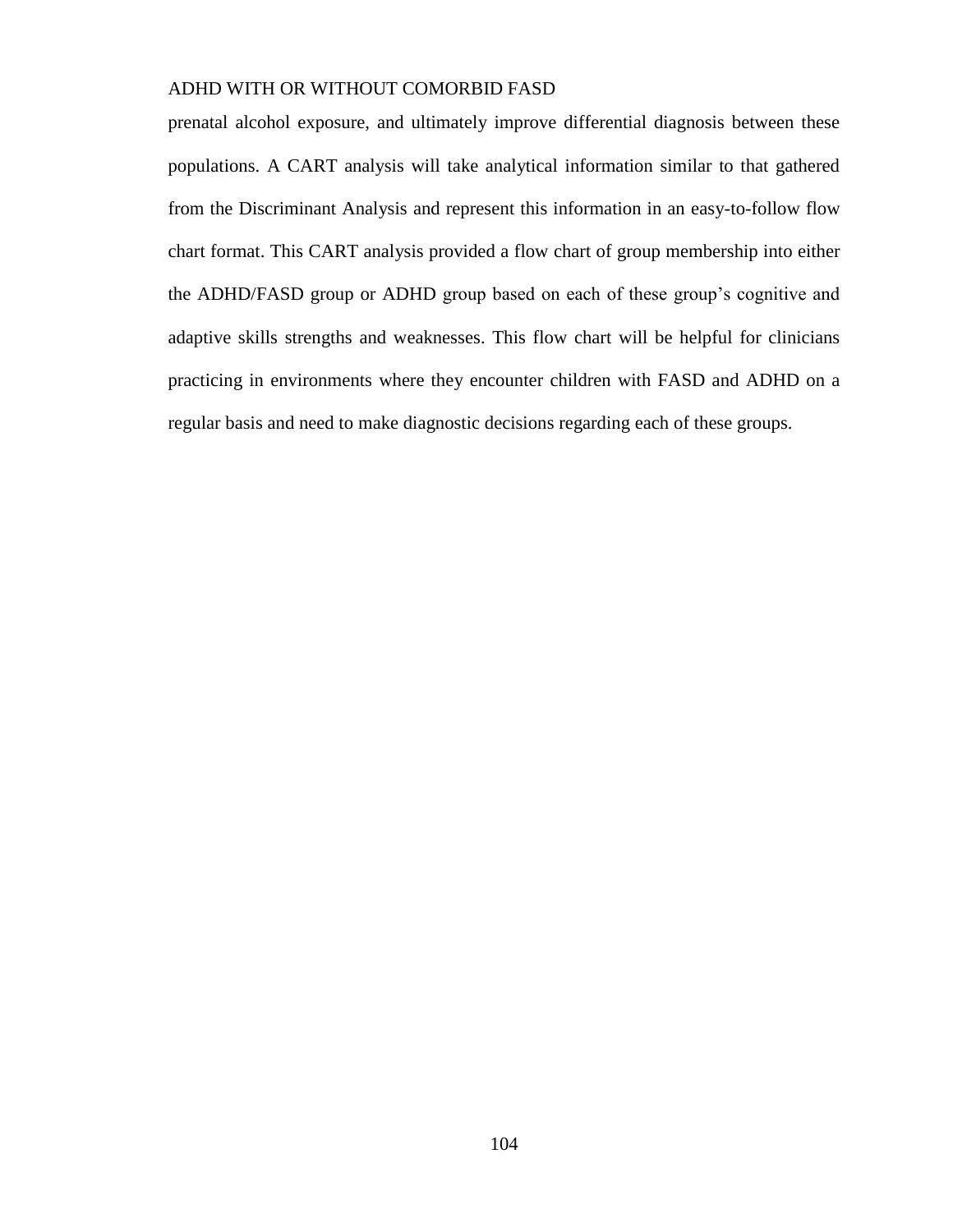prenatal alcohol exposure, and ultimately improve differential diagnosis between these populations. A CART analysis will take analytical information similar to that gathered from the Discriminant Analysis and represent this information in an easy-to-follow flow chart format. This CART analysis provided a flow chart of group membership into either the ADHD/FASD group or ADHD group based on each of these group's cognitive and adaptive skills strengths and weaknesses. This flow chart will be helpful for clinicians practicing in environments where they encounter children with FASD and ADHD on a regular basis and need to make diagnostic decisions regarding each of these groups.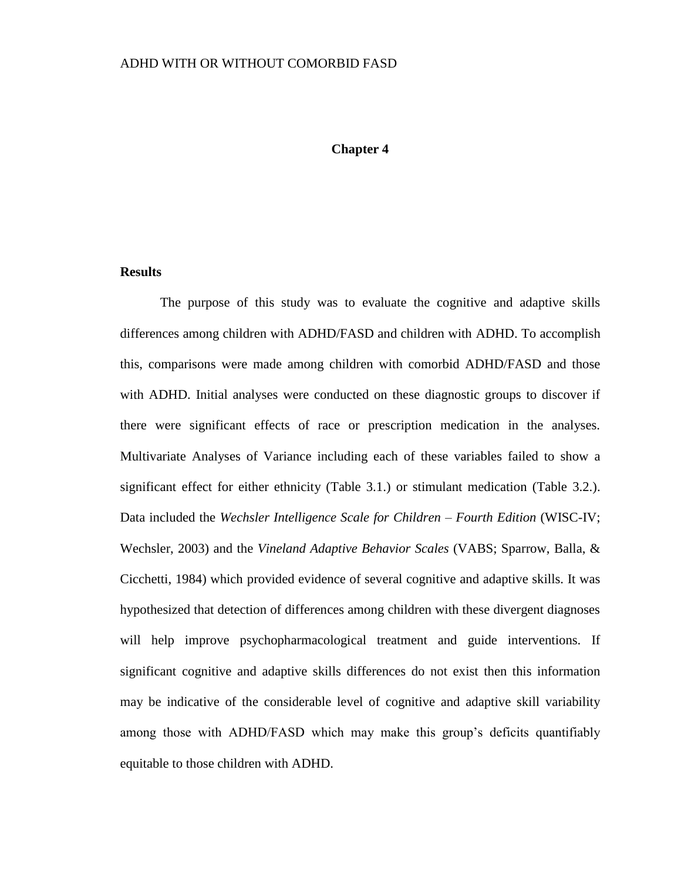# Chapter 4

## Results

The purpose of this study was to evaluate the cognitive and adaptive skills differences among children with ADHD/FASD and children with ADHD. To accomplish this, comparisons were made among children with comorbid ADHD/FASD and those with ADHD. Initial analyses were conducted on these diagnostic groups to discover if there were significant effects of race or prescription medication in the analyses. Multivariate Analyses of Variance including each of these variables failed to show a significant effect for either ethnicity (Table 3.1.) or stimulant medication (Table 3.2.). Data included the *Wechsler Intelligence Scale for Children – Fourth Edition* (WISC-IV; Wechsler, 2003) and the *Vineland Adaptive Behavior Scales* (VABS; Sparrow, Balla, & Cicchetti, 1984) which provided evidence of several cognitive and adaptive skills. It was hypothesized that detection of differences among children with these divergent diagnoses will help improve psychopharmacological treatment and guide interventions. If significant cognitive and adaptive skills differences do not exist then this information may be indicative of the considerable level of cognitive and adaptive skill variability among those with ADHD/FASD which may make this group's deficits quantifiably equitable to those children with ADHD.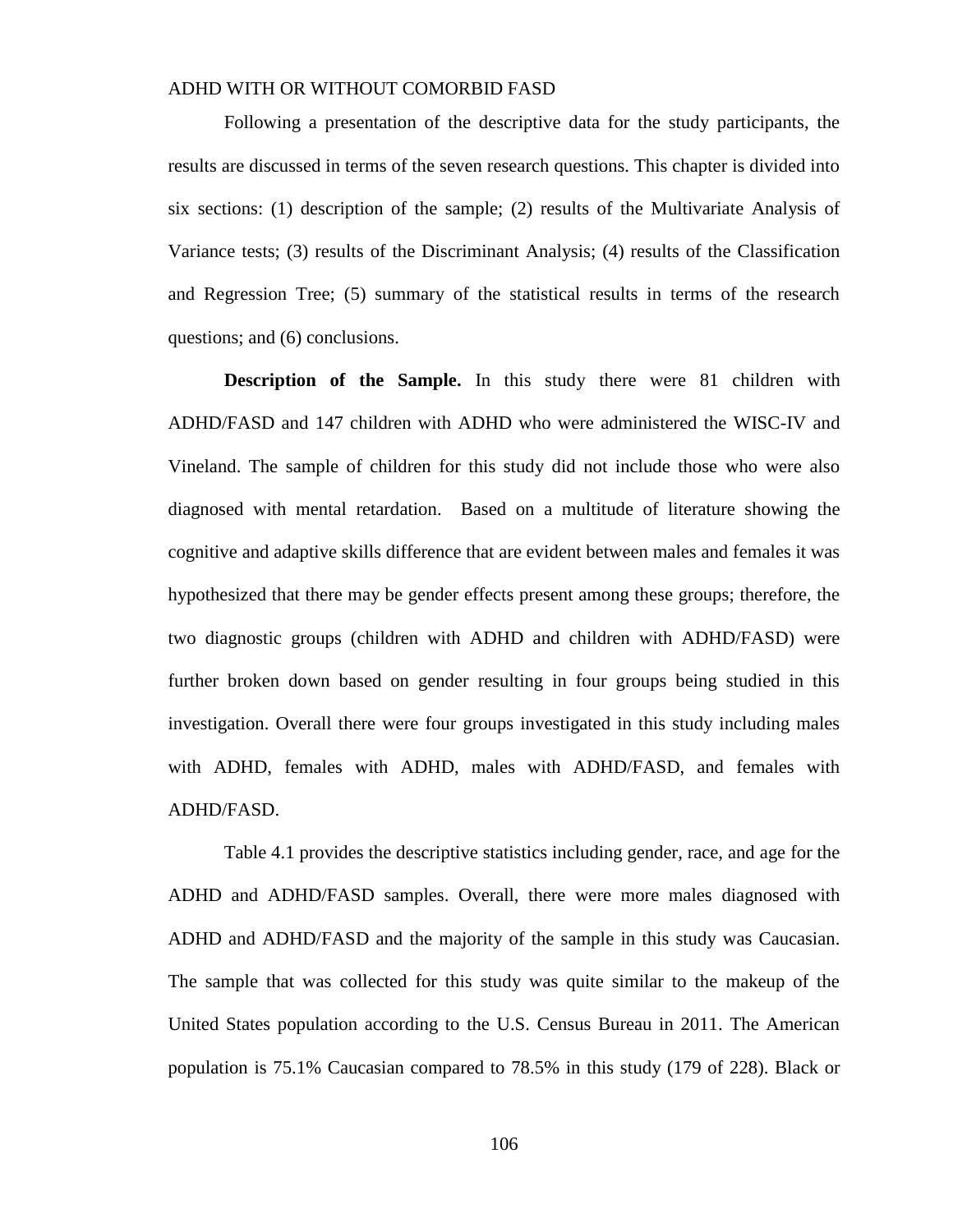Following a presentation of the descriptive data for the study participants, the results are discussed in terms of the seven research questions. This chapter is divided into six sections: (1) description of the sample; (2) results of the Multivariate Analysis of Variance tests; (3) results of the Discriminant Analysis; (4) results of the Classification and Regression Tree; (5) summary of the statistical results in terms of the research questions; and (6) conclusions.

**Description of the Sample.** In this study there were 81 children with ADHD/FASD and 147 children with ADHD who were administered the WISC-IV and Vineland. The sample of children for this study did not include those who were also diagnosed with mental retardation. Based on a multitude of literature showing the cognitive and adaptive skills difference that are evident between males and females it was hypothesized that there may be gender effects present among these groups; therefore, the two diagnostic groups (children with ADHD and children with ADHD/FASD) were further broken down based on gender resulting in four groups being studied in this investigation. Overall there were four groups investigated in this study including males with ADHD, females with ADHD, males with ADHD/FASD, and females with ADHD/FASD.

Table 4.1 provides the descriptive statistics including gender, race, and age for the ADHD and ADHD/FASD samples. Overall, there were more males diagnosed with ADHD and ADHD/FASD and the majority of the sample in this study was Caucasian. The sample that was collected for this study was quite similar to the makeup of the United States population according to the U.S. Census Bureau in 2011. The American population is 75.1% Caucasian compared to 78.5% in this study (179 of 228). Black or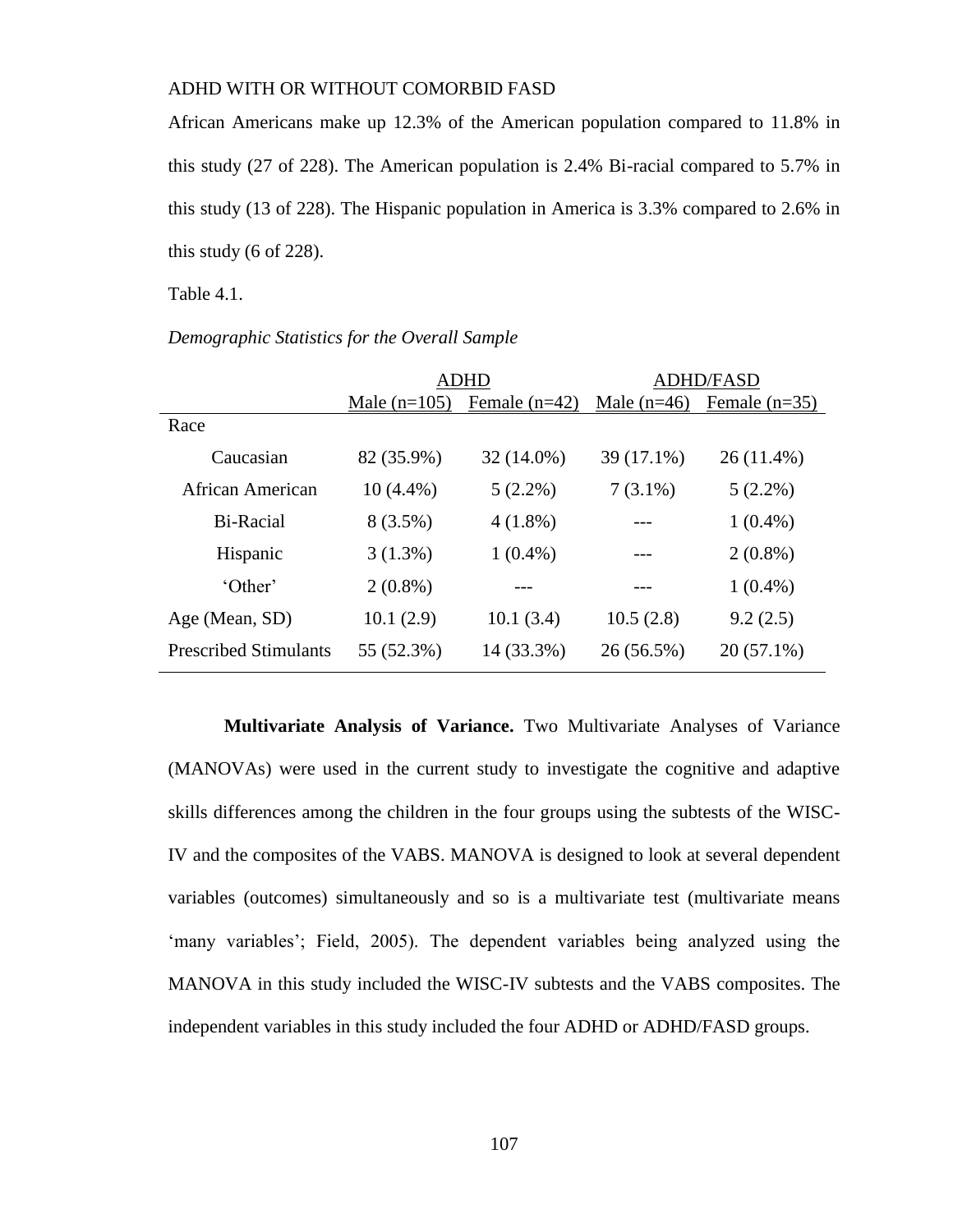African Americans make up 12.3% of the American population compared to 11.8% in this study (27 of 228). The American population is 2.4% Bi-racial compared to 5.7% in this study (13 of 228). The Hispanic population in America is 3.3% compared to 2.6% in this study (6 of 228).

Table 4.1.

*Demographic Statistics for the Overall Sample*

| | ADHD | | ADHD/FASD | |
|---|---|---|---|---|
| | Male (n=105) | Female (n=42) | Male (n=46) | Female (n=35) |
| Race | | | | |
| Caucasian | 82 (35.9%) | 32 (14.0%) | 39 (17.1%) | 26 (11.4%) |
| African American | 10 (4.4%) | 5 (2.2%) | 7 (3.1%) | 5 (2.2%) |
| Bi-Racial | 8 (3.5%) | 4 (1.8%) | --- | 1 (0.4%) |
| Hispanic | 3 (1.3%) | 1 (0.4%) | --- | 2 (0.8%) |
| 'Other' | 2 (0.8%) | --- | --- | 1 (0.4%) |
| Age (Mean, SD) | 10.1 (2.9) | 10.1 (3.4) | 10.5 (2.8) | 9.2 (2.5) |
| Prescribed Stimulants | 55 (52.3%) | 14 (33.3%) | 26 (56.5%) | 20 (57.1%) |

**Multivariate Analysis of Variance.** Two Multivariate Analyses of Variance (MANOVAs) were used in the current study to investigate the cognitive and adaptive skills differences among the children in the four groups using the subtests of the WISC-IV and the composites of the VABS. MANOVA is designed to look at several dependent variables (outcomes) simultaneously and so is a multivariate test (multivariate means 'many variables'; Field, 2005). The dependent variables being analyzed using the MANOVA in this study included the WISC-IV subtests and the VABS composites. The independent variables in this study included the four ADHD or ADHD/FASD groups.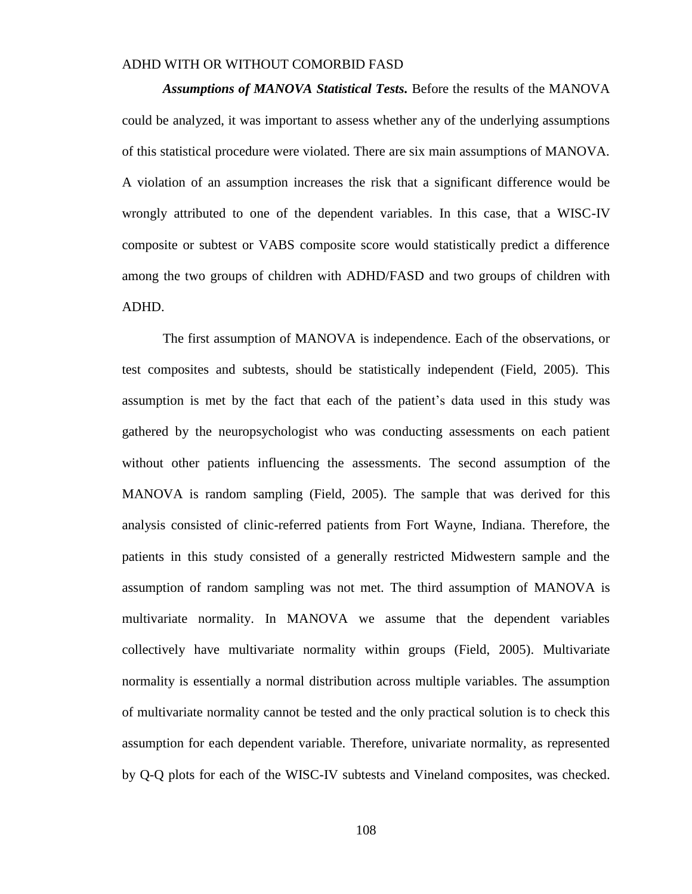***Assumptions of MANOVA Statistical Tests.*** Before the results of the MANOVA could be analyzed, it was important to assess whether any of the underlying assumptions of this statistical procedure were violated. There are six main assumptions of MANOVA. A violation of an assumption increases the risk that a significant difference would be wrongly attributed to one of the dependent variables. In this case, that a WISC-IV composite or subtest or VABS composite score would statistically predict a difference among the two groups of children with ADHD/FASD and two groups of children with ADHD.

The first assumption of MANOVA is independence. Each of the observations, or test composites and subtests, should be statistically independent (Field, 2005). This assumption is met by the fact that each of the patient's data used in this study was gathered by the neuropsychologist who was conducting assessments on each patient without other patients influencing the assessments. The second assumption of the MANOVA is random sampling (Field, 2005). The sample that was derived for this analysis consisted of clinic-referred patients from Fort Wayne, Indiana. Therefore, the patients in this study consisted of a generally restricted Midwestern sample and the assumption of random sampling was not met. The third assumption of MANOVA is multivariate normality. In MANOVA we assume that the dependent variables collectively have multivariate normality within groups (Field, 2005). Multivariate normality is essentially a normal distribution across multiple variables. The assumption of multivariate normality cannot be tested and the only practical solution is to check this assumption for each dependent variable. Therefore, univariate normality, as represented by Q-Q plots for each of the WISC-IV subtests and Vineland composites, was checked.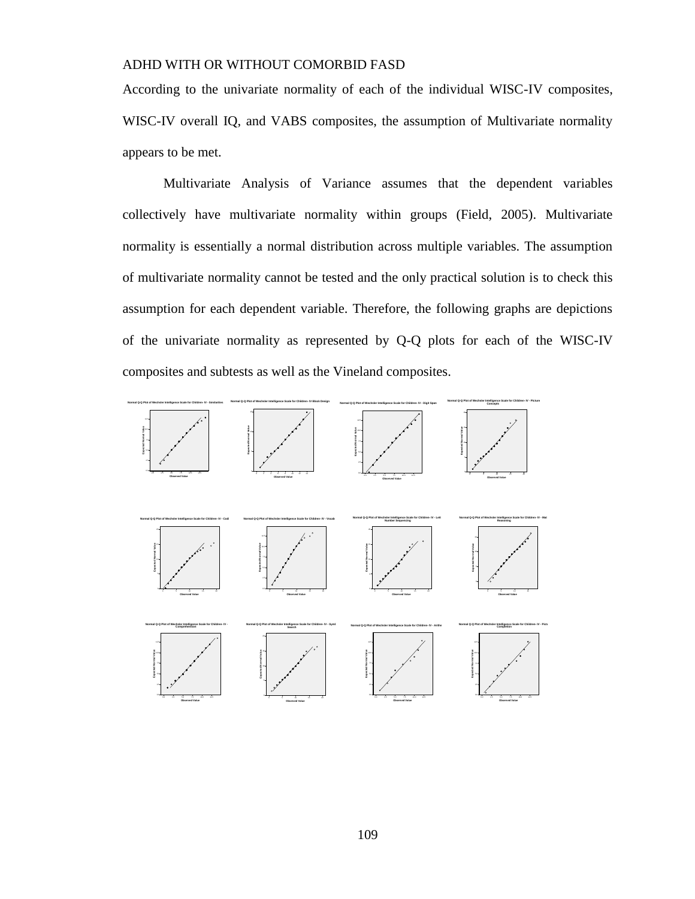According to the univariate normality of each of the individual WISC-IV composites, WISC-IV overall IQ, and VABS composites, the assumption of Multivariate normality appears to be met.

Multivariate Analysis of Variance assumes that the dependent variables collectively have multivariate normality within groups (Field, 2005). Multivariate normality is essentially a normal distribution across multiple variables. The assumption of multivariate normality cannot be tested and the only practical solution is to check this assumption for each dependent variable. Therefore, the following graphs are depictions of the univariate normality as represented by Q-Q plots for each of the WISC-IV composites and subtests as well as the Vineland composites.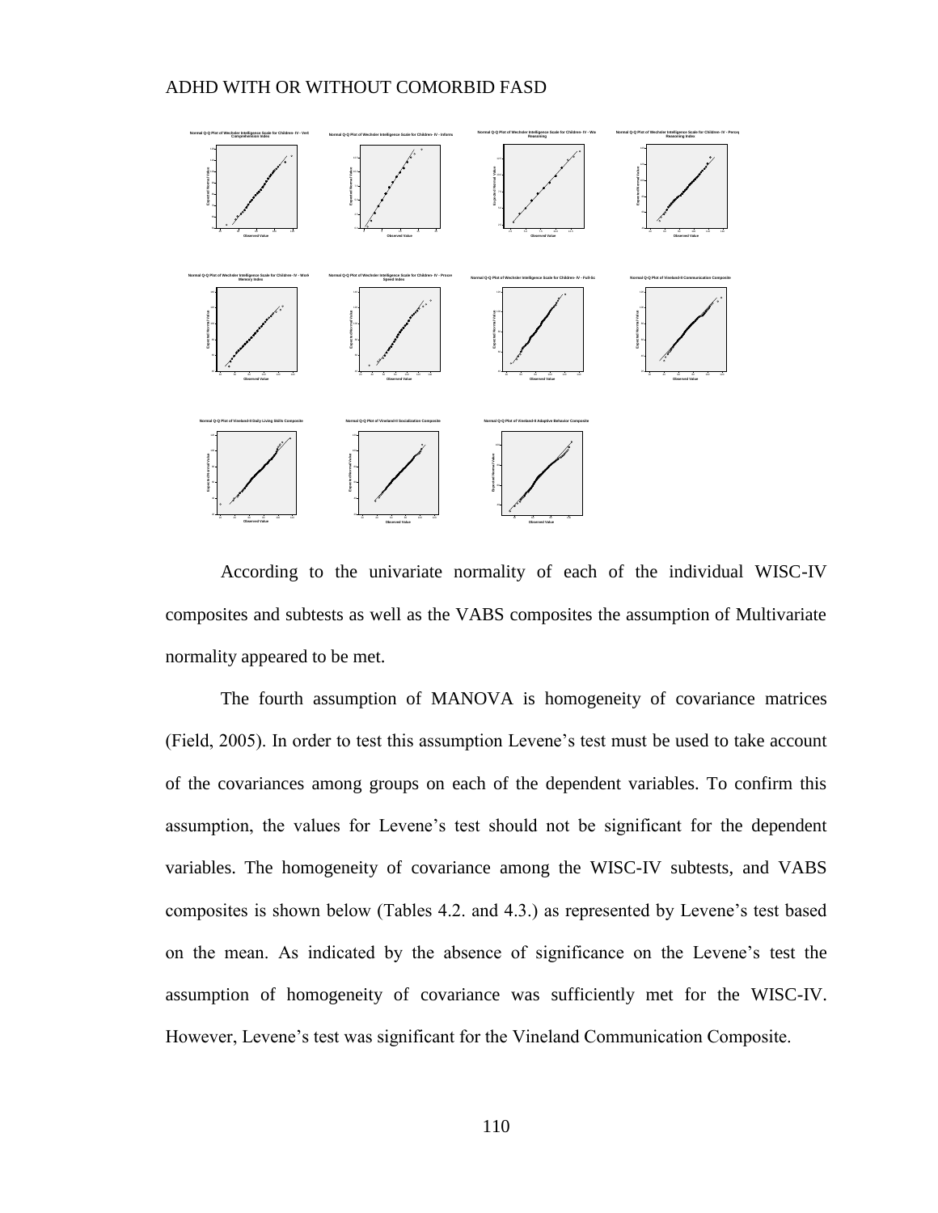According to the univariate normality of each of the individual WISC-IV composites and subtests as well as the VABS composites the assumption of Multivariate normality appeared to be met.

The fourth assumption of MANOVA is homogeneity of covariance matrices (Field, 2005). In order to test this assumption Levene's test must be used to take account of the covariances among groups on each of the dependent variables. To confirm this assumption, the values for Levene's test should not be significant for the dependent variables. The homogeneity of covariance among the WISC-IV subtests, and VABS composites is shown below (Tables 4.2. and 4.3.) as represented by Levene's test based on the mean. As indicated by the absence of significance on the Levene's test the assumption of homogeneity of covariance was sufficiently met for the WISC-IV. However, Levene's test was significant for the Vineland Communication Composite.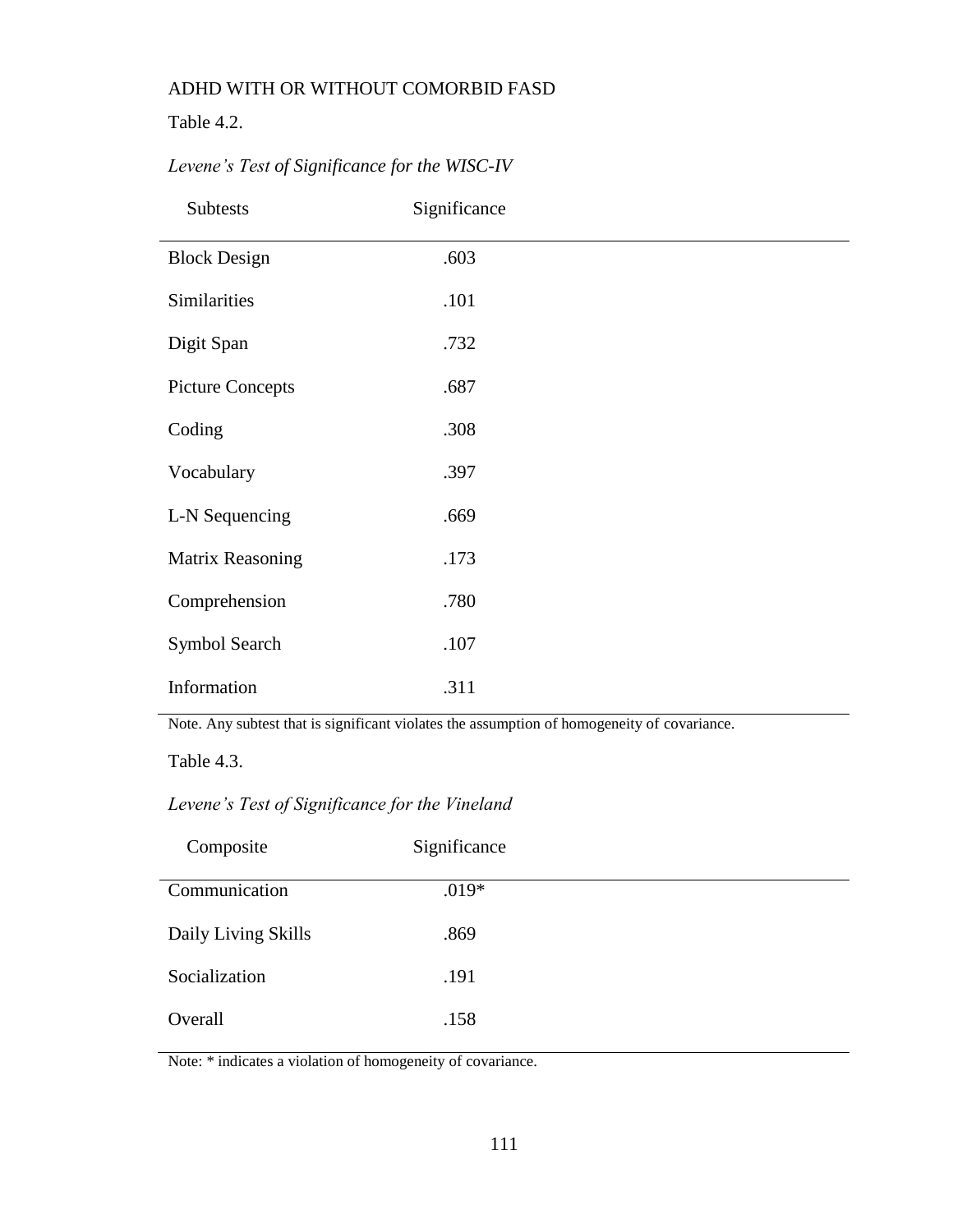Table 4.2.

*Levene's Test of Significance for the WISC-IV*

| Subtests | Significance |
|---|---|
| Block Design | .603 |
| Similarities | .101 |
| Digit Span | .732 |
| Picture Concepts | .687 |
| Coding | .308 |
| Vocabulary | .397 |
| L-N Sequencing | .669 |
| Matrix Reasoning | .173 |
| Comprehension | .780 |
| Symbol Search | .107 |
| Information | .311 |

Note. Any subtest that is significant violates the assumption of homogeneity of covariance.

Table 4.3.

*Levene's Test of Significance for the Vineland*

| Composite | Significance |
|---|---|
| Communication | .019* |
| Daily Living Skills | .869 |
| Socialization | .191 |
| Overall | .158 |

Note: * indicates a violation of homogeneity of covariance.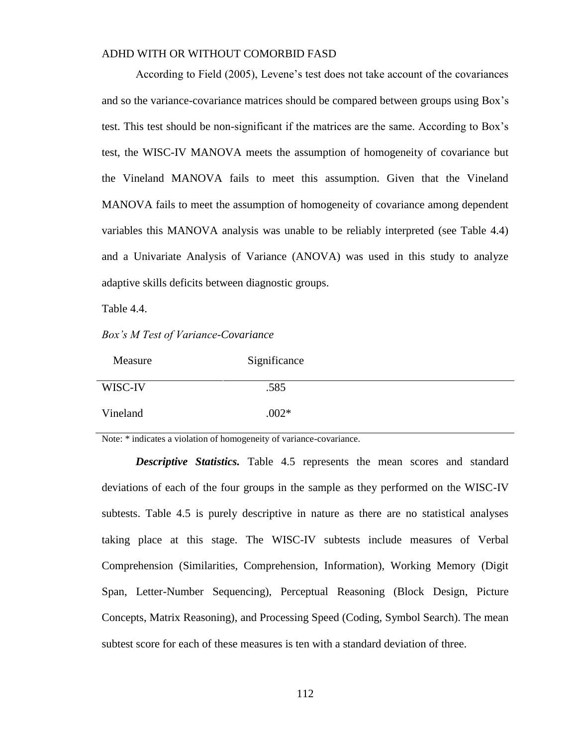According to Field (2005), Levene's test does not take account of the covariances and so the variance-covariance matrices should be compared between groups using Box's test. This test should be non-significant if the matrices are the same. According to Box's test, the WISC-IV MANOVA meets the assumption of homogeneity of covariance but the Vineland MANOVA fails to meet this assumption. Given that the Vineland MANOVA fails to meet the assumption of homogeneity of covariance among dependent variables this MANOVA analysis was unable to be reliably interpreted (see Table 4.4) and a Univariate Analysis of Variance (ANOVA) was used in this study to analyze adaptive skills deficits between diagnostic groups.

Table 4.4.

*Box's M Test of Variance-Covariance*

| Measure | Significance |
|---|---|
| WISC-IV | .585 |
| Vineland | .002* |

Note: * indicates a violation of homogeneity of variance-covariance.

***Descriptive Statistics.*** Table 4.5 represents the mean scores and standard deviations of each of the four groups in the sample as they performed on the WISC-IV subtests. Table 4.5 is purely descriptive in nature as there are no statistical analyses taking place at this stage. The WISC-IV subtests include measures of Verbal Comprehension (Similarities, Comprehension, Information), Working Memory (Digit Span, Letter-Number Sequencing), Perceptual Reasoning (Block Design, Picture Concepts, Matrix Reasoning), and Processing Speed (Coding, Symbol Search). The mean subtest score for each of these measures is ten with a standard deviation of three.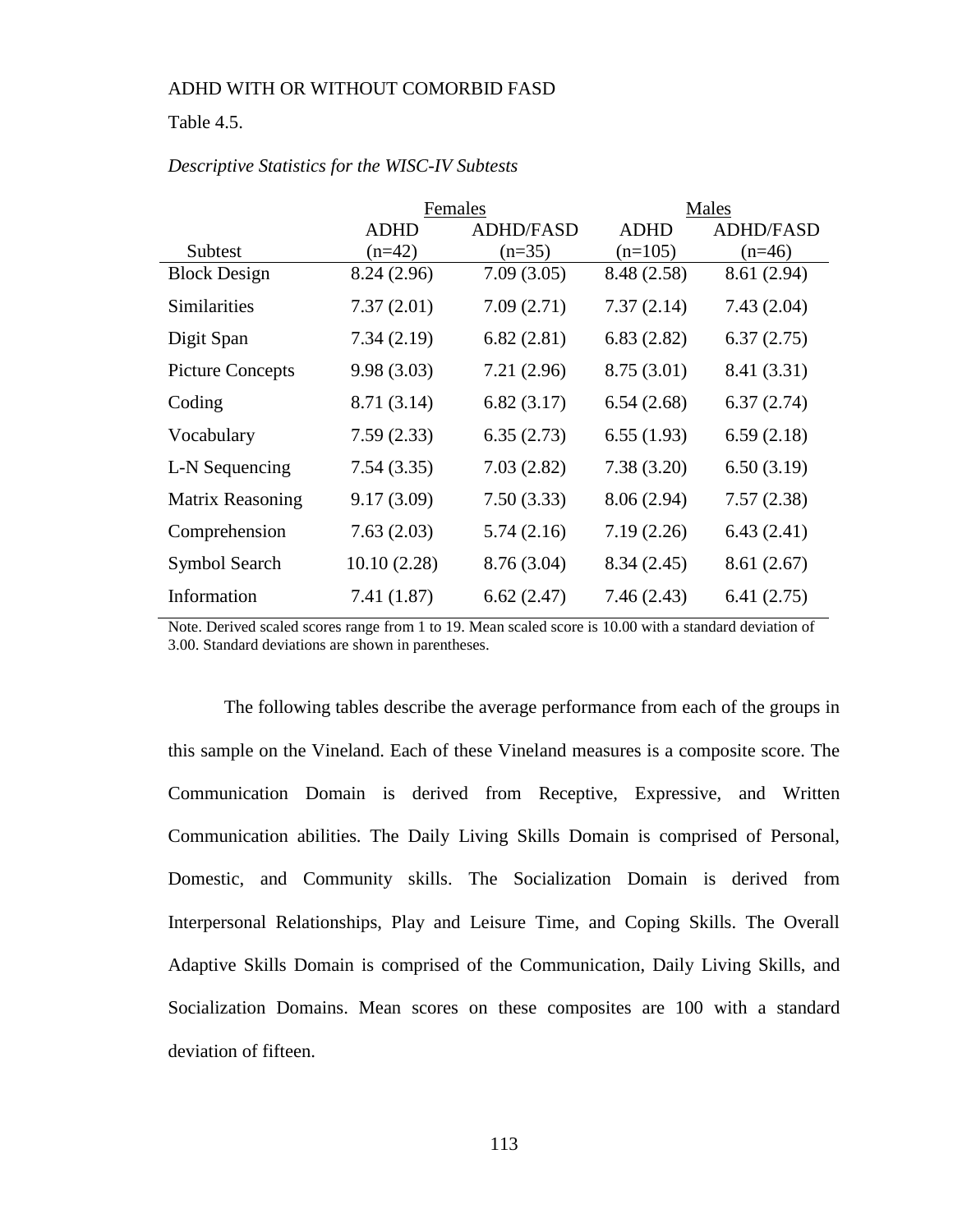Table 4.5.

*Descriptive Statistics for the WISC-IV Subtests*

| | Females | | Males | |
|---|---|---|---|---|
| Subtest | ADHD (n=42) | ADHD/FASD (n=35) | ADHD (n=105) | ADHD/FASD (n=46) |
| Block Design | 8.24 (2.96) | 7.09 (3.05) | 8.48 (2.58) | 8.61 (2.94) |
| Similarities | 7.37 (2.01) | 7.09 (2.71) | 7.37 (2.14) | 7.43 (2.04) |
| Digit Span | 7.34 (2.19) | 6.82 (2.81) | 6.83 (2.82) | 6.37 (2.75) |
| Picture Concepts | 9.98 (3.03) | 7.21 (2.96) | 8.75 (3.01) | 8.41 (3.31) |
| Coding | 8.71 (3.14) | 6.82 (3.17) | 6.54 (2.68) | 6.37 (2.74) |
| Vocabulary | 7.59 (2.33) | 6.35 (2.73) | 6.55 (1.93) | 6.59 (2.18) |
| L-N Sequencing | 7.54 (3.35) | 7.03 (2.82) | 7.38 (3.20) | 6.50 (3.19) |
| Matrix Reasoning | 9.17 (3.09) | 7.50 (3.33) | 8.06 (2.94) | 7.57 (2.38) |
| Comprehension | 7.63 (2.03) | 5.74 (2.16) | 7.19 (2.26) | 6.43 (2.41) |
| Symbol Search | 10.10 (2.28) | 8.76 (3.04) | 8.34 (2.45) | 8.61 (2.67) |
| Information | 7.41 (1.87) | 6.62 (2.47) | 7.46 (2.43) | 6.41 (2.75) |

Note. Derived scaled scores range from 1 to 19. Mean scaled score is 10.00 with a standard deviation of 3.00. Standard deviations are shown in parentheses.

The following tables describe the average performance from each of the groups in this sample on the Vineland. Each of these Vineland measures is a composite score. The Communication Domain is derived from Receptive, Expressive, and Written Communication abilities. The Daily Living Skills Domain is comprised of Personal, Domestic, and Community skills. The Socialization Domain is derived from Interpersonal Relationships, Play and Leisure Time, and Coping Skills. The Overall Adaptive Skills Domain is comprised of the Communication, Daily Living Skills, and Socialization Domains. Mean scores on these composites are 100 with a standard deviation of fifteen.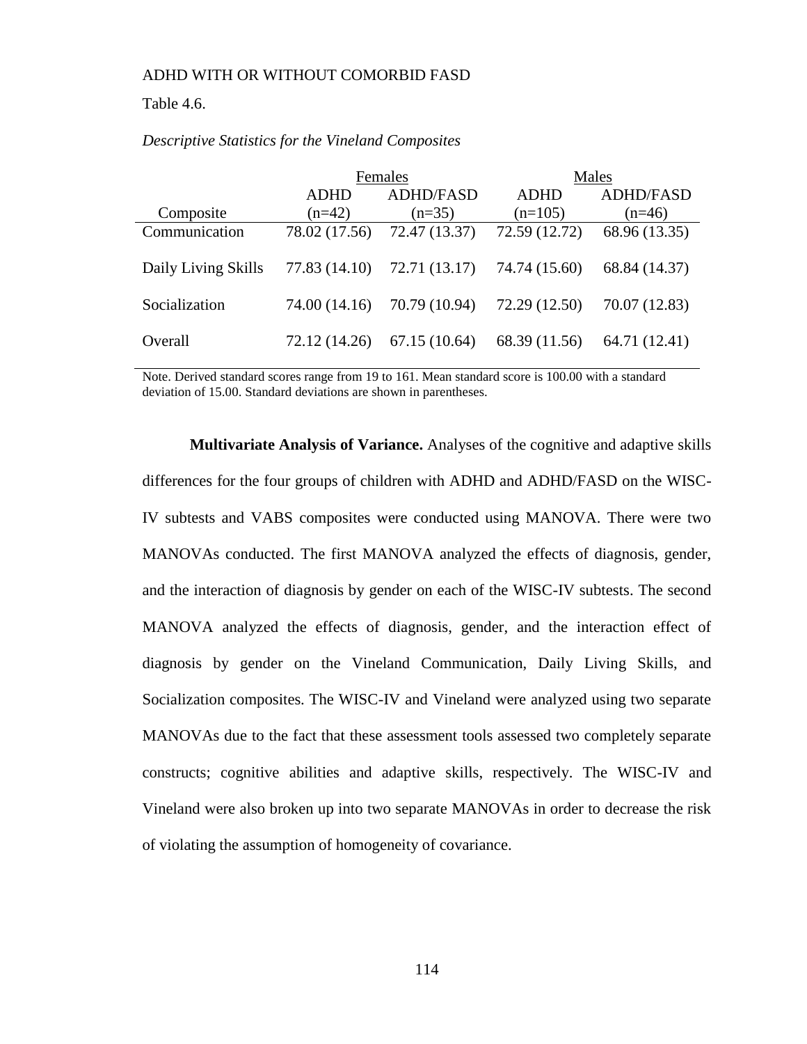Table 4.6.

*Descriptive Statistics for the Vineland Composites*

| | Females | | Males | |
|---|---|---|---|---|
| Composite | ADHD (n=42) | ADHD/FASD (n=35) | ADHD (n=105) | ADHD/FASD (n=46) |
| Communication | 78.02 (17.56) | 72.47 (13.37) | 72.59 (12.72) | 68.96 (13.35) |
| Daily Living Skills | 77.83 (14.10) | 72.71 (13.17) | 74.74 (15.60) | 68.84 (14.37) |
| Socialization | 74.00 (14.16) | 70.79 (10.94) | 72.29 (12.50) | 70.07 (12.83) |
| Overall | 72.12 (14.26) | 67.15 (10.64) | 68.39 (11.56) | 64.71 (12.41) |

Note. Derived standard scores range from 19 to 161. Mean standard score is 100.00 with a standard deviation of 15.00. Standard deviations are shown in parentheses.

**Multivariate Analysis of Variance.** Analyses of the cognitive and adaptive skills differences for the four groups of children with ADHD and ADHD/FASD on the WISC-IV subtests and VABS composites were conducted using MANOVA. There were two MANOVAs conducted. The first MANOVA analyzed the effects of diagnosis, gender, and the interaction of diagnosis by gender on each of the WISC-IV subtests. The second MANOVA analyzed the effects of diagnosis, gender, and the interaction effect of diagnosis by gender on the Vineland Communication, Daily Living Skills, and Socialization composites. The WISC-IV and Vineland were analyzed using two separate MANOVAs due to the fact that these assessment tools assessed two completely separate constructs; cognitive abilities and adaptive skills, respectively. The WISC-IV and Vineland were also broken up into two separate MANOVAs in order to decrease the risk of violating the assumption of homogeneity of covariance.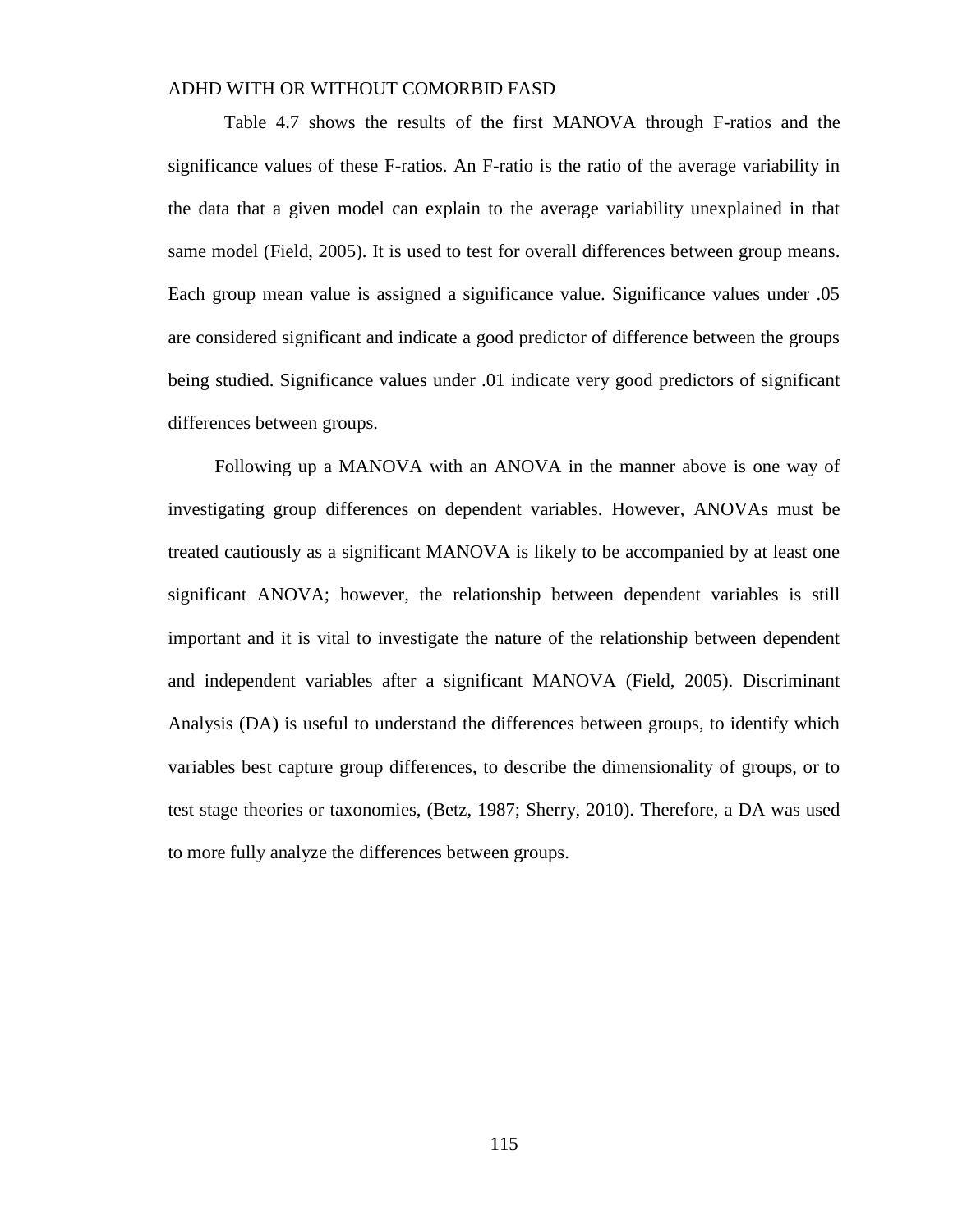Table 4.7 shows the results of the first MANOVA through F-ratios and the significance values of these F-ratios. An F-ratio is the ratio of the average variability in the data that a given model can explain to the average variability unexplained in that same model (Field, 2005). It is used to test for overall differences between group means. Each group mean value is assigned a significance value. Significance values under .05 are considered significant and indicate a good predictor of difference between the groups being studied. Significance values under .01 indicate very good predictors of significant differences between groups.

Following up a MANOVA with an ANOVA in the manner above is one way of investigating group differences on dependent variables. However, ANOVAs must be treated cautiously as a significant MANOVA is likely to be accompanied by at least one significant ANOVA; however, the relationship between dependent variables is still important and it is vital to investigate the nature of the relationship between dependent and independent variables after a significant MANOVA (Field, 2005). Discriminant Analysis (DA) is useful to understand the differences between groups, to identify which variables best capture group differences, to describe the dimensionality of groups, or to test stage theories or taxonomies, (Betz, 1987; Sherry, 2010). Therefore, a DA was used to more fully analyze the differences between groups.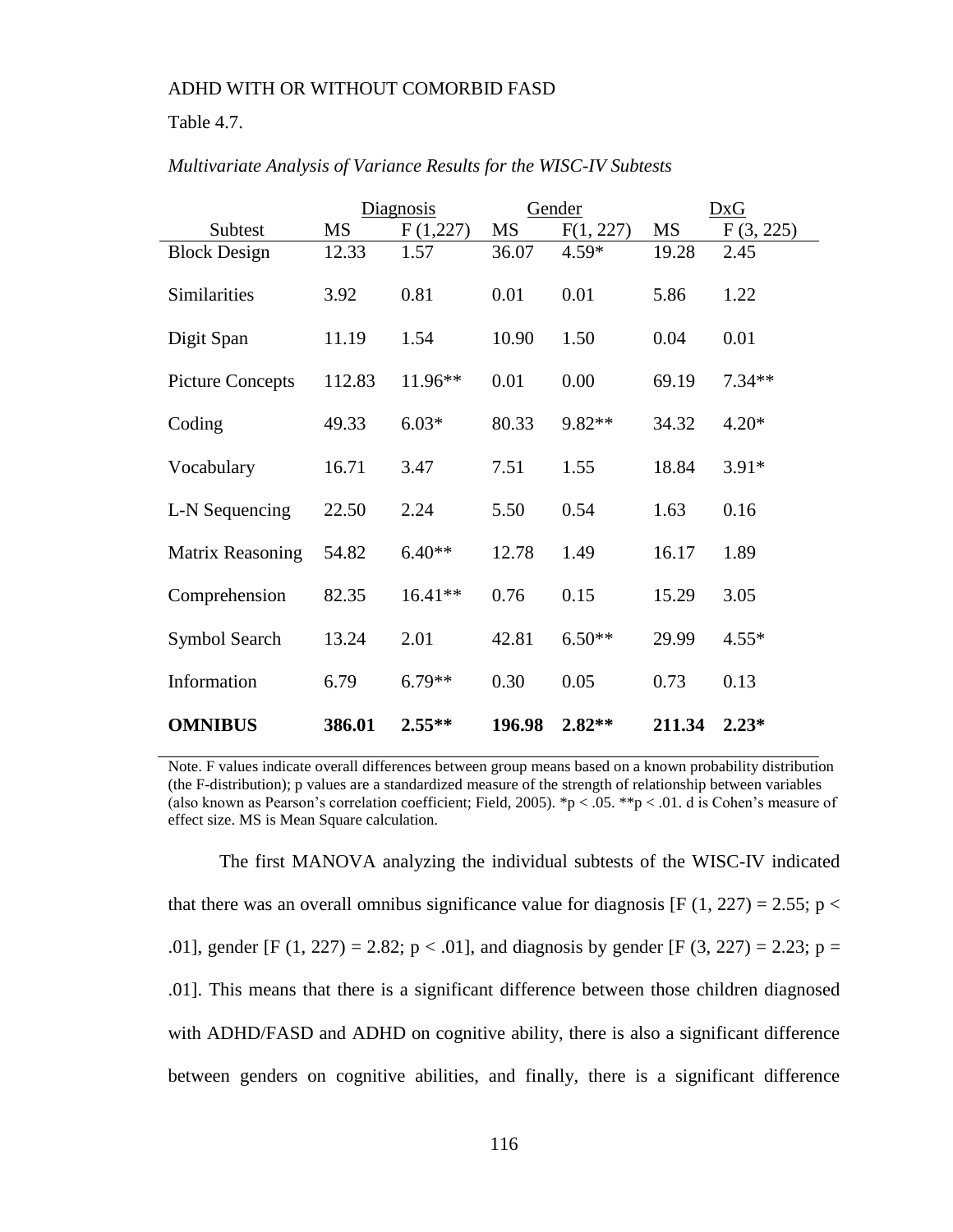Table 4.7.

*Multivariate Analysis of Variance Results for the WISC-IV Subtests*

| | Diagnosis | | Gender | | DxG | |
|---|---|---|---|---|---|---|
| Subtest | MS | F (1,227) | MS | F(1, 227) | MS | F (3, 225) |
| Block Design | 12.33 | 1.57 | 36.07 | 4.59* | 19.28 | 2.45 |
| Similarities | 3.92 | 0.81 | 0.01 | 0.01 | 5.86 | 1.22 |
| Digit Span | 11.19 | 1.54 | 10.90 | 1.50 | 0.04 | 0.01 |
| Picture Concepts | 112.83 | 11.96** | 0.01 | 0.00 | 69.19 | 7.34** |
| Coding | 49.33 | 6.03* | 80.33 | 9.82** | 34.32 | 4.20* |
| Vocabulary | 16.71 | 3.47 | 7.51 | 1.55 | 18.84 | 3.91* |
| L-N Sequencing | 22.50 | 2.24 | 5.50 | 0.54 | 1.63 | 0.16 |
| Matrix Reasoning | 54.82 | 6.40** | 12.78 | 1.49 | 16.17 | 1.89 |
| Comprehension | 82.35 | 16.41** | 0.76 | 0.15 | 15.29 | 3.05 |
| Symbol Search | 13.24 | 2.01 | 42.81 | 6.50** | 29.99 | 4.55* |
| Information | 6.79 | 6.79** | 0.30 | 0.05 | 0.73 | 0.13 |
| **OMNIBUS** | **386.01** | **2.55**** | **196.98** | **2.82**** | **211.34** | **2.23*** |

Note. F values indicate overall differences between group means based on a known probability distribution (the F-distribution); p values are a standardized measure of the strength of relationship between variables (also known as Pearson's correlation coefficient; Field, 2005). *p < .05. **p < .01. d is Cohen's measure of effect size. MS is Mean Square calculation.

The first MANOVA analyzing the individual subtests of the WISC-IV indicated that there was an overall omnibus significance value for diagnosis [$F(1, 227) = 2.55$; $p < .01$], gender [$F(1, 227) = 2.82$; $p < .01$], and diagnosis by gender [$F(3, 227) = 2.23$; $p = .01$]. This means that there is a significant difference between those children diagnosed with ADHD/FASD and ADHD on cognitive ability, there is also a significant difference between genders on cognitive abilities, and finally, there is a significant difference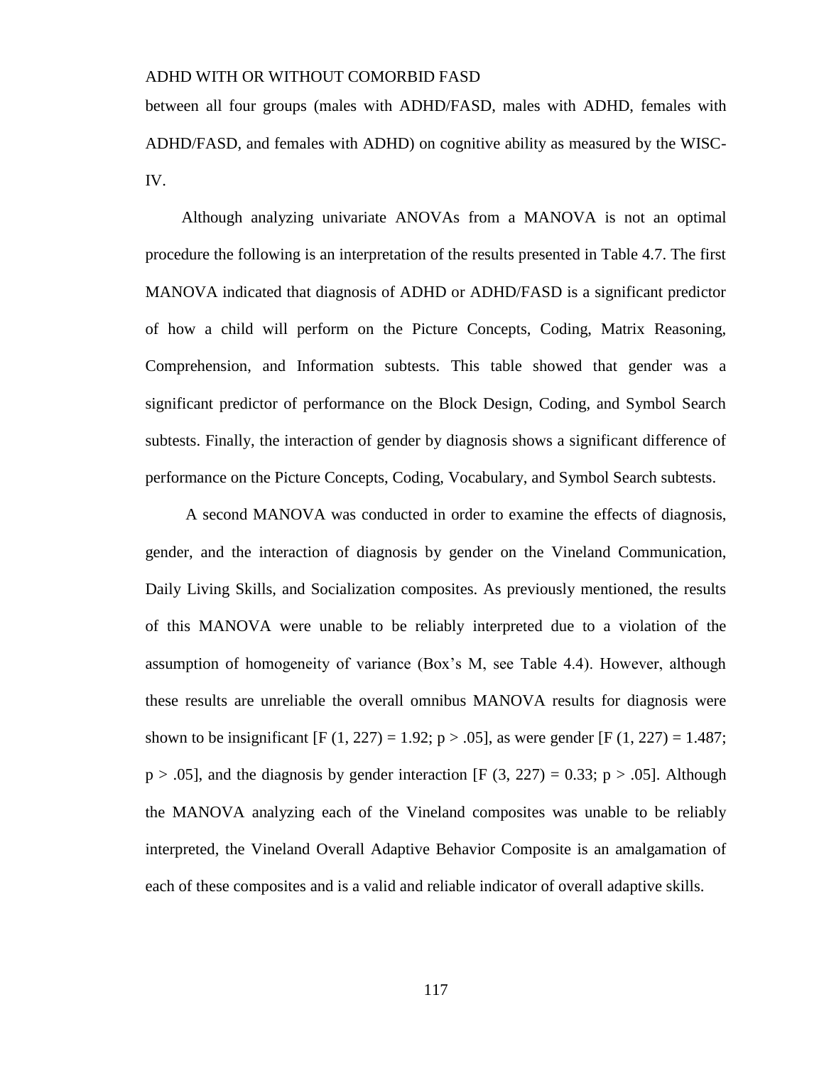between all four groups (males with ADHD/FASD, males with ADHD, females with ADHD/FASD, and females with ADHD) on cognitive ability as measured by the WISC-IV.

Although analyzing univariate ANOVAs from a MANOVA is not an optimal procedure the following is an interpretation of the results presented in Table 4.7. The first MANOVA indicated that diagnosis of ADHD or ADHD/FASD is a significant predictor of how a child will perform on the Picture Concepts, Coding, Matrix Reasoning, Comprehension, and Information subtests. This table showed that gender was a significant predictor of performance on the Block Design, Coding, and Symbol Search subtests. Finally, the interaction of gender by diagnosis shows a significant difference of performance on the Picture Concepts, Coding, Vocabulary, and Symbol Search subtests.

A second MANOVA was conducted in order to examine the effects of diagnosis, gender, and the interaction of diagnosis by gender on the Vineland Communication, Daily Living Skills, and Socialization composites. As previously mentioned, the results of this MANOVA were unable to be reliably interpreted due to a violation of the assumption of homogeneity of variance (Box's M, see Table 4.4). However, although these results are unreliable the overall omnibus MANOVA results for diagnosis were shown to be insignificant [$F(1, 227) = 1.92$; $p > .05$], as were gender [$F(1, 227) = 1.487$; $p > .05$], and the diagnosis by gender interaction [$F(3, 227) = 0.33$; $p > .05$]. Although the MANOVA analyzing each of the Vineland composites was unable to be reliably interpreted, the Vineland Overall Adaptive Behavior Composite is an amalgamation of each of these composites and is a valid and reliable indicator of overall adaptive skills.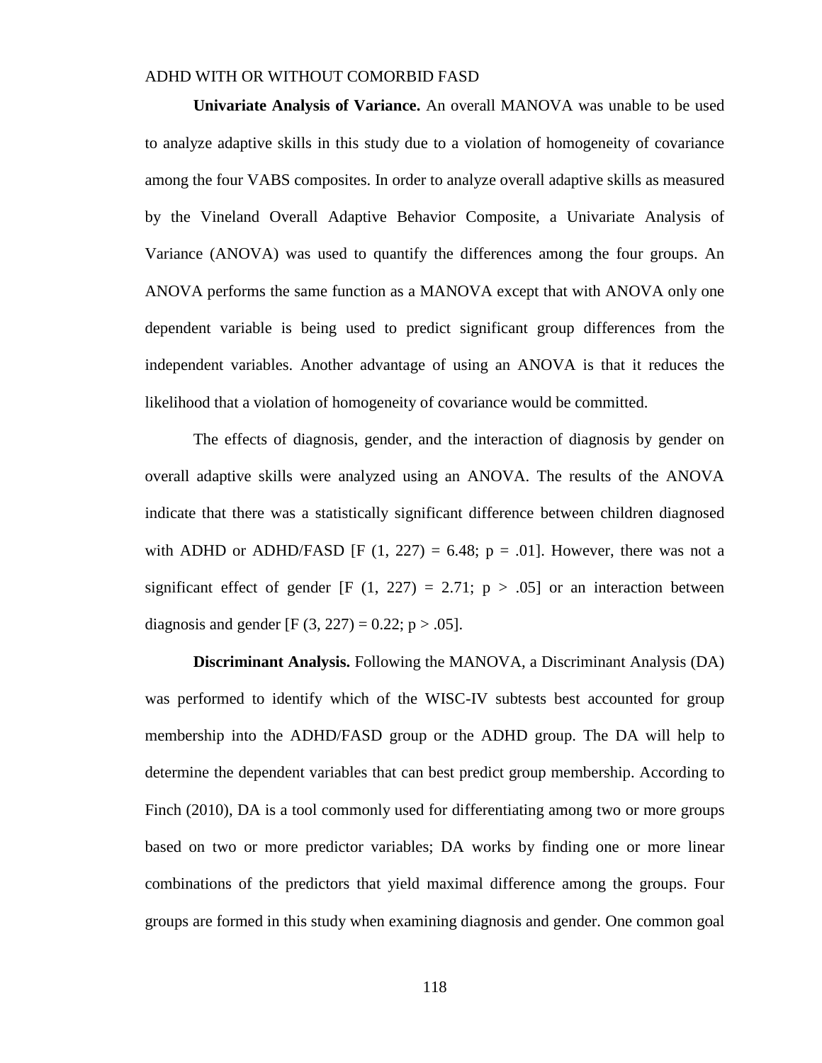**Univariate Analysis of Variance.** An overall MANOVA was unable to be used to analyze adaptive skills in this study due to a violation of homogeneity of covariance among the four VABS composites. In order to analyze overall adaptive skills as measured by the Vineland Overall Adaptive Behavior Composite, a Univariate Analysis of Variance (ANOVA) was used to quantify the differences among the four groups. An ANOVA performs the same function as a MANOVA except that with ANOVA only one dependent variable is being used to predict significant group differences from the independent variables. Another advantage of using an ANOVA is that it reduces the likelihood that a violation of homogeneity of covariance would be committed.

The effects of diagnosis, gender, and the interaction of diagnosis by gender on overall adaptive skills were analyzed using an ANOVA. The results of the ANOVA indicate that there was a statistically significant difference between children diagnosed with ADHD or ADHD/FASD [$F(1, 227) = 6.48$; $p = .01$]. However, there was not a significant effect of gender [$F(1, 227) = 2.71$; $p > .05$] or an interaction between diagnosis and gender [$F(3, 227) = 0.22$; $p > .05$].

**Discriminant Analysis.** Following the MANOVA, a Discriminant Analysis (DA) was performed to identify which of the WISC-IV subtests best accounted for group membership into the ADHD/FASD group or the ADHD group. The DA will help to determine the dependent variables that can best predict group membership. According to Finch (2010), DA is a tool commonly used for differentiating among two or more groups based on two or more predictor variables; DA works by finding one or more linear combinations of the predictors that yield maximal difference among the groups. Four groups are formed in this study when examining diagnosis and gender. One common goal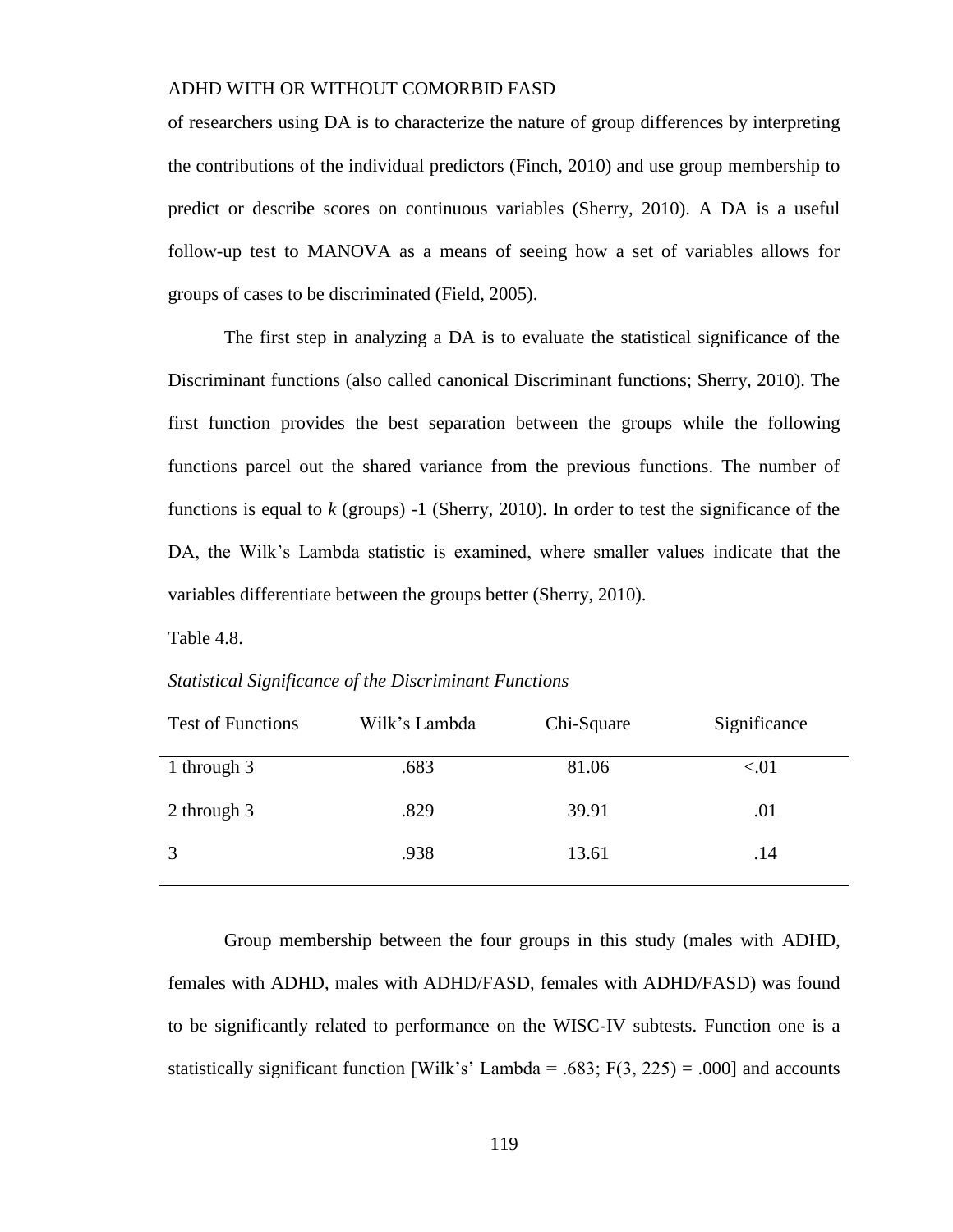of researchers using DA is to characterize the nature of group differences by interpreting the contributions of the individual predictors (Finch, 2010) and use group membership to predict or describe scores on continuous variables (Sherry, 2010). A DA is a useful follow-up test to MANOVA as a means of seeing how a set of variables allows for groups of cases to be discriminated (Field, 2005).

The first step in analyzing a DA is to evaluate the statistical significance of the Discriminant functions (also called canonical Discriminant functions; Sherry, 2010). The first function provides the best separation between the groups while the following functions parcel out the shared variance from the previous functions. The number of functions is equal to *k* (groups) -1 (Sherry, 2010). In order to test the significance of the DA, the Wilk's Lambda statistic is examined, where smaller values indicate that the variables differentiate between the groups better (Sherry, 2010).

Table 4.8.

*Statistical Significance of the Discriminant Functions*

| Test of Functions | Wilk's Lambda | Chi-Square | Significance |
|---|---|---|---|
| 1 through 3 | .683 | 81.06 | <.01 |
| 2 through 3 | .829 | 39.91 | .01 |
| 3 | .938 | 13.61 | .14 |

Group membership between the four groups in this study (males with ADHD, females with ADHD, males with ADHD/FASD, females with ADHD/FASD) was found to be significantly related to performance on the WISC-IV subtests. Function one is a statistically significant function [Wilk's' Lambda = .683; $F(3, 225) = .000$] and accounts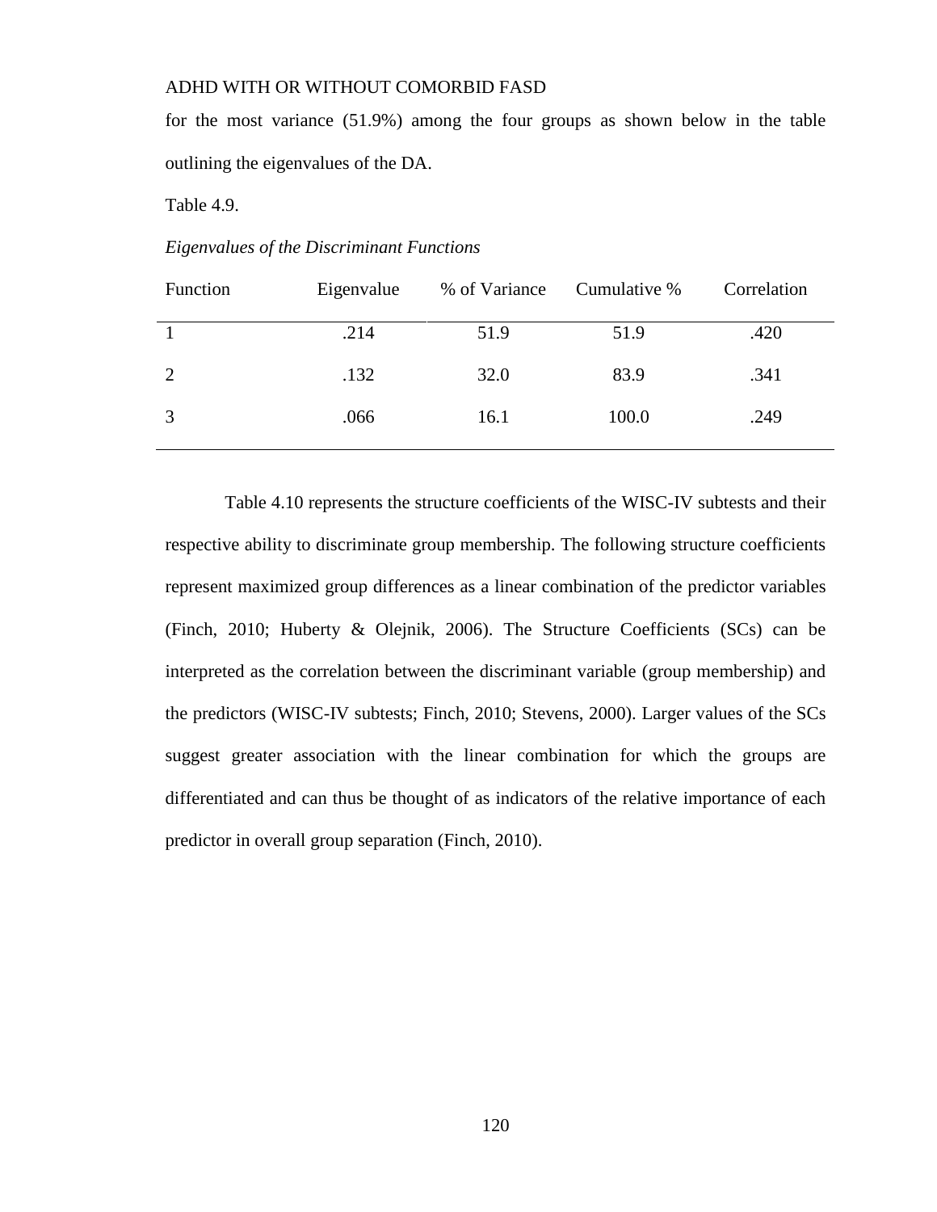for the most variance (51.9%) among the four groups as shown below in the table outlining the eigenvalues of the DA.

Table 4.9.

*Eigenvalues of the Discriminant Functions*

| Function | Eigenvalue | % of Variance | Cumulative % | Correlation |
|---|---|---|---|---|
| 1 | .214 | 51.9 | 51.9 | .420 |
| 2 | .132 | 32.0 | 83.9 | .341 |
| 3 | .066 | 16.1 | 100.0 | .249 |

Table 4.10 represents the structure coefficients of the WISC-IV subtests and their respective ability to discriminate group membership. The following structure coefficients represent maximized group differences as a linear combination of the predictor variables (Finch, 2010; Huberty & Olejnik, 2006). The Structure Coefficients (SCs) can be interpreted as the correlation between the discriminant variable (group membership) and the predictors (WISC-IV subtests; Finch, 2010; Stevens, 2000). Larger values of the SCs suggest greater association with the linear combination for which the groups are differentiated and can thus be thought of as indicators of the relative importance of each predictor in overall group separation (Finch, 2010).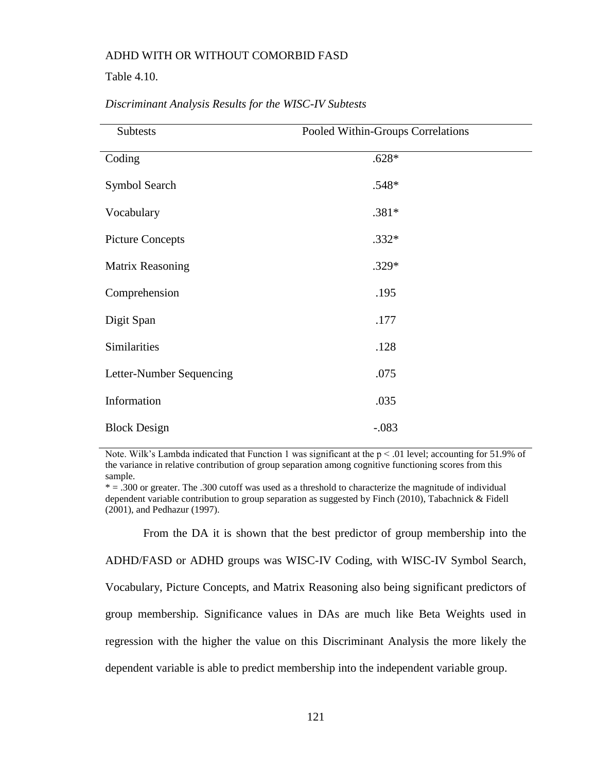Table 4.10.

*Discriminant Analysis Results for the WISC-IV Subtests*

| Subtests | Pooled Within-Groups Correlations |
|---|---|
| Coding | .628* |
| Symbol Search | .548* |
| Vocabulary | .381* |
| Picture Concepts | .332* |
| Matrix Reasoning | .329* |
| Comprehension | .195 |
| Digit Span | .177 |
| Similarities | .128 |
| Letter-Number Sequencing | .075 |
| Information | .035 |
| Block Design | -.083 |

Note. Wilk's Lambda indicated that Function 1 was significant at the $p < .01$ level; accounting for 51.9% of the variance in relative contribution of group separation among cognitive functioning scores from this sample.
* = .300 or greater. The .300 cutoff was used as a threshold to characterize the magnitude of individual dependent variable contribution to group separation as suggested by Finch (2010), Tabachnick & Fidell (2001), and Pedhazur (1997).

From the DA it is shown that the best predictor of group membership into the ADHD/FASD or ADHD groups was WISC-IV Coding, with WISC-IV Symbol Search, Vocabulary, Picture Concepts, and Matrix Reasoning also being significant predictors of group membership. Significance values in DAs are much like Beta Weights used in regression with the higher the value on this Discriminant Analysis the more likely the dependent variable is able to predict membership into the independent variable group.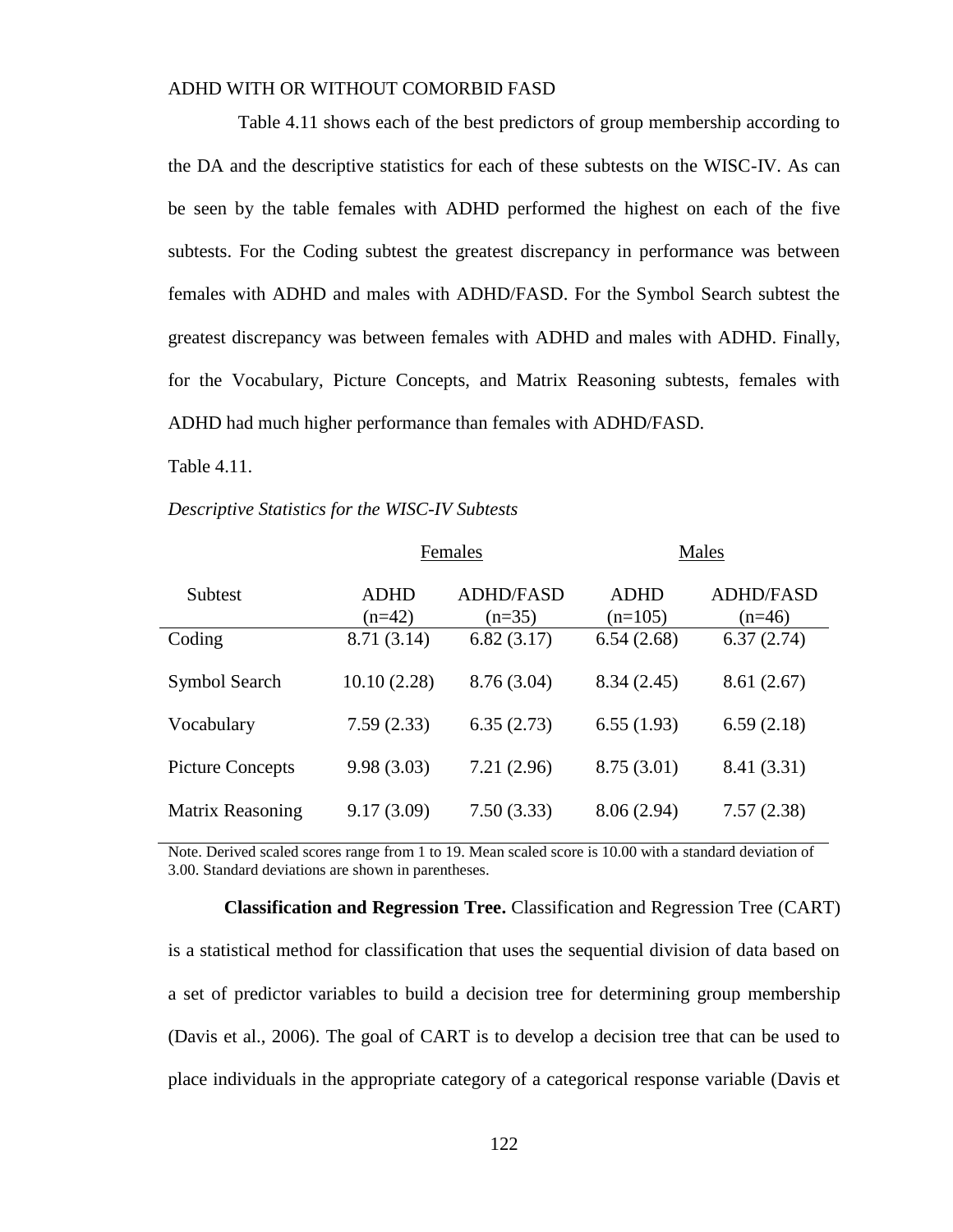Table 4.11 shows each of the best predictors of group membership according to the DA and the descriptive statistics for each of these subtests on the WISC-IV. As can be seen by the table females with ADHD performed the highest on each of the five subtests. For the Coding subtest the greatest discrepancy in performance was between females with ADHD and males with ADHD/FASD. For the Symbol Search subtest the greatest discrepancy was between females with ADHD and males with ADHD. Finally, for the Vocabulary, Picture Concepts, and Matrix Reasoning subtests, females with ADHD had much higher performance than females with ADHD/FASD.

Table 4.11.

*Descriptive Statistics for the WISC-IV Subtests*

| | Females | | Males | |
|---|---|---|---|---|
| Subtest | ADHD (n=42) | ADHD/FASD (n=35) | ADHD (n=105) | ADHD/FASD (n=46) |
| Coding | 8.71 (3.14) | 6.82 (3.17) | 6.54 (2.68) | 6.37 (2.74) |
| Symbol Search | 10.10 (2.28) | 8.76 (3.04) | 8.34 (2.45) | 8.61 (2.67) |
| Vocabulary | 7.59 (2.33) | 6.35 (2.73) | 6.55 (1.93) | 6.59 (2.18) |
| Picture Concepts | 9.98 (3.03) | 7.21 (2.96) | 8.75 (3.01) | 8.41 (3.31) |
| Matrix Reasoning | 9.17 (3.09) | 7.50 (3.33) | 8.06 (2.94) | 7.57 (2.38) |

Note. Derived scaled scores range from 1 to 19. Mean scaled score is 10.00 with a standard deviation of 3.00. Standard deviations are shown in parentheses.

**Classification and Regression Tree.** Classification and Regression Tree (CART) is a statistical method for classification that uses the sequential division of data based on a set of predictor variables to build a decision tree for determining group membership (Davis et al., 2006). The goal of CART is to develop a decision tree that can be used to place individuals in the appropriate category of a categorical response variable (Davis et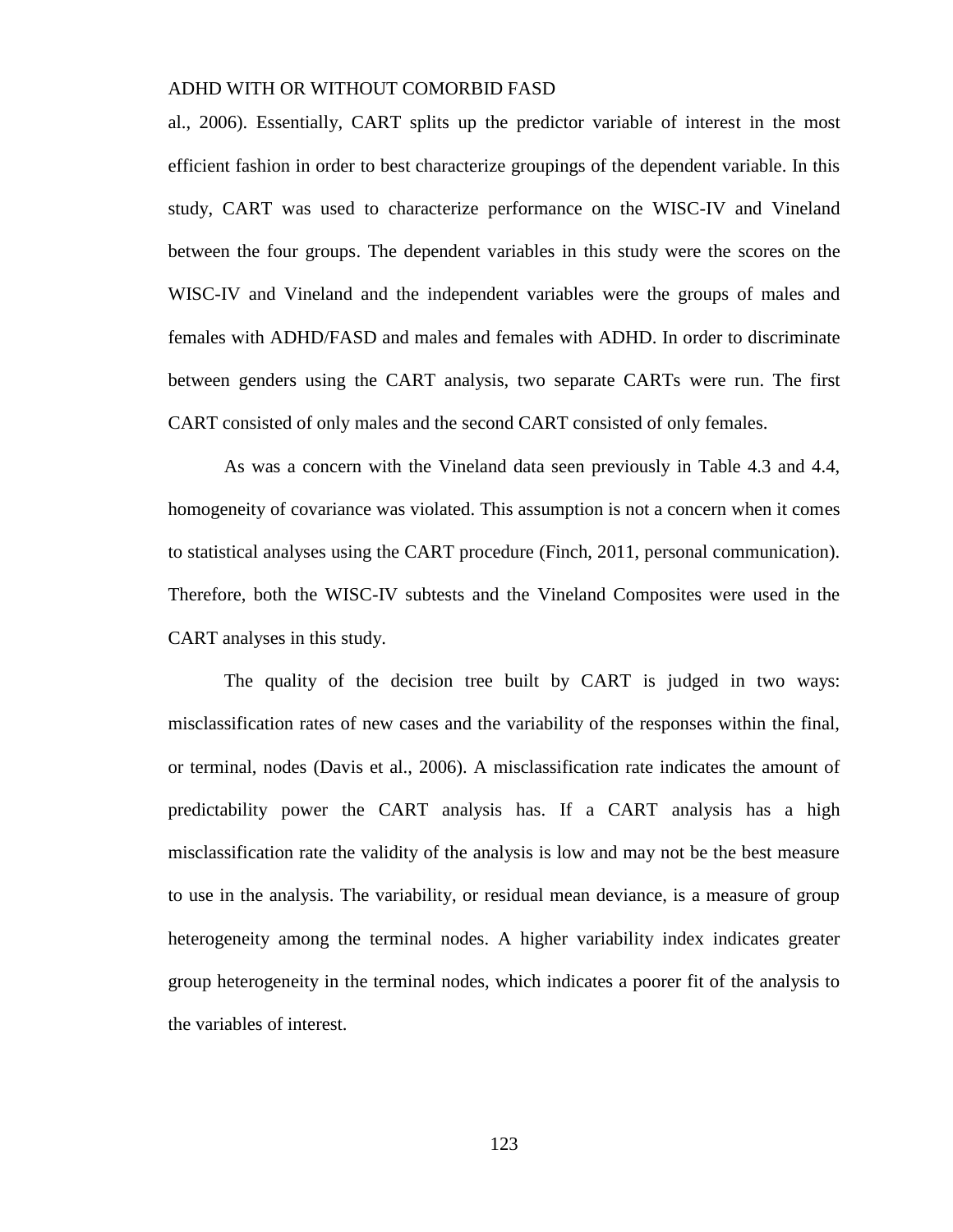al., 2006). Essentially, CART splits up the predictor variable of interest in the most efficient fashion in order to best characterize groupings of the dependent variable. In this study, CART was used to characterize performance on the WISC-IV and Vineland between the four groups. The dependent variables in this study were the scores on the WISC-IV and Vineland and the independent variables were the groups of males and females with ADHD/FASD and males and females with ADHD. In order to discriminate between genders using the CART analysis, two separate CARTs were run. The first CART consisted of only males and the second CART consisted of only females.

As was a concern with the Vineland data seen previously in Table 4.3 and 4.4, homogeneity of covariance was violated. This assumption is not a concern when it comes to statistical analyses using the CART procedure (Finch, 2011, personal communication). Therefore, both the WISC-IV subtests and the Vineland Composites were used in the CART analyses in this study.

The quality of the decision tree built by CART is judged in two ways: misclassification rates of new cases and the variability of the responses within the final, or terminal, nodes (Davis et al., 2006). A misclassification rate indicates the amount of predictability power the CART analysis has. If a CART analysis has a high misclassification rate the validity of the analysis is low and may not be the best measure to use in the analysis. The variability, or residual mean deviance, is a measure of group heterogeneity among the terminal nodes. A higher variability index indicates greater group heterogeneity in the terminal nodes, which indicates a poorer fit of the analysis to the variables of interest.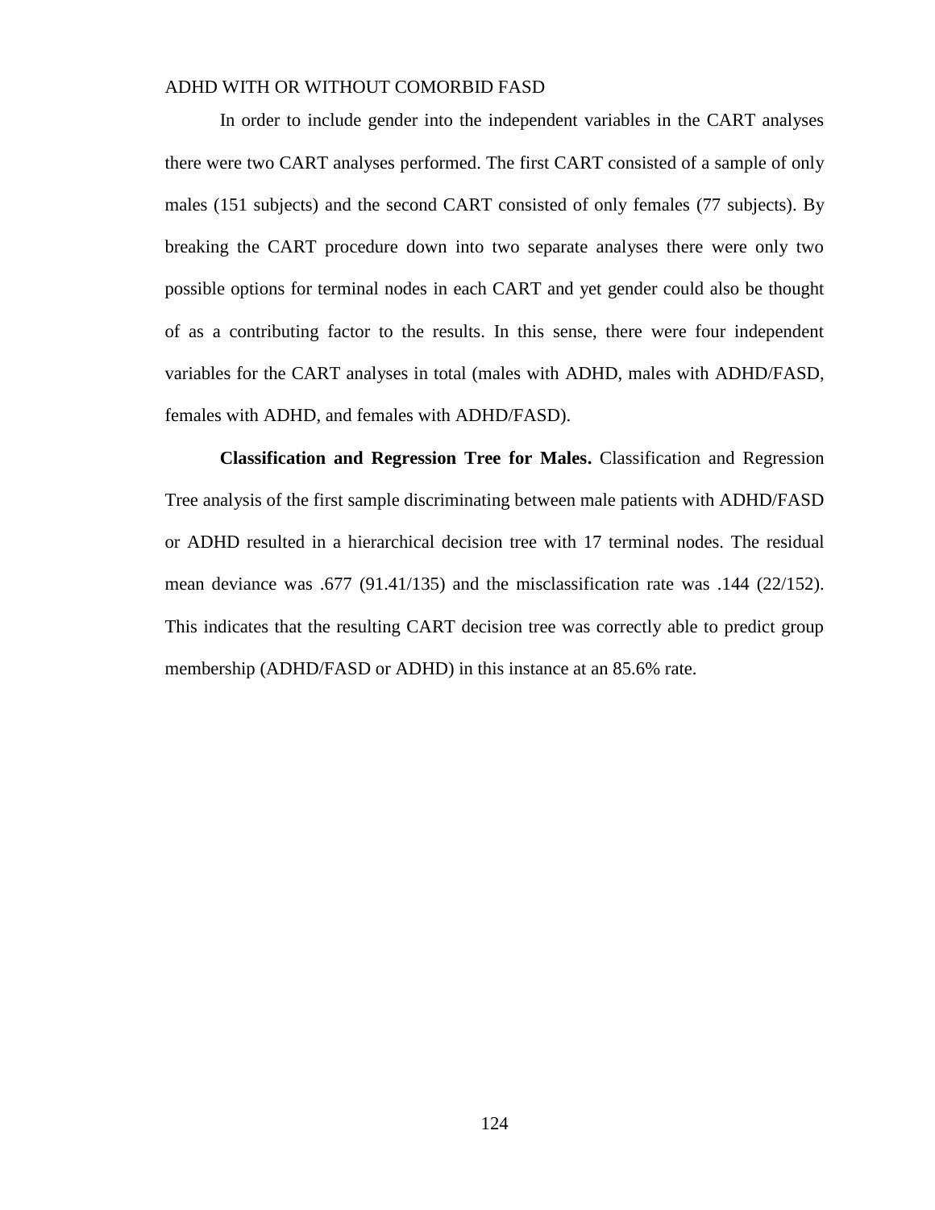In order to include gender into the independent variables in the CART analyses there were two CART analyses performed. The first CART consisted of a sample of only males (151 subjects) and the second CART consisted of only females (77 subjects). By breaking the CART procedure down into two separate analyses there were only two possible options for terminal nodes in each CART and yet gender could also be thought of as a contributing factor to the results. In this sense, there were four independent variables for the CART analyses in total (males with ADHD, males with ADHD/FASD, females with ADHD, and females with ADHD/FASD).

**Classification and Regression Tree for Males.** Classification and Regression Tree analysis of the first sample discriminating between male patients with ADHD/FASD or ADHD resulted in a hierarchical decision tree with 17 terminal nodes. The residual mean deviance was .677 (91.41/135) and the misclassification rate was .144 (22/152). This indicates that the resulting CART decision tree was correctly able to predict group membership (ADHD/FASD or ADHD) in this instance at an 85.6% rate.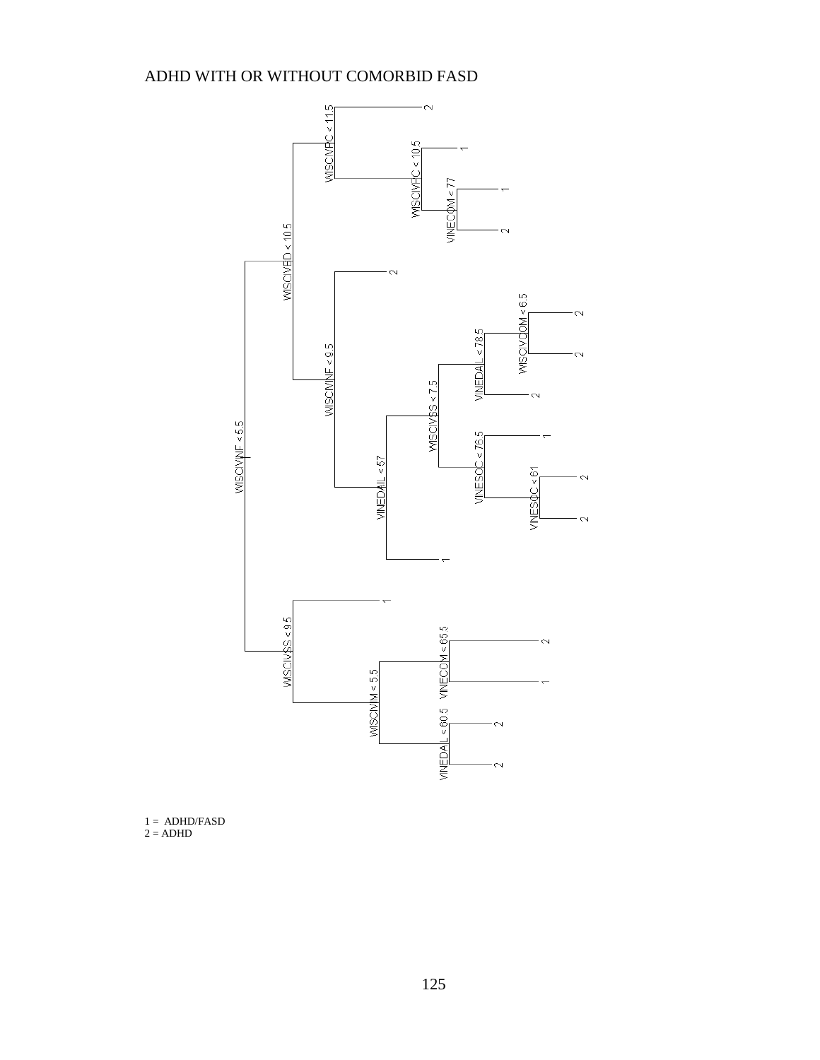ADHD WITH OR WITHOUT COMORBID FASD

1 = ADHD/FASD
2 = ADHD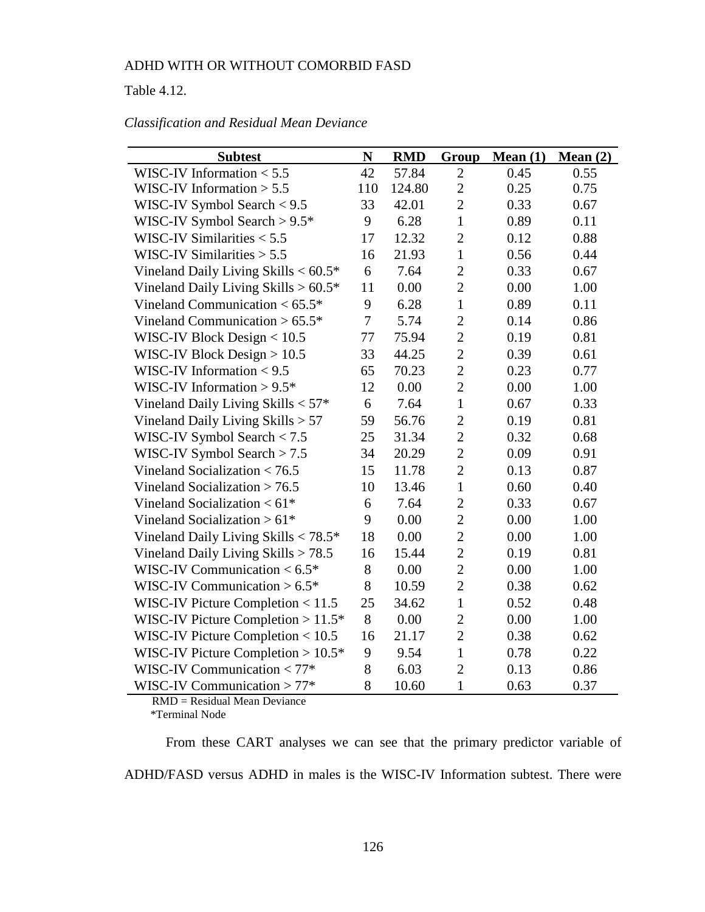Table 4.12.

*Classification and Residual Mean Deviance*

| Subtest | N | RMD | Group | Mean (1) | Mean (2) |
|---|---|---|---|---|---|
| WISC-IV Information < 5.5 | 42 | 57.84 | 2 | 0.45 | 0.55 |
| WISC-IV Information > 5.5 | 110 | 124.80 | 2 | 0.25 | 0.75 |
| WISC-IV Symbol Search < 9.5 | 33 | 42.01 | 2 | 0.33 | 0.67 |
| WISC-IV Symbol Search > 9.5* | 9 | 6.28 | 1 | 0.89 | 0.11 |
| WISC-IV Similarities < 5.5 | 17 | 12.32 | 2 | 0.12 | 0.88 |
| WISC-IV Similarities > 5.5 | 16 | 21.93 | 1 | 0.56 | 0.44 |
| Vineland Daily Living Skills < 60.5* | 6 | 7.64 | 2 | 0.33 | 0.67 |
| Vineland Daily Living Skills > 60.5* | 11 | 0.00 | 2 | 0.00 | 1.00 |
| Vineland Communication < 65.5* | 9 | 6.28 | 1 | 0.89 | 0.11 |
| Vineland Communication > 65.5* | 7 | 5.74 | 2 | 0.14 | 0.86 |
| WISC-IV Block Design < 10.5 | 77 | 75.94 | 2 | 0.19 | 0.81 |
| WISC-IV Block Design > 10.5 | 33 | 44.25 | 2 | 0.39 | 0.61 |
| WISC-IV Information < 9.5 | 65 | 70.23 | 2 | 0.23 | 0.77 |
| WISC-IV Information > 9.5* | 12 | 0.00 | 2 | 0.00 | 1.00 |
| Vineland Daily Living Skills < 57* | 6 | 7.64 | 1 | 0.67 | 0.33 |
| Vineland Daily Living Skills > 57 | 59 | 56.76 | 2 | 0.19 | 0.81 |
| WISC-IV Symbol Search < 7.5 | 25 | 31.34 | 2 | 0.32 | 0.68 |
| WISC-IV Symbol Search > 7.5 | 34 | 20.29 | 2 | 0.09 | 0.91 |
| Vineland Socialization < 76.5 | 15 | 11.78 | 2 | 0.13 | 0.87 |
| Vineland Socialization > 76.5 | 10 | 13.46 | 1 | 0.60 | 0.40 |
| Vineland Socialization < 61* | 6 | 7.64 | 2 | 0.33 | 0.67 |
| Vineland Socialization > 61* | 9 | 0.00 | 2 | 0.00 | 1.00 |
| Vineland Daily Living Skills < 78.5* | 18 | 0.00 | 2 | 0.00 | 1.00 |
| Vineland Daily Living Skills > 78.5 | 16 | 15.44 | 2 | 0.19 | 0.81 |
| WISC-IV Communication < 6.5* | 8 | 0.00 | 2 | 0.00 | 1.00 |
| WISC-IV Communication > 6.5* | 8 | 10.59 | 2 | 0.38 | 0.62 |
| WISC-IV Picture Completion < 11.5 | 25 | 34.62 | 1 | 0.52 | 0.48 |
| WISC-IV Picture Completion > 11.5* | 8 | 0.00 | 2 | 0.00 | 1.00 |
| WISC-IV Picture Completion < 10.5 | 16 | 21.17 | 2 | 0.38 | 0.62 |
| WISC-IV Picture Completion > 10.5* | 9 | 9.54 | 1 | 0.78 | 0.22 |
| WISC-IV Communication < 77* | 8 | 6.03 | 2 | 0.13 | 0.86 |
| WISC-IV Communication > 77* | 8 | 10.60 | 1 | 0.63 | 0.37 |

RMD = Residual Mean Deviance
*Terminal Node

From these CART analyses we can see that the primary predictor variable of ADHD/FASD versus ADHD in males is the WISC-IV Information subtest. There were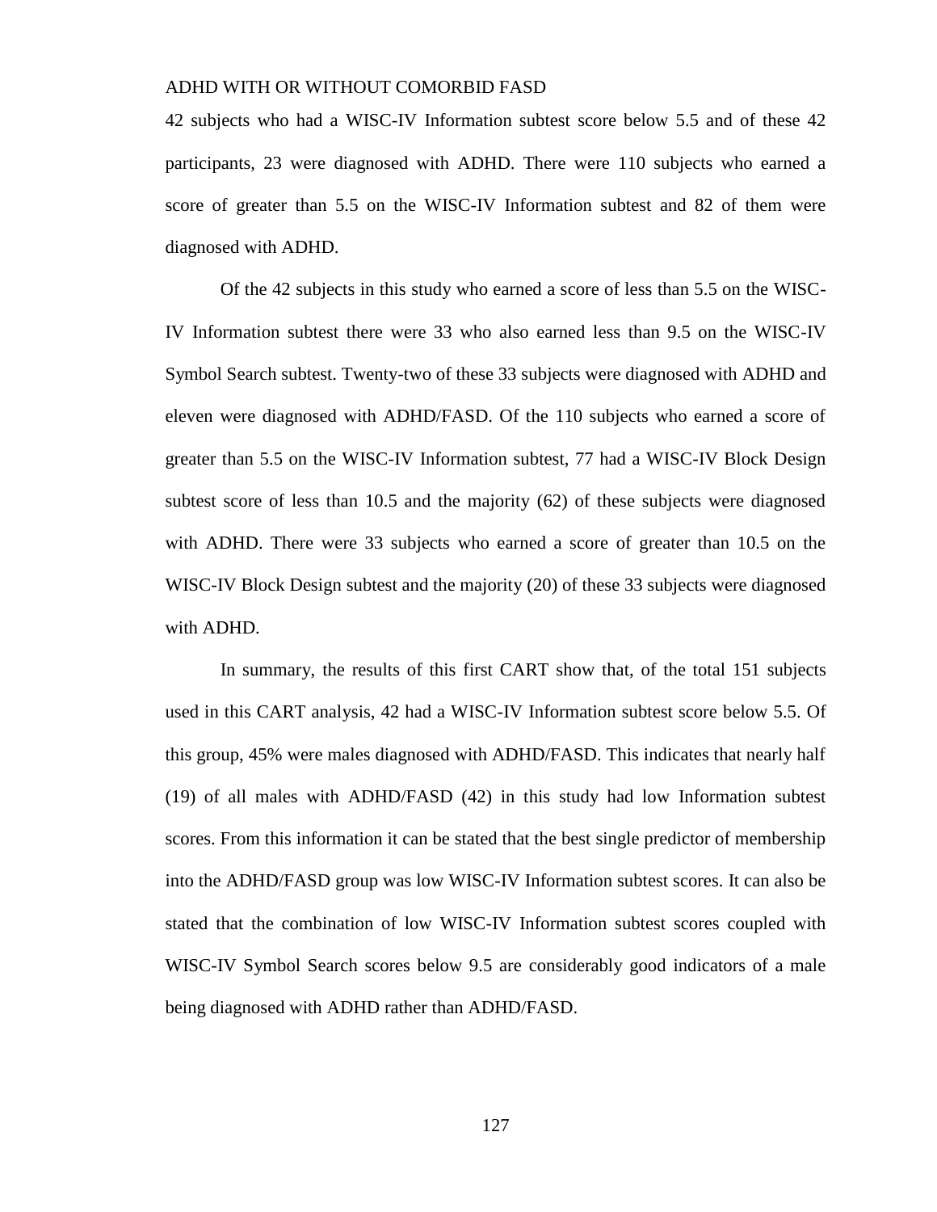42 subjects who had a WISC-IV Information subtest score below 5.5 and of these 42 participants, 23 were diagnosed with ADHD. There were 110 subjects who earned a score of greater than 5.5 on the WISC-IV Information subtest and 82 of them were diagnosed with ADHD.

Of the 42 subjects in this study who earned a score of less than 5.5 on the WISC-IV Information subtest there were 33 who also earned less than 9.5 on the WISC-IV Symbol Search subtest. Twenty-two of these 33 subjects were diagnosed with ADHD and eleven were diagnosed with ADHD/FASD. Of the 110 subjects who earned a score of greater than 5.5 on the WISC-IV Information subtest, 77 had a WISC-IV Block Design subtest score of less than 10.5 and the majority (62) of these subjects were diagnosed with ADHD. There were 33 subjects who earned a score of greater than 10.5 on the WISC-IV Block Design subtest and the majority (20) of these 33 subjects were diagnosed with ADHD.

In summary, the results of this first CART show that, of the total 151 subjects used in this CART analysis, 42 had a WISC-IV Information subtest score below 5.5. Of this group, 45% were males diagnosed with ADHD/FASD. This indicates that nearly half (19) of all males with ADHD/FASD (42) in this study had low Information subtest scores. From this information it can be stated that the best single predictor of membership into the ADHD/FASD group was low WISC-IV Information subtest scores. It can also be stated that the combination of low WISC-IV Information subtest scores coupled with WISC-IV Symbol Search scores below 9.5 are considerably good indicators of a male being diagnosed with ADHD rather than ADHD/FASD.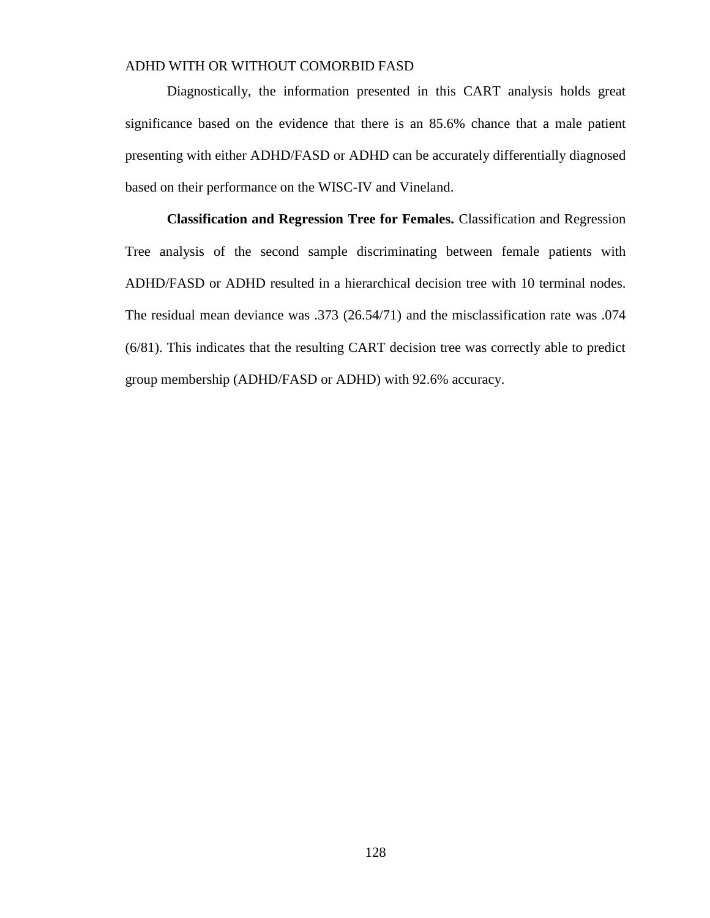Diagnostically, the information presented in this CART analysis holds great significance based on the evidence that there is an 85.6% chance that a male patient presenting with either ADHD/FASD or ADHD can be accurately differentially diagnosed based on their performance on the WISC-IV and Vineland.

**Classification and Regression Tree for Females.** Classification and Regression Tree analysis of the second sample discriminating between female patients with ADHD/FASD or ADHD resulted in a hierarchical decision tree with 10 terminal nodes. The residual mean deviance was .373 (26.54/71) and the misclassification rate was .074 (6/81). This indicates that the resulting CART decision tree was correctly able to predict group membership (ADHD/FASD or ADHD) with 92.6% accuracy.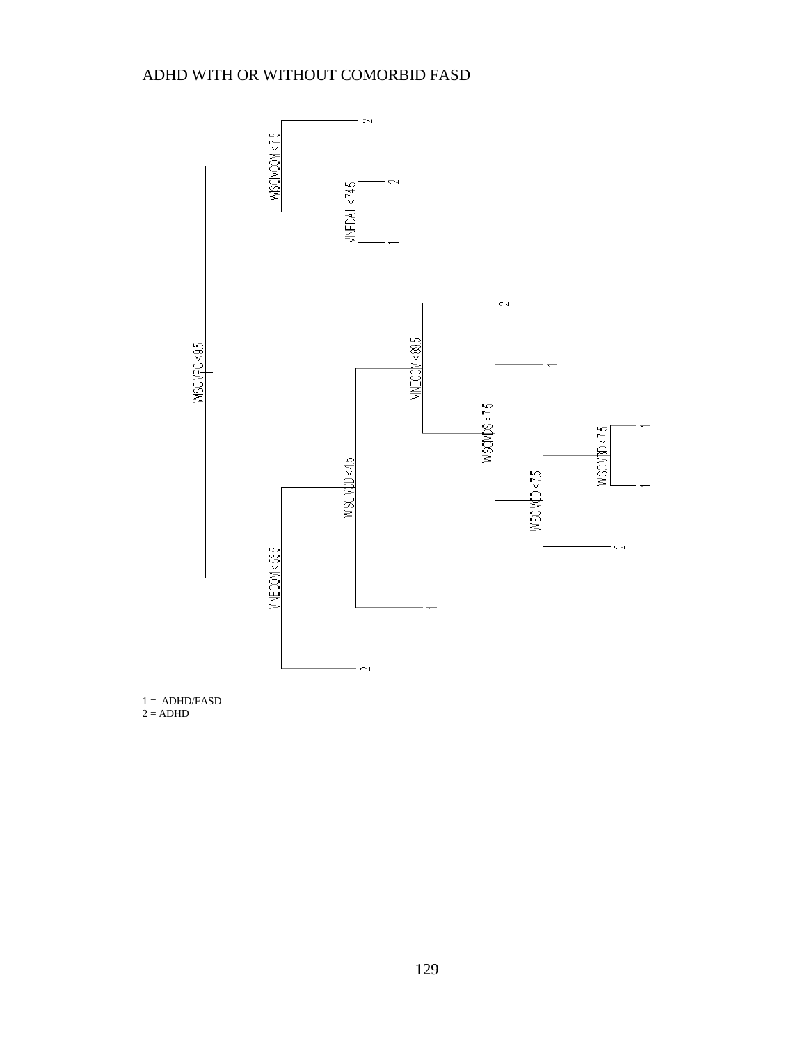ADHD WITH OR WITHOUT COMORBID FASD

```
WISCIVPC < 9.5
├── WISCIVCOM < 7.5
│   ├── 2
│   └── VINEDAL < 74.5
│       ├── 2
│       └── 1
└── VINECOM < 53.5
    ├── WISCIVCD < 4.5
    │   ├── VINECOM < 89.5
    │   │   ├── 2
    │   │   └── WISCIVDS < 7.5
    │   │       ├── 1
    │   │       └── WISCIVCD < 7.5
    │   │           ├── WISCIVBD < 7.5
    │   │           │   ├── 1
    │   │           │   └── 1
    │   │           └── 2
    │   └── 1
    └── 2
```

1 = ADHD/FASD
2 = ADHD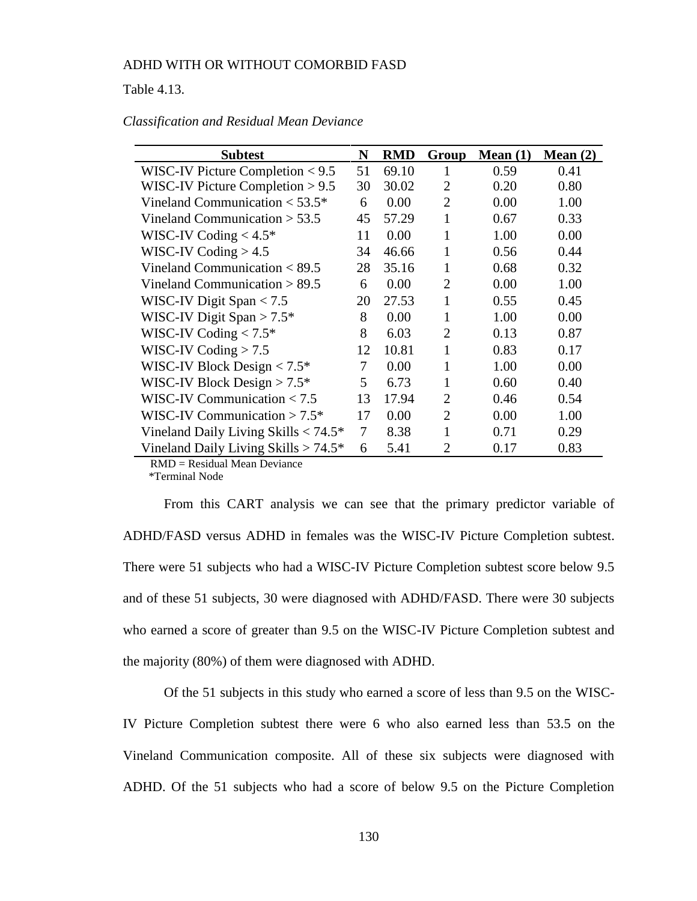Table 4.13.

*Classification and Residual Mean Deviance*

| Subtest | N | RMD | Group | Mean (1) | Mean (2) |
|---|---|---|---|---|---|
| WISC-IV Picture Completion < 9.5 | 51 | 69.10 | 1 | 0.59 | 0.41 |
| WISC-IV Picture Completion > 9.5 | 30 | 30.02 | 2 | 0.20 | 0.80 |
| Vineland Communication < 53.5* | 6 | 0.00 | 2 | 0.00 | 1.00 |
| Vineland Communication > 53.5 | 45 | 57.29 | 1 | 0.67 | 0.33 |
| WISC-IV Coding < 4.5* | 11 | 0.00 | 1 | 1.00 | 0.00 |
| WISC-IV Coding > 4.5 | 34 | 46.66 | 1 | 0.56 | 0.44 |
| Vineland Communication < 89.5 | 28 | 35.16 | 1 | 0.68 | 0.32 |
| Vineland Communication > 89.5 | 6 | 0.00 | 2 | 0.00 | 1.00 |
| WISC-IV Digit Span < 7.5 | 20 | 27.53 | 1 | 0.55 | 0.45 |
| WISC-IV Digit Span > 7.5* | 8 | 0.00 | 1 | 1.00 | 0.00 |
| WISC-IV Coding < 7.5* | 8 | 6.03 | 2 | 0.13 | 0.87 |
| WISC-IV Coding > 7.5 | 12 | 10.81 | 1 | 0.83 | 0.17 |
| WISC-IV Block Design < 7.5* | 7 | 0.00 | 1 | 1.00 | 0.00 |
| WISC-IV Block Design > 7.5* | 5 | 6.73 | 1 | 0.60 | 0.40 |
| WISC-IV Communication < 7.5 | 13 | 17.94 | 2 | 0.46 | 0.54 |
| WISC-IV Communication > 7.5* | 17 | 0.00 | 2 | 0.00 | 1.00 |
| Vineland Daily Living Skills < 74.5* | 7 | 8.38 | 1 | 0.71 | 0.29 |
| Vineland Daily Living Skills > 74.5* | 6 | 5.41 | 2 | 0.17 | 0.83 |

RMD = Residual Mean Deviance
*Terminal Node

From this CART analysis we can see that the primary predictor variable of ADHD/FASD versus ADHD in females was the WISC-IV Picture Completion subtest. There were 51 subjects who had a WISC-IV Picture Completion subtest score below 9.5 and of these 51 subjects, 30 were diagnosed with ADHD/FASD. There were 30 subjects who earned a score of greater than 9.5 on the WISC-IV Picture Completion subtest and the majority (80%) of them were diagnosed with ADHD.

Of the 51 subjects in this study who earned a score of less than 9.5 on the WISC-IV Picture Completion subtest there were 6 who also earned less than 53.5 on the Vineland Communication composite. All of these six subjects were diagnosed with ADHD. Of the 51 subjects who had a score of below 9.5 on the Picture Completion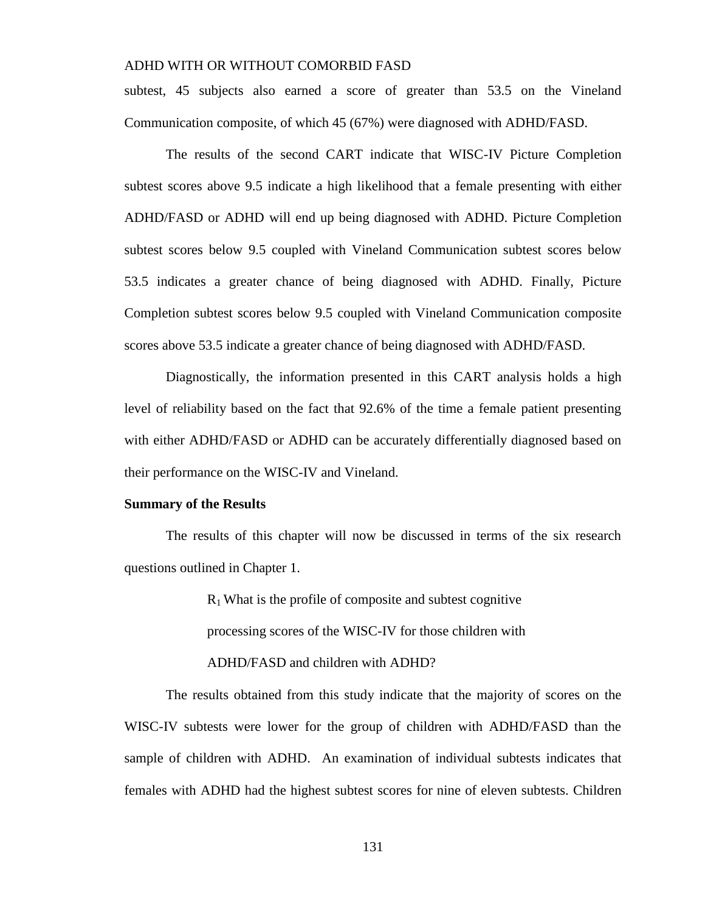subtest, 45 subjects also earned a score of greater than 53.5 on the Vineland Communication composite, of which 45 (67%) were diagnosed with ADHD/FASD.

The results of the second CART indicate that WISC-IV Picture Completion subtest scores above 9.5 indicate a high likelihood that a female presenting with either ADHD/FASD or ADHD will end up being diagnosed with ADHD. Picture Completion subtest scores below 9.5 coupled with Vineland Communication subtest scores below 53.5 indicates a greater chance of being diagnosed with ADHD. Finally, Picture Completion subtest scores below 9.5 coupled with Vineland Communication composite scores above 53.5 indicate a greater chance of being diagnosed with ADHD/FASD.

Diagnostically, the information presented in this CART analysis holds a high level of reliability based on the fact that 92.6% of the time a female patient presenting with either ADHD/FASD or ADHD can be accurately differentially diagnosed based on their performance on the WISC-IV and Vineland.

**Summary of the Results**

The results of this chapter will now be discussed in terms of the six research questions outlined in Chapter 1.

> $R_1$ What is the profile of composite and subtest cognitive processing scores of the WISC-IV for those children with ADHD/FASD and children with ADHD?

The results obtained from this study indicate that the majority of scores on the WISC-IV subtests were lower for the group of children with ADHD/FASD than the sample of children with ADHD. An examination of individual subtests indicates that females with ADHD had the highest subtest scores for nine of eleven subtests. Children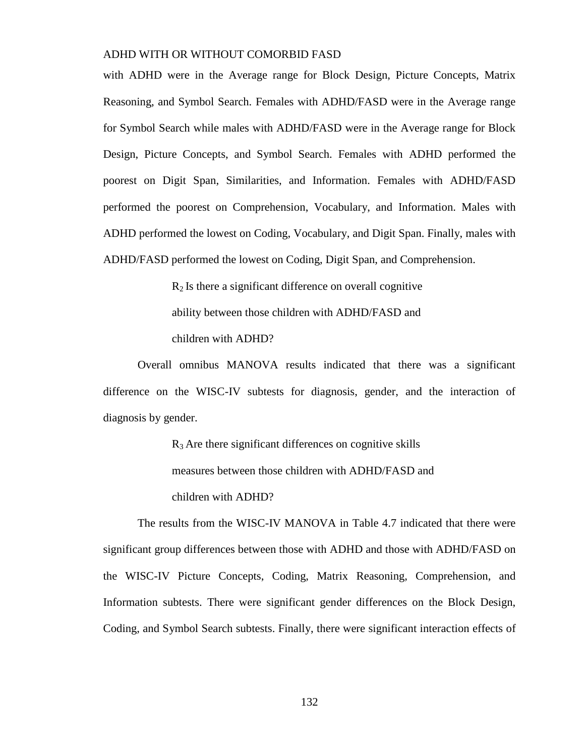with ADHD were in the Average range for Block Design, Picture Concepts, Matrix Reasoning, and Symbol Search. Females with ADHD/FASD were in the Average range for Symbol Search while males with ADHD/FASD were in the Average range for Block Design, Picture Concepts, and Symbol Search. Females with ADHD performed the poorest on Digit Span, Similarities, and Information. Females with ADHD/FASD performed the poorest on Comprehension, Vocabulary, and Information. Males with ADHD performed the lowest on Coding, Vocabulary, and Digit Span. Finally, males with ADHD/FASD performed the lowest on Coding, Digit Span, and Comprehension.

> $R_2$ Is there a significant difference on overall cognitive ability between those children with ADHD/FASD and children with ADHD?

Overall omnibus MANOVA results indicated that there was a significant difference on the WISC-IV subtests for diagnosis, gender, and the interaction of diagnosis by gender.

> $R_3$ Are there significant differences on cognitive skills measures between those children with ADHD/FASD and children with ADHD?

The results from the WISC-IV MANOVA in Table 4.7 indicated that there were significant group differences between those with ADHD and those with ADHD/FASD on the WISC-IV Picture Concepts, Coding, Matrix Reasoning, Comprehension, and Information subtests. There were significant gender differences on the Block Design, Coding, and Symbol Search subtests. Finally, there were significant interaction effects of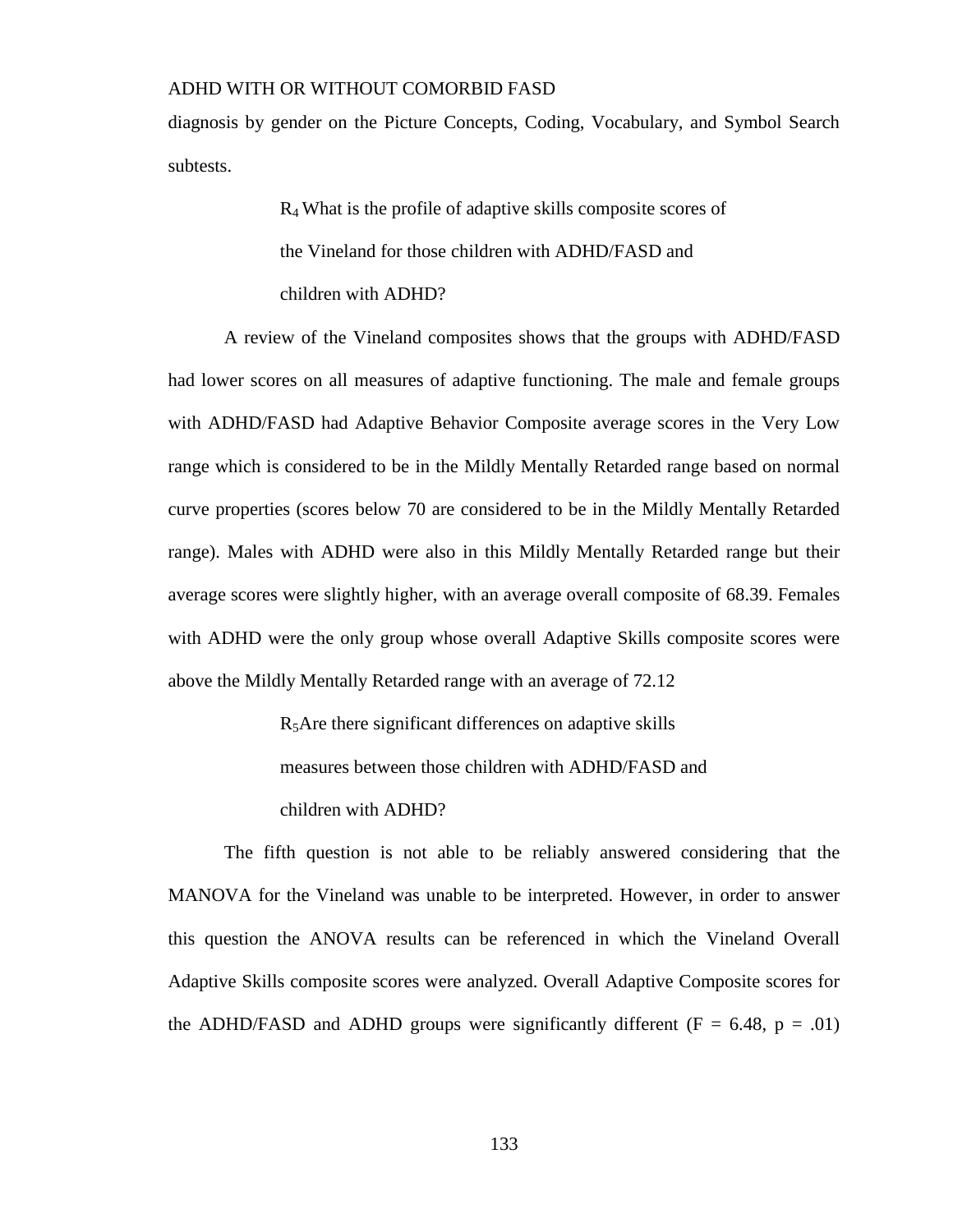diagnosis by gender on the Picture Concepts, Coding, Vocabulary, and Symbol Search subtests.

$R_4$ What is the profile of adaptive skills composite scores of the Vineland for those children with ADHD/FASD and children with ADHD?

A review of the Vineland composites shows that the groups with ADHD/FASD had lower scores on all measures of adaptive functioning. The male and female groups with ADHD/FASD had Adaptive Behavior Composite average scores in the Very Low range which is considered to be in the Mildly Mentally Retarded range based on normal curve properties (scores below 70 are considered to be in the Mildly Mentally Retarded range). Males with ADHD were also in this Mildly Mentally Retarded range but their average scores were slightly higher, with an average overall composite of 68.39. Females with ADHD were the only group whose overall Adaptive Skills composite scores were above the Mildly Mentally Retarded range with an average of 72.12

$R_5$Are there significant differences on adaptive skills measures between those children with ADHD/FASD and children with ADHD?

The fifth question is not able to be reliably answered considering that the MANOVA for the Vineland was unable to be interpreted. However, in order to answer this question the ANOVA results can be referenced in which the Vineland Overall Adaptive Skills composite scores were analyzed. Overall Adaptive Composite scores for the ADHD/FASD and ADHD groups were significantly different ($F = 6.48$, $p = .01$)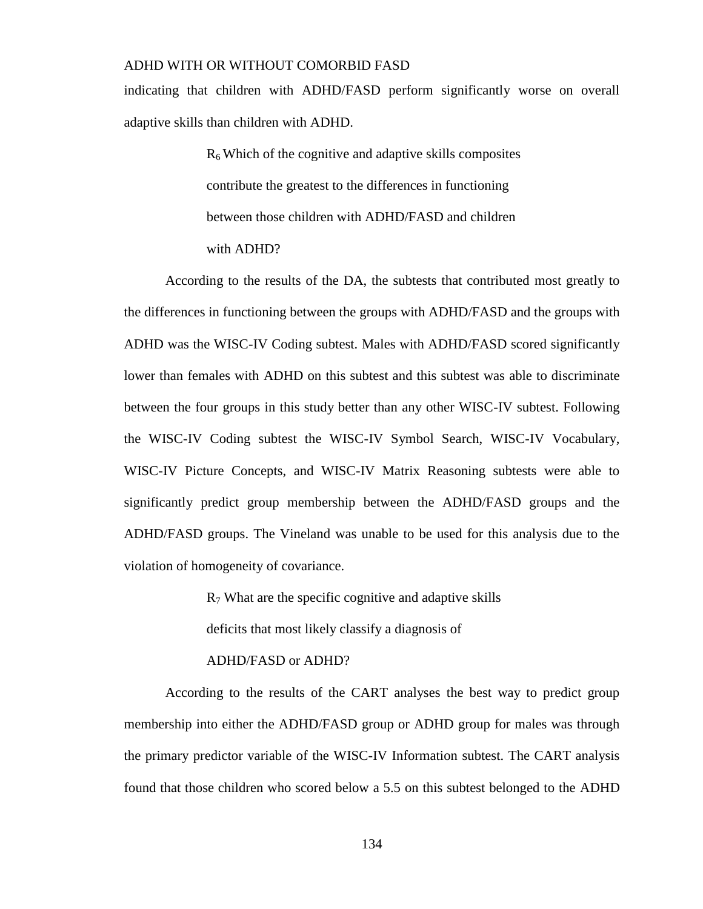indicating that children with ADHD/FASD perform significantly worse on overall adaptive skills than children with ADHD.

> $R_6$ Which of the cognitive and adaptive skills composites contribute the greatest to the differences in functioning between those children with ADHD/FASD and children with ADHD?

According to the results of the DA, the subtests that contributed most greatly to the differences in functioning between the groups with ADHD/FASD and the groups with ADHD was the WISC-IV Coding subtest. Males with ADHD/FASD scored significantly lower than females with ADHD on this subtest and this subtest was able to discriminate between the four groups in this study better than any other WISC-IV subtest. Following the WISC-IV Coding subtest the WISC-IV Symbol Search, WISC-IV Vocabulary, WISC-IV Picture Concepts, and WISC-IV Matrix Reasoning subtests were able to significantly predict group membership between the ADHD/FASD groups and the ADHD/FASD groups. The Vineland was unable to be used for this analysis due to the violation of homogeneity of covariance.

> $R_7$ What are the specific cognitive and adaptive skills deficits that most likely classify a diagnosis of ADHD/FASD or ADHD?

According to the results of the CART analyses the best way to predict group membership into either the ADHD/FASD group or ADHD group for males was through the primary predictor variable of the WISC-IV Information subtest. The CART analysis found that those children who scored below a 5.5 on this subtest belonged to the ADHD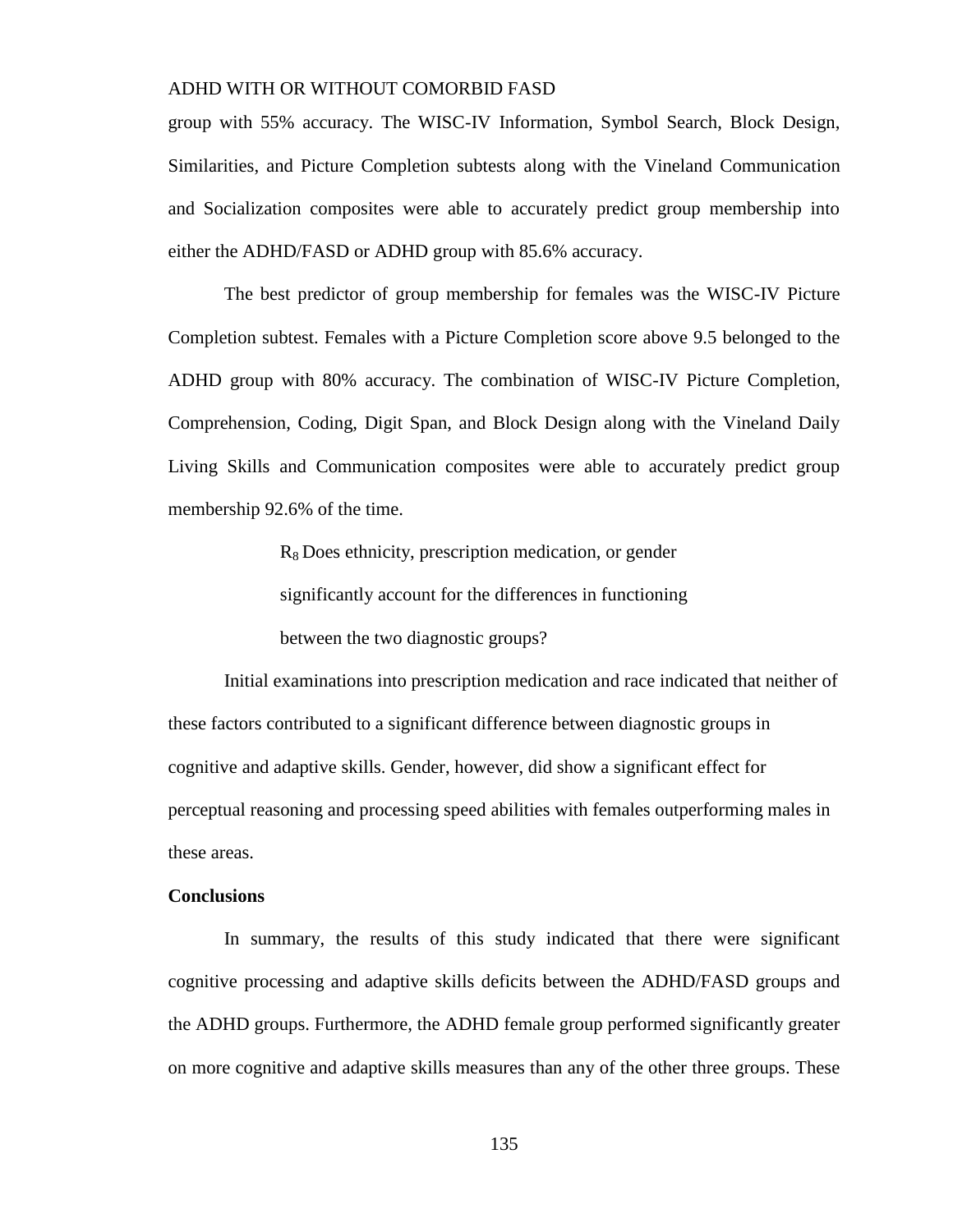group with 55% accuracy. The WISC-IV Information, Symbol Search, Block Design, Similarities, and Picture Completion subtests along with the Vineland Communication and Socialization composites were able to accurately predict group membership into either the ADHD/FASD or ADHD group with 85.6% accuracy.

The best predictor of group membership for females was the WISC-IV Picture Completion subtest. Females with a Picture Completion score above 9.5 belonged to the ADHD group with 80% accuracy. The combination of WISC-IV Picture Completion, Comprehension, Coding, Digit Span, and Block Design along with the Vineland Daily Living Skills and Communication composites were able to accurately predict group membership 92.6% of the time.

> $R_8$ Does ethnicity, prescription medication, or gender significantly account for the differences in functioning between the two diagnostic groups?

Initial examinations into prescription medication and race indicated that neither of these factors contributed to a significant difference between diagnostic groups in cognitive and adaptive skills. Gender, however, did show a significant effect for perceptual reasoning and processing speed abilities with females outperforming males in these areas.

**Conclusions**

In summary, the results of this study indicated that there were significant cognitive processing and adaptive skills deficits between the ADHD/FASD groups and the ADHD groups. Furthermore, the ADHD female group performed significantly greater on more cognitive and adaptive skills measures than any of the other three groups. These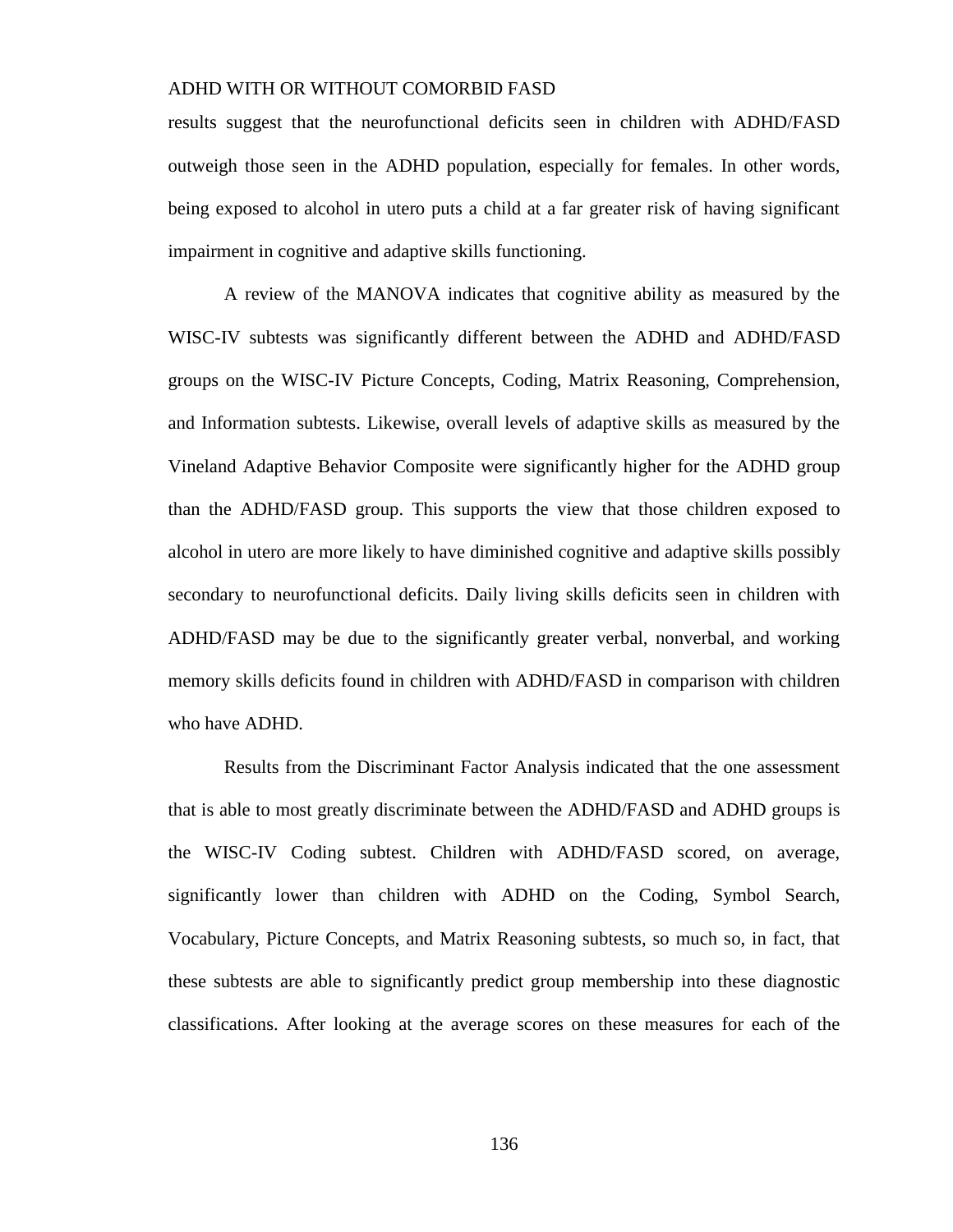results suggest that the neurofunctional deficits seen in children with ADHD/FASD outweigh those seen in the ADHD population, especially for females. In other words, being exposed to alcohol in utero puts a child at a far greater risk of having significant impairment in cognitive and adaptive skills functioning.

A review of the MANOVA indicates that cognitive ability as measured by the WISC-IV subtests was significantly different between the ADHD and ADHD/FASD groups on the WISC-IV Picture Concepts, Coding, Matrix Reasoning, Comprehension, and Information subtests. Likewise, overall levels of adaptive skills as measured by the Vineland Adaptive Behavior Composite were significantly higher for the ADHD group than the ADHD/FASD group. This supports the view that those children exposed to alcohol in utero are more likely to have diminished cognitive and adaptive skills possibly secondary to neurofunctional deficits. Daily living skills deficits seen in children with ADHD/FASD may be due to the significantly greater verbal, nonverbal, and working memory skills deficits found in children with ADHD/FASD in comparison with children who have ADHD.

Results from the Discriminant Factor Analysis indicated that the one assessment that is able to most greatly discriminate between the ADHD/FASD and ADHD groups is the WISC-IV Coding subtest. Children with ADHD/FASD scored, on average, significantly lower than children with ADHD on the Coding, Symbol Search, Vocabulary, Picture Concepts, and Matrix Reasoning subtests, so much so, in fact, that these subtests are able to significantly predict group membership into these diagnostic classifications. After looking at the average scores on these measures for each of the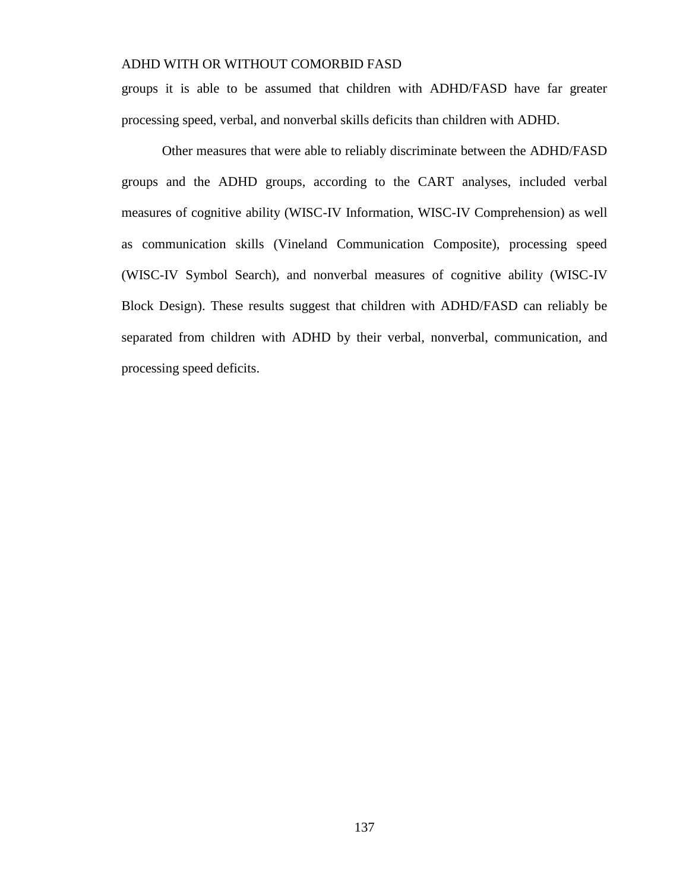groups it is able to be assumed that children with ADHD/FASD have far greater processing speed, verbal, and nonverbal skills deficits than children with ADHD.

Other measures that were able to reliably discriminate between the ADHD/FASD groups and the ADHD groups, according to the CART analyses, included verbal measures of cognitive ability (WISC-IV Information, WISC-IV Comprehension) as well as communication skills (Vineland Communication Composite), processing speed (WISC-IV Symbol Search), and nonverbal measures of cognitive ability (WISC-IV Block Design). These results suggest that children with ADHD/FASD can reliably be separated from children with ADHD by their verbal, nonverbal, communication, and processing speed deficits.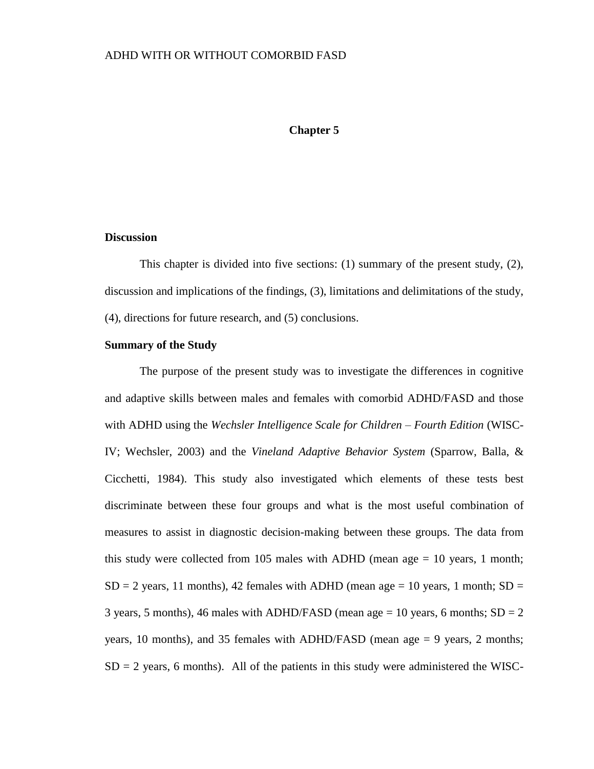# Chapter 5

## Discussion

This chapter is divided into five sections: (1) summary of the present study, (2), discussion and implications of the findings, (3), limitations and delimitations of the study, (4), directions for future research, and (5) conclusions.

## Summary of the Study

The purpose of the present study was to investigate the differences in cognitive and adaptive skills between males and females with comorbid ADHD/FASD and those with ADHD using the *Wechsler Intelligence Scale for Children – Fourth Edition* (WISC-IV; Wechsler, 2003) and the *Vineland Adaptive Behavior System* (Sparrow, Balla, & Cicchetti, 1984). This study also investigated which elements of these tests best discriminate between these four groups and what is the most useful combination of measures to assist in diagnostic decision-making between these groups. The data from this study were collected from 105 males with ADHD (mean age = 10 years, 1 month; SD = 2 years, 11 months), 42 females with ADHD (mean age = 10 years, 1 month; SD = 3 years, 5 months), 46 males with ADHD/FASD (mean age = 10 years, 6 months; SD = 2 years, 10 months), and 35 females with ADHD/FASD (mean age = 9 years, 2 months; SD = 2 years, 6 months). All of the patients in this study were administered the WISC-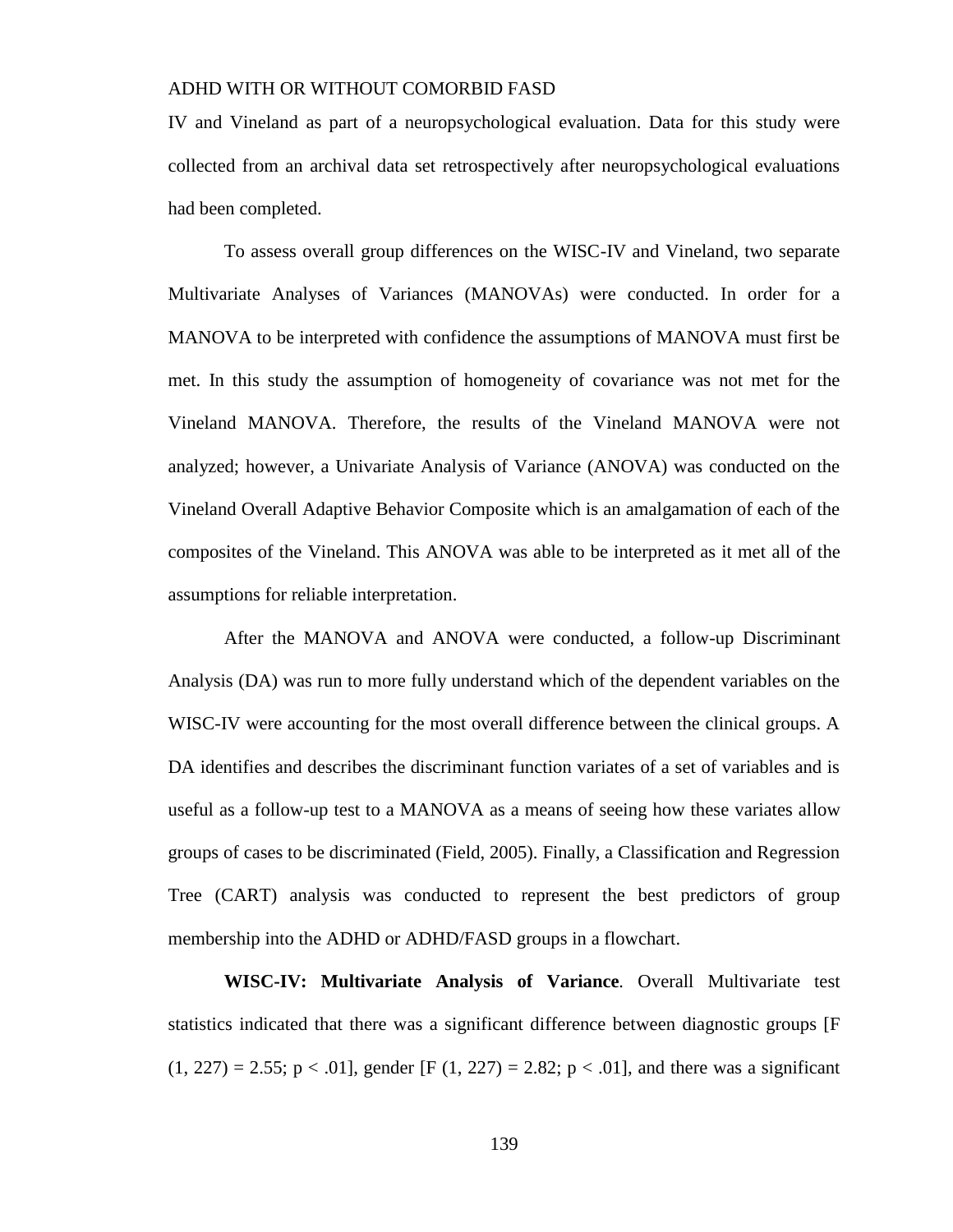IV and Vineland as part of a neuropsychological evaluation. Data for this study were collected from an archival data set retrospectively after neuropsychological evaluations had been completed.

To assess overall group differences on the WISC-IV and Vineland, two separate Multivariate Analyses of Variances (MANOVAs) were conducted. In order for a MANOVA to be interpreted with confidence the assumptions of MANOVA must first be met. In this study the assumption of homogeneity of covariance was not met for the Vineland MANOVA. Therefore, the results of the Vineland MANOVA were not analyzed; however, a Univariate Analysis of Variance (ANOVA) was conducted on the Vineland Overall Adaptive Behavior Composite which is an amalgamation of each of the composites of the Vineland. This ANOVA was able to be interpreted as it met all of the assumptions for reliable interpretation.

After the MANOVA and ANOVA were conducted, a follow-up Discriminant Analysis (DA) was run to more fully understand which of the dependent variables on the WISC-IV were accounting for the most overall difference between the clinical groups. A DA identifies and describes the discriminant function variates of a set of variables and is useful as a follow-up test to a MANOVA as a means of seeing how these variates allow groups of cases to be discriminated (Field, 2005). Finally, a Classification and Regression Tree (CART) analysis was conducted to represent the best predictors of group membership into the ADHD or ADHD/FASD groups in a flowchart.

**WISC-IV: Multivariate Analysis of Variance**. Overall Multivariate test statistics indicated that there was a significant difference between diagnostic groups [$F(1, 227) = 2.55$; $p < .01$], gender [$F(1, 227) = 2.82$; $p < .01$], and there was a significant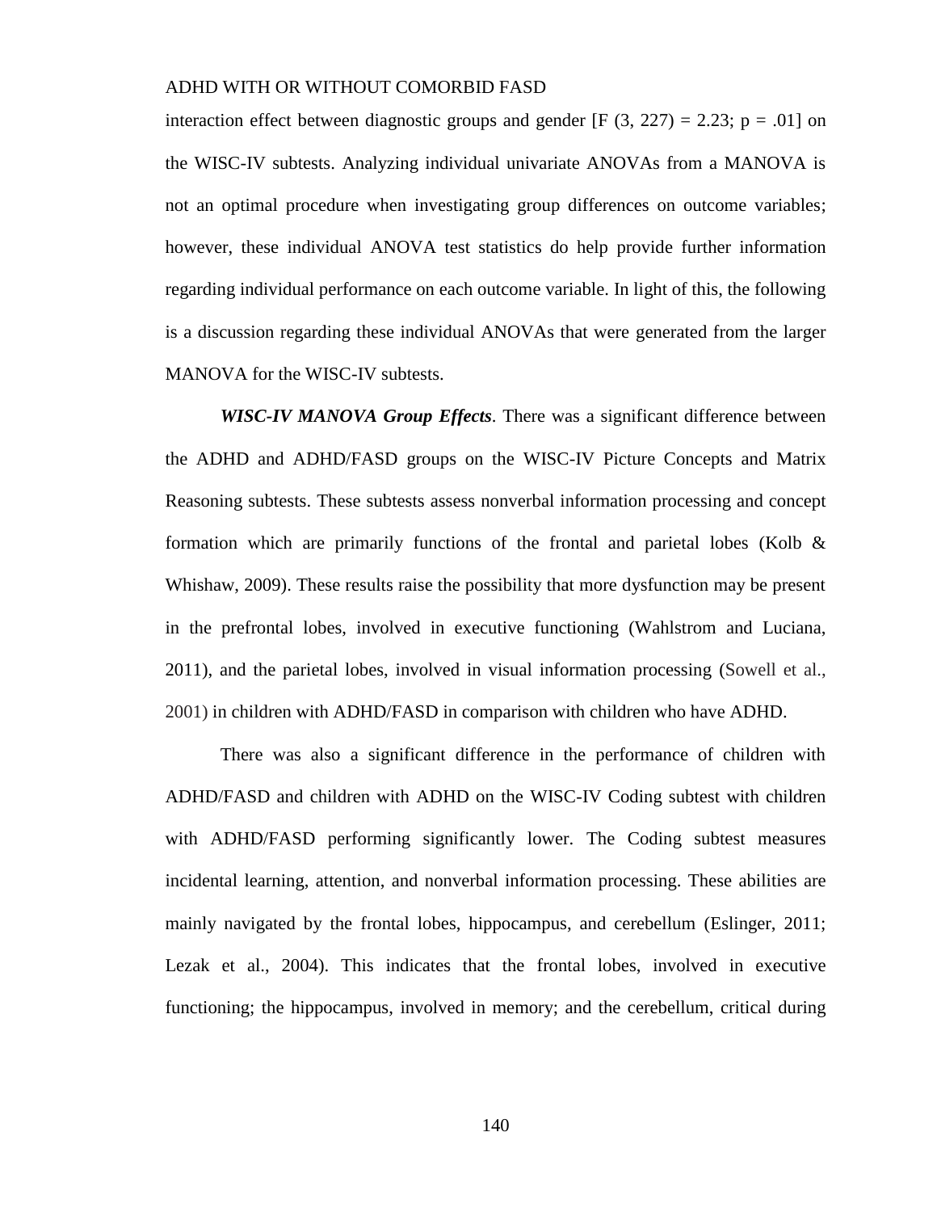interaction effect between diagnostic groups and gender [F (3, 227) = 2.23; p = .01] on the WISC-IV subtests. Analyzing individual univariate ANOVAs from a MANOVA is not an optimal procedure when investigating group differences on outcome variables; however, these individual ANOVA test statistics do help provide further information regarding individual performance on each outcome variable. In light of this, the following is a discussion regarding these individual ANOVAs that were generated from the larger MANOVA for the WISC-IV subtests.

***WISC-IV MANOVA Group Effects***. There was a significant difference between the ADHD and ADHD/FASD groups on the WISC-IV Picture Concepts and Matrix Reasoning subtests. These subtests assess nonverbal information processing and concept formation which are primarily functions of the frontal and parietal lobes (Kolb & Whishaw, 2009). These results raise the possibility that more dysfunction may be present in the prefrontal lobes, involved in executive functioning (Wahlstrom and Luciana, 2011), and the parietal lobes, involved in visual information processing (Sowell et al., 2001) in children with ADHD/FASD in comparison with children who have ADHD.

There was also a significant difference in the performance of children with ADHD/FASD and children with ADHD on the WISC-IV Coding subtest with children with ADHD/FASD performing significantly lower. The Coding subtest measures incidental learning, attention, and nonverbal information processing. These abilities are mainly navigated by the frontal lobes, hippocampus, and cerebellum (Eslinger, 2011; Lezak et al., 2004). This indicates that the frontal lobes, involved in executive functioning; the hippocampus, involved in memory; and the cerebellum, critical during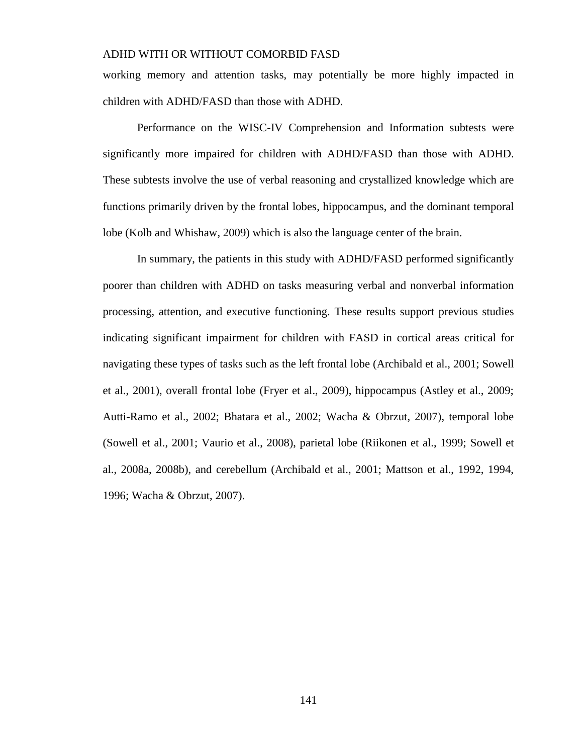working memory and attention tasks, may potentially be more highly impacted in children with ADHD/FASD than those with ADHD.

Performance on the WISC-IV Comprehension and Information subtests were significantly more impaired for children with ADHD/FASD than those with ADHD. These subtests involve the use of verbal reasoning and crystallized knowledge which are functions primarily driven by the frontal lobes, hippocampus, and the dominant temporal lobe (Kolb and Whishaw, 2009) which is also the language center of the brain.

In summary, the patients in this study with ADHD/FASD performed significantly poorer than children with ADHD on tasks measuring verbal and nonverbal information processing, attention, and executive functioning. These results support previous studies indicating significant impairment for children with FASD in cortical areas critical for navigating these types of tasks such as the left frontal lobe (Archibald et al., 2001; Sowell et al., 2001), overall frontal lobe (Fryer et al., 2009), hippocampus (Astley et al., 2009; Autti-Ramo et al., 2002; Bhatara et al., 2002; Wacha & Obrzut, 2007), temporal lobe (Sowell et al., 2001; Vaurio et al., 2008), parietal lobe (Riikonen et al., 1999; Sowell et al., 2008a, 2008b), and cerebellum (Archibald et al., 2001; Mattson et al., 1992, 1994, 1996; Wacha & Obrzut, 2007).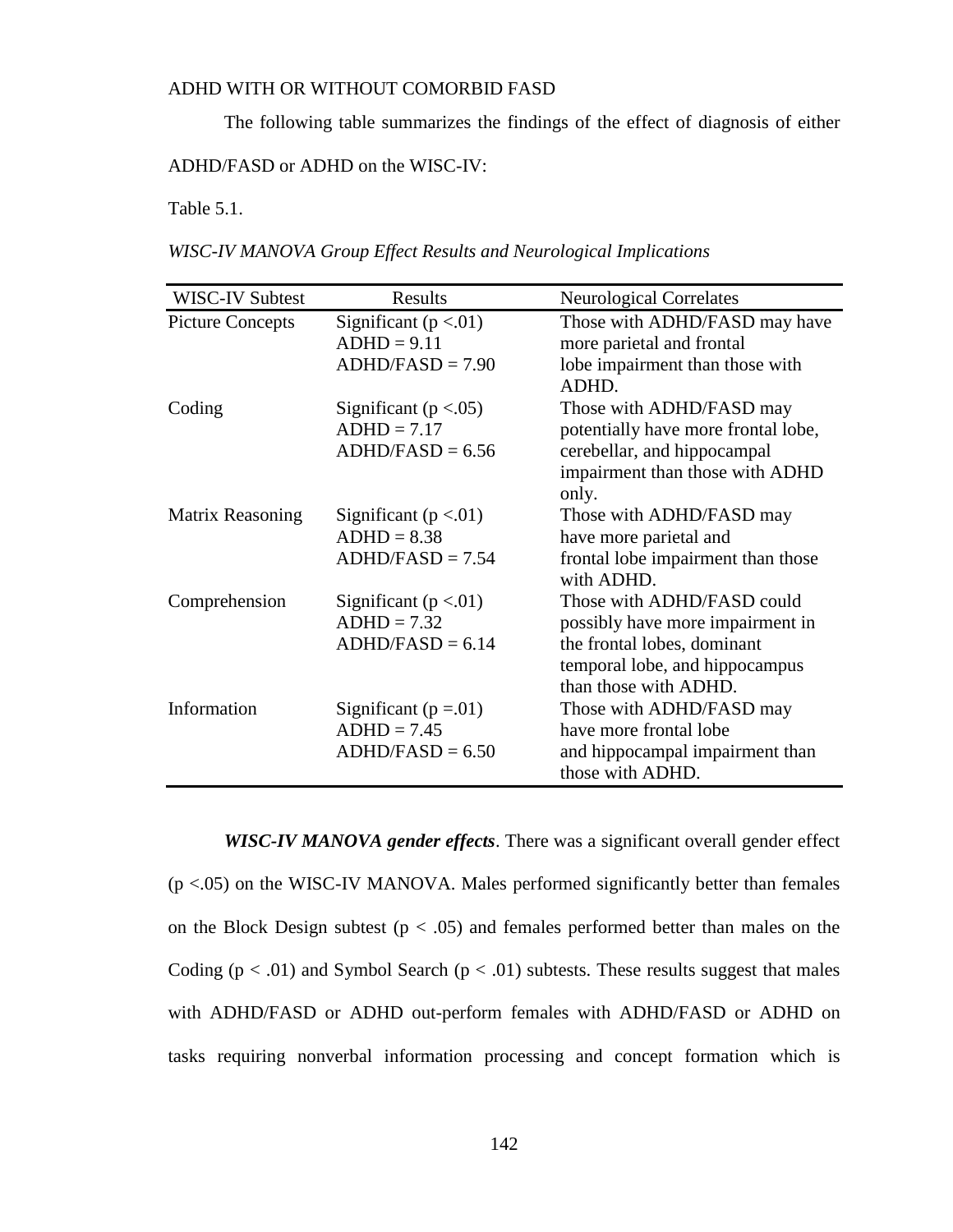ADHD WITH OR WITHOUT COMORBID FASD

The following table summarizes the findings of the effect of diagnosis of either ADHD/FASD or ADHD on the WISC-IV:

Table 5.1.

*WISC-IV MANOVA Group Effect Results and Neurological Implications*

| WISC-IV Subtest | Results | Neurological Correlates |
|---|---|---|
| Picture Concepts | Significant ($p < .01$)<br>ADHD = 9.11<br>ADHD/FASD = 7.90 | Those with ADHD/FASD may have more parietal and frontal lobe impairment than those with ADHD. |
| Coding | Significant ($p < .05$)<br>ADHD = 7.17<br>ADHD/FASD = 6.56 | Those with ADHD/FASD may potentially have more frontal lobe, cerebellar, and hippocampal impairment than those with ADHD only. |
| Matrix Reasoning | Significant ($p < .01$)<br>ADHD = 8.38<br>ADHD/FASD = 7.54 | Those with ADHD/FASD may have more parietal and frontal lobe impairment than those with ADHD. |
| Comprehension | Significant ($p < .01$)<br>ADHD = 7.32<br>ADHD/FASD = 6.14 | Those with ADHD/FASD could possibly have more impairment in the frontal lobes, dominant temporal lobe, and hippocampus than those with ADHD. |
| Information | Significant ($p = .01$)<br>ADHD = 7.45<br>ADHD/FASD = 6.50 | Those with ADHD/FASD may have more frontal lobe and hippocampal impairment than those with ADHD. |

***WISC-IV MANOVA gender effects***. There was a significant overall gender effect ($p < .05$) on the WISC-IV MANOVA. Males performed significantly better than females on the Block Design subtest ($p < .05$) and females performed better than males on the Coding ($p < .01$) and Symbol Search ($p < .01$) subtests. These results suggest that males with ADHD/FASD or ADHD out-perform females with ADHD/FASD or ADHD on tasks requiring nonverbal information processing and concept formation which is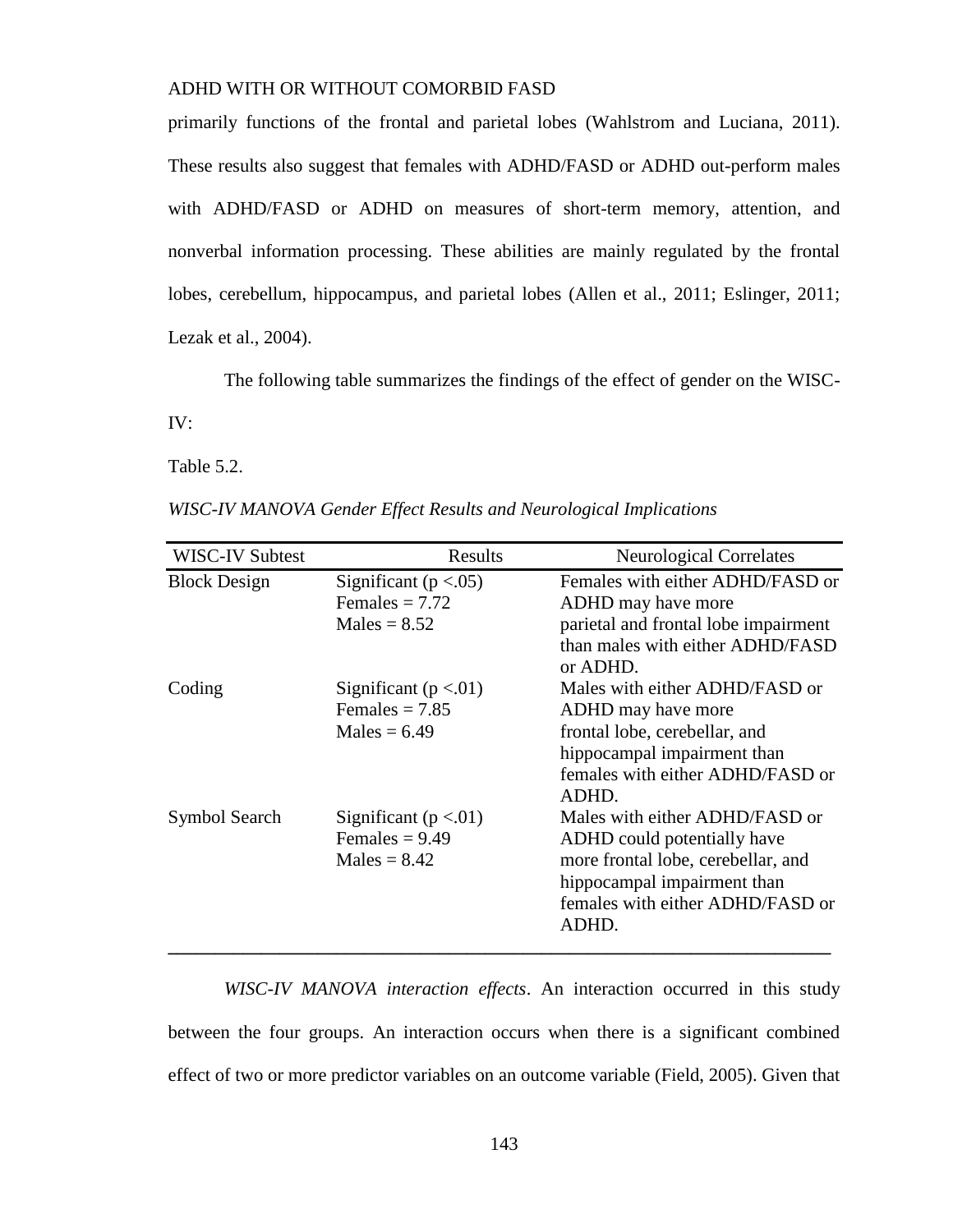primarily functions of the frontal and parietal lobes (Wahlstrom and Luciana, 2011). These results also suggest that females with ADHD/FASD or ADHD out-perform males with ADHD/FASD or ADHD on measures of short-term memory, attention, and nonverbal information processing. These abilities are mainly regulated by the frontal lobes, cerebellum, hippocampus, and parietal lobes (Allen et al., 2011; Eslinger, 2011; Lezak et al., 2004).

The following table summarizes the findings of the effect of gender on the WISC-IV:

Table 5.2.

*WISC-IV MANOVA Gender Effect Results and Neurological Implications*

| WISC-IV Subtest | Results | Neurological Correlates |
|---|---|---|
| Block Design | Significant ($p < .05$)<br>Females = 7.72<br>Males = 8.52 | Females with either ADHD/FASD or ADHD may have more parietal and frontal lobe impairment than males with either ADHD/FASD or ADHD. |
| Coding | Significant ($p < .01$)<br>Females = 7.85<br>Males = 6.49 | Males with either ADHD/FASD or ADHD may have more frontal lobe, cerebellar, and hippocampal impairment than females with either ADHD/FASD or ADHD. |
| Symbol Search | Significant ($p < .01$)<br>Females = 9.49<br>Males = 8.42 | Males with either ADHD/FASD or ADHD could potentially have more frontal lobe, cerebellar, and hippocampal impairment than females with either ADHD/FASD or ADHD. |

*WISC-IV MANOVA interaction effects*. An interaction occurred in this study between the four groups. An interaction occurs when there is a significant combined effect of two or more predictor variables on an outcome variable (Field, 2005). Given that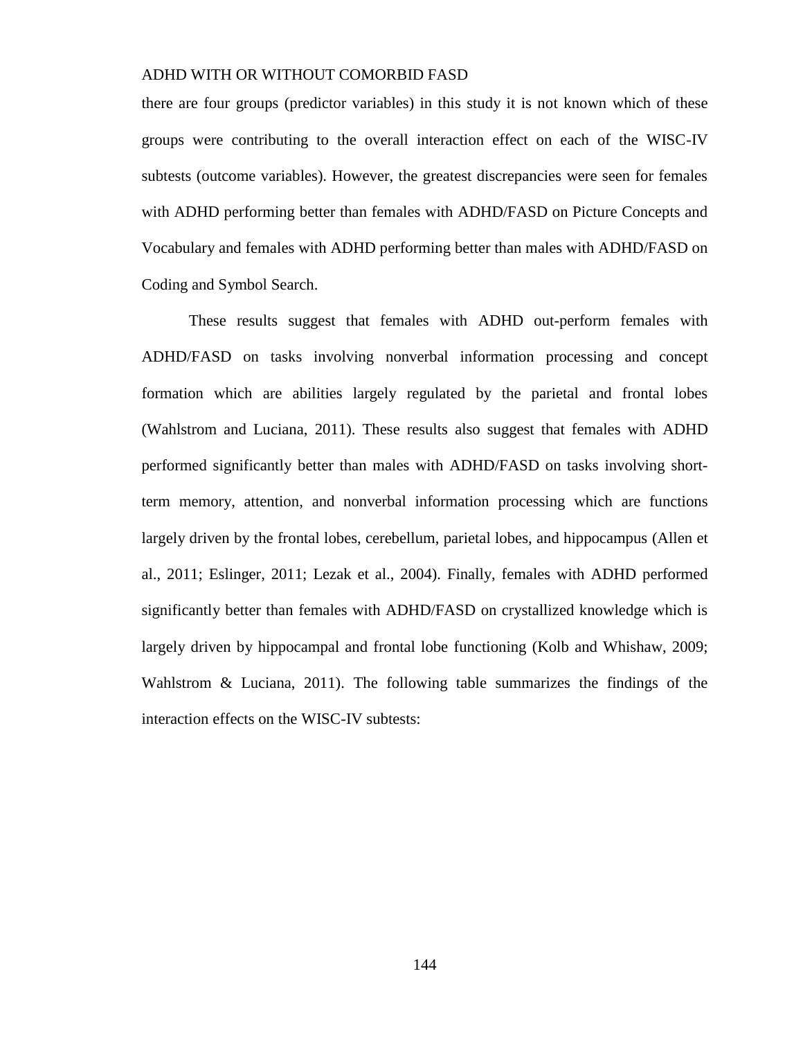there are four groups (predictor variables) in this study it is not known which of these groups were contributing to the overall interaction effect on each of the WISC-IV subtests (outcome variables). However, the greatest discrepancies were seen for females with ADHD performing better than females with ADHD/FASD on Picture Concepts and Vocabulary and females with ADHD performing better than males with ADHD/FASD on Coding and Symbol Search.

These results suggest that females with ADHD out-perform females with ADHD/FASD on tasks involving nonverbal information processing and concept formation which are abilities largely regulated by the parietal and frontal lobes (Wahlstrom and Luciana, 2011). These results also suggest that females with ADHD performed significantly better than males with ADHD/FASD on tasks involving short-term memory, attention, and nonverbal information processing which are functions largely driven by the frontal lobes, cerebellum, parietal lobes, and hippocampus (Allen et al., 2011; Eslinger, 2011; Lezak et al., 2004). Finally, females with ADHD performed significantly better than females with ADHD/FASD on crystallized knowledge which is largely driven by hippocampal and frontal lobe functioning (Kolb and Whishaw, 2009; Wahlstrom & Luciana, 2011). The following table summarizes the findings of the interaction effects on the WISC-IV subtests: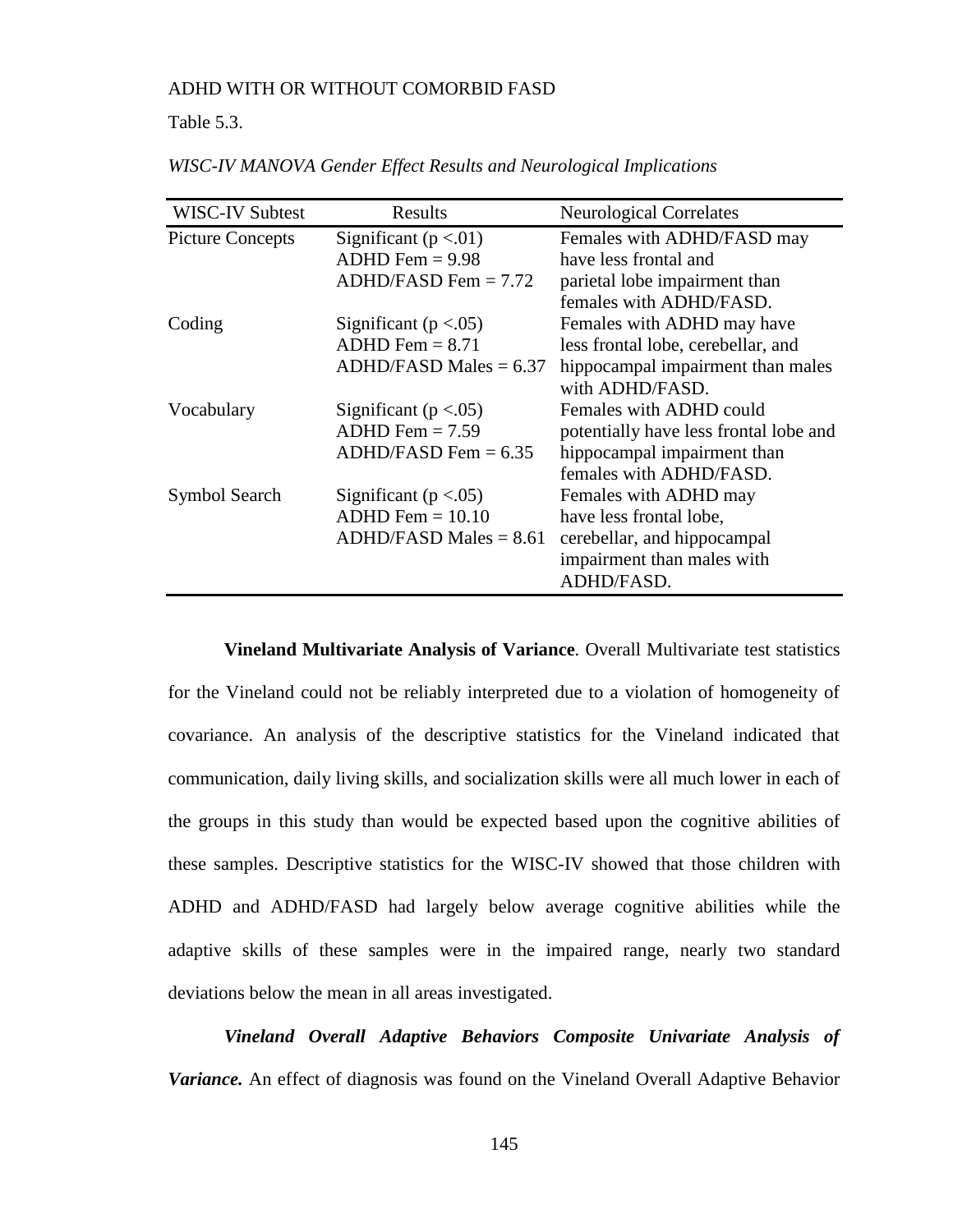Table 5.3.

*WISC-IV MANOVA Gender Effect Results and Neurological Implications*

| WISC-IV Subtest | Results | Neurological Correlates |
|---|---|---|
| Picture Concepts | Significant ($p < .01$)<br>ADHD Fem = 9.98<br>ADHD/FASD Fem = 7.72 | Females with ADHD/FASD may have less frontal and parietal lobe impairment than females with ADHD/FASD. |
| Coding | Significant ($p < .05$)<br>ADHD Fem = 8.71<br>ADHD/FASD Males = 6.37 | Females with ADHD may have less frontal lobe, cerebellar, and hippocampal impairment than males with ADHD/FASD. |
| Vocabulary | Significant ($p < .05$)<br>ADHD Fem = 7.59<br>ADHD/FASD Fem = 6.35 | Females with ADHD could potentially have less frontal lobe and hippocampal impairment than females with ADHD/FASD. |
| Symbol Search | Significant ($p < .05$)<br>ADHD Fem = 10.10<br>ADHD/FASD Males = 8.61 | Females with ADHD may have less frontal lobe, cerebellar, and hippocampal impairment than males with ADHD/FASD. |

**Vineland Multivariate Analysis of Variance***.* Overall Multivariate test statistics for the Vineland could not be reliably interpreted due to a violation of homogeneity of covariance. An analysis of the descriptive statistics for the Vineland indicated that communication, daily living skills, and socialization skills were all much lower in each of the groups in this study than would be expected based upon the cognitive abilities of these samples. Descriptive statistics for the WISC-IV showed that those children with ADHD and ADHD/FASD had largely below average cognitive abilities while the adaptive skills of these samples were in the impaired range, nearly two standard deviations below the mean in all areas investigated.

***Vineland Overall Adaptive Behaviors Composite Univariate Analysis of Variance.*** An effect of diagnosis was found on the Vineland Overall Adaptive Behavior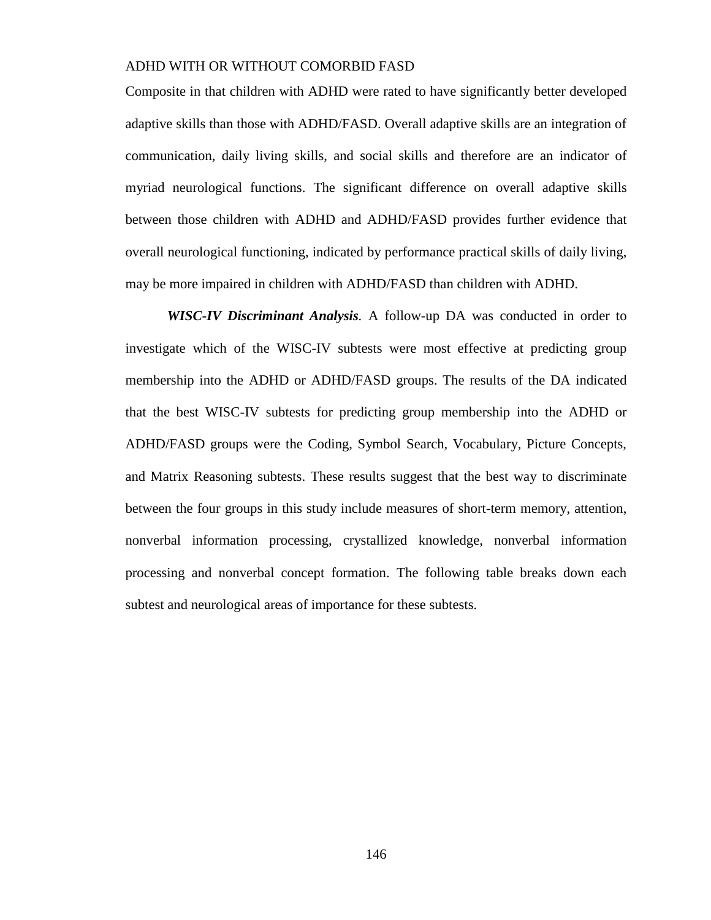Composite in that children with ADHD were rated to have significantly better developed adaptive skills than those with ADHD/FASD. Overall adaptive skills are an integration of communication, daily living skills, and social skills and therefore are an indicator of myriad neurological functions. The significant difference on overall adaptive skills between those children with ADHD and ADHD/FASD provides further evidence that overall neurological functioning, indicated by performance practical skills of daily living, may be more impaired in children with ADHD/FASD than children with ADHD.

***WISC-IV Discriminant Analysis***. A follow-up DA was conducted in order to investigate which of the WISC-IV subtests were most effective at predicting group membership into the ADHD or ADHD/FASD groups. The results of the DA indicated that the best WISC-IV subtests for predicting group membership into the ADHD or ADHD/FASD groups were the Coding, Symbol Search, Vocabulary, Picture Concepts, and Matrix Reasoning subtests. These results suggest that the best way to discriminate between the four groups in this study include measures of short-term memory, attention, nonverbal information processing, crystallized knowledge, nonverbal information processing and nonverbal concept formation. The following table breaks down each subtest and neurological areas of importance for these subtests.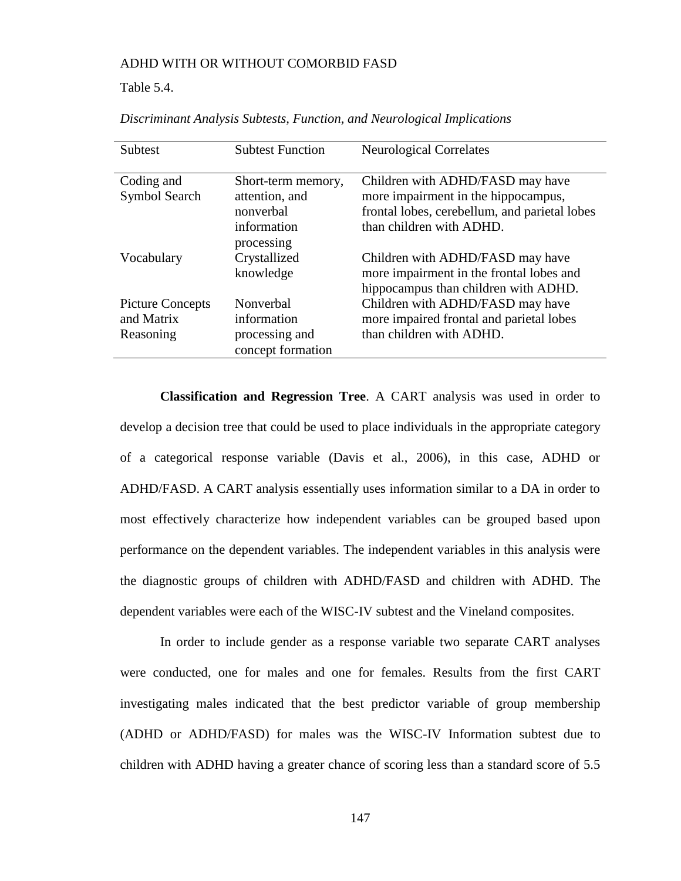Table 5.4.

*Discriminant Analysis Subtests, Function, and Neurological Implications*

| Subtest | Subtest Function | Neurological Correlates |
|---|---|---|
| Coding and Symbol Search | Short-term memory, attention, and nonverbal information processing | Children with ADHD/FASD may have more impairment in the hippocampus, frontal lobes, cerebellum, and parietal lobes than children with ADHD. |
| Vocabulary | Crystallized knowledge | Children with ADHD/FASD may have more impairment in the frontal lobes and hippocampus than children with ADHD. |
| Picture Concepts and Matrix Reasoning | Nonverbal information processing and concept formation | Children with ADHD/FASD may have more impaired frontal and parietal lobes than children with ADHD. |

**Classification and Regression Tree**. A CART analysis was used in order to develop a decision tree that could be used to place individuals in the appropriate category of a categorical response variable (Davis et al., 2006), in this case, ADHD or ADHD/FASD. A CART analysis essentially uses information similar to a DA in order to most effectively characterize how independent variables can be grouped based upon performance on the dependent variables. The independent variables in this analysis were the diagnostic groups of children with ADHD/FASD and children with ADHD. The dependent variables were each of the WISC-IV subtest and the Vineland composites.

In order to include gender as a response variable two separate CART analyses were conducted, one for males and one for females. Results from the first CART investigating males indicated that the best predictor variable of group membership (ADHD or ADHD/FASD) for males was the WISC-IV Information subtest due to children with ADHD having a greater chance of scoring less than a standard score of 5.5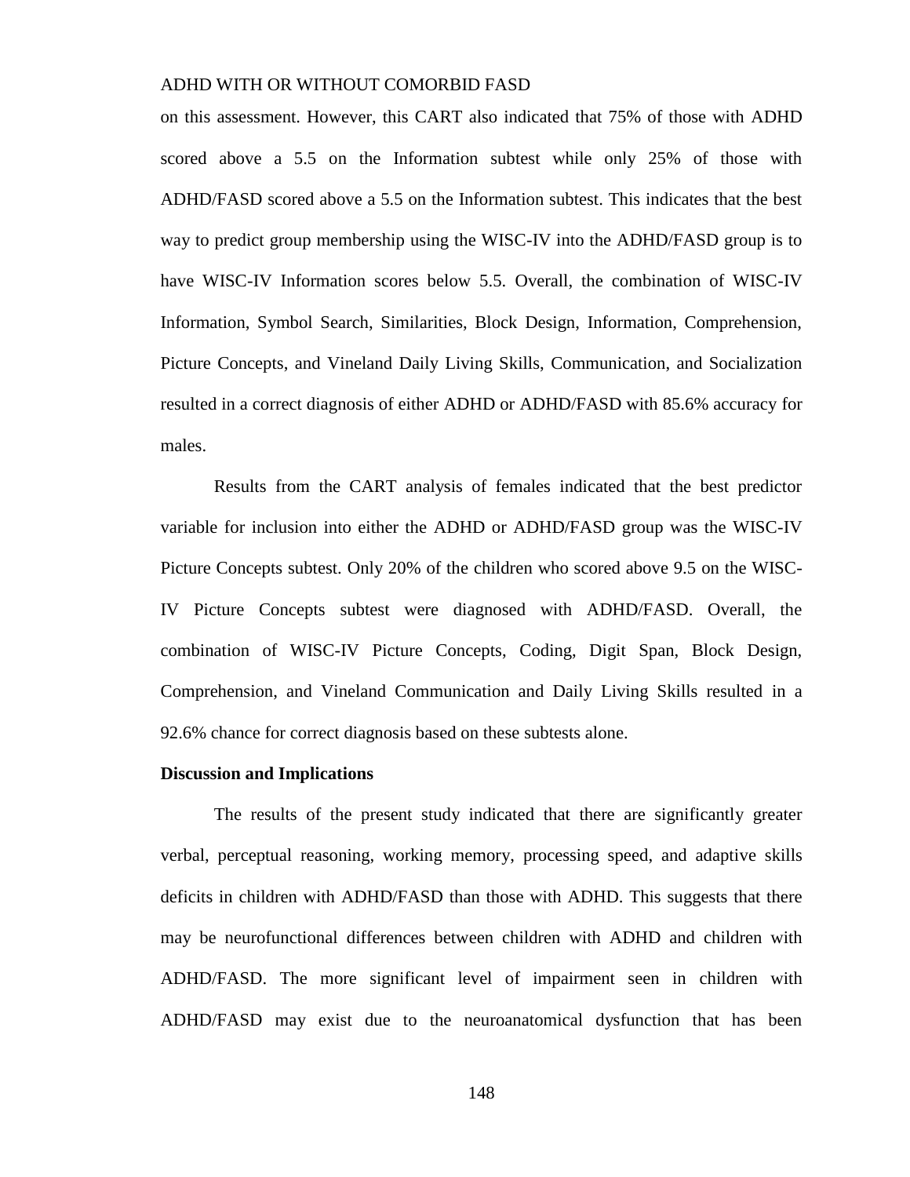on this assessment. However, this CART also indicated that 75% of those with ADHD scored above a 5.5 on the Information subtest while only 25% of those with ADHD/FASD scored above a 5.5 on the Information subtest. This indicates that the best way to predict group membership using the WISC-IV into the ADHD/FASD group is to have WISC-IV Information scores below 5.5. Overall, the combination of WISC-IV Information, Symbol Search, Similarities, Block Design, Information, Comprehension, Picture Concepts, and Vineland Daily Living Skills, Communication, and Socialization resulted in a correct diagnosis of either ADHD or ADHD/FASD with 85.6% accuracy for males.

Results from the CART analysis of females indicated that the best predictor variable for inclusion into either the ADHD or ADHD/FASD group was the WISC-IV Picture Concepts subtest. Only 20% of the children who scored above 9.5 on the WISC-IV Picture Concepts subtest were diagnosed with ADHD/FASD. Overall, the combination of WISC-IV Picture Concepts, Coding, Digit Span, Block Design, Comprehension, and Vineland Communication and Daily Living Skills resulted in a 92.6% chance for correct diagnosis based on these subtests alone.

**Discussion and Implications**

The results of the present study indicated that there are significantly greater verbal, perceptual reasoning, working memory, processing speed, and adaptive skills deficits in children with ADHD/FASD than those with ADHD. This suggests that there may be neurofunctional differences between children with ADHD and children with ADHD/FASD. The more significant level of impairment seen in children with ADHD/FASD may exist due to the neuroanatomical dysfunction that has been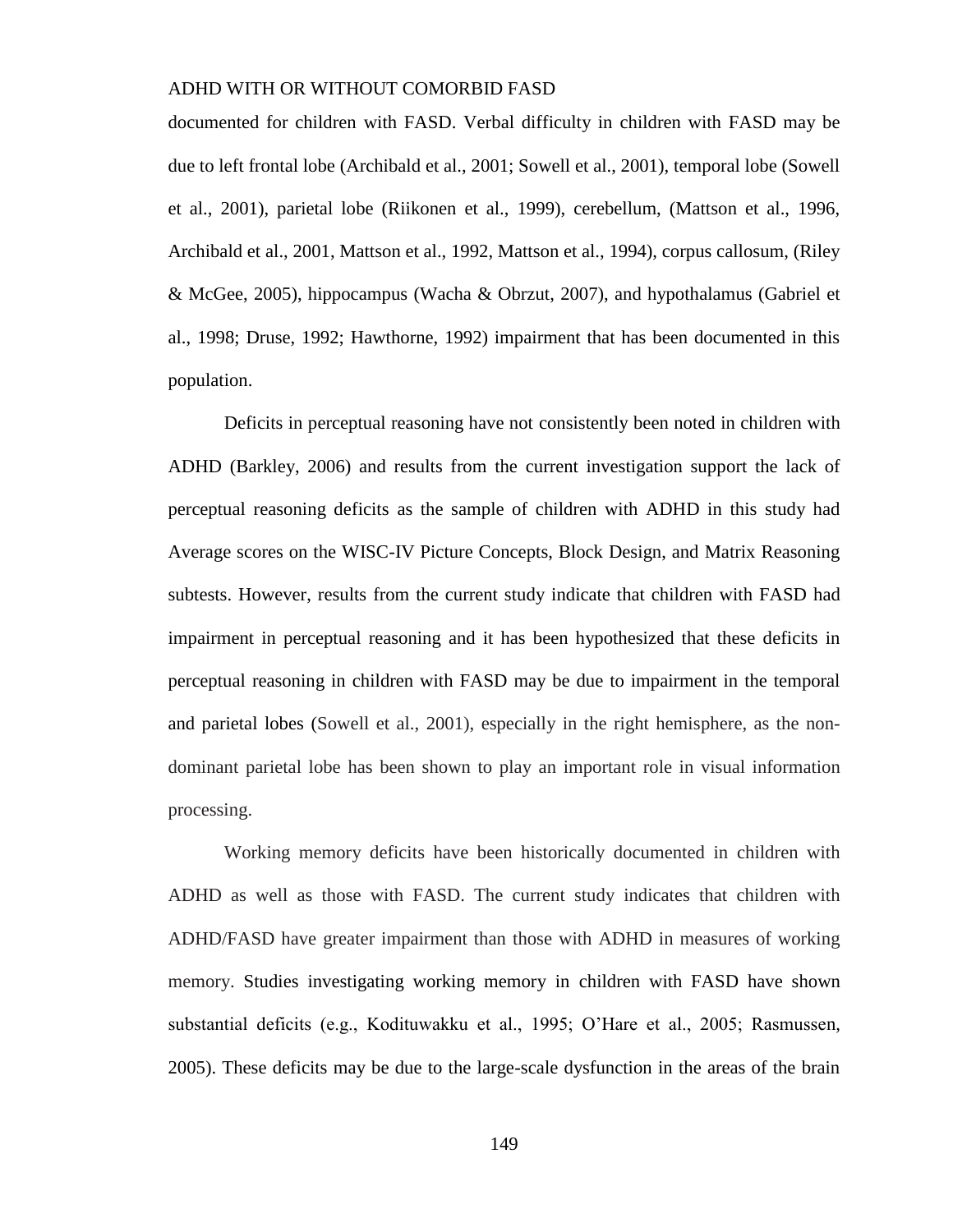documented for children with FASD. Verbal difficulty in children with FASD may be due to left frontal lobe (Archibald et al., 2001; Sowell et al., 2001), temporal lobe (Sowell et al., 2001), parietal lobe (Riikonen et al., 1999), cerebellum, (Mattson et al., 1996, Archibald et al., 2001, Mattson et al., 1992, Mattson et al., 1994), corpus callosum, (Riley & McGee, 2005), hippocampus (Wacha & Obrzut, 2007), and hypothalamus (Gabriel et al., 1998; Druse, 1992; Hawthorne, 1992) impairment that has been documented in this population.

Deficits in perceptual reasoning have not consistently been noted in children with ADHD (Barkley, 2006) and results from the current investigation support the lack of perceptual reasoning deficits as the sample of children with ADHD in this study had Average scores on the WISC-IV Picture Concepts, Block Design, and Matrix Reasoning subtests. However, results from the current study indicate that children with FASD had impairment in perceptual reasoning and it has been hypothesized that these deficits in perceptual reasoning in children with FASD may be due to impairment in the temporal and parietal lobes (Sowell et al., 2001), especially in the right hemisphere, as the non-dominant parietal lobe has been shown to play an important role in visual information processing.

Working memory deficits have been historically documented in children with ADHD as well as those with FASD. The current study indicates that children with ADHD/FASD have greater impairment than those with ADHD in measures of working memory. Studies investigating working memory in children with FASD have shown substantial deficits (e.g., Kodituwakku et al., 1995; O'Hare et al., 2005; Rasmussen, 2005). These deficits may be due to the large-scale dysfunction in the areas of the brain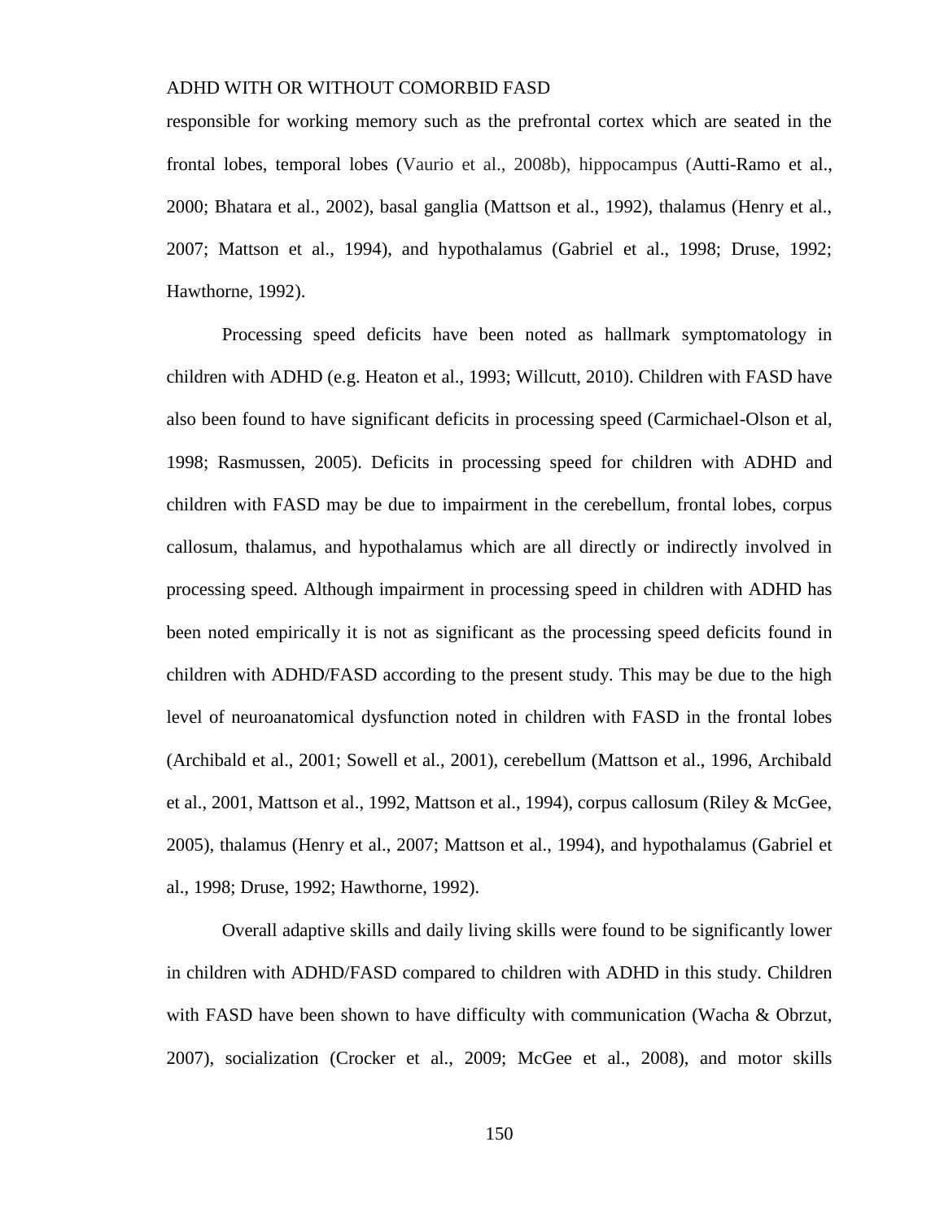responsible for working memory such as the prefrontal cortex which are seated in the frontal lobes, temporal lobes (Vaurio et al., 2008b), hippocampus (Autti-Ramo et al., 2000; Bhatara et al., 2002), basal ganglia (Mattson et al., 1992), thalamus (Henry et al., 2007; Mattson et al., 1994), and hypothalamus (Gabriel et al., 1998; Druse, 1992; Hawthorne, 1992).

Processing speed deficits have been noted as hallmark symptomatology in children with ADHD (e.g. Heaton et al., 1993; Willcutt, 2010). Children with FASD have also been found to have significant deficits in processing speed (Carmichael-Olson et al, 1998; Rasmussen, 2005). Deficits in processing speed for children with ADHD and children with FASD may be due to impairment in the cerebellum, frontal lobes, corpus callosum, thalamus, and hypothalamus which are all directly or indirectly involved in processing speed. Although impairment in processing speed in children with ADHD has been noted empirically it is not as significant as the processing speed deficits found in children with ADHD/FASD according to the present study. This may be due to the high level of neuroanatomical dysfunction noted in children with FASD in the frontal lobes (Archibald et al., 2001; Sowell et al., 2001), cerebellum (Mattson et al., 1996, Archibald et al., 2001, Mattson et al., 1992, Mattson et al., 1994), corpus callosum (Riley & McGee, 2005), thalamus (Henry et al., 2007; Mattson et al., 1994), and hypothalamus (Gabriel et al., 1998; Druse, 1992; Hawthorne, 1992).

Overall adaptive skills and daily living skills were found to be significantly lower in children with ADHD/FASD compared to children with ADHD in this study. Children with FASD have been shown to have difficulty with communication (Wacha & Obrzut, 2007), socialization (Crocker et al., 2009; McGee et al., 2008), and motor skills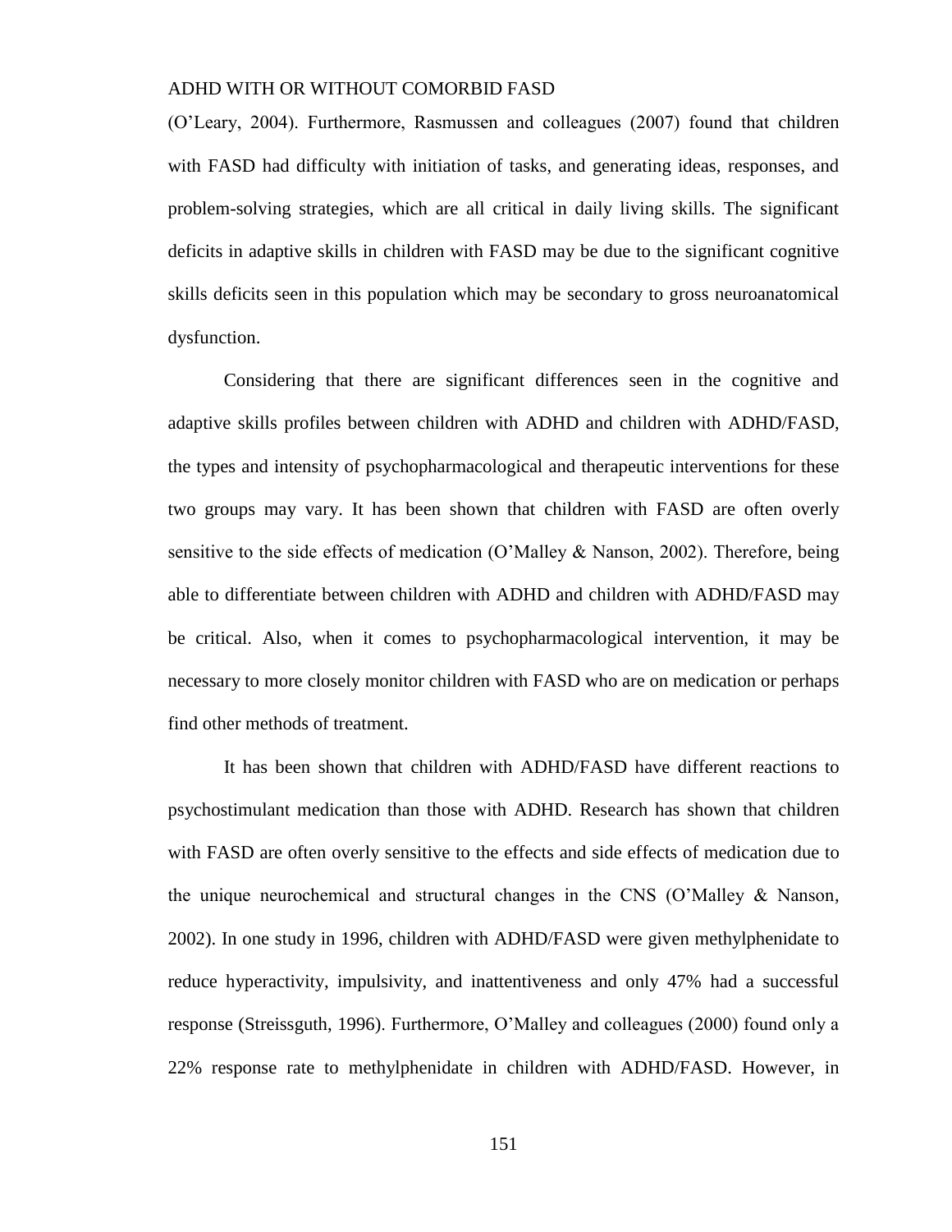(O'Leary, 2004). Furthermore, Rasmussen and colleagues (2007) found that children with FASD had difficulty with initiation of tasks, and generating ideas, responses, and problem-solving strategies, which are all critical in daily living skills. The significant deficits in adaptive skills in children with FASD may be due to the significant cognitive skills deficits seen in this population which may be secondary to gross neuroanatomical dysfunction.

Considering that there are significant differences seen in the cognitive and adaptive skills profiles between children with ADHD and children with ADHD/FASD, the types and intensity of psychopharmacological and therapeutic interventions for these two groups may vary. It has been shown that children with FASD are often overly sensitive to the side effects of medication (O'Malley & Nanson, 2002). Therefore, being able to differentiate between children with ADHD and children with ADHD/FASD may be critical. Also, when it comes to psychopharmacological intervention, it may be necessary to more closely monitor children with FASD who are on medication or perhaps find other methods of treatment.

It has been shown that children with ADHD/FASD have different reactions to psychostimulant medication than those with ADHD. Research has shown that children with FASD are often overly sensitive to the effects and side effects of medication due to the unique neurochemical and structural changes in the CNS (O'Malley & Nanson, 2002). In one study in 1996, children with ADHD/FASD were given methylphenidate to reduce hyperactivity, impulsivity, and inattentiveness and only 47% had a successful response (Streissguth, 1996). Furthermore, O'Malley and colleagues (2000) found only a 22% response rate to methylphenidate in children with ADHD/FASD. However, in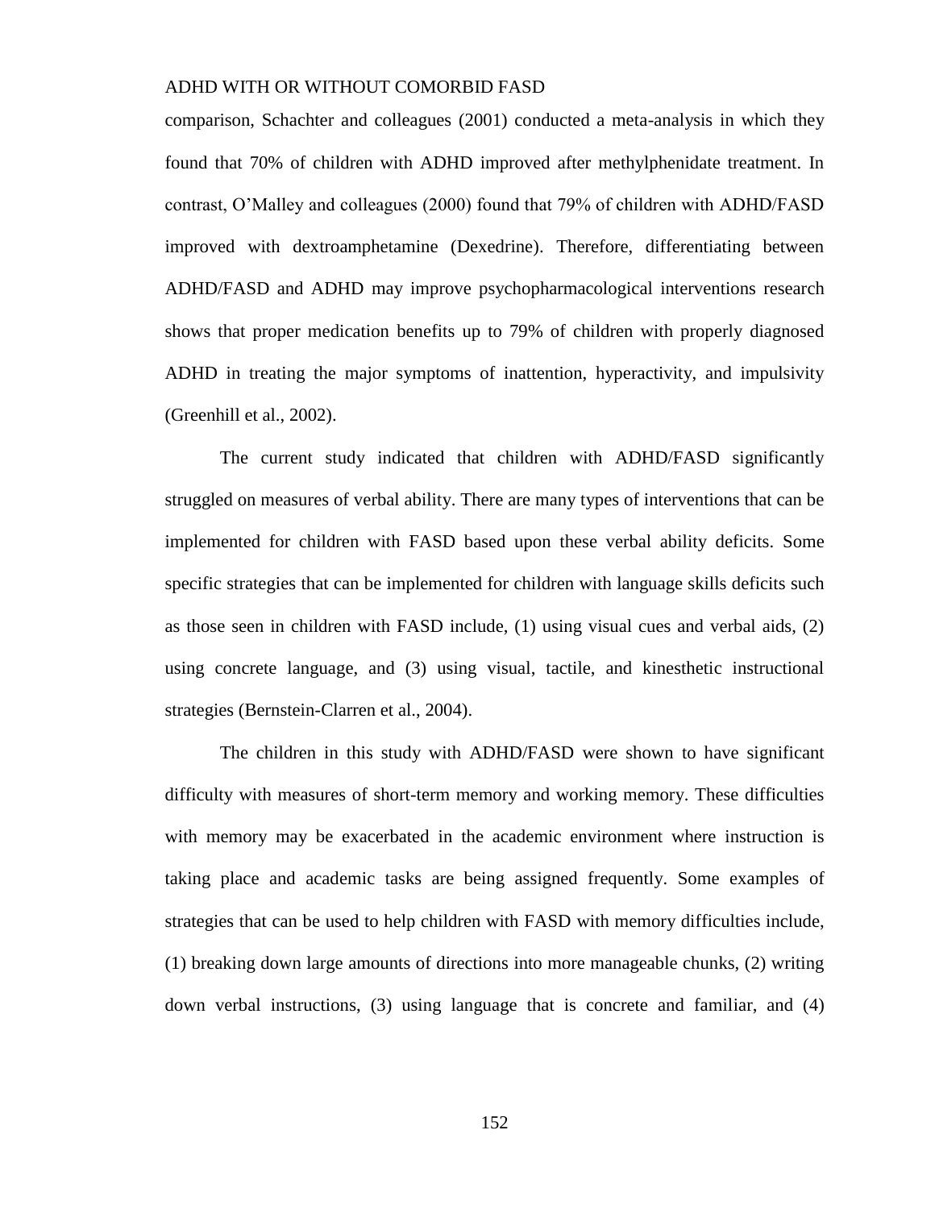comparison, Schachter and colleagues (2001) conducted a meta-analysis in which they found that 70% of children with ADHD improved after methylphenidate treatment. In contrast, O'Malley and colleagues (2000) found that 79% of children with ADHD/FASD improved with dextroamphetamine (Dexedrine). Therefore, differentiating between ADHD/FASD and ADHD may improve psychopharmacological interventions research shows that proper medication benefits up to 79% of children with properly diagnosed ADHD in treating the major symptoms of inattention, hyperactivity, and impulsivity (Greenhill et al., 2002).

The current study indicated that children with ADHD/FASD significantly struggled on measures of verbal ability. There are many types of interventions that can be implemented for children with FASD based upon these verbal ability deficits. Some specific strategies that can be implemented for children with language skills deficits such as those seen in children with FASD include, (1) using visual cues and verbal aids, (2) using concrete language, and (3) using visual, tactile, and kinesthetic instructional strategies (Bernstein-Clarren et al., 2004).

The children in this study with ADHD/FASD were shown to have significant difficulty with measures of short-term memory and working memory. These difficulties with memory may be exacerbated in the academic environment where instruction is taking place and academic tasks are being assigned frequently. Some examples of strategies that can be used to help children with FASD with memory difficulties include, (1) breaking down large amounts of directions into more manageable chunks, (2) writing down verbal instructions, (3) using language that is concrete and familiar, and (4)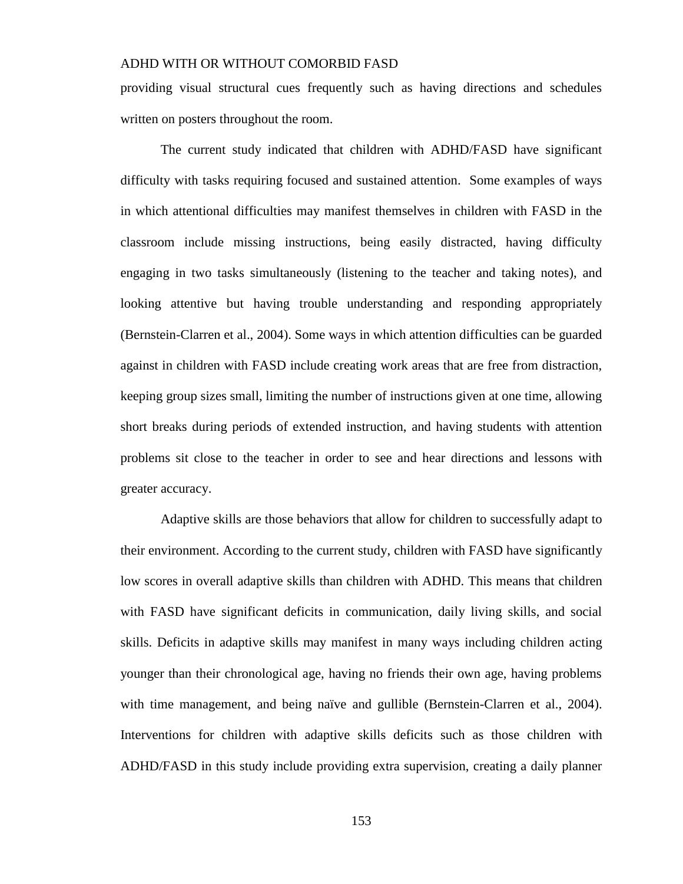providing visual structural cues frequently such as having directions and schedules written on posters throughout the room.

The current study indicated that children with ADHD/FASD have significant difficulty with tasks requiring focused and sustained attention. Some examples of ways in which attentional difficulties may manifest themselves in children with FASD in the classroom include missing instructions, being easily distracted, having difficulty engaging in two tasks simultaneously (listening to the teacher and taking notes), and looking attentive but having trouble understanding and responding appropriately (Bernstein-Clarren et al., 2004). Some ways in which attention difficulties can be guarded against in children with FASD include creating work areas that are free from distraction, keeping group sizes small, limiting the number of instructions given at one time, allowing short breaks during periods of extended instruction, and having students with attention problems sit close to the teacher in order to see and hear directions and lessons with greater accuracy.

Adaptive skills are those behaviors that allow for children to successfully adapt to their environment. According to the current study, children with FASD have significantly low scores in overall adaptive skills than children with ADHD. This means that children with FASD have significant deficits in communication, daily living skills, and social skills. Deficits in adaptive skills may manifest in many ways including children acting younger than their chronological age, having no friends their own age, having problems with time management, and being naïve and gullible (Bernstein-Clarren et al., 2004). Interventions for children with adaptive skills deficits such as those children with ADHD/FASD in this study include providing extra supervision, creating a daily planner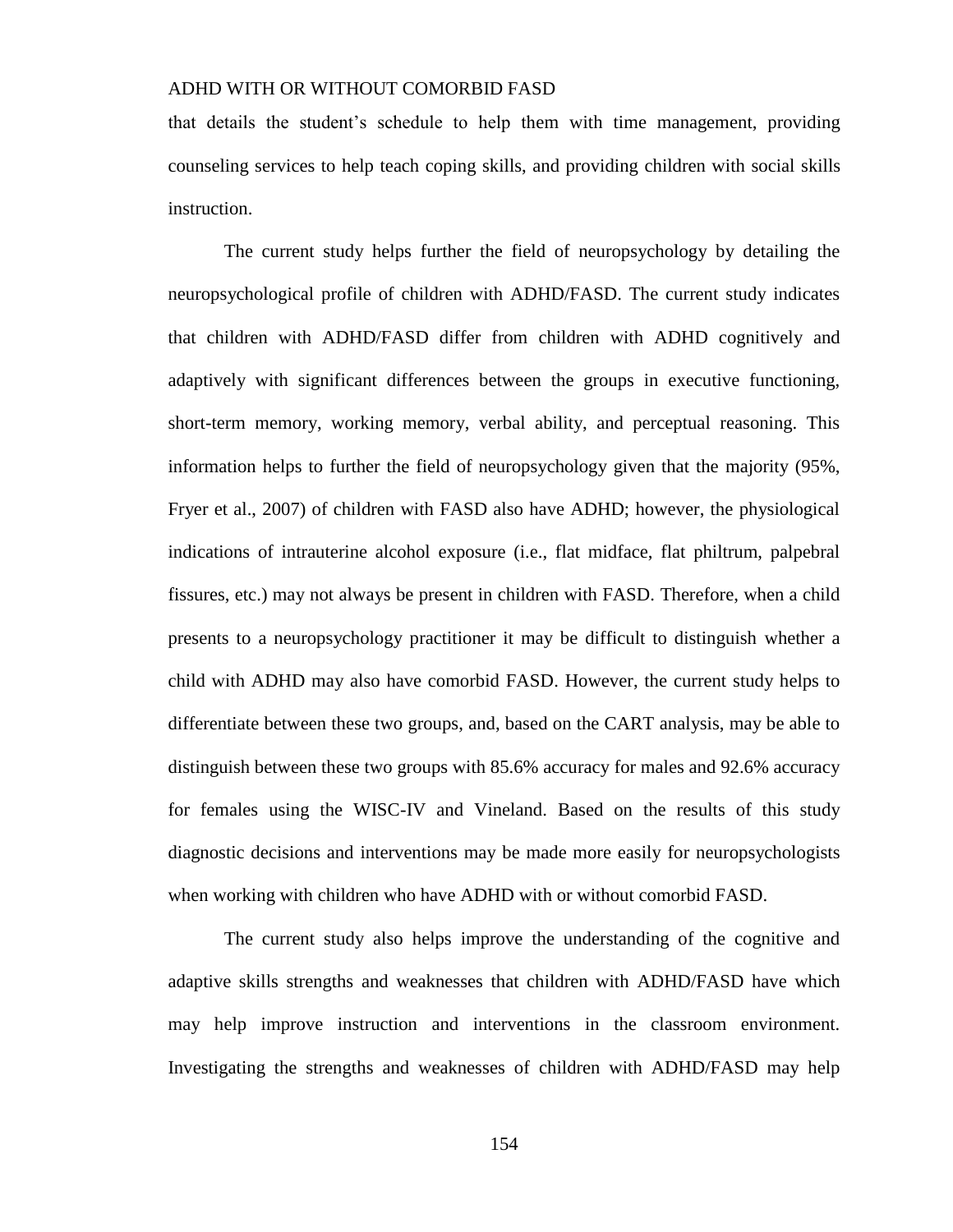that details the student's schedule to help them with time management, providing counseling services to help teach coping skills, and providing children with social skills instruction.

The current study helps further the field of neuropsychology by detailing the neuropsychological profile of children with ADHD/FASD. The current study indicates that children with ADHD/FASD differ from children with ADHD cognitively and adaptively with significant differences between the groups in executive functioning, short-term memory, working memory, verbal ability, and perceptual reasoning. This information helps to further the field of neuropsychology given that the majority (95%, Fryer et al., 2007) of children with FASD also have ADHD; however, the physiological indications of intrauterine alcohol exposure (i.e., flat midface, flat philtrum, palpebral fissures, etc.) may not always be present in children with FASD. Therefore, when a child presents to a neuropsychology practitioner it may be difficult to distinguish whether a child with ADHD may also have comorbid FASD. However, the current study helps to differentiate between these two groups, and, based on the CART analysis, may be able to distinguish between these two groups with 85.6% accuracy for males and 92.6% accuracy for females using the WISC-IV and Vineland. Based on the results of this study diagnostic decisions and interventions may be made more easily for neuropsychologists when working with children who have ADHD with or without comorbid FASD.

The current study also helps improve the understanding of the cognitive and adaptive skills strengths and weaknesses that children with ADHD/FASD have which may help improve instruction and interventions in the classroom environment. Investigating the strengths and weaknesses of children with ADHD/FASD may help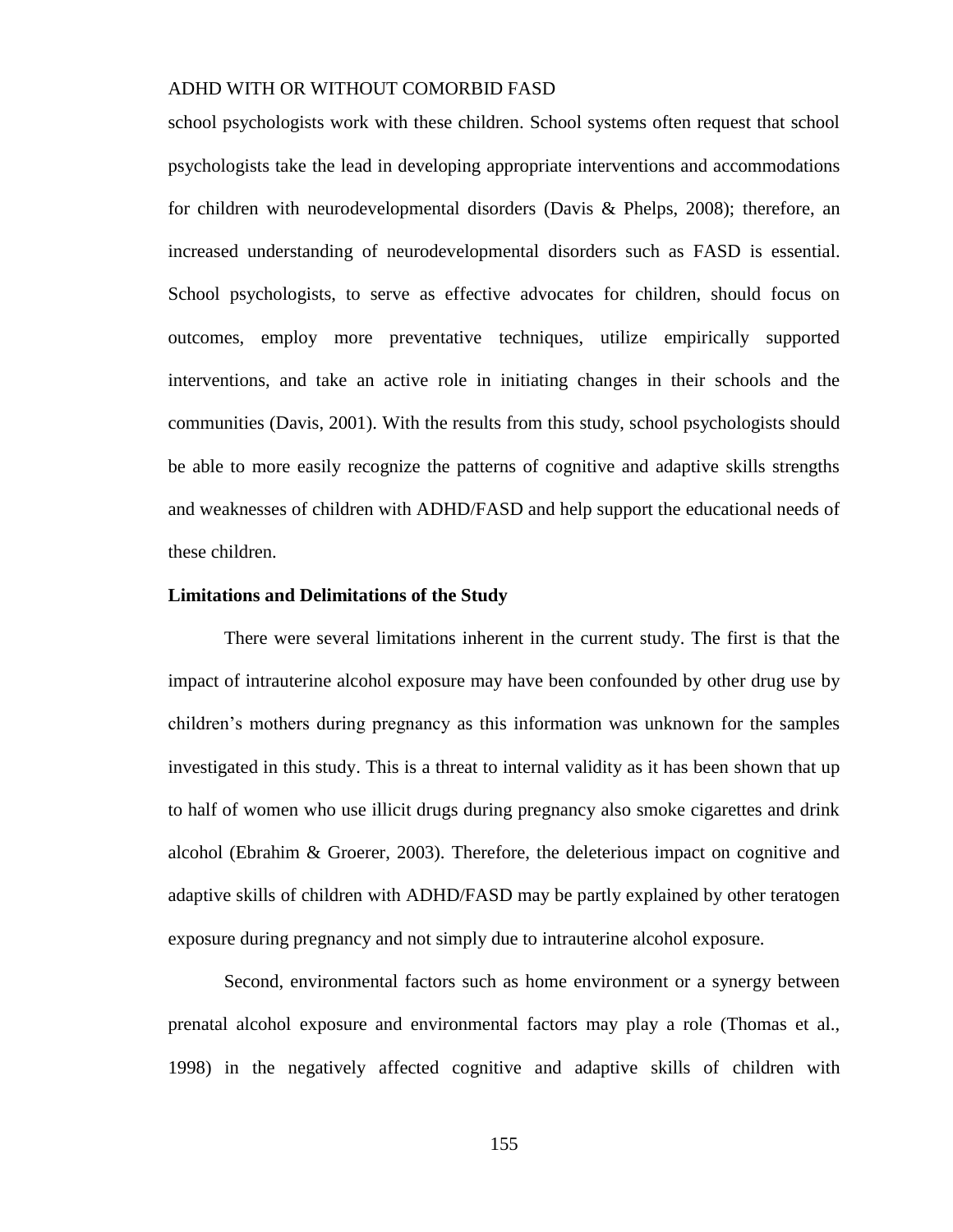school psychologists work with these children. School systems often request that school psychologists take the lead in developing appropriate interventions and accommodations for children with neurodevelopmental disorders (Davis & Phelps, 2008); therefore, an increased understanding of neurodevelopmental disorders such as FASD is essential. School psychologists, to serve as effective advocates for children, should focus on outcomes, employ more preventative techniques, utilize empirically supported interventions, and take an active role in initiating changes in their schools and the communities (Davis, 2001). With the results from this study, school psychologists should be able to more easily recognize the patterns of cognitive and adaptive skills strengths and weaknesses of children with ADHD/FASD and help support the educational needs of these children.

### Limitations and Delimitations of the Study

There were several limitations inherent in the current study. The first is that the impact of intrauterine alcohol exposure may have been confounded by other drug use by children's mothers during pregnancy as this information was unknown for the samples investigated in this study. This is a threat to internal validity as it has been shown that up to half of women who use illicit drugs during pregnancy also smoke cigarettes and drink alcohol (Ebrahim & Groerer, 2003). Therefore, the deleterious impact on cognitive and adaptive skills of children with ADHD/FASD may be partly explained by other teratogen exposure during pregnancy and not simply due to intrauterine alcohol exposure.

Second, environmental factors such as home environment or a synergy between prenatal alcohol exposure and environmental factors may play a role (Thomas et al., 1998) in the negatively affected cognitive and adaptive skills of children with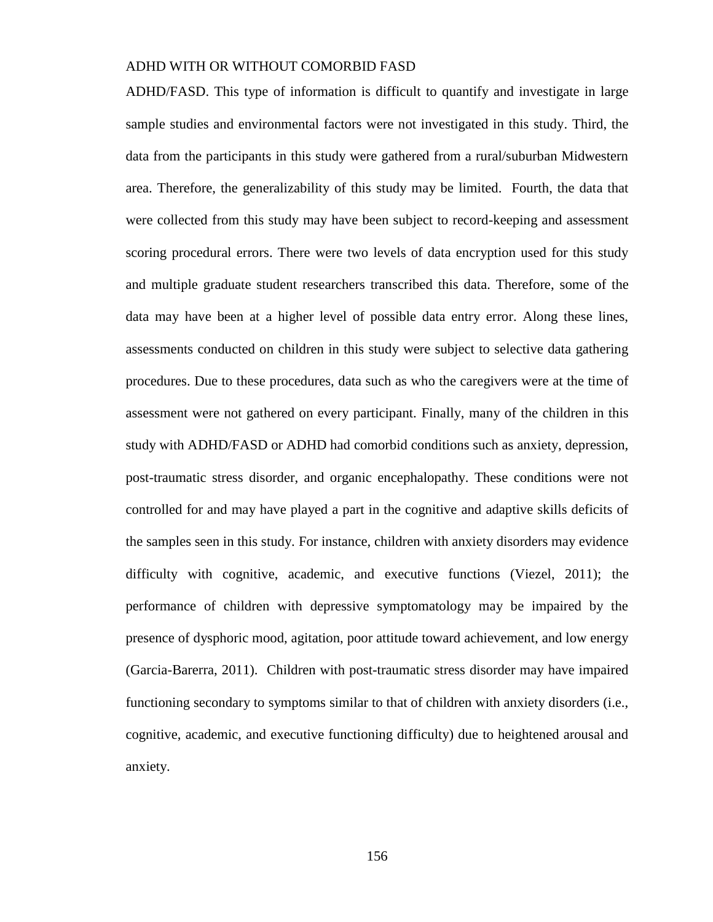ADHD/FASD. This type of information is difficult to quantify and investigate in large sample studies and environmental factors were not investigated in this study. Third, the data from the participants in this study were gathered from a rural/suburban Midwestern area. Therefore, the generalizability of this study may be limited. Fourth, the data that were collected from this study may have been subject to record-keeping and assessment scoring procedural errors. There were two levels of data encryption used for this study and multiple graduate student researchers transcribed this data. Therefore, some of the data may have been at a higher level of possible data entry error. Along these lines, assessments conducted on children in this study were subject to selective data gathering procedures. Due to these procedures, data such as who the caregivers were at the time of assessment were not gathered on every participant. Finally, many of the children in this study with ADHD/FASD or ADHD had comorbid conditions such as anxiety, depression, post-traumatic stress disorder, and organic encephalopathy. These conditions were not controlled for and may have played a part in the cognitive and adaptive skills deficits of the samples seen in this study. For instance, children with anxiety disorders may evidence difficulty with cognitive, academic, and executive functions (Viezel, 2011); the performance of children with depressive symptomatology may be impaired by the presence of dysphoric mood, agitation, poor attitude toward achievement, and low energy (Garcia-Barerra, 2011). Children with post-traumatic stress disorder may have impaired functioning secondary to symptoms similar to that of children with anxiety disorders (i.e., cognitive, academic, and executive functioning difficulty) due to heightened arousal and anxiety.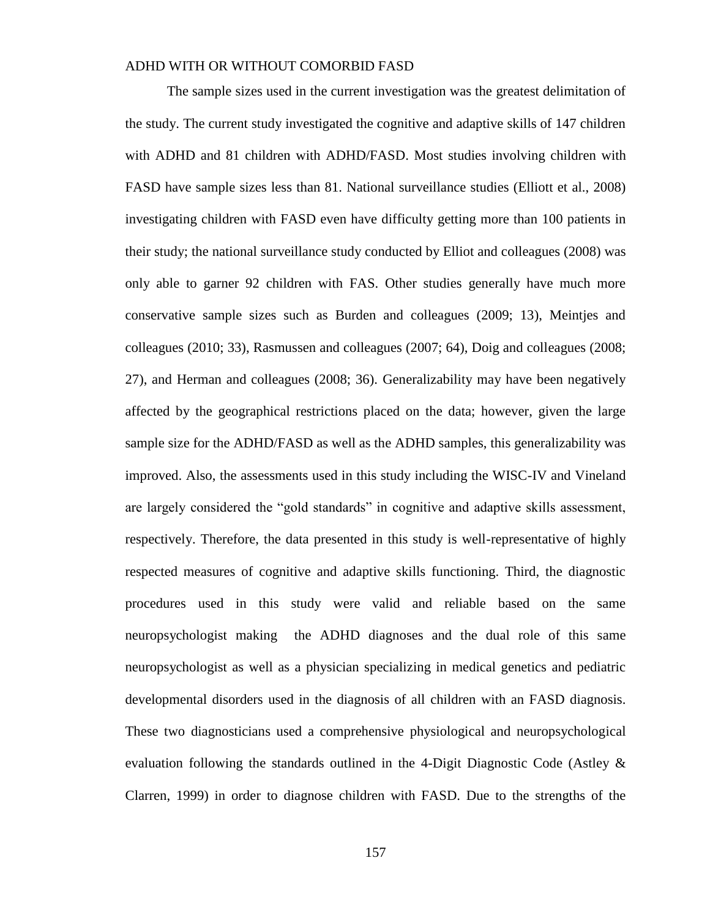The sample sizes used in the current investigation was the greatest delimitation of the study. The current study investigated the cognitive and adaptive skills of 147 children with ADHD and 81 children with ADHD/FASD. Most studies involving children with FASD have sample sizes less than 81. National surveillance studies (Elliott et al., 2008) investigating children with FASD even have difficulty getting more than 100 patients in their study; the national surveillance study conducted by Elliot and colleagues (2008) was only able to garner 92 children with FAS. Other studies generally have much more conservative sample sizes such as Burden and colleagues (2009; 13), Meintjes and colleagues (2010; 33), Rasmussen and colleagues (2007; 64), Doig and colleagues (2008; 27), and Herman and colleagues (2008; 36). Generalizability may have been negatively affected by the geographical restrictions placed on the data; however, given the large sample size for the ADHD/FASD as well as the ADHD samples, this generalizability was improved. Also, the assessments used in this study including the WISC-IV and Vineland are largely considered the "gold standards" in cognitive and adaptive skills assessment, respectively. Therefore, the data presented in this study is well-representative of highly respected measures of cognitive and adaptive skills functioning. Third, the diagnostic procedures used in this study were valid and reliable based on the same neuropsychologist making the ADHD diagnoses and the dual role of this same neuropsychologist as well as a physician specializing in medical genetics and pediatric developmental disorders used in the diagnosis of all children with an FASD diagnosis. These two diagnosticians used a comprehensive physiological and neuropsychological evaluation following the standards outlined in the 4-Digit Diagnostic Code (Astley & Clarren, 1999) in order to diagnose children with FASD. Due to the strengths of the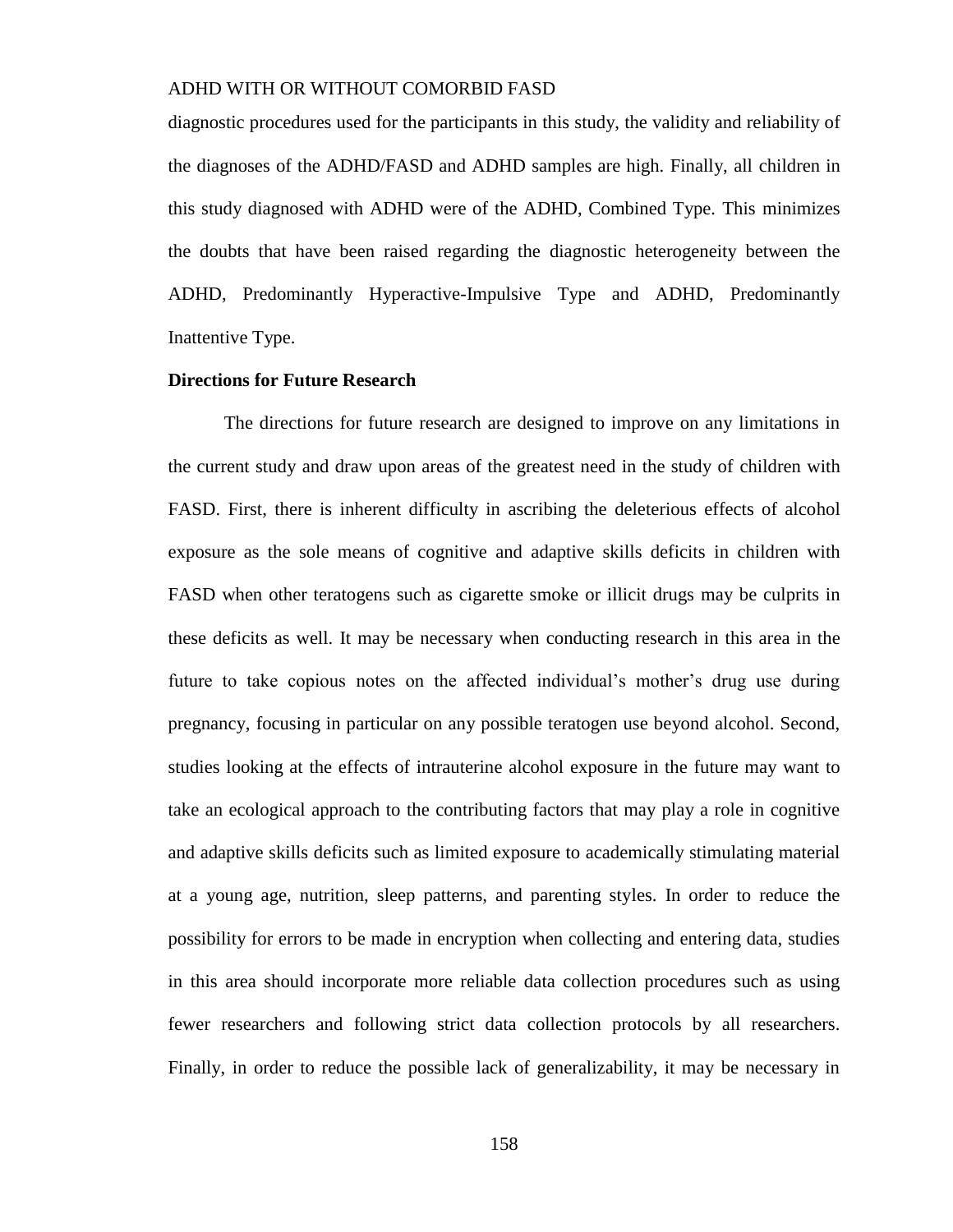diagnostic procedures used for the participants in this study, the validity and reliability of the diagnoses of the ADHD/FASD and ADHD samples are high. Finally, all children in this study diagnosed with ADHD were of the ADHD, Combined Type. This minimizes the doubts that have been raised regarding the diagnostic heterogeneity between the ADHD, Predominantly Hyperactive-Impulsive Type and ADHD, Predominantly Inattentive Type.

**Directions for Future Research**

The directions for future research are designed to improve on any limitations in the current study and draw upon areas of the greatest need in the study of children with FASD. First, there is inherent difficulty in ascribing the deleterious effects of alcohol exposure as the sole means of cognitive and adaptive skills deficits in children with FASD when other teratogens such as cigarette smoke or illicit drugs may be culprits in these deficits as well. It may be necessary when conducting research in this area in the future to take copious notes on the affected individual's mother's drug use during pregnancy, focusing in particular on any possible teratogen use beyond alcohol. Second, studies looking at the effects of intrauterine alcohol exposure in the future may want to take an ecological approach to the contributing factors that may play a role in cognitive and adaptive skills deficits such as limited exposure to academically stimulating material at a young age, nutrition, sleep patterns, and parenting styles. In order to reduce the possibility for errors to be made in encryption when collecting and entering data, studies in this area should incorporate more reliable data collection procedures such as using fewer researchers and following strict data collection protocols by all researchers. Finally, in order to reduce the possible lack of generalizability, it may be necessary in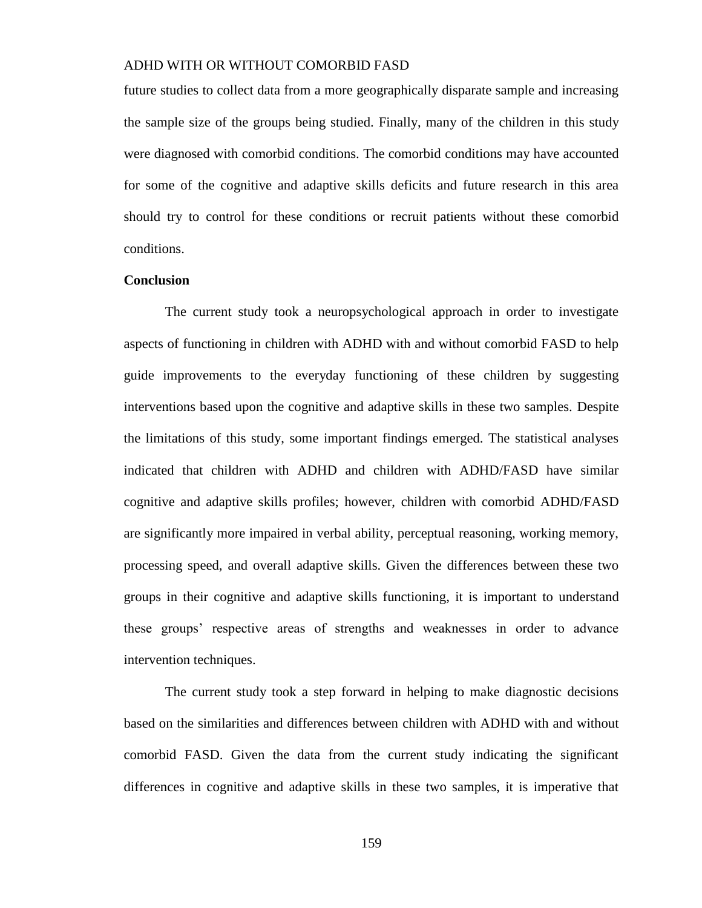future studies to collect data from a more geographically disparate sample and increasing the sample size of the groups being studied. Finally, many of the children in this study were diagnosed with comorbid conditions. The comorbid conditions may have accounted for some of the cognitive and adaptive skills deficits and future research in this area should try to control for these conditions or recruit patients without these comorbid conditions.

**Conclusion**

The current study took a neuropsychological approach in order to investigate aspects of functioning in children with ADHD with and without comorbid FASD to help guide improvements to the everyday functioning of these children by suggesting interventions based upon the cognitive and adaptive skills in these two samples. Despite the limitations of this study, some important findings emerged. The statistical analyses indicated that children with ADHD and children with ADHD/FASD have similar cognitive and adaptive skills profiles; however, children with comorbid ADHD/FASD are significantly more impaired in verbal ability, perceptual reasoning, working memory, processing speed, and overall adaptive skills. Given the differences between these two groups in their cognitive and adaptive skills functioning, it is important to understand these groups' respective areas of strengths and weaknesses in order to advance intervention techniques.

The current study took a step forward in helping to make diagnostic decisions based on the similarities and differences between children with ADHD with and without comorbid FASD. Given the data from the current study indicating the significant differences in cognitive and adaptive skills in these two samples, it is imperative that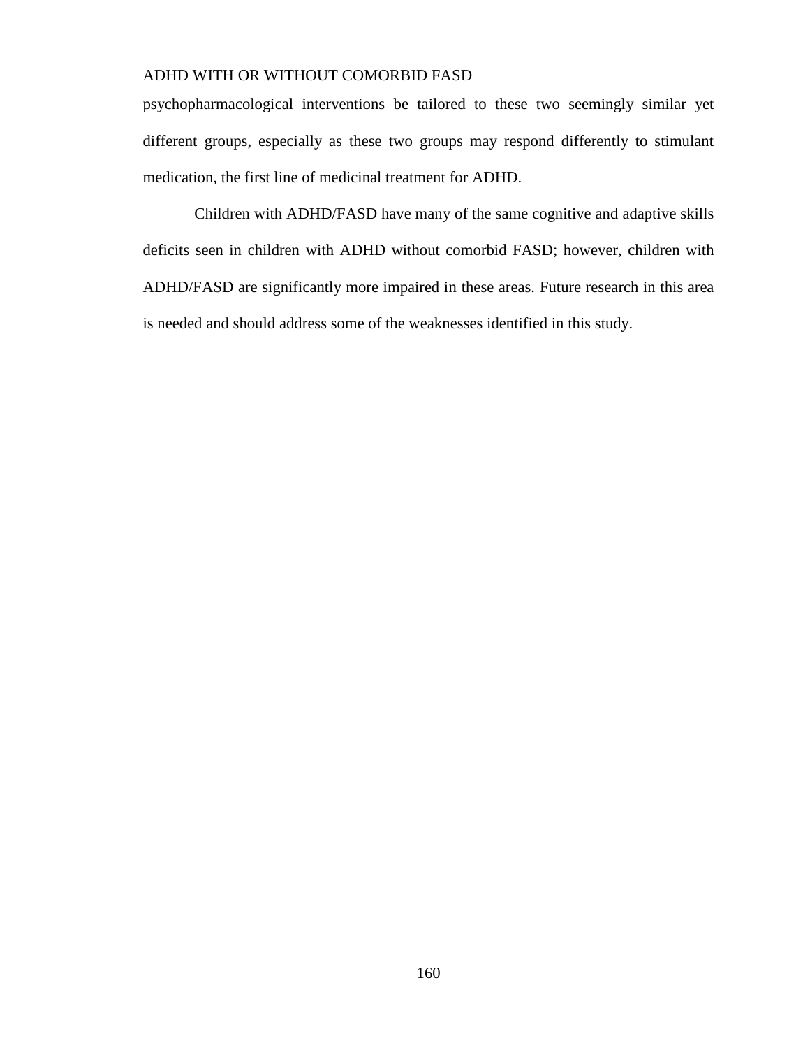psychopharmacological interventions be tailored to these two seemingly similar yet different groups, especially as these two groups may respond differently to stimulant medication, the first line of medicinal treatment for ADHD.

Children with ADHD/FASD have many of the same cognitive and adaptive skills deficits seen in children with ADHD without comorbid FASD; however, children with ADHD/FASD are significantly more impaired in these areas. Future research in this area is needed and should address some of the weaknesses identified in this study.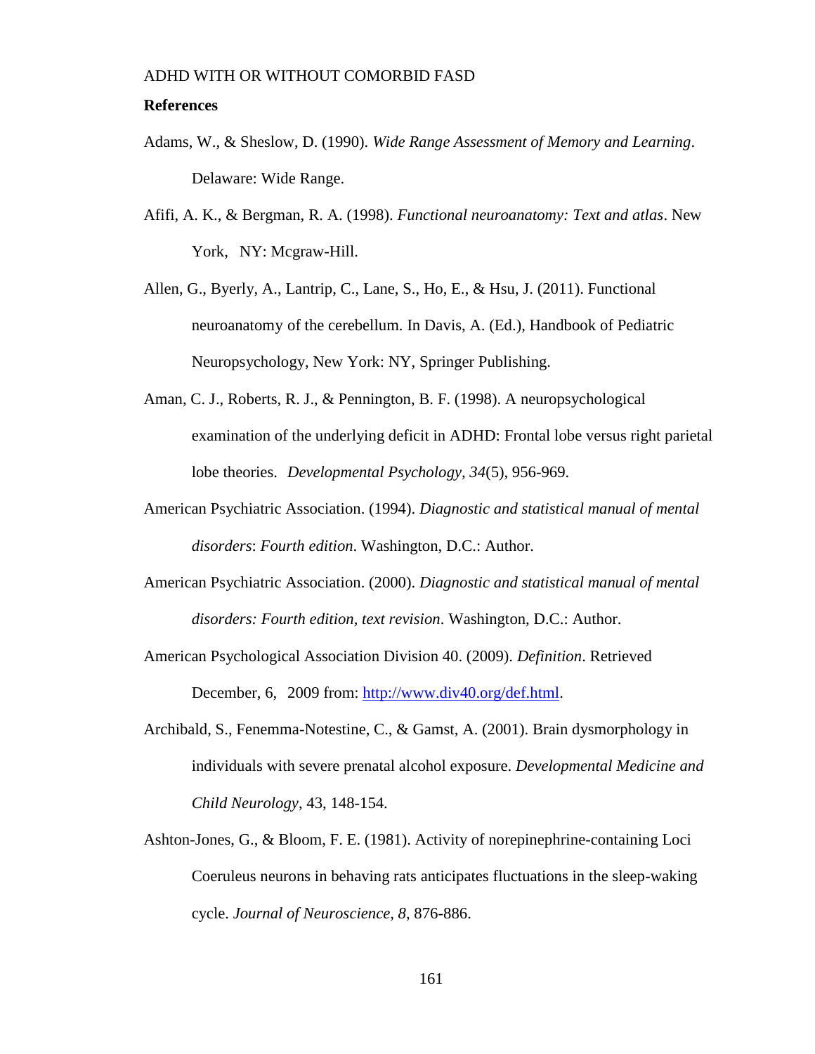**References**

Adams, W., & Sheslow, D. (1990). *Wide Range Assessment of Memory and Learning*. Delaware: Wide Range.

Afifi, A. K., & Bergman, R. A. (1998). *Functional neuroanatomy: Text and atlas*. New York, NY: Mcgraw-Hill.

Allen, G., Byerly, A., Lantrip, C., Lane, S., Ho, E., & Hsu, J. (2011). Functional neuroanatomy of the cerebellum. In Davis, A. (Ed.), Handbook of Pediatric Neuropsychology, New York: NY, Springer Publishing.

Aman, C. J., Roberts, R. J., & Pennington, B. F. (1998). A neuropsychological examination of the underlying deficit in ADHD: Frontal lobe versus right parietal lobe theories. *Developmental Psychology, 34*(5), 956-969.

American Psychiatric Association. (1994). *Diagnostic and statistical manual of mental disorders*: *Fourth edition*. Washington, D.C.: Author.

American Psychiatric Association. (2000). *Diagnostic and statistical manual of mental disorders: Fourth edition, text revision*. Washington, D.C.: Author.

American Psychological Association Division 40. (2009). *Definition*. Retrieved December, 6, 2009 from: http://www.div40.org/def.html.

Archibald, S., Fenemma-Notestine, C., & Gamst, A. (2001). Brain dysmorphology in individuals with severe prenatal alcohol exposure. *Developmental Medicine and Child Neurology*, 43, 148-154.

Ashton-Jones, G., & Bloom, F. E. (1981). Activity of norepinephrine-containing Loci Coeruleus neurons in behaving rats anticipates fluctuations in the sleep-waking cycle. *Journal of Neuroscience, 8*, 876-886.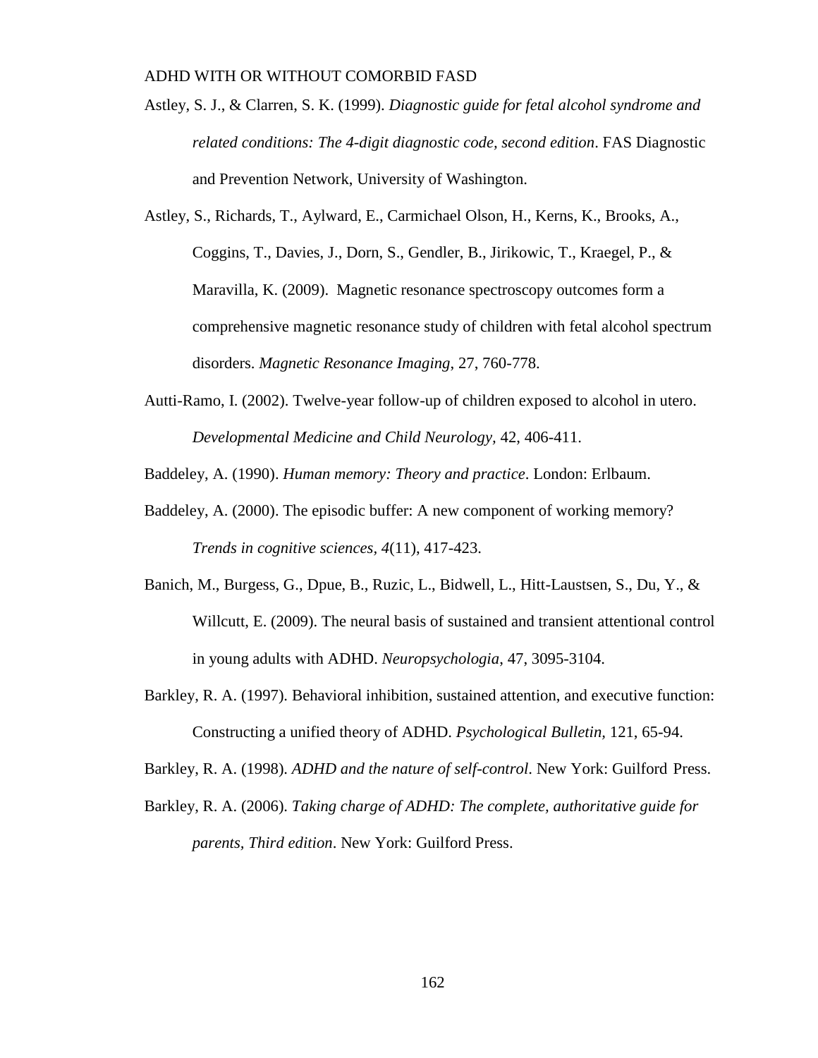Astley, S. J., & Clarren, S. K. (1999). *Diagnostic guide for fetal alcohol syndrome and related conditions: The 4-digit diagnostic code, second edition*. FAS Diagnostic and Prevention Network, University of Washington.

Astley, S., Richards, T., Aylward, E., Carmichael Olson, H., Kerns, K., Brooks, A., Coggins, T., Davies, J., Dorn, S., Gendler, B., Jirikowic, T., Kraegel, P., & Maravilla, K. (2009). Magnetic resonance spectroscopy outcomes form a comprehensive magnetic resonance study of children with fetal alcohol spectrum disorders. *Magnetic Resonance Imaging*, 27, 760-778.

Autti-Ramo, I. (2002). Twelve-year follow-up of children exposed to alcohol in utero. *Developmental Medicine and Child Neurology*, 42, 406-411.

Baddeley, A. (1990). *Human memory: Theory and practice*. London: Erlbaum.

Baddeley, A. (2000). The episodic buffer: A new component of working memory? *Trends in cognitive sciences*, *4*(11), 417-423.

Banich, M., Burgess, G., Dpue, B., Ruzic, L., Bidwell, L., Hitt-Laustsen, S., Du, Y., & Willcutt, E. (2009). The neural basis of sustained and transient attentional control in young adults with ADHD. *Neuropsychologia*, 47, 3095-3104.

Barkley, R. A. (1997). Behavioral inhibition, sustained attention, and executive function: Constructing a unified theory of ADHD. *Psychological Bulletin*, 121, 65-94.

Barkley, R. A. (1998). *ADHD and the nature of self-control*. New York: Guilford Press.

Barkley, R. A. (2006). *Taking charge of ADHD: The complete, authoritative guide for parents, Third edition*. New York: Guilford Press.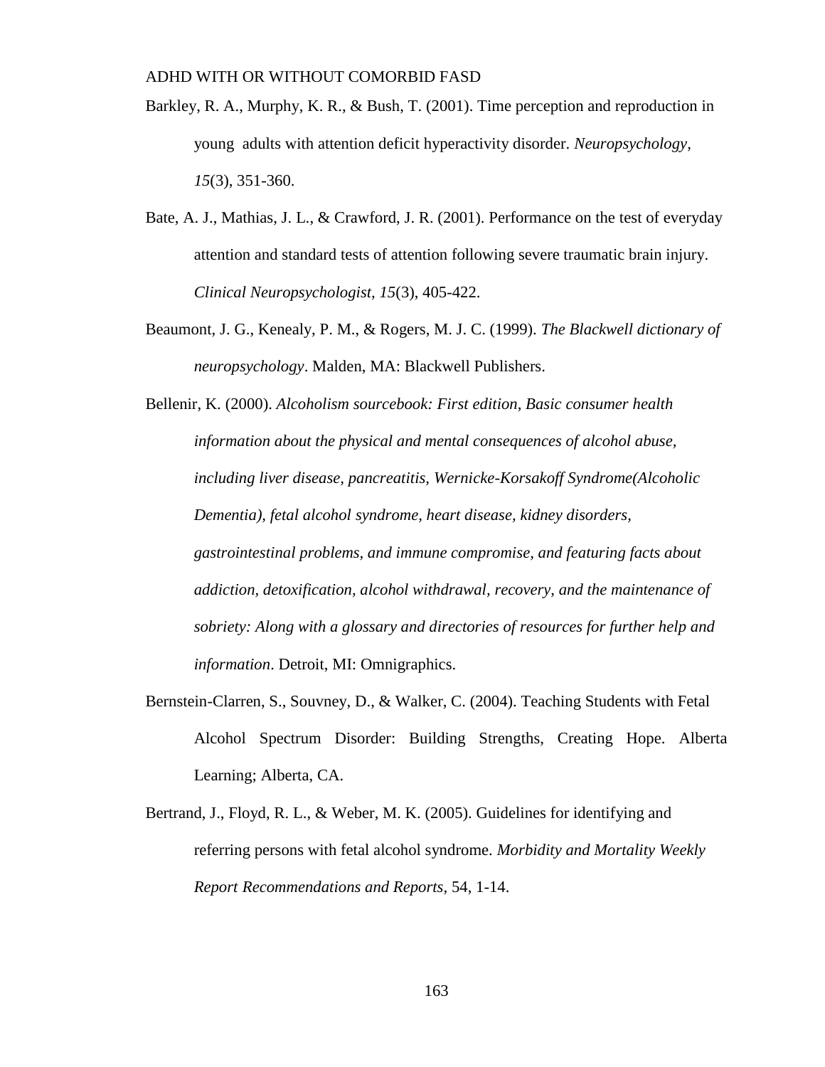Barkley, R. A., Murphy, K. R., & Bush, T. (2001). Time perception and reproduction in young adults with attention deficit hyperactivity disorder. *Neuropsychology, 15*(3), 351-360.

Bate, A. J., Mathias, J. L., & Crawford, J. R. (2001). Performance on the test of everyday attention and standard tests of attention following severe traumatic brain injury. *Clinical Neuropsychologist, 15*(3), 405-422.

Beaumont, J. G., Kenealy, P. M., & Rogers, M. J. C. (1999). *The Blackwell dictionary of neuropsychology*. Malden, MA: Blackwell Publishers.

Bellenir, K. (2000). *Alcoholism sourcebook: First edition, Basic consumer health information about the physical and mental consequences of alcohol abuse, including liver disease, pancreatitis, Wernicke-Korsakoff Syndrome(Alcoholic Dementia), fetal alcohol syndrome, heart disease, kidney disorders, gastrointestinal problems, and immune compromise, and featuring facts about addiction, detoxification, alcohol withdrawal, recovery, and the maintenance of sobriety: Along with a glossary and directories of resources for further help and information*. Detroit, MI: Omnigraphics.

Bernstein-Clarren, S., Souvney, D., & Walker, C. (2004). Teaching Students with Fetal Alcohol Spectrum Disorder: Building Strengths, Creating Hope. Alberta Learning; Alberta, CA.

Bertrand, J., Floyd, R. L., & Weber, M. K. (2005). Guidelines for identifying and referring persons with fetal alcohol syndrome. *Morbidity and Mortality Weekly Report Recommendations and Reports*, 54, 1-14.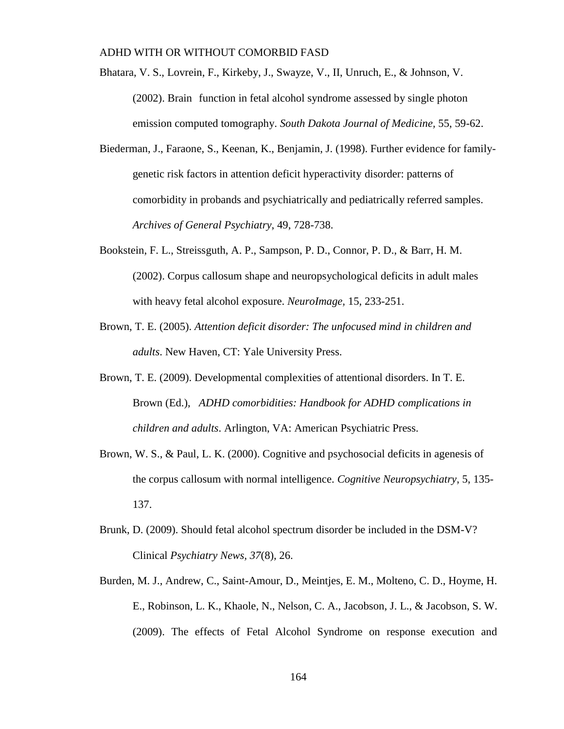Bhatara, V. S., Lovrein, F., Kirkeby, J., Swayze, V., II, Unruch, E., & Johnson, V. (2002). Brain function in fetal alcohol syndrome assessed by single photon emission computed tomography. *South Dakota Journal of Medicine*, 55, 59-62.

Biederman, J., Faraone, S., Keenan, K., Benjamin, J. (1998). Further evidence for family-genetic risk factors in attention deficit hyperactivity disorder: patterns of comorbidity in probands and psychiatrically and pediatrically referred samples. *Archives of General Psychiatry*, 49, 728-738.

Bookstein, F. L., Streissguth, A. P., Sampson, P. D., Connor, P. D., & Barr, H. M. (2002). Corpus callosum shape and neuropsychological deficits in adult males with heavy fetal alcohol exposure. *NeuroImage*, 15, 233-251.

Brown, T. E. (2005). *Attention deficit disorder: The unfocused mind in children and adults*. New Haven, CT: Yale University Press.

Brown, T. E. (2009). Developmental complexities of attentional disorders. In T. E. Brown (Ed.), *ADHD comorbidities: Handbook for ADHD complications in children and adults*. Arlington, VA: American Psychiatric Press.

Brown, W. S., & Paul, L. K. (2000). Cognitive and psychosocial deficits in agenesis of the corpus callosum with normal intelligence. *Cognitive Neuropsychiatry*, 5, 135-137.

Brunk, D. (2009). Should fetal alcohol spectrum disorder be included in the DSM-V? Clinical *Psychiatry News, 37*(8), 26.

Burden, M. J., Andrew, C., Saint-Amour, D., Meintjes, E. M., Molteno, C. D., Hoyme, H. E., Robinson, L. K., Khaole, N., Nelson, C. A., Jacobson, J. L., & Jacobson, S. W. (2009). The effects of Fetal Alcohol Syndrome on response execution and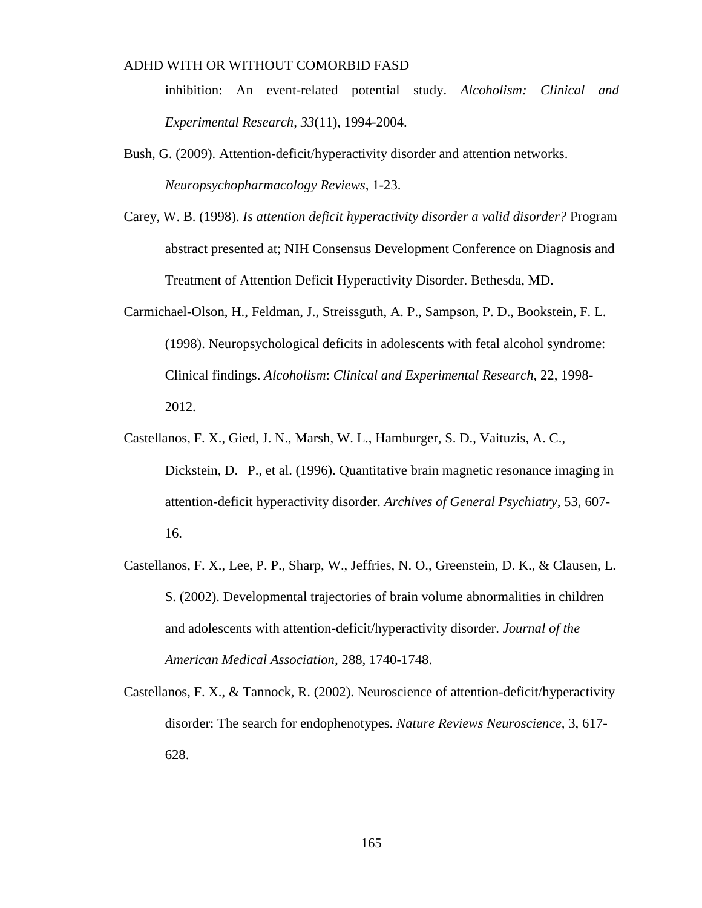inhibition: An event-related potential study. *Alcoholism: Clinical and Experimental Research*, *33*(11), 1994-2004.

Bush, G. (2009). Attention-deficit/hyperactivity disorder and attention networks. *Neuropsychopharmacology Reviews*, 1-23.

Carey, W. B. (1998). *Is attention deficit hyperactivity disorder a valid disorder?* Program abstract presented at; NIH Consensus Development Conference on Diagnosis and Treatment of Attention Deficit Hyperactivity Disorder. Bethesda, MD.

Carmichael-Olson, H., Feldman, J., Streissguth, A. P., Sampson, P. D., Bookstein, F. L. (1998). Neuropsychological deficits in adolescents with fetal alcohol syndrome: Clinical findings. *Alcoholism*: *Clinical and Experimental Research,* 22, 1998-2012.

Castellanos, F. X., Gied, J. N., Marsh, W. L., Hamburger, S. D., Vaituzis, A. C., Dickstein, D. P., et al. (1996). Quantitative brain magnetic resonance imaging in attention-deficit hyperactivity disorder. *Archives of General Psychiatry*, 53, 607-16.

Castellanos, F. X., Lee, P. P., Sharp, W., Jeffries, N. O., Greenstein, D. K., & Clausen, L. S. (2002). Developmental trajectories of brain volume abnormalities in children and adolescents with attention-deficit/hyperactivity disorder. *Journal of the American Medical Association,* 288, 1740-1748.

Castellanos, F. X., & Tannock, R. (2002). Neuroscience of attention-deficit/hyperactivity disorder: The search for endophenotypes. *Nature Reviews Neuroscience*, 3, 617-628.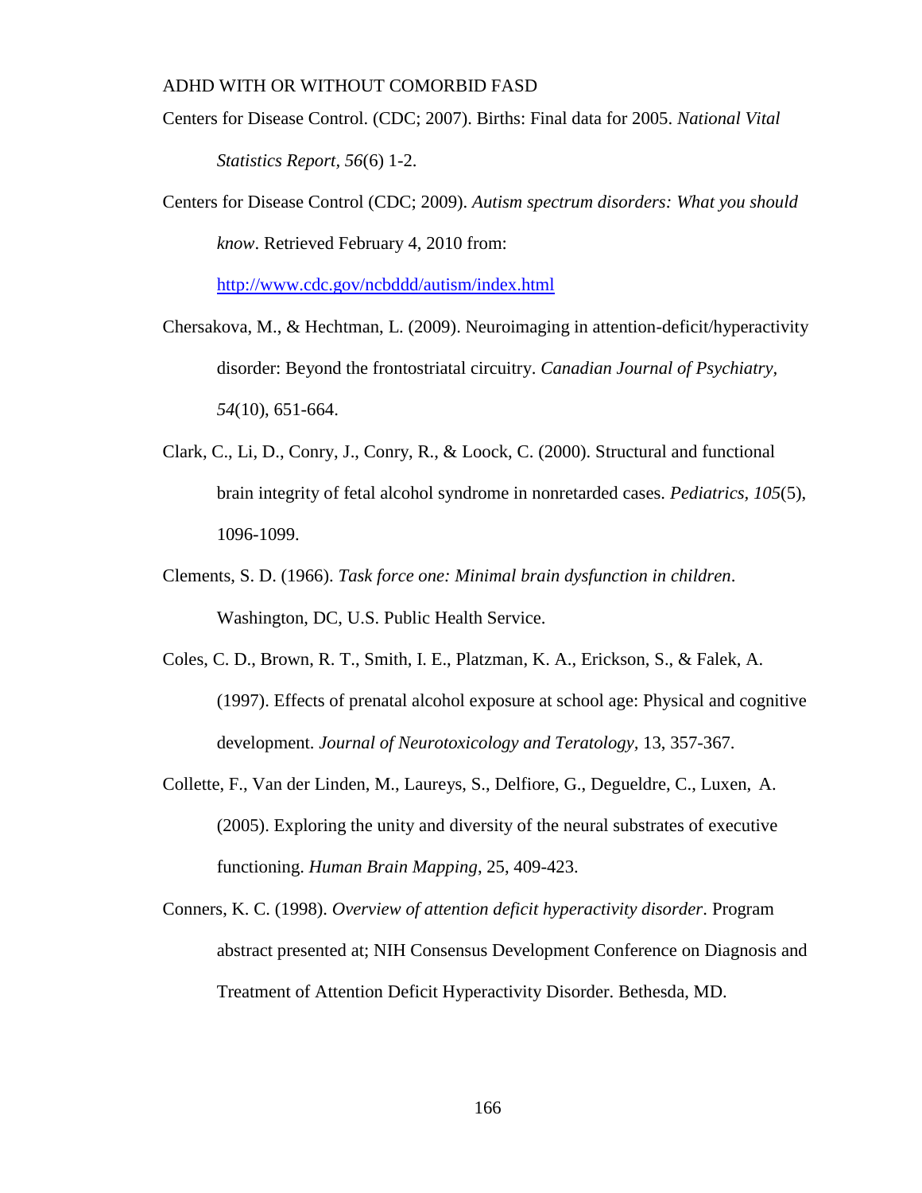Centers for Disease Control. (CDC; 2007). Births: Final data for 2005. *National Vital Statistics Report, 56*(6) 1-2.

Centers for Disease Control (CDC; 2009). *Autism spectrum disorders: What you should know*. Retrieved February 4, 2010 from: http://www.cdc.gov/ncbddd/autism/index.html

Chersakova, M., & Hechtman, L. (2009). Neuroimaging in attention-deficit/hyperactivity disorder: Beyond the frontostriatal circuitry. *Canadian Journal of Psychiatry, 54*(10), 651-664.

Clark, C., Li, D., Conry, J., Conry, R., & Loock, C. (2000). Structural and functional brain integrity of fetal alcohol syndrome in nonretarded cases. *Pediatrics, 105*(5), 1096-1099.

Clements, S. D. (1966). *Task force one: Minimal brain dysfunction in children*. Washington, DC, U.S. Public Health Service.

Coles, C. D., Brown, R. T., Smith, I. E., Platzman, K. A., Erickson, S., & Falek, A. (1997). Effects of prenatal alcohol exposure at school age: Physical and cognitive development. *Journal of Neurotoxicology and Teratology*, 13, 357-367.

Collette, F., Van der Linden, M., Laureys, S., Delfiore, G., Degueldre, C., Luxen, A. (2005). Exploring the unity and diversity of the neural substrates of executive functioning. *Human Brain Mapping*, 25, 409-423.

Conners, K. C. (1998). *Overview of attention deficit hyperactivity disorder*. Program abstract presented at; NIH Consensus Development Conference on Diagnosis and Treatment of Attention Deficit Hyperactivity Disorder. Bethesda, MD.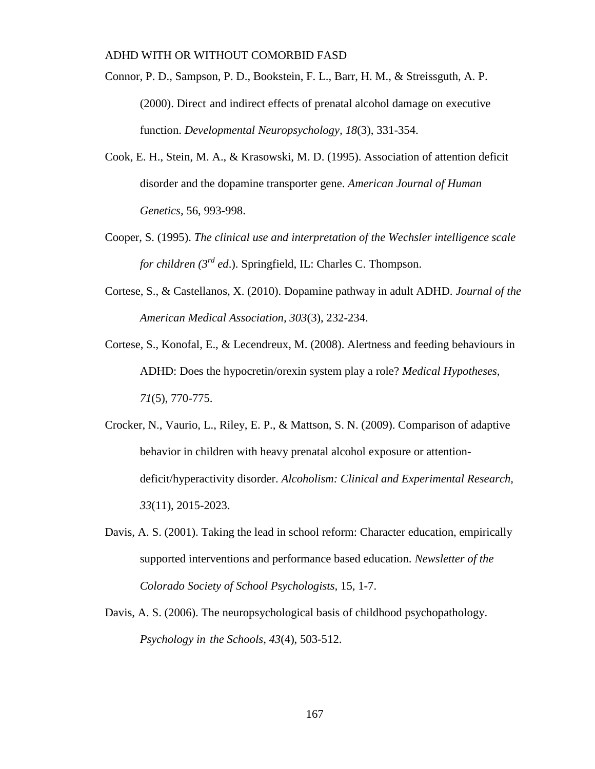Connor, P. D., Sampson, P. D., Bookstein, F. L., Barr, H. M., & Streissguth, A. P. (2000). Direct and indirect effects of prenatal alcohol damage on executive function. *Developmental Neuropsychology, 18*(3), 331-354.

Cook, E. H., Stein, M. A., & Krasowski, M. D. (1995). Association of attention deficit disorder and the dopamine transporter gene. *American Journal of Human Genetics,* 56, 993-998.

Cooper, S. (1995). *The clinical use and interpretation of the Wechsler intelligence scale for children (3rd ed*.). Springfield, IL: Charles C. Thompson.

Cortese, S., & Castellanos, X. (2010). Dopamine pathway in adult ADHD. *Journal of the American Medical Association, 303*(3), 232-234.

Cortese, S., Konofal, E., & Lecendreux, M. (2008). Alertness and feeding behaviours in ADHD: Does the hypocretin/orexin system play a role? *Medical Hypotheses, 71*(5), 770-775.

Crocker, N., Vaurio, L., Riley, E. P., & Mattson, S. N. (2009). Comparison of adaptive behavior in children with heavy prenatal alcohol exposure or attention-deficit/hyperactivity disorder. *Alcoholism: Clinical and Experimental Research, 33*(11), 2015-2023.

Davis, A. S. (2001). Taking the lead in school reform: Character education, empirically supported interventions and performance based education. *Newsletter of the Colorado Society of School Psychologists,* 15, 1-7.

Davis, A. S. (2006). The neuropsychological basis of childhood psychopathology. *Psychology in the Schools, 43*(4), 503-512.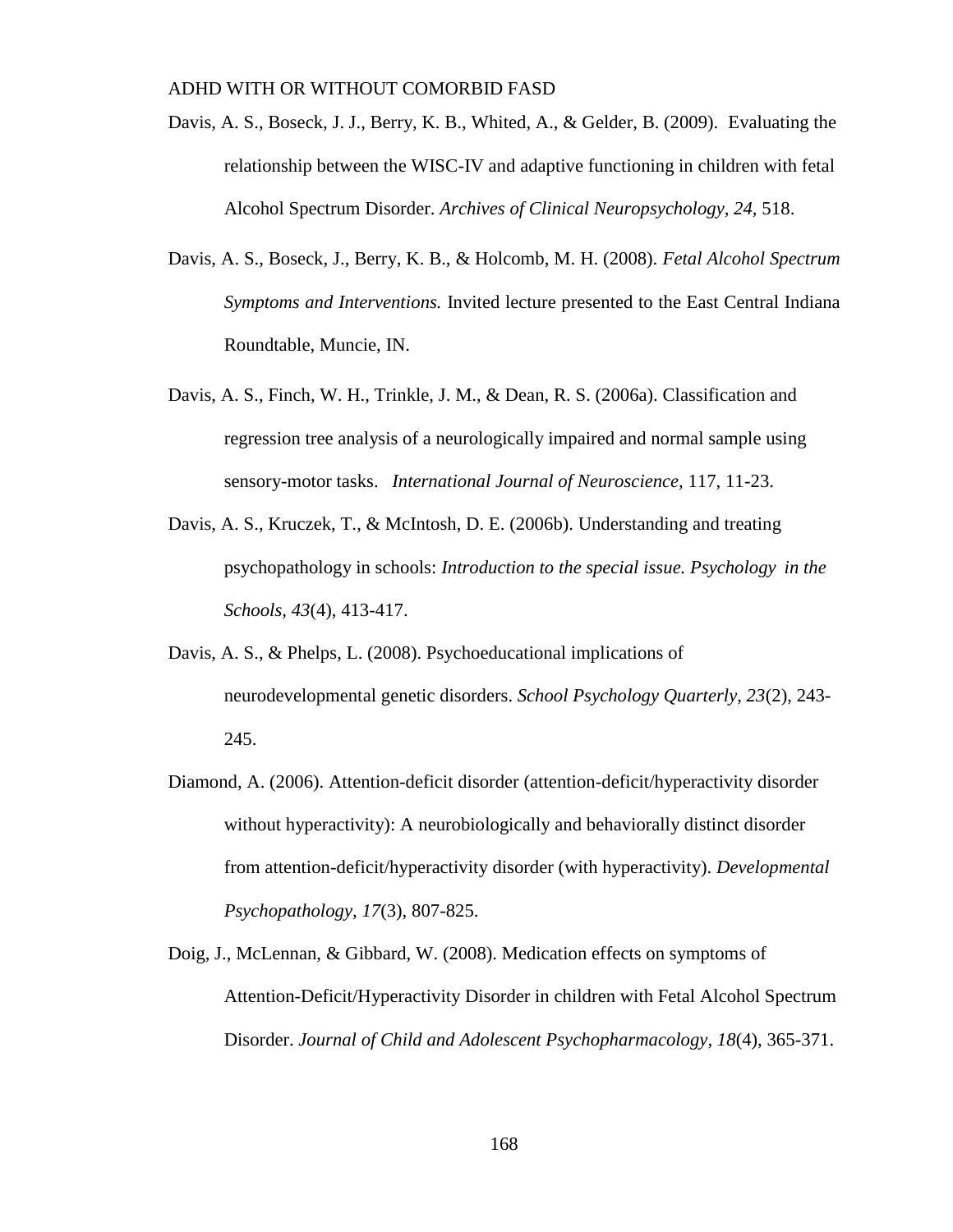Davis, A. S., Boseck, J. J., Berry, K. B., Whited, A., & Gelder, B. (2009). Evaluating the relationship between the WISC-IV and adaptive functioning in children with fetal Alcohol Spectrum Disorder. *Archives of Clinical Neuropsychology, 24*, 518.

Davis, A. S., Boseck, J., Berry, K. B., & Holcomb, M. H. (2008). *Fetal Alcohol Spectrum Symptoms and Interventions.* Invited lecture presented to the East Central Indiana Roundtable, Muncie, IN.

Davis, A. S., Finch, W. H., Trinkle, J. M., & Dean, R. S. (2006a). Classification and regression tree analysis of a neurologically impaired and normal sample using sensory-motor tasks. *International Journal of Neuroscience,* 117, 11-23.

Davis, A. S., Kruczek, T., & McIntosh, D. E. (2006b). Understanding and treating psychopathology in schools: *Introduction to the special issue. Psychology in the Schools, 43*(4), 413-417.

Davis, A. S., & Phelps, L. (2008). Psychoeducational implications of neurodevelopmental genetic disorders. *School Psychology Quarterly, 23*(2), 243-245.

Diamond, A. (2006). Attention-deficit disorder (attention-deficit/hyperactivity disorder without hyperactivity): A neurobiologically and behaviorally distinct disorder from attention-deficit/hyperactivity disorder (with hyperactivity). *Developmental Psychopathology, 17*(3), 807-825.

Doig, J., McLennan, & Gibbard, W. (2008). Medication effects on symptoms of Attention-Deficit/Hyperactivity Disorder in children with Fetal Alcohol Spectrum Disorder. *Journal of Child and Adolescent Psychopharmacology, 18*(4), 365-371.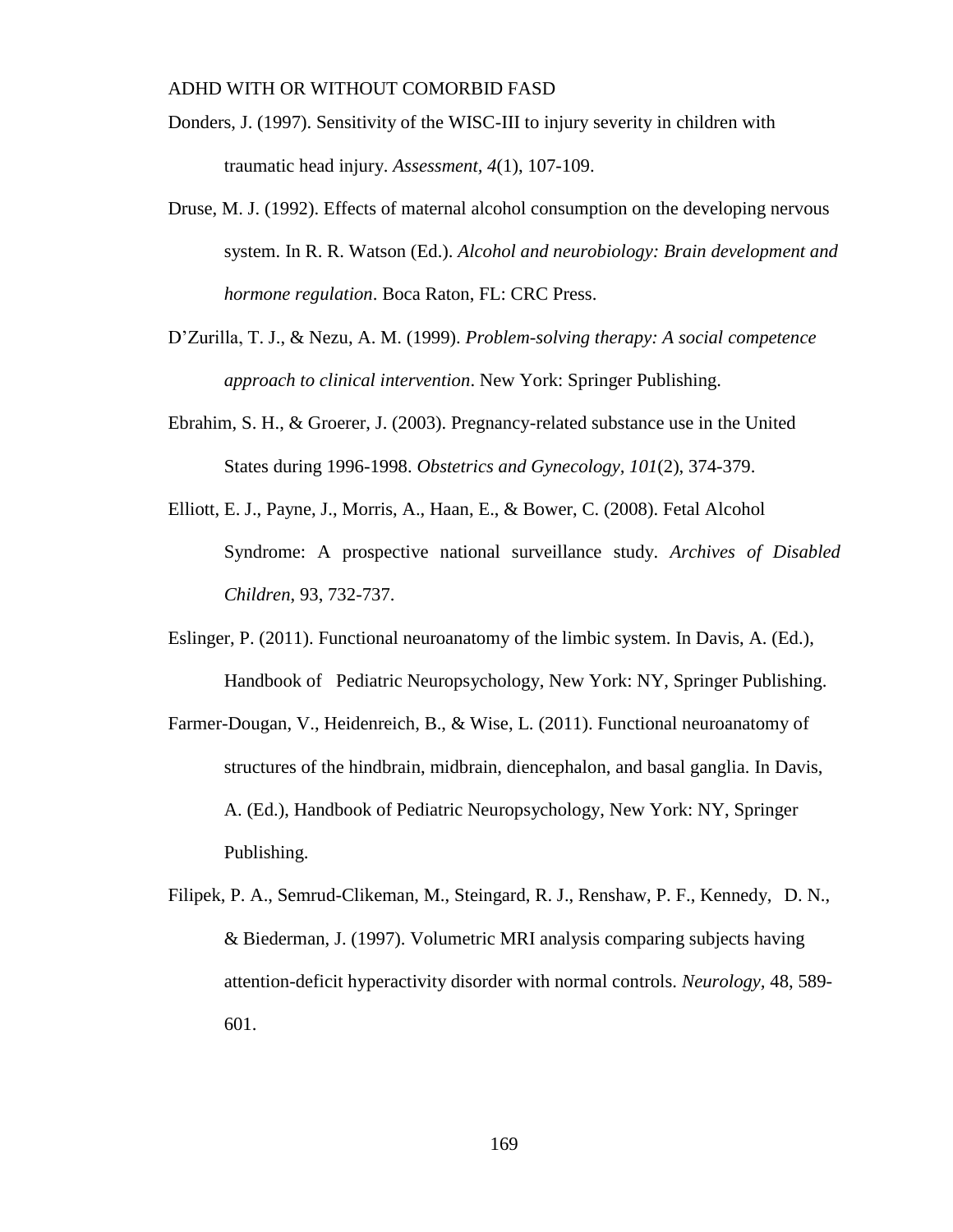Donders, J. (1997). Sensitivity of the WISC-III to injury severity in children with traumatic head injury. *Assessment*, *4*(1), 107-109.

Druse, M. J. (1992). Effects of maternal alcohol consumption on the developing nervous system. In R. R. Watson (Ed.). *Alcohol and neurobiology: Brain development and hormone regulation*. Boca Raton, FL: CRC Press.

D'Zurilla, T. J., & Nezu, A. M. (1999). *Problem-solving therapy: A social competence approach to clinical intervention*. New York: Springer Publishing.

Ebrahim, S. H., & Groerer, J. (2003). Pregnancy-related substance use in the United States during 1996-1998. *Obstetrics and Gynecology, 101*(2), 374-379.

Elliott, E. J., Payne, J., Morris, A., Haan, E., & Bower, C. (2008). Fetal Alcohol Syndrome: A prospective national surveillance study. *Archives of Disabled Children*, 93, 732-737.

Eslinger, P. (2011). Functional neuroanatomy of the limbic system. In Davis, A. (Ed.), Handbook of Pediatric Neuropsychology, New York: NY, Springer Publishing.

Farmer-Dougan, V., Heidenreich, B., & Wise, L. (2011). Functional neuroanatomy of structures of the hindbrain, midbrain, diencephalon, and basal ganglia. In Davis, A. (Ed.), Handbook of Pediatric Neuropsychology, New York: NY, Springer Publishing.

Filipek, P. A., Semrud-Clikeman, M., Steingard, R. J., Renshaw, P. F., Kennedy, D. N., & Biederman, J. (1997). Volumetric MRI analysis comparing subjects having attention-deficit hyperactivity disorder with normal controls. *Neurology*, 48, 589-601.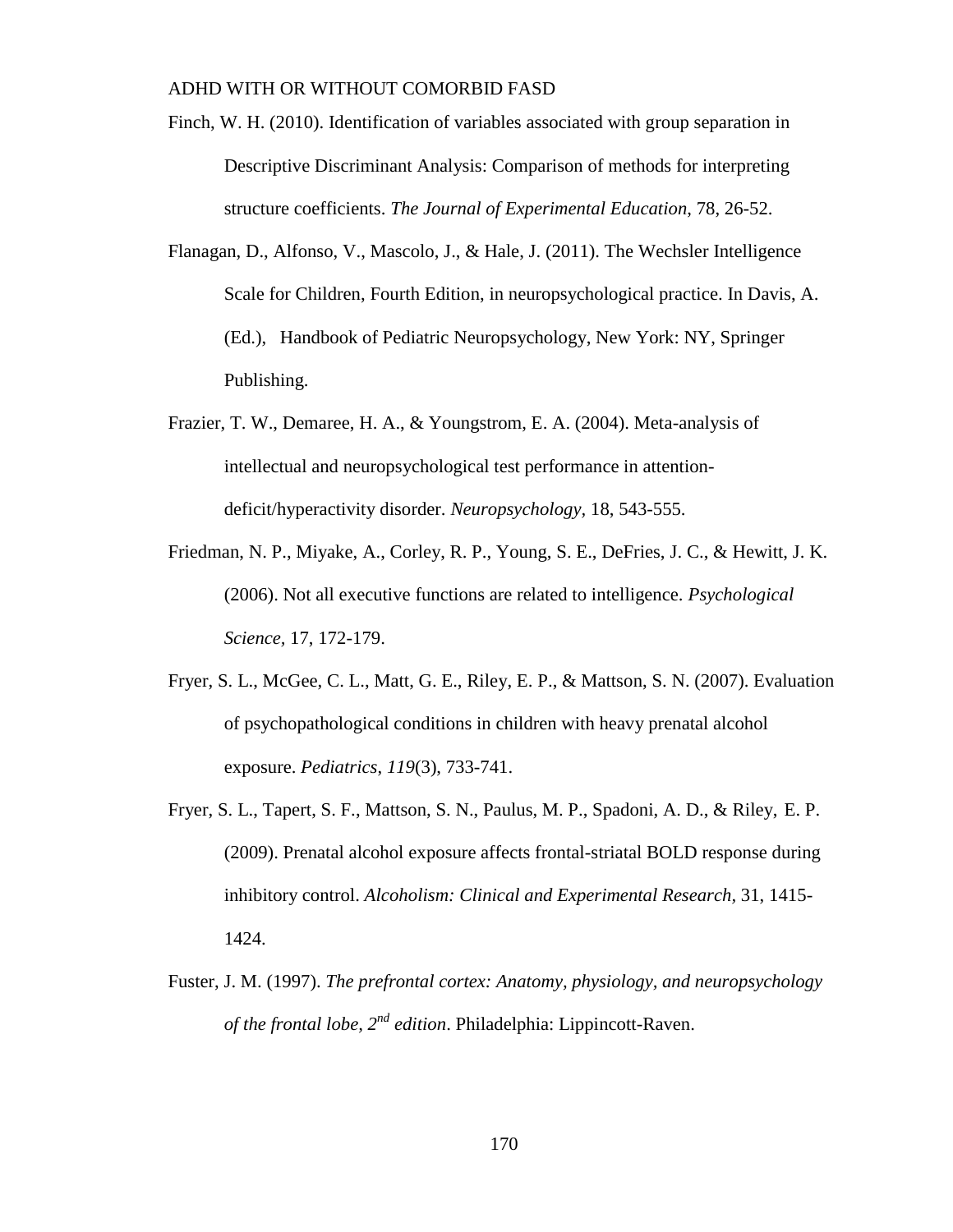Finch, W. H. (2010). Identification of variables associated with group separation in Descriptive Discriminant Analysis: Comparison of methods for interpreting structure coefficients. *The Journal of Experimental Education*, 78, 26-52.

Flanagan, D., Alfonso, V., Mascolo, J., & Hale, J. (2011). The Wechsler Intelligence Scale for Children, Fourth Edition, in neuropsychological practice. In Davis, A. (Ed.), Handbook of Pediatric Neuropsychology, New York: NY, Springer Publishing.

Frazier, T. W., Demaree, H. A., & Youngstrom, E. A. (2004). Meta-analysis of intellectual and neuropsychological test performance in attention-deficit/hyperactivity disorder. *Neuropsychology,* 18, 543-555.

Friedman, N. P., Miyake, A., Corley, R. P., Young, S. E., DeFries, J. C., & Hewitt, J. K. (2006). Not all executive functions are related to intelligence. *Psychological Science,* 17, 172-179.

Fryer, S. L., McGee, C. L., Matt, G. E., Riley, E. P., & Mattson, S. N. (2007). Evaluation of psychopathological conditions in children with heavy prenatal alcohol exposure. *Pediatrics, 119*(3), 733-741.

Fryer, S. L., Tapert, S. F., Mattson, S. N., Paulus, M. P., Spadoni, A. D., & Riley, E. P. (2009). Prenatal alcohol exposure affects frontal-striatal BOLD response during inhibitory control. *Alcoholism: Clinical and Experimental Research*, 31, 1415-1424.

Fuster, J. M. (1997). *The prefrontal cortex: Anatomy, physiology, and neuropsychology of the frontal lobe, 2nd edition*. Philadelphia: Lippincott-Raven.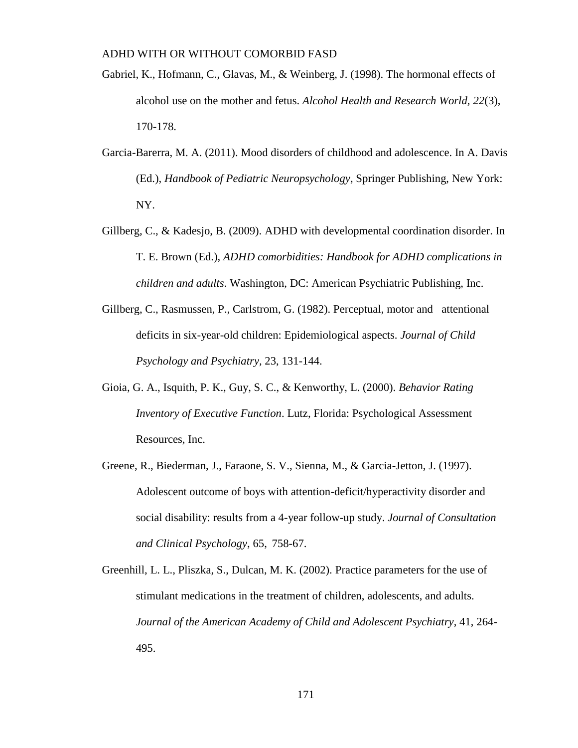Gabriel, K., Hofmann, C., Glavas, M., & Weinberg, J. (1998). The hormonal effects of alcohol use on the mother and fetus. *Alcohol Health and Research World, 22*(3), 170-178.

Garcia-Barerra, M. A. (2011). Mood disorders of childhood and adolescence. In A. Davis (Ed.), *Handbook of Pediatric Neuropsychology*, Springer Publishing, New York: NY.

Gillberg, C., & Kadesjo, B. (2009). ADHD with developmental coordination disorder. In T. E. Brown (Ed.), *ADHD comorbidities: Handbook for ADHD complications in children and adults*. Washington, DC: American Psychiatric Publishing, Inc.

Gillberg, C., Rasmussen, P., Carlstrom, G. (1982). Perceptual, motor and attentional deficits in six-year-old children: Epidemiological aspects. *Journal of Child Psychology and Psychiatry,* 23, 131-144.

Gioia, G. A., Isquith, P. K., Guy, S. C., & Kenworthy, L. (2000). *Behavior Rating Inventory of Executive Function*. Lutz, Florida: Psychological Assessment Resources, Inc.

Greene, R., Biederman, J., Faraone, S. V., Sienna, M., & Garcia-Jetton, J. (1997). Adolescent outcome of boys with attention-deficit/hyperactivity disorder and social disability: results from a 4-year follow-up study. *Journal of Consultation and Clinical Psychology*, 65, 758-67.

Greenhill, L. L., Pliszka, S., Dulcan, M. K. (2002). Practice parameters for the use of stimulant medications in the treatment of children, adolescents, and adults. *Journal of the American Academy of Child and Adolescent Psychiatry*, 41, 264-495.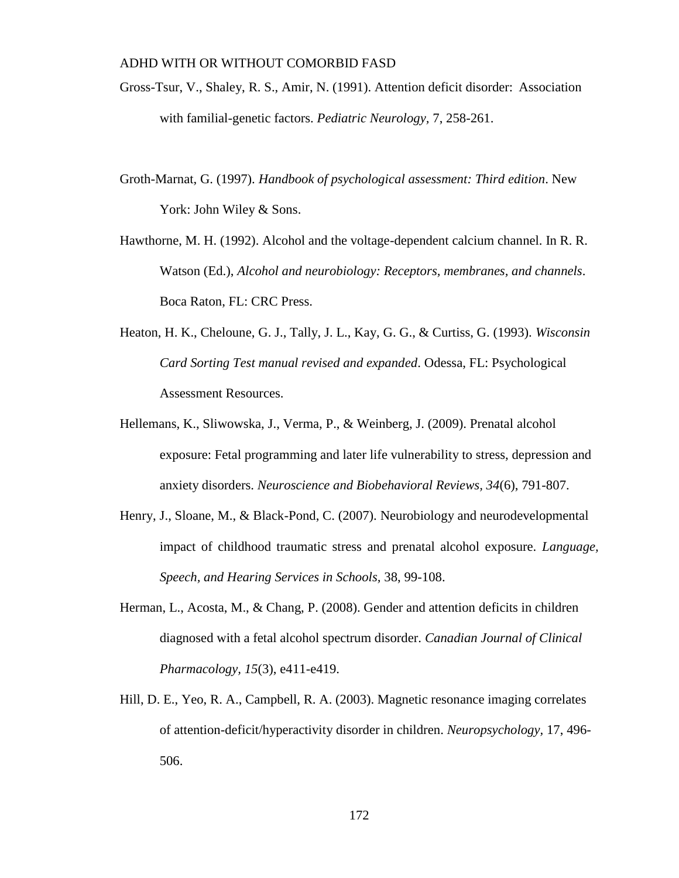Gross-Tsur, V., Shaley, R. S., Amir, N. (1991). Attention deficit disorder: Association with familial-genetic factors. *Pediatric Neurology*, 7, 258-261.

Groth-Marnat, G. (1997). *Handbook of psychological assessment: Third edition*. New York: John Wiley & Sons.

Hawthorne, M. H. (1992). Alcohol and the voltage-dependent calcium channel. In R. R. Watson (Ed.), *Alcohol and neurobiology: Receptors, membranes, and channels*. Boca Raton, FL: CRC Press.

Heaton, H. K., Cheloune, G. J., Tally, J. L., Kay, G. G., & Curtiss, G. (1993). *Wisconsin Card Sorting Test manual revised and expanded*. Odessa, FL: Psychological Assessment Resources.

Hellemans, K., Sliwowska, J., Verma, P., & Weinberg, J. (2009). Prenatal alcohol exposure: Fetal programming and later life vulnerability to stress, depression and anxiety disorders. *Neuroscience and Biobehavioral Reviews, 34*(6), 791-807.

Henry, J., Sloane, M., & Black-Pond, C. (2007). Neurobiology and neurodevelopmental impact of childhood traumatic stress and prenatal alcohol exposure. *Language, Speech, and Hearing Services in Schools,* 38, 99-108.

Herman, L., Acosta, M., & Chang, P. (2008). Gender and attention deficits in children diagnosed with a fetal alcohol spectrum disorder. *Canadian Journal of Clinical Pharmacology, 15*(3), e411-e419.

Hill, D. E., Yeo, R. A., Campbell, R. A. (2003). Magnetic resonance imaging correlates of attention-deficit/hyperactivity disorder in children. *Neuropsychology*, 17, 496-506.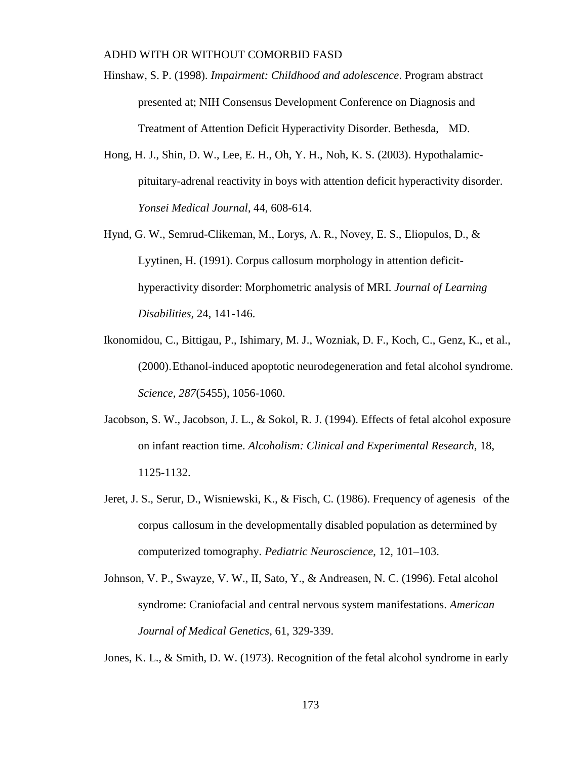Hinshaw, S. P. (1998). *Impairment: Childhood and adolescence*. Program abstract presented at; NIH Consensus Development Conference on Diagnosis and Treatment of Attention Deficit Hyperactivity Disorder. Bethesda, MD.

Hong, H. J., Shin, D. W., Lee, E. H., Oh, Y. H., Noh, K. S. (2003). Hypothalamic-pituitary-adrenal reactivity in boys with attention deficit hyperactivity disorder. *Yonsei Medical Journal*, 44, 608-614.

Hynd, G. W., Semrud-Clikeman, M., Lorys, A. R., Novey, E. S., Eliopulos, D., & Lyytinen, H. (1991). Corpus callosum morphology in attention deficit-hyperactivity disorder: Morphometric analysis of MRI. *Journal of Learning Disabilities*, 24, 141-146.

Ikonomidou, C., Bittigau, P., Ishimary, M. J., Wozniak, D. F., Koch, C., Genz, K., et al., (2000). Ethanol-induced apoptotic neurodegeneration and fetal alcohol syndrome. *Science, 287*(5455), 1056-1060.

Jacobson, S. W., Jacobson, J. L., & Sokol, R. J. (1994). Effects of fetal alcohol exposure on infant reaction time. *Alcoholism: Clinical and Experimental Research,* 18, 1125-1132.

Jeret, J. S., Serur, D., Wisniewski, K., & Fisch, C. (1986). Frequency of agenesis of the corpus callosum in the developmentally disabled population as determined by computerized tomography. *Pediatric Neuroscience*, 12, 101–103.

Johnson, V. P., Swayze, V. W., II, Sato, Y., & Andreasen, N. C. (1996). Fetal alcohol syndrome: Craniofacial and central nervous system manifestations. *American Journal of Medical Genetics,* 61, 329-339.

Jones, K. L., & Smith, D. W. (1973). Recognition of the fetal alcohol syndrome in early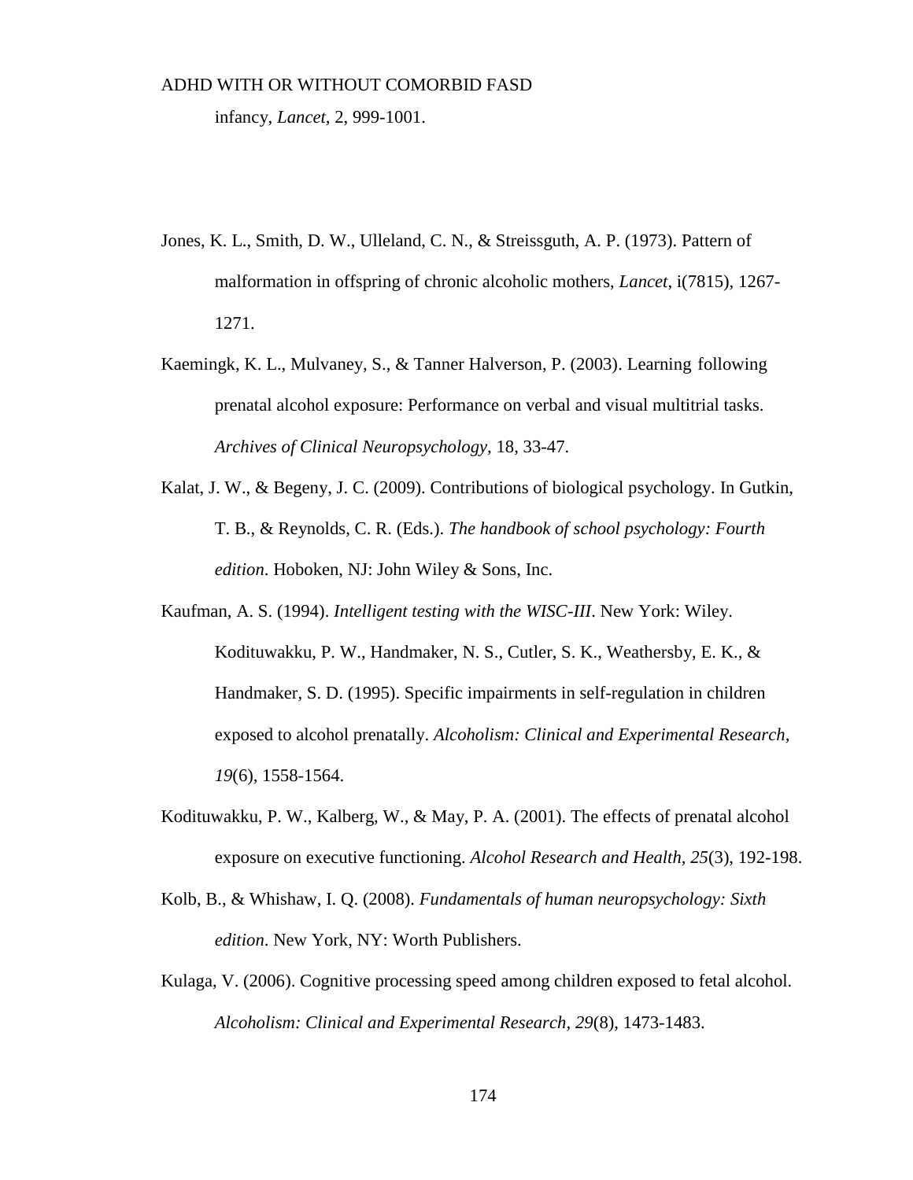infancy, *Lancet*, 2, 999-1001.

Jones, K. L., Smith, D. W., Ulleland, C. N., & Streissguth, A. P. (1973). Pattern of malformation in offspring of chronic alcoholic mothers, *Lancet*, i(7815), 1267-1271.

Kaemingk, K. L., Mulvaney, S., & Tanner Halverson, P. (2003). Learning following prenatal alcohol exposure: Performance on verbal and visual multitrial tasks. *Archives of Clinical Neuropsychology,* 18, 33-47.

Kalat, J. W., & Begeny, J. C. (2009). Contributions of biological psychology. In Gutkin, T. B., & Reynolds, C. R. (Eds.). *The handbook of school psychology: Fourth edition*. Hoboken, NJ: John Wiley & Sons, Inc.

Kaufman, A. S. (1994). *Intelligent testing with the WISC-III*. New York: Wiley. Kodituwakku, P. W., Handmaker, N. S., Cutler, S. K., Weathersby, E. K., & Handmaker, S. D. (1995). Specific impairments in self-regulation in children exposed to alcohol prenatally. *Alcoholism: Clinical and Experimental Research, 19*(6), 1558-1564.

Kodituwakku, P. W., Kalberg, W., & May, P. A. (2001). The effects of prenatal alcohol exposure on executive functioning. *Alcohol Research and Health, 25*(3), 192-198.

Kolb, B., & Whishaw, I. Q. (2008). *Fundamentals of human neuropsychology: Sixth edition*. New York, NY: Worth Publishers.

Kulaga, V. (2006). Cognitive processing speed among children exposed to fetal alcohol. *Alcoholism: Clinical and Experimental Research, 29*(8), 1473-1483.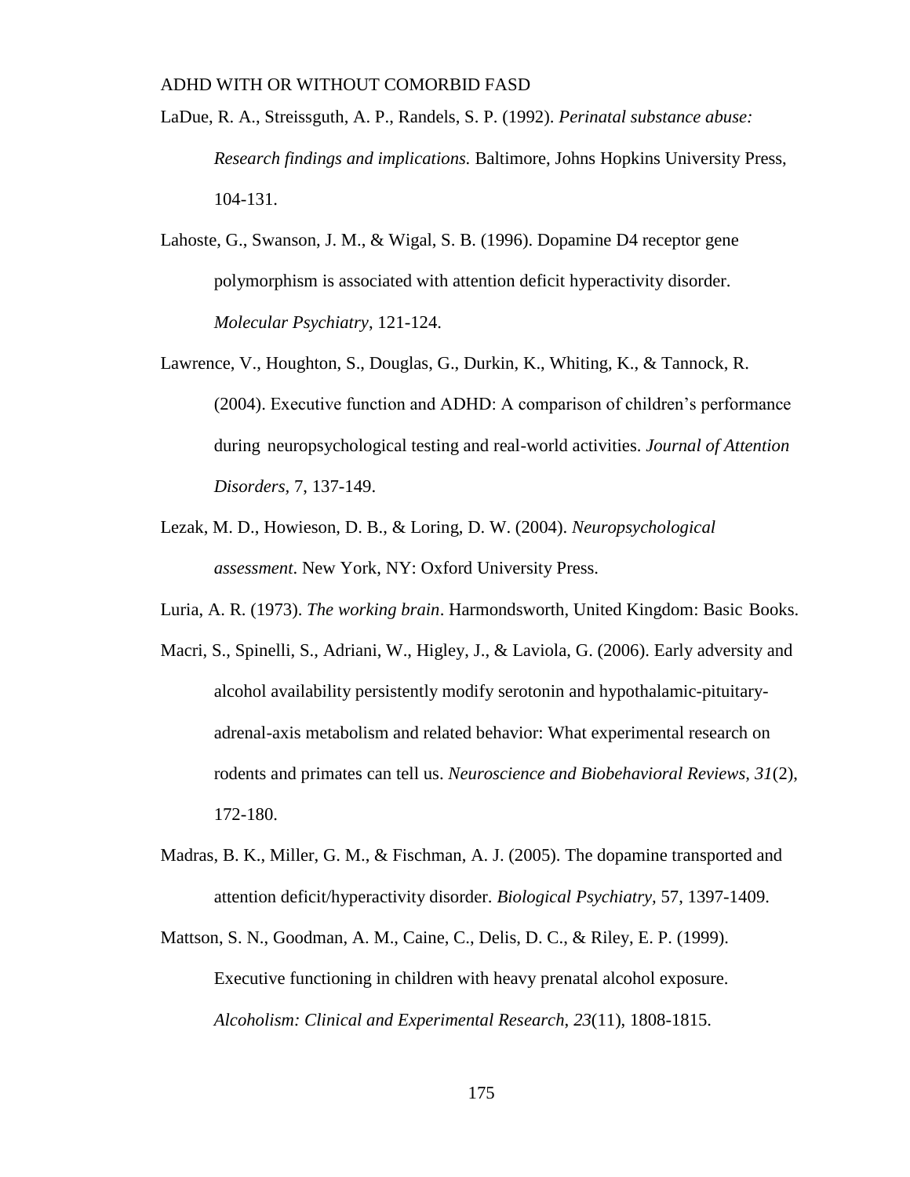LaDue, R. A., Streissguth, A. P., Randels, S. P. (1992). *Perinatal substance abuse: Research findings and implications.* Baltimore, Johns Hopkins University Press, 104-131.

Lahoste, G., Swanson, J. M., & Wigal, S. B. (1996). Dopamine D4 receptor gene polymorphism is associated with attention deficit hyperactivity disorder. *Molecular Psychiatry*, 121-124.

Lawrence, V., Houghton, S., Douglas, G., Durkin, K., Whiting, K., & Tannock, R. (2004). Executive function and ADHD: A comparison of children's performance during neuropsychological testing and real-world activities. *Journal of Attention Disorders*, 7, 137-149.

Lezak, M. D., Howieson, D. B., & Loring, D. W. (2004). *Neuropsychological assessment*. New York, NY: Oxford University Press.

Luria, A. R. (1973). *The working brain*. Harmondsworth, United Kingdom: Basic Books.

Macri, S., Spinelli, S., Adriani, W., Higley, J., & Laviola, G. (2006). Early adversity and alcohol availability persistently modify serotonin and hypothalamic-pituitary-adrenal-axis metabolism and related behavior: What experimental research on rodents and primates can tell us. *Neuroscience and Biobehavioral Reviews, 31*(2), 172-180.

Madras, B. K., Miller, G. M., & Fischman, A. J. (2005). The dopamine transported and attention deficit/hyperactivity disorder. *Biological Psychiatry,* 57, 1397-1409.

Mattson, S. N., Goodman, A. M., Caine, C., Delis, D. C., & Riley, E. P. (1999). Executive functioning in children with heavy prenatal alcohol exposure. *Alcoholism: Clinical and Experimental Research*, *23*(11), 1808-1815.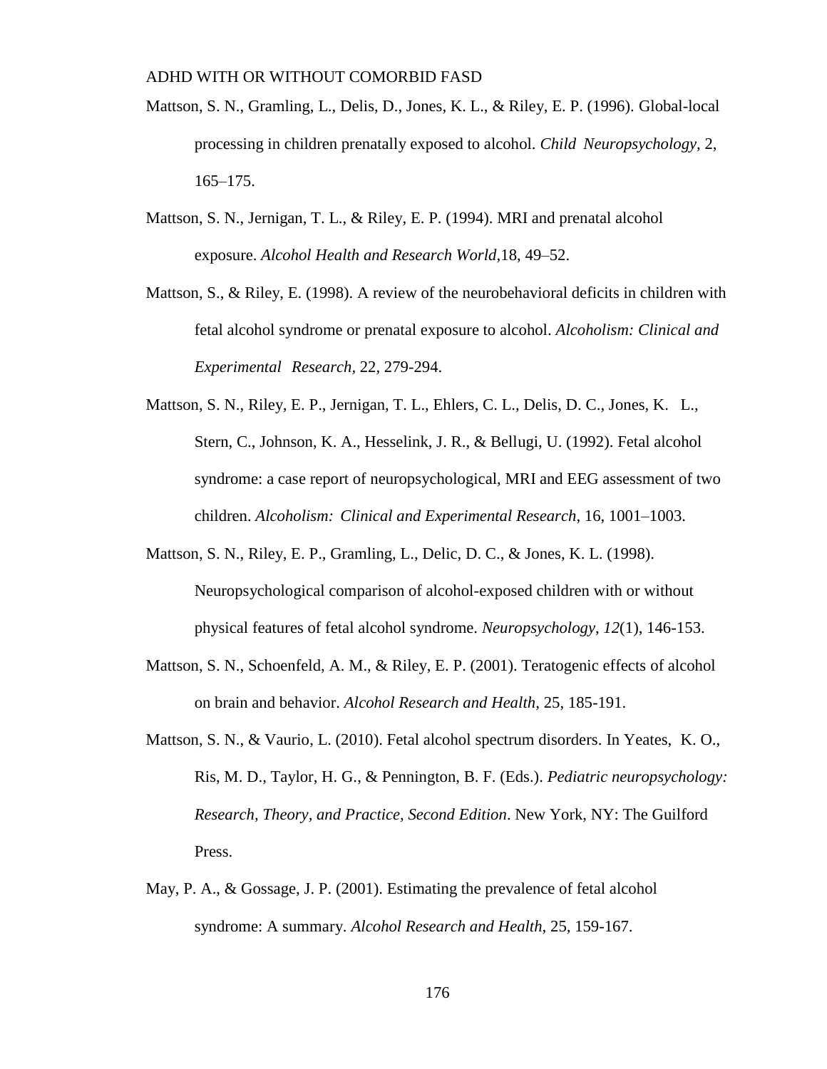Mattson, S. N., Gramling, L., Delis, D., Jones, K. L., & Riley, E. P. (1996). Global-local processing in children prenatally exposed to alcohol. *Child Neuropsychology,* 2, 165–175.

Mattson, S. N., Jernigan, T. L., & Riley, E. P. (1994). MRI and prenatal alcohol exposure. *Alcohol Health and Research World,*18, 49–52.

Mattson, S., & Riley, E. (1998). A review of the neurobehavioral deficits in children with fetal alcohol syndrome or prenatal exposure to alcohol. *Alcoholism: Clinical and Experimental Research,* 22, 279-294.

Mattson, S. N., Riley, E. P., Jernigan, T. L., Ehlers, C. L., Delis, D. C., Jones, K. L., Stern, C., Johnson, K. A., Hesselink, J. R., & Bellugi, U. (1992). Fetal alcohol syndrome: a case report of neuropsychological, MRI and EEG assessment of two children. *Alcoholism: Clinical and Experimental Research*, 16, 1001–1003.

Mattson, S. N., Riley, E. P., Gramling, L., Delic, D. C., & Jones, K. L. (1998). Neuropsychological comparison of alcohol-exposed children with or without physical features of fetal alcohol syndrome. *Neuropsychology, 12*(1), 146-153.

Mattson, S. N., Schoenfeld, A. M., & Riley, E. P. (2001). Teratogenic effects of alcohol on brain and behavior. *Alcohol Research and Health*, 25, 185-191.

Mattson, S. N., & Vaurio, L. (2010). Fetal alcohol spectrum disorders. In Yeates, K. O., Ris, M. D., Taylor, H. G., & Pennington, B. F. (Eds.). *Pediatric neuropsychology: Research, Theory, and Practice, Second Edition*. New York, NY: The Guilford Press.

May, P. A., & Gossage, J. P. (2001). Estimating the prevalence of fetal alcohol syndrome: A summary. *Alcohol Research and Health,* 25, 159-167.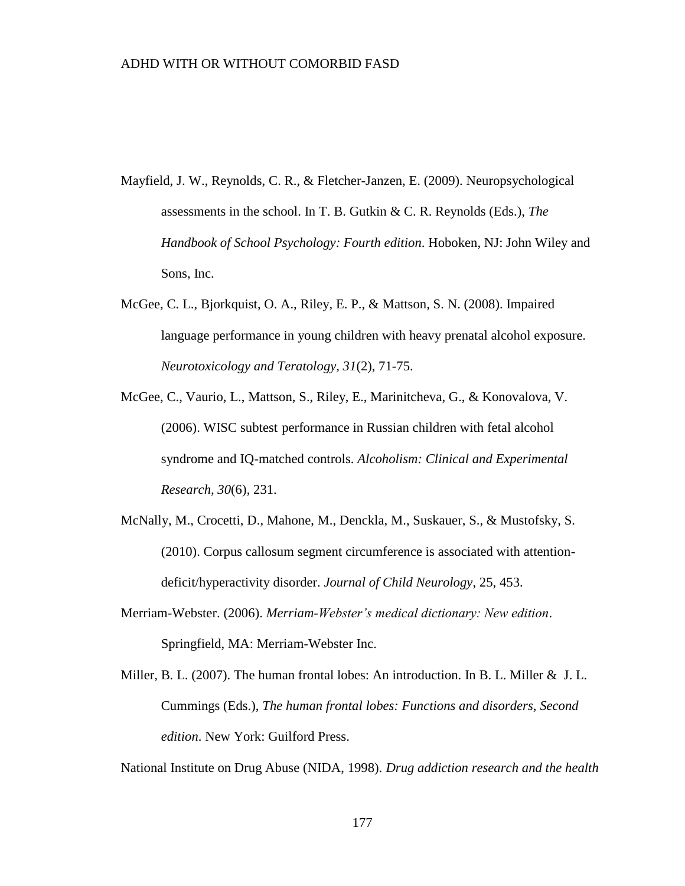Mayfield, J. W., Reynolds, C. R., & Fletcher-Janzen, E. (2009). Neuropsychological assessments in the school. In T. B. Gutkin & C. R. Reynolds (Eds.), *The Handbook of School Psychology: Fourth edition*. Hoboken, NJ: John Wiley and Sons, Inc.

McGee, C. L., Bjorkquist, O. A., Riley, E. P., & Mattson, S. N. (2008). Impaired language performance in young children with heavy prenatal alcohol exposure. *Neurotoxicology and Teratology, 31*(2), 71-75.

McGee, C., Vaurio, L., Mattson, S., Riley, E., Marinitcheva, G., & Konovalova, V. (2006). WISC subtest performance in Russian children with fetal alcohol syndrome and IQ-matched controls. *Alcoholism: Clinical and Experimental Research, 30*(6), 231.

McNally, M., Crocetti, D., Mahone, M., Denckla, M., Suskauer, S., & Mustofsky, S. (2010). Corpus callosum segment circumference is associated with attention-deficit/hyperactivity disorder. *Journal of Child Neurology*, 25, 453.

Merriam-Webster. (2006). *Merriam-Webster's medical dictionary: New edition*. Springfield, MA: Merriam-Webster Inc.

Miller, B. L. (2007). The human frontal lobes: An introduction. In B. L. Miller & J. L. Cummings (Eds.), *The human frontal lobes: Functions and disorders, Second edition*. New York: Guilford Press.

National Institute on Drug Abuse (NIDA, 1998). *Drug addiction research and the health*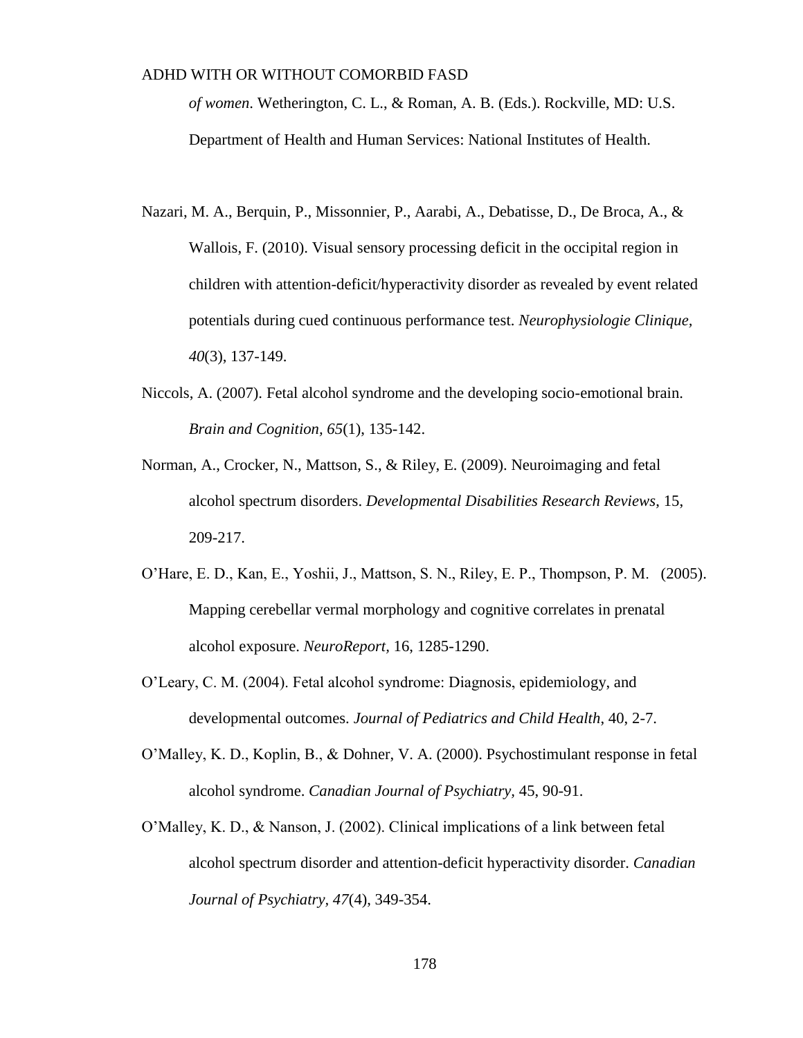*of women*. Wetherington, C. L., & Roman, A. B. (Eds.). Rockville, MD: U.S. Department of Health and Human Services: National Institutes of Health.

Nazari, M. A., Berquin, P., Missonnier, P., Aarabi, A., Debatisse, D., De Broca, A., & Wallois, F. (2010). Visual sensory processing deficit in the occipital region in children with attention-deficit/hyperactivity disorder as revealed by event related potentials during cued continuous performance test. *Neurophysiologie Clinique, 40*(3), 137-149.

Niccols, A. (2007). Fetal alcohol syndrome and the developing socio-emotional brain. *Brain and Cognition, 65*(1), 135-142.

Norman, A., Crocker, N., Mattson, S., & Riley, E. (2009). Neuroimaging and fetal alcohol spectrum disorders. *Developmental Disabilities Research Reviews*, 15, 209-217.

O'Hare, E. D., Kan, E., Yoshii, J., Mattson, S. N., Riley, E. P., Thompson, P. M. (2005). Mapping cerebellar vermal morphology and cognitive correlates in prenatal alcohol exposure. *NeuroReport,* 16, 1285-1290.

O'Leary, C. M. (2004). Fetal alcohol syndrome: Diagnosis, epidemiology, and developmental outcomes. *Journal of Pediatrics and Child Health*, 40, 2-7.

O'Malley, K. D., Koplin, B., & Dohner, V. A. (2000). Psychostimulant response in fetal alcohol syndrome. *Canadian Journal of Psychiatry,* 45, 90-91.

O'Malley, K. D., & Nanson, J. (2002). Clinical implications of a link between fetal alcohol spectrum disorder and attention-deficit hyperactivity disorder. *Canadian Journal of Psychiatry, 47*(4), 349-354.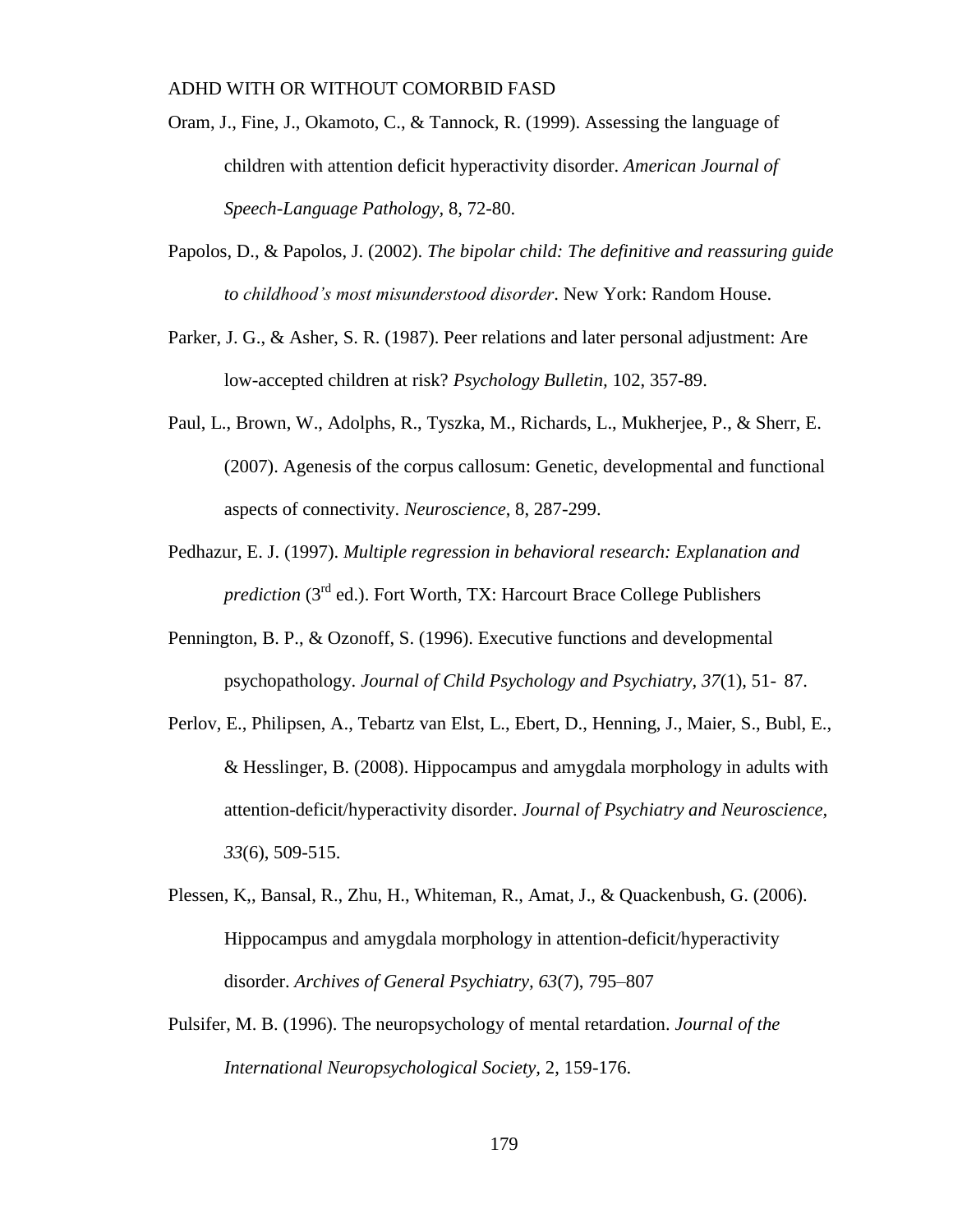Oram, J., Fine, J., Okamoto, C., & Tannock, R. (1999). Assessing the language of children with attention deficit hyperactivity disorder. *American Journal of Speech-Language Pathology*, 8, 72-80.

Papolos, D., & Papolos, J. (2002). *The bipolar child: The definitive and reassuring guide to childhood's most misunderstood disorder*. New York: Random House.

Parker, J. G., & Asher, S. R. (1987). Peer relations and later personal adjustment: Are low-accepted children at risk? *Psychology Bulletin*, 102, 357-89.

Paul, L., Brown, W., Adolphs, R., Tyszka, M., Richards, L., Mukherjee, P., & Sherr, E. (2007). Agenesis of the corpus callosum: Genetic, developmental and functional aspects of connectivity. *Neuroscience*, 8, 287-299.

Pedhazur, E. J. (1997). *Multiple regression in behavioral research: Explanation and prediction* (3rd ed.). Fort Worth, TX: Harcourt Brace College Publishers

Pennington, B. P., & Ozonoff, S. (1996). Executive functions and developmental psychopathology. *Journal of Child Psychology and Psychiatry*, *37*(1), 51- 87.

Perlov, E., Philipsen, A., Tebartz van Elst, L., Ebert, D., Henning, J., Maier, S., Bubl, E., & Hesslinger, B. (2008). Hippocampus and amygdala morphology in adults with attention-deficit/hyperactivity disorder. *Journal of Psychiatry and Neuroscience, 33*(6), 509-515.

Plessen, K,, Bansal, R., Zhu, H., Whiteman, R., Amat, J., & Quackenbush, G. (2006). Hippocampus and amygdala morphology in attention-deficit/hyperactivity disorder. *Archives of General Psychiatry*, *63*(7), 795–807

Pulsifer, M. B. (1996). The neuropsychology of mental retardation. *Journal of the International Neuropsychological Society*, 2, 159-176.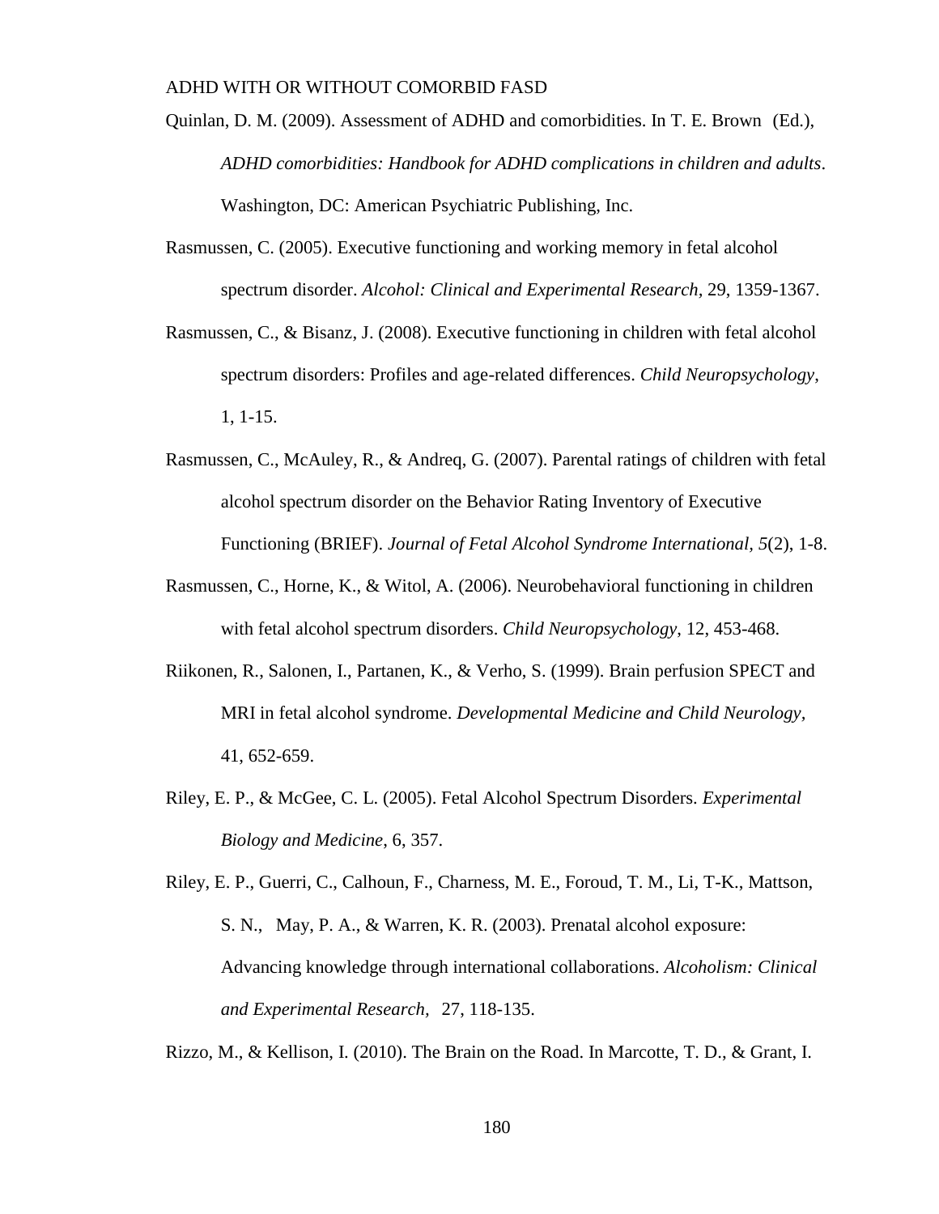Quinlan, D. M. (2009). Assessment of ADHD and comorbidities. In T. E. Brown (Ed.), *ADHD comorbidities: Handbook for ADHD complications in children and adults*. Washington, DC: American Psychiatric Publishing, Inc.

Rasmussen, C. (2005). Executive functioning and working memory in fetal alcohol spectrum disorder. *Alcohol: Clinical and Experimental Research*, 29, 1359-1367.

Rasmussen, C., & Bisanz, J. (2008). Executive functioning in children with fetal alcohol spectrum disorders: Profiles and age-related differences. *Child Neuropsychology*, 1, 1-15.

Rasmussen, C., McAuley, R., & Andreq, G. (2007). Parental ratings of children with fetal alcohol spectrum disorder on the Behavior Rating Inventory of Executive Functioning (BRIEF). *Journal of Fetal Alcohol Syndrome International, 5*(2), 1-8.

Rasmussen, C., Horne, K., & Witol, A. (2006). Neurobehavioral functioning in children with fetal alcohol spectrum disorders. *Child Neuropsychology*, 12, 453-468.

Riikonen, R., Salonen, I., Partanen, K., & Verho, S. (1999). Brain perfusion SPECT and MRI in fetal alcohol syndrome. *Developmental Medicine and Child Neurology*, 41, 652-659.

Riley, E. P., & McGee, C. L. (2005). Fetal Alcohol Spectrum Disorders. *Experimental Biology and Medicine*, 6, 357.

Riley, E. P., Guerri, C., Calhoun, F., Charness, M. E., Foroud, T. M., Li, T-K., Mattson, S. N., May, P. A., & Warren, K. R. (2003). Prenatal alcohol exposure: Advancing knowledge through international collaborations. *Alcoholism: Clinical and Experimental Research*, 27, 118-135.

Rizzo, M., & Kellison, I. (2010). The Brain on the Road. In Marcotte, T. D., & Grant, I.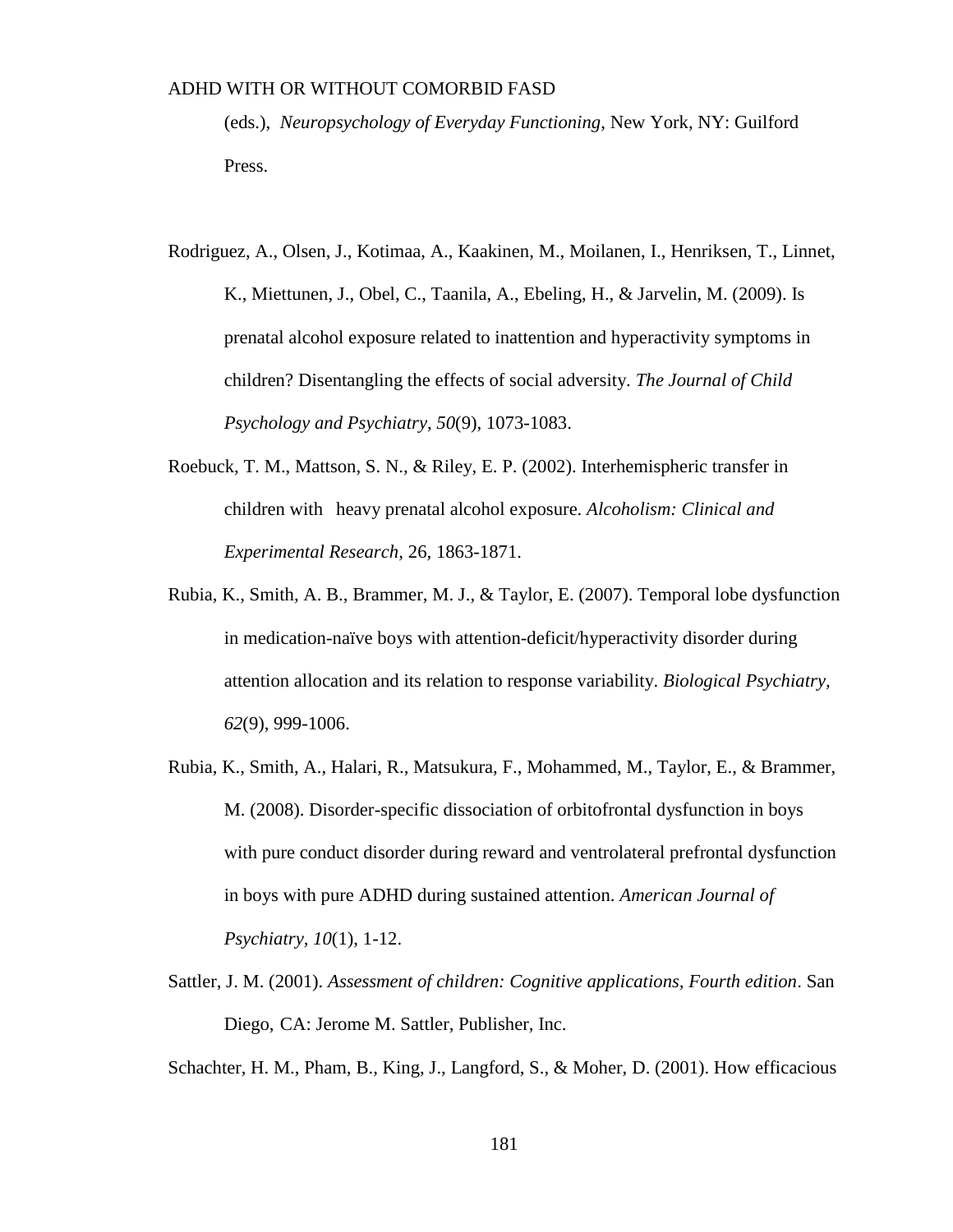(eds.), *Neuropsychology of Everyday Functioning*, New York, NY: Guilford Press.

Rodriguez, A., Olsen, J., Kotimaa, A., Kaakinen, M., Moilanen, I., Henriksen, T., Linnet, K., Miettunen, J., Obel, C., Taanila, A., Ebeling, H., & Jarvelin, M. (2009). Is prenatal alcohol exposure related to inattention and hyperactivity symptoms in children? Disentangling the effects of social adversity. *The Journal of Child Psychology and Psychiatry*, *50*(9), 1073-1083.

Roebuck, T. M., Mattson, S. N., & Riley, E. P. (2002). Interhemispheric transfer in children with heavy prenatal alcohol exposure. *Alcoholism: Clinical and Experimental Research,* 26, 1863-1871.

Rubia, K., Smith, A. B., Brammer, M. J., & Taylor, E. (2007). Temporal lobe dysfunction in medication-naïve boys with attention-deficit/hyperactivity disorder during attention allocation and its relation to response variability. *Biological Psychiatry, 62*(9), 999-1006.

Rubia, K., Smith, A., Halari, R., Matsukura, F., Mohammed, M., Taylor, E., & Brammer, M. (2008). Disorder-specific dissociation of orbitofrontal dysfunction in boys with pure conduct disorder during reward and ventrolateral prefrontal dysfunction in boys with pure ADHD during sustained attention. *American Journal of Psychiatry, 10*(1), 1-12.

Sattler, J. M. (2001). *Assessment of children: Cognitive applications, Fourth edition*. San Diego, CA: Jerome M. Sattler, Publisher, Inc.

Schachter, H. M., Pham, B., King, J., Langford, S., & Moher, D. (2001). How efficacious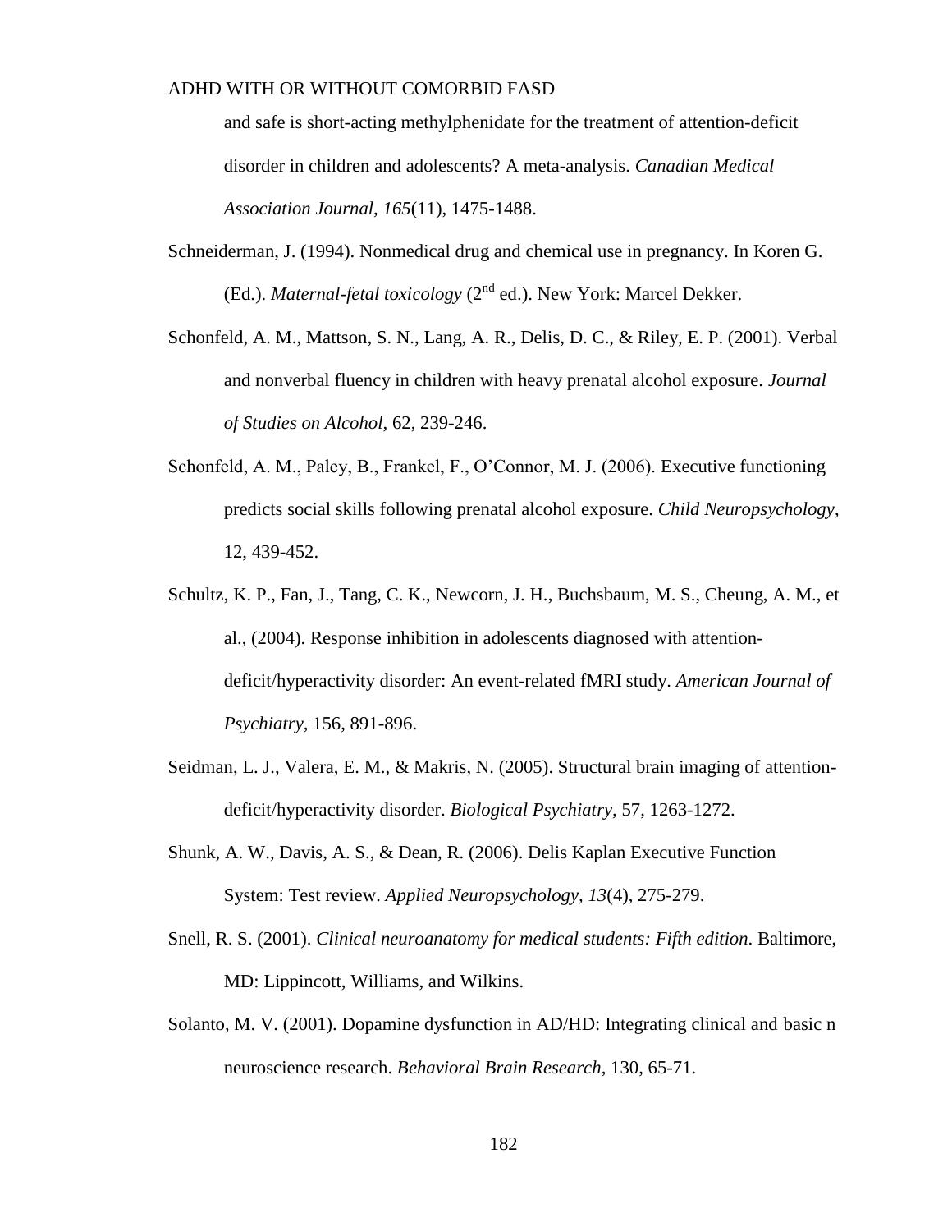and safe is short-acting methylphenidate for the treatment of attention-deficit disorder in children and adolescents? A meta-analysis. *Canadian Medical Association Journal, 165*(11), 1475-1488.

Schneiderman, J. (1994). Nonmedical drug and chemical use in pregnancy. In Koren G. (Ed.). *Maternal-fetal toxicology* (2nd ed.). New York: Marcel Dekker.

Schonfeld, A. M., Mattson, S. N., Lang, A. R., Delis, D. C., & Riley, E. P. (2001). Verbal and nonverbal fluency in children with heavy prenatal alcohol exposure. *Journal of Studies on Alcohol*, 62, 239-246.

Schonfeld, A. M., Paley, B., Frankel, F., O'Connor, M. J. (2006). Executive functioning predicts social skills following prenatal alcohol exposure. *Child Neuropsychology*, 12, 439-452.

Schultz, K. P., Fan, J., Tang, C. K., Newcorn, J. H., Buchsbaum, M. S., Cheung, A. M., et al., (2004). Response inhibition in adolescents diagnosed with attention-deficit/hyperactivity disorder: An event-related fMRI study. *American Journal of Psychiatry*, 156, 891-896.

Seidman, L. J., Valera, E. M., & Makris, N. (2005). Structural brain imaging of attention-deficit/hyperactivity disorder. *Biological Psychiatry,* 57, 1263-1272.

Shunk, A. W., Davis, A. S., & Dean, R. (2006). Delis Kaplan Executive Function System: Test review. *Applied Neuropsychology, 13*(4), 275-279.

Snell, R. S. (2001). *Clinical neuroanatomy for medical students: Fifth edition*. Baltimore, MD: Lippincott, Williams, and Wilkins.

Solanto, M. V. (2001). Dopamine dysfunction in AD/HD: Integrating clinical and basic n neuroscience research. *Behavioral Brain Research,* 130, 65-71.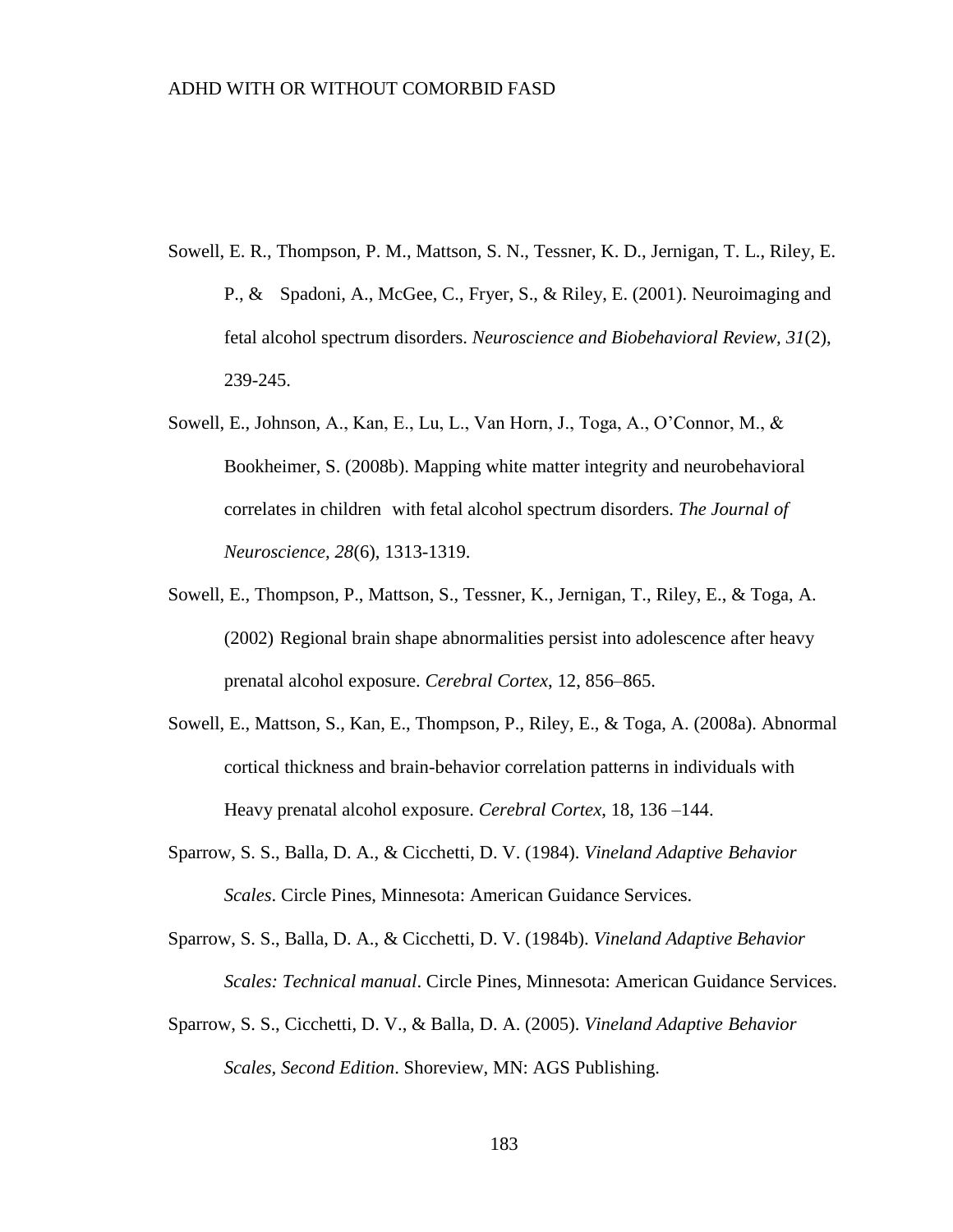Sowell, E. R., Thompson, P. M., Mattson, S. N., Tessner, K. D., Jernigan, T. L., Riley, E. P., & Spadoni, A., McGee, C., Fryer, S., & Riley, E. (2001). Neuroimaging and fetal alcohol spectrum disorders. *Neuroscience and Biobehavioral Review, 31*(2), 239-245.

Sowell, E., Johnson, A., Kan, E., Lu, L., Van Horn, J., Toga, A., O'Connor, M., & Bookheimer, S. (2008b). Mapping white matter integrity and neurobehavioral correlates in children with fetal alcohol spectrum disorders. *The Journal of Neuroscience, 28*(6), 1313-1319.

Sowell, E., Thompson, P., Mattson, S., Tessner, K., Jernigan, T., Riley, E., & Toga, A. (2002) Regional brain shape abnormalities persist into adolescence after heavy prenatal alcohol exposure. *Cerebral Cortex*, 12, 856–865.

Sowell, E., Mattson, S., Kan, E., Thompson, P., Riley, E., & Toga, A. (2008a). Abnormal cortical thickness and brain-behavior correlation patterns in individuals with Heavy prenatal alcohol exposure. *Cerebral Cortex*, 18, 136 –144.

Sparrow, S. S., Balla, D. A., & Cicchetti, D. V. (1984). *Vineland Adaptive Behavior Scales*. Circle Pines, Minnesota: American Guidance Services.

Sparrow, S. S., Balla, D. A., & Cicchetti, D. V. (1984b). *Vineland Adaptive Behavior Scales: Technical manual*. Circle Pines, Minnesota: American Guidance Services.

Sparrow, S. S., Cicchetti, D. V., & Balla, D. A. (2005). *Vineland Adaptive Behavior Scales, Second Edition*. Shoreview, MN: AGS Publishing.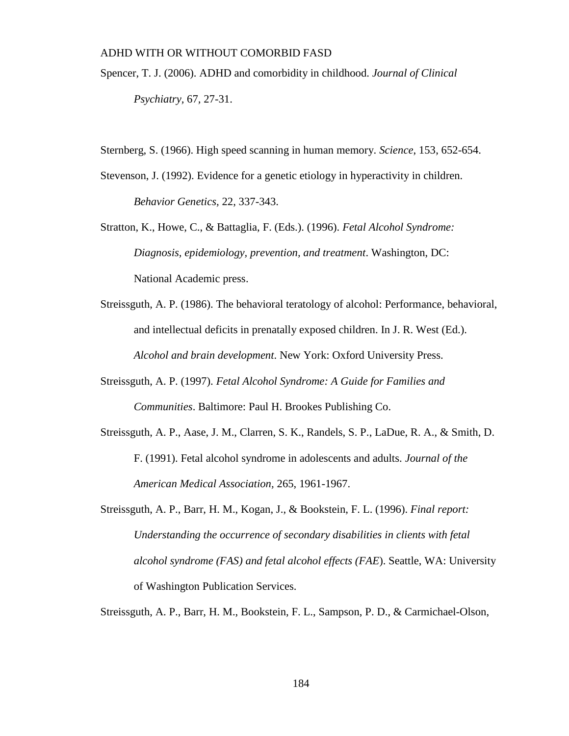Spencer, T. J. (2006). ADHD and comorbidity in childhood. *Journal of Clinical Psychiatry,* 67, 27-31.

Sternberg, S. (1966). High speed scanning in human memory. *Science*, 153, 652-654.

Stevenson, J. (1992). Evidence for a genetic etiology in hyperactivity in children. *Behavior Genetics*, 22, 337-343.

Stratton, K., Howe, C., & Battaglia, F. (Eds.). (1996). *Fetal Alcohol Syndrome: Diagnosis, epidemiology, prevention, and treatment*. Washington, DC: National Academic press.

Streissguth, A. P. (1986). The behavioral teratology of alcohol: Performance, behavioral, and intellectual deficits in prenatally exposed children. In J. R. West (Ed.). *Alcohol and brain development*. New York: Oxford University Press.

Streissguth, A. P. (1997). *Fetal Alcohol Syndrome: A Guide for Families and Communities*. Baltimore: Paul H. Brookes Publishing Co.

Streissguth, A. P., Aase, J. M., Clarren, S. K., Randels, S. P., LaDue, R. A., & Smith, D. F. (1991). Fetal alcohol syndrome in adolescents and adults. *Journal of the American Medical Association,* 265, 1961-1967.

Streissguth, A. P., Barr, H. M., Kogan, J., & Bookstein, F. L. (1996). *Final report: Understanding the occurrence of secondary disabilities in clients with fetal alcohol syndrome (FAS) and fetal alcohol effects (FAE*). Seattle, WA: University of Washington Publication Services.

Streissguth, A. P., Barr, H. M., Bookstein, F. L., Sampson, P. D., & Carmichael-Olson,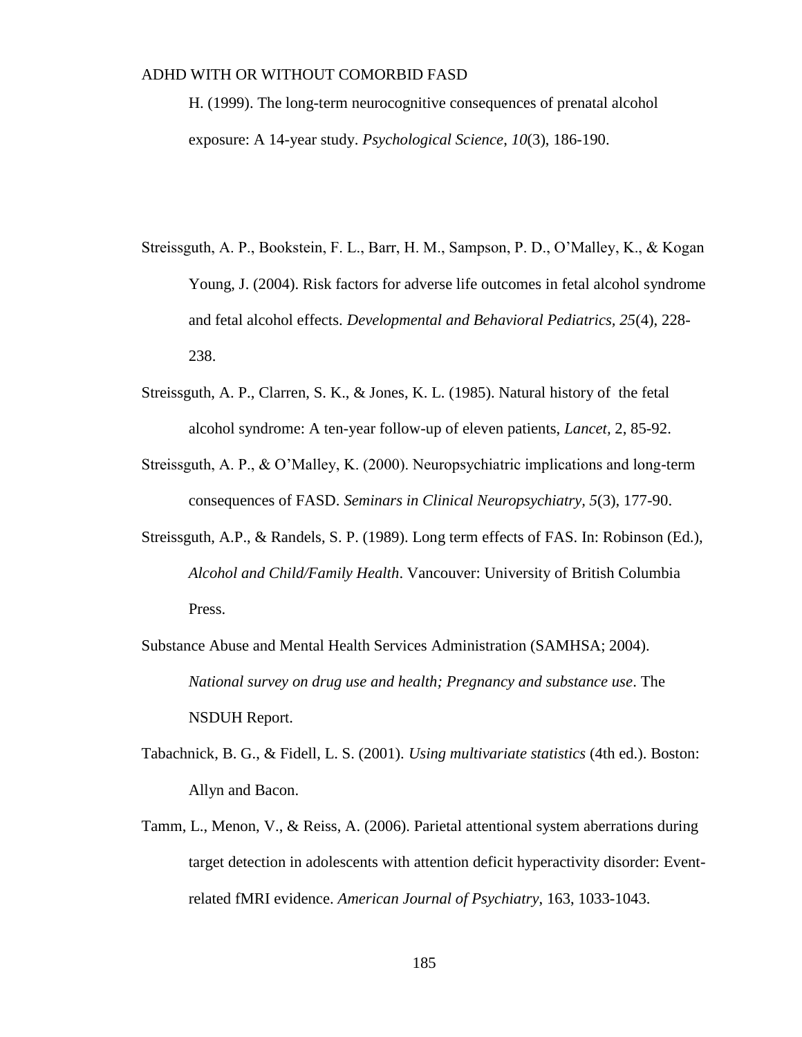H. (1999). The long-term neurocognitive consequences of prenatal alcohol exposure: A 14-year study. *Psychological Science*, *10*(3), 186-190.

Streissguth, A. P., Bookstein, F. L., Barr, H. M., Sampson, P. D., O'Malley, K., & Kogan Young, J. (2004). Risk factors for adverse life outcomes in fetal alcohol syndrome and fetal alcohol effects. *Developmental and Behavioral Pediatrics, 25*(4), 228-238.

Streissguth, A. P., Clarren, S. K., & Jones, K. L. (1985). Natural history of the fetal alcohol syndrome: A ten-year follow-up of eleven patients, *Lancet*, 2, 85-92.

Streissguth, A. P., & O'Malley, K. (2000). Neuropsychiatric implications and long-term consequences of FASD. *Seminars in Clinical Neuropsychiatry, 5*(3), 177-90.

Streissguth, A.P., & Randels, S. P. (1989). Long term effects of FAS. In: Robinson (Ed.), *Alcohol and Child/Family Health*. Vancouver: University of British Columbia Press.

Substance Abuse and Mental Health Services Administration (SAMHSA; 2004). *National survey on drug use and health; Pregnancy and substance use*. The NSDUH Report.

Tabachnick, B. G., & Fidell, L. S. (2001). *Using multivariate statistics* (4th ed.). Boston: Allyn and Bacon.

Tamm, L., Menon, V., & Reiss, A. (2006). Parietal attentional system aberrations during target detection in adolescents with attention deficit hyperactivity disorder: Event-related fMRI evidence. *American Journal of Psychiatry*, 163, 1033-1043.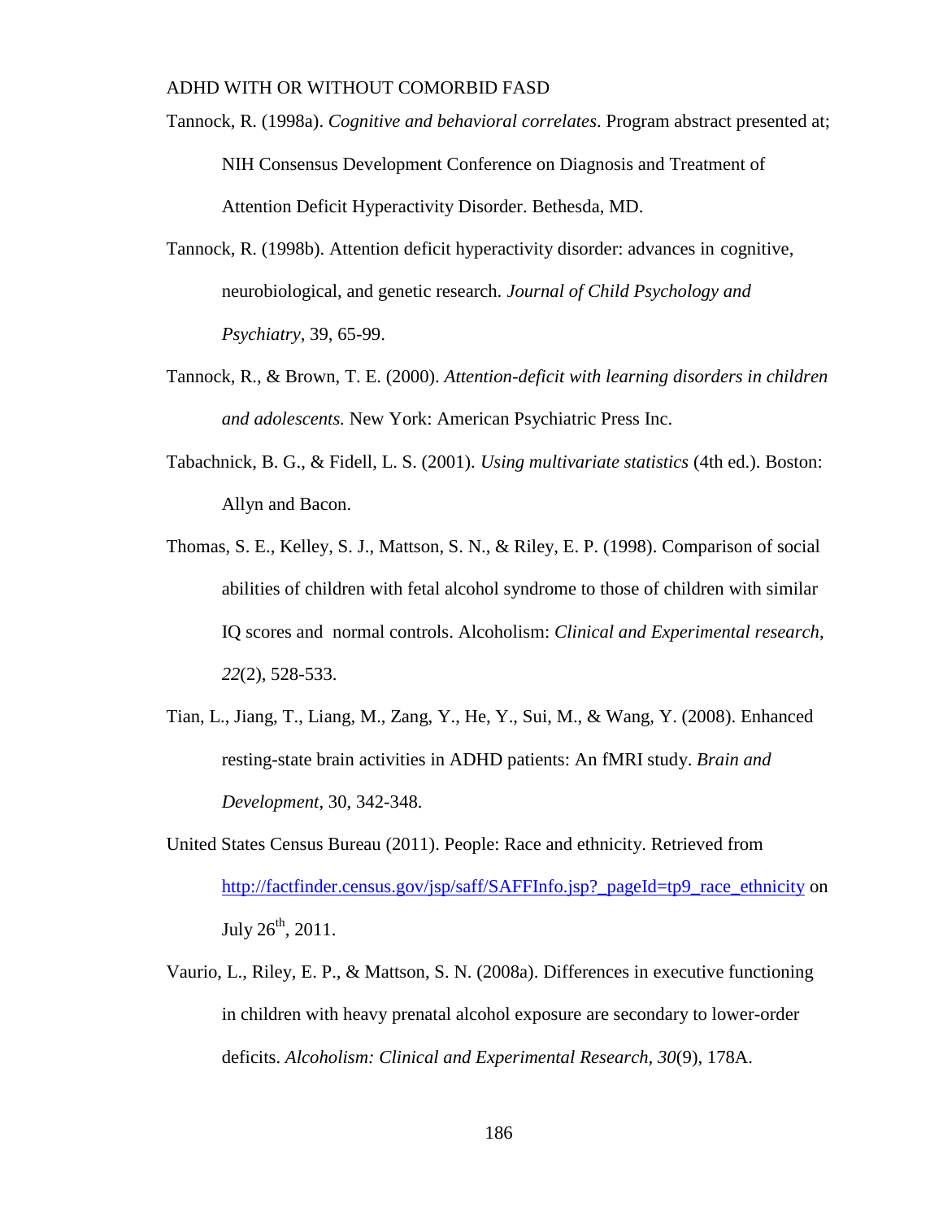Tannock, R. (1998a). *Cognitive and behavioral correlates*. Program abstract presented at; NIH Consensus Development Conference on Diagnosis and Treatment of Attention Deficit Hyperactivity Disorder. Bethesda, MD.

Tannock, R. (1998b). Attention deficit hyperactivity disorder: advances in cognitive, neurobiological, and genetic research. *Journal of Child Psychology and Psychiatry*, 39, 65-99.

Tannock, R., & Brown, T. E. (2000). *Attention-deficit with learning disorders in children and adolescents.* New York: American Psychiatric Press Inc.

Tabachnick, B. G., & Fidell, L. S. (2001). *Using multivariate statistics* (4th ed.). Boston: Allyn and Bacon.

Thomas, S. E., Kelley, S. J., Mattson, S. N., & Riley, E. P. (1998). Comparison of social abilities of children with fetal alcohol syndrome to those of children with similar IQ scores and normal controls. Alcoholism: *Clinical and Experimental research, 22*(2), 528-533.

Tian, L., Jiang, T., Liang, M., Zang, Y., He, Y., Sui, M., & Wang, Y. (2008). Enhanced resting-state brain activities in ADHD patients: An fMRI study. *Brain and Development*, 30, 342-348.

United States Census Bureau (2011). People: Race and ethnicity. Retrieved from http://factfinder.census.gov/jsp/saff/SAFFInfo.jsp?_pageId=tp9_race_ethnicity on July 26th, 2011.

Vaurio, L., Riley, E. P., & Mattson, S. N. (2008a). Differences in executive functioning in children with heavy prenatal alcohol exposure are secondary to lower-order deficits. *Alcoholism: Clinical and Experimental Research, 30*(9), 178A.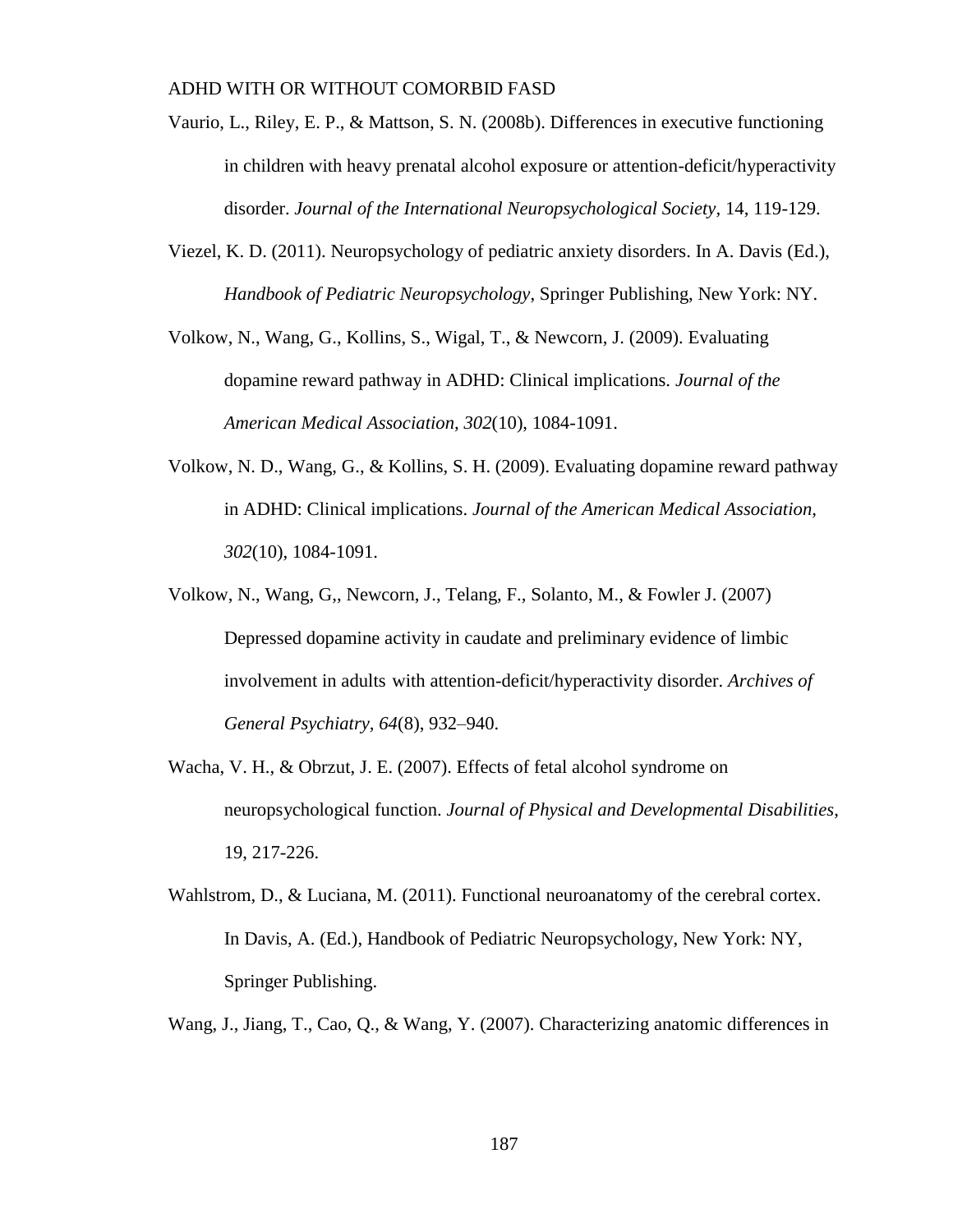Vaurio, L., Riley, E. P., & Mattson, S. N. (2008b). Differences in executive functioning in children with heavy prenatal alcohol exposure or attention-deficit/hyperactivity disorder. *Journal of the International Neuropsychological Society*, 14, 119-129.

Viezel, K. D. (2011). Neuropsychology of pediatric anxiety disorders. In A. Davis (Ed.), *Handbook of Pediatric Neuropsychology*, Springer Publishing, New York: NY.

Volkow, N., Wang, G., Kollins, S., Wigal, T., & Newcorn, J. (2009). Evaluating dopamine reward pathway in ADHD: Clinical implications. *Journal of the American Medical Association, 302*(10), 1084-1091.

Volkow, N. D., Wang, G., & Kollins, S. H. (2009). Evaluating dopamine reward pathway in ADHD: Clinical implications. *Journal of the American Medical Association, 302*(10), 1084-1091.

Volkow, N., Wang, G,, Newcorn, J., Telang, F., Solanto, M., & Fowler J. (2007) Depressed dopamine activity in caudate and preliminary evidence of limbic involvement in adults with attention-deficit/hyperactivity disorder. *Archives of General Psychiatry, 64*(8), 932–940.

Wacha, V. H., & Obrzut, J. E. (2007). Effects of fetal alcohol syndrome on neuropsychological function. *Journal of Physical and Developmental Disabilities*, 19, 217-226.

Wahlstrom, D., & Luciana, M. (2011). Functional neuroanatomy of the cerebral cortex. In Davis, A. (Ed.), Handbook of Pediatric Neuropsychology, New York: NY, Springer Publishing.

Wang, J., Jiang, T., Cao, Q., & Wang, Y. (2007). Characterizing anatomic differences in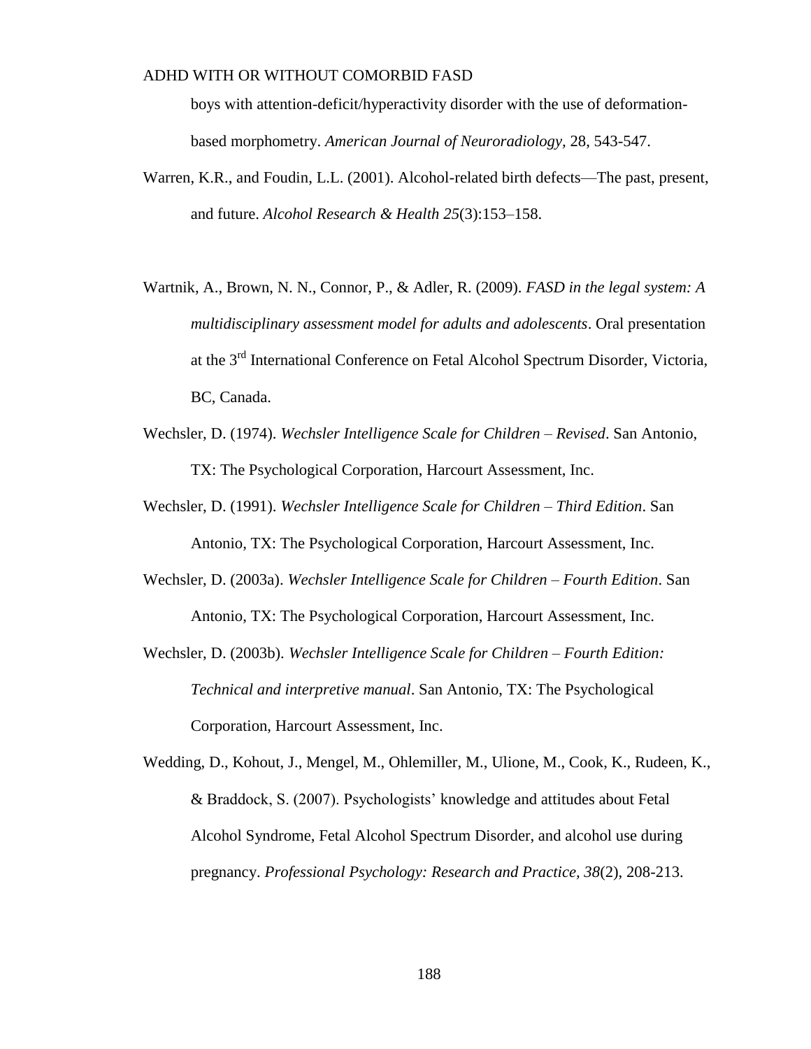boys with attention-deficit/hyperactivity disorder with the use of deformation-based morphometry. *American Journal of Neuroradiology,* 28, 543-547.

Warren, K.R., and Foudin, L.L. (2001). Alcohol-related birth defects—The past, present, and future. *Alcohol Research & Health 25*(3):153–158.

Wartnik, A., Brown, N. N., Connor, P., & Adler, R. (2009). *FASD in the legal system: A multidisciplinary assessment model for adults and adolescents*. Oral presentation at the 3rd International Conference on Fetal Alcohol Spectrum Disorder, Victoria, BC, Canada.

Wechsler, D. (1974). *Wechsler Intelligence Scale for Children – Revised*. San Antonio, TX: The Psychological Corporation, Harcourt Assessment, Inc.

Wechsler, D. (1991). *Wechsler Intelligence Scale for Children – Third Edition*. San Antonio, TX: The Psychological Corporation, Harcourt Assessment, Inc.

Wechsler, D. (2003a). *Wechsler Intelligence Scale for Children – Fourth Edition*. San Antonio, TX: The Psychological Corporation, Harcourt Assessment, Inc.

Wechsler, D. (2003b). *Wechsler Intelligence Scale for Children – Fourth Edition: Technical and interpretive manual*. San Antonio, TX: The Psychological Corporation, Harcourt Assessment, Inc.

Wedding, D., Kohout, J., Mengel, M., Ohlemiller, M., Ulione, M., Cook, K., Rudeen, K., & Braddock, S. (2007). Psychologists' knowledge and attitudes about Fetal Alcohol Syndrome, Fetal Alcohol Spectrum Disorder, and alcohol use during pregnancy. *Professional Psychology: Research and Practice, 38*(2), 208-213.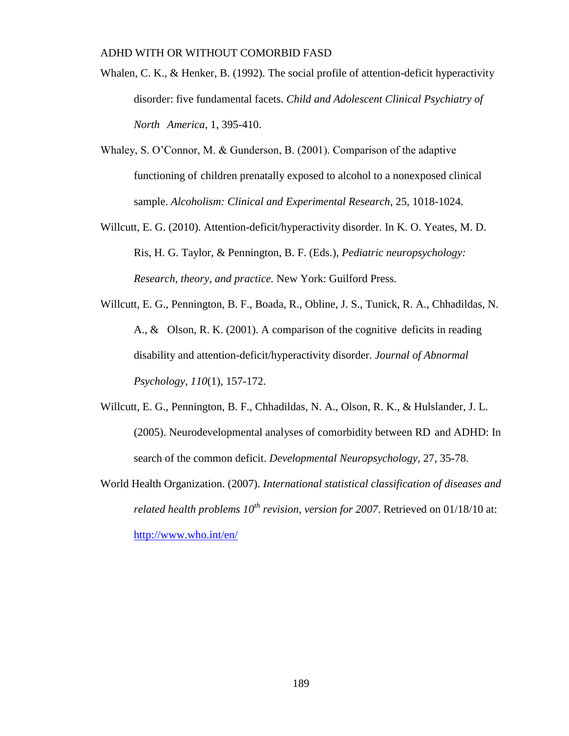Whalen, C. K., & Henker, B. (1992). The social profile of attention-deficit hyperactivity disorder: five fundamental facets. *Child and Adolescent Clinical Psychiatry of North America,* 1, 395-410.

Whaley, S. O'Connor, M. & Gunderson, B. (2001). Comparison of the adaptive functioning of children prenatally exposed to alcohol to a nonexposed clinical sample. *Alcoholism: Clinical and Experimental Research*, 25, 1018-1024.

Willcutt, E. G. (2010). Attention-deficit/hyperactivity disorder. In K. O. Yeates, M. D. Ris, H. G. Taylor, & Pennington, B. F. (Eds.), *Pediatric neuropsychology: Research, theory, and practice.* New York: Guilford Press.

Willcutt, E. G., Pennington, B. F., Boada, R., Obline, J. S., Tunick, R. A., Chhadildas, N. A., & Olson, R. K. (2001). A comparison of the cognitive deficits in reading disability and attention-deficit/hyperactivity disorder. *Journal of Abnormal Psychology, 110*(1), 157-172.

Willcutt, E. G., Pennington, B. F., Chhadildas, N. A., Olson, R. K., & Hulslander, J. L. (2005). Neurodevelopmental analyses of comorbidity between RD and ADHD: In search of the common deficit. *Developmental Neuropsychology*, 27, 35-78.

World Health Organization. (2007). *International statistical classification of diseases and related health problems 10th revision, version for 2007*. Retrieved on 01/18/10 at: http://www.who.int/en/